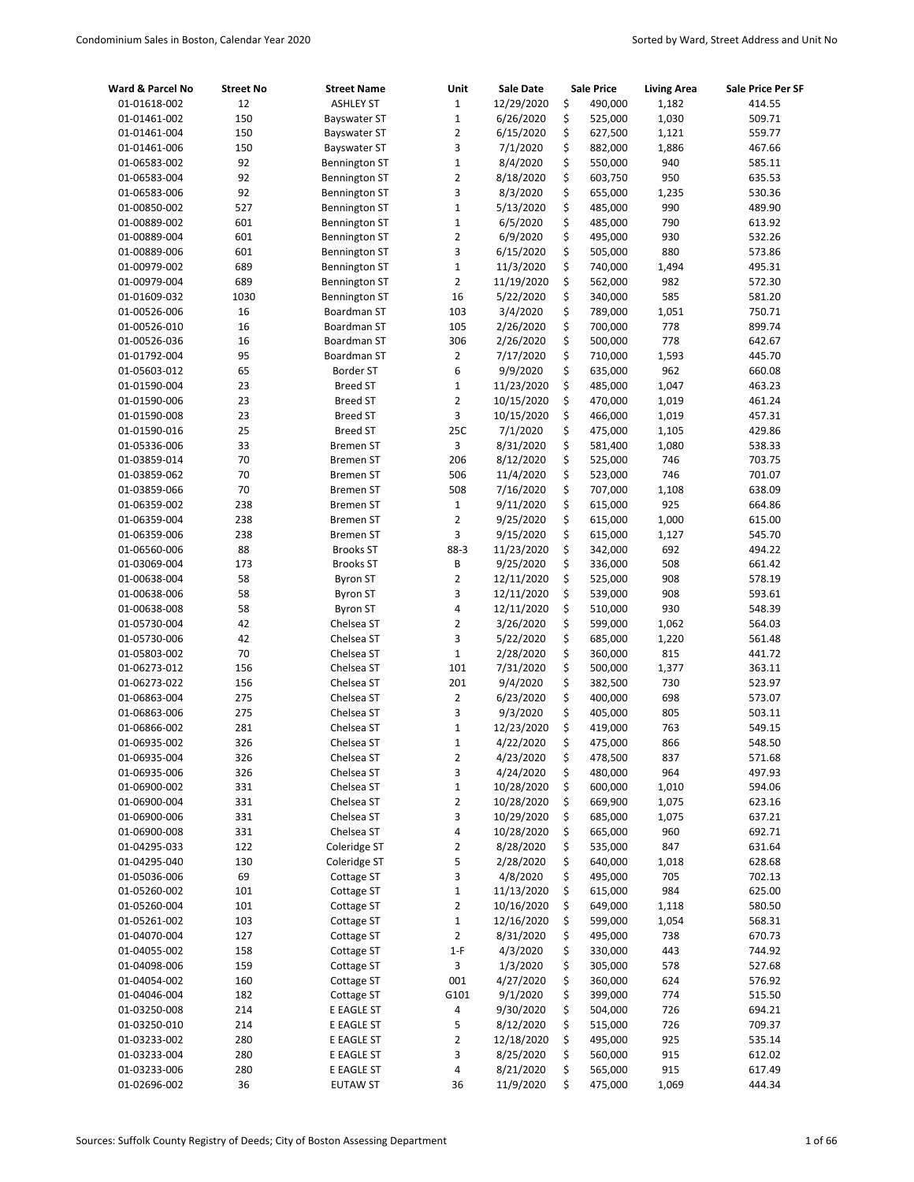| Ward & Parcel No | Street No | Street Name | Unit | Sale Date | Sale Price | Living Area | Sale Price Per SF |
|---|---|---|---|---|---|---|---|
| 01-01618-002 | 12 | ASHLEY ST | 1 | 12/29/2020 | $ 490,000 | 1,182 | 414.55 |
| 01-01461-002 | 150 | Bayswater ST | 1 | 6/26/2020 | $ 525,000 | 1,030 | 509.71 |
| 01-01461-004 | 150 | Bayswater ST | 2 | 6/15/2020 | $ 627,500 | 1,121 | 559.77 |
| 01-01461-006 | 150 | Bayswater ST | 3 | 7/1/2020 | $ 882,000 | 1,886 | 467.66 |
| 01-06583-002 | 92 | Bennington ST | 1 | 8/4/2020 | $ 550,000 | 940 | 585.11 |
| 01-06583-004 | 92 | Bennington ST | 2 | 8/18/2020 | $ 603,750 | 950 | 635.53 |
| 01-06583-006 | 92 | Bennington ST | 3 | 8/3/2020 | $ 655,000 | 1,235 | 530.36 |
| 01-00850-002 | 527 | Bennington ST | 1 | 5/13/2020 | $ 485,000 | 990 | 489.90 |
| 01-00889-002 | 601 | Bennington ST | 1 | 6/5/2020 | $ 485,000 | 790 | 613.92 |
| 01-00889-004 | 601 | Bennington ST | 2 | 6/9/2020 | $ 495,000 | 930 | 532.26 |
| 01-00889-006 | 601 | Bennington ST | 3 | 6/15/2020 | $ 505,000 | 880 | 573.86 |
| 01-00979-002 | 689 | Bennington ST | 1 | 11/3/2020 | $ 740,000 | 1,494 | 495.31 |
| 01-00979-004 | 689 | Bennington ST | 2 | 11/19/2020 | $ 562,000 | 982 | 572.30 |
| 01-01609-032 | 1030 | Bennington ST | 16 | 5/22/2020 | $ 340,000 | 585 | 581.20 |
| 01-00526-006 | 16 | Boardman ST | 103 | 3/4/2020 | $ 789,000 | 1,051 | 750.71 |
| 01-00526-010 | 16 | Boardman ST | 105 | 2/26/2020 | $ 700,000 | 778 | 899.74 |
| 01-00526-036 | 16 | Boardman ST | 306 | 2/26/2020 | $ 500,000 | 778 | 642.67 |
| 01-01792-004 | 95 | Boardman ST | 2 | 7/17/2020 | $ 710,000 | 1,593 | 445.70 |
| 01-05603-012 | 65 | Border ST | 6 | 9/9/2020 | $ 635,000 | 962 | 660.08 |
| 01-01590-004 | 23 | Breed ST | 1 | 11/23/2020 | $ 485,000 | 1,047 | 463.23 |
| 01-01590-006 | 23 | Breed ST | 2 | 10/15/2020 | $ 470,000 | 1,019 | 461.24 |
| 01-01590-008 | 23 | Breed ST | 3 | 10/15/2020 | $ 466,000 | 1,019 | 457.31 |
| 01-01590-016 | 25 | Breed ST | 25C | 7/1/2020 | $ 475,000 | 1,105 | 429.86 |
| 01-05336-006 | 33 | Bremen ST | 3 | 8/31/2020 | $ 581,400 | 1,080 | 538.33 |
| 01-03859-014 | 70 | Bremen ST | 206 | 8/12/2020 | $ 525,000 | 746 | 703.75 |
| 01-03859-062 | 70 | Bremen ST | 506 | 11/4/2020 | $ 523,000 | 746 | 701.07 |
| 01-03859-066 | 70 | Bremen ST | 508 | 7/16/2020 | $ 707,000 | 1,108 | 638.09 |
| 01-06359-002 | 238 | Bremen ST | 1 | 9/11/2020 | $ 615,000 | 925 | 664.86 |
| 01-06359-004 | 238 | Bremen ST | 2 | 9/25/2020 | $ 615,000 | 1,000 | 615.00 |
| 01-06359-006 | 238 | Bremen ST | 3 | 9/15/2020 | $ 615,000 | 1,127 | 545.70 |
| 01-06560-006 | 88 | Brooks ST | 88-3 | 11/23/2020 | $ 342,000 | 692 | 494.22 |
| 01-03069-004 | 173 | Brooks ST | B | 9/25/2020 | $ 336,000 | 508 | 661.42 |
| 01-00638-004 | 58 | Byron ST | 2 | 12/11/2020 | $ 525,000 | 908 | 578.19 |
| 01-00638-006 | 58 | Byron ST | 3 | 12/11/2020 | $ 539,000 | 908 | 593.61 |
| 01-00638-008 | 58 | Byron ST | 4 | 12/11/2020 | $ 510,000 | 930 | 548.39 |
| 01-05730-004 | 42 | Chelsea ST | 2 | 3/26/2020 | $ 599,000 | 1,062 | 564.03 |
| 01-05730-006 | 42 | Chelsea ST | 3 | 5/22/2020 | $ 685,000 | 1,220 | 561.48 |
| 01-05803-002 | 70 | Chelsea ST | 1 | 2/28/2020 | $ 360,000 | 815 | 441.72 |
| 01-06273-012 | 156 | Chelsea ST | 101 | 7/31/2020 | $ 500,000 | 1,377 | 363.11 |
| 01-06273-022 | 156 | Chelsea ST | 201 | 9/4/2020 | $ 382,500 | 730 | 523.97 |
| 01-06863-004 | 275 | Chelsea ST | 2 | 6/23/2020 | $ 400,000 | 698 | 573.07 |
| 01-06863-006 | 275 | Chelsea ST | 3 | 9/3/2020 | $ 405,000 | 805 | 503.11 |
| 01-06866-002 | 281 | Chelsea ST | 1 | 12/23/2020 | $ 419,000 | 763 | 549.15 |
| 01-06935-002 | 326 | Chelsea ST | 1 | 4/22/2020 | $ 475,000 | 866 | 548.50 |
| 01-06935-004 | 326 | Chelsea ST | 2 | 4/23/2020 | $ 478,500 | 837 | 571.68 |
| 01-06935-006 | 326 | Chelsea ST | 3 | 4/24/2020 | $ 480,000 | 964 | 497.93 |
| 01-06900-002 | 331 | Chelsea ST | 1 | 10/28/2020 | $ 600,000 | 1,010 | 594.06 |
| 01-06900-004 | 331 | Chelsea ST | 2 | 10/28/2020 | $ 669,900 | 1,075 | 623.16 |
| 01-06900-006 | 331 | Chelsea ST | 3 | 10/29/2020 | $ 685,000 | 1,075 | 637.21 |
| 01-06900-008 | 331 | Chelsea ST | 4 | 10/28/2020 | $ 665,000 | 960 | 692.71 |
| 01-04295-033 | 122 | Coleridge ST | 2 | 8/28/2020 | $ 535,000 | 847 | 631.64 |
| 01-04295-040 | 130 | Coleridge ST | 5 | 2/28/2020 | $ 640,000 | 1,018 | 628.68 |
| 01-05036-006 | 69 | Cottage ST | 3 | 4/8/2020 | $ 495,000 | 705 | 702.13 |
| 01-05260-002 | 101 | Cottage ST | 1 | 11/13/2020 | $ 615,000 | 984 | 625.00 |
| 01-05260-004 | 101 | Cottage ST | 2 | 10/16/2020 | $ 649,000 | 1,118 | 580.50 |
| 01-05261-002 | 103 | Cottage ST | 1 | 12/16/2020 | $ 599,000 | 1,054 | 568.31 |
| 01-04070-004 | 127 | Cottage ST | 2 | 8/31/2020 | $ 495,000 | 738 | 670.73 |
| 01-04055-002 | 158 | Cottage ST | 1-F | 4/3/2020 | $ 330,000 | 443 | 744.92 |
| 01-04098-006 | 159 | Cottage ST | 3 | 1/3/2020 | $ 305,000 | 578 | 527.68 |
| 01-04054-002 | 160 | Cottage ST | 001 | 4/27/2020 | $ 360,000 | 624 | 576.92 |
| 01-04046-004 | 182 | Cottage ST | G101 | 9/1/2020 | $ 399,000 | 774 | 515.50 |
| 01-03250-008 | 214 | E EAGLE ST | 4 | 9/30/2020 | $ 504,000 | 726 | 694.21 |
| 01-03250-010 | 214 | E EAGLE ST | 5 | 8/12/2020 | $ 515,000 | 726 | 709.37 |
| 01-03233-002 | 280 | E EAGLE ST | 2 | 12/18/2020 | $ 495,000 | 925 | 535.14 |
| 01-03233-004 | 280 | E EAGLE ST | 3 | 8/25/2020 | $ 560,000 | 915 | 612.02 |
| 01-03233-006 | 280 | E EAGLE ST | 4 | 8/21/2020 | $ 565,000 | 915 | 617.49 |
| 01-02696-002 | 36 | EUTAW ST | 36 | 11/9/2020 | $ 475,000 | 1,069 | 444.34 |

Sources: Suffolk County Registry of Deeds; City of Boston Assessing Department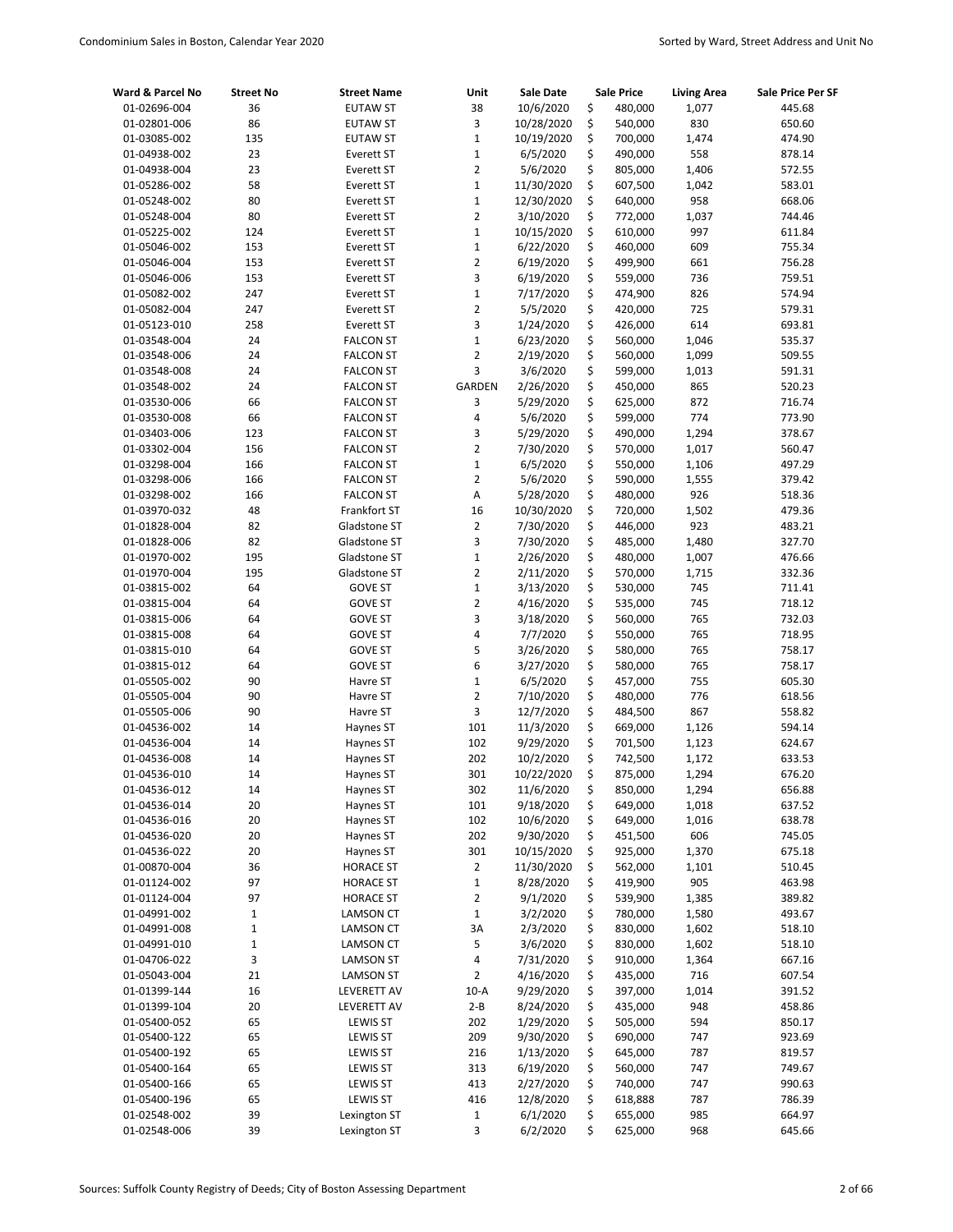| Ward & Parcel No | Street No | Street Name | Unit | Sale Date | Sale Price | Living Area | Sale Price Per SF |
|---|---|---|---|---|---|---|---|
| 01-02696-004 | 36 | EUTAW ST | 38 | 10/6/2020 | $ 480,000 | 1,077 | 445.68 |
| 01-02801-006 | 86 | EUTAW ST | 3 | 10/28/2020 | $ 540,000 | 830 | 650.60 |
| 01-03085-002 | 135 | EUTAW ST | 1 | 10/19/2020 | $ 700,000 | 1,474 | 474.90 |
| 01-04938-002 | 23 | Everett ST | 1 | 6/5/2020 | $ 490,000 | 558 | 878.14 |
| 01-04938-004 | 23 | Everett ST | 2 | 5/6/2020 | $ 805,000 | 1,406 | 572.55 |
| 01-05286-002 | 58 | Everett ST | 1 | 11/30/2020 | $ 607,500 | 1,042 | 583.01 |
| 01-05248-002 | 80 | Everett ST | 1 | 12/30/2020 | $ 640,000 | 958 | 668.06 |
| 01-05248-004 | 80 | Everett ST | 2 | 3/10/2020 | $ 772,000 | 1,037 | 744.46 |
| 01-05225-002 | 124 | Everett ST | 1 | 10/15/2020 | $ 610,000 | 997 | 611.84 |
| 01-05046-002 | 153 | Everett ST | 1 | 6/22/2020 | $ 460,000 | 609 | 755.34 |
| 01-05046-004 | 153 | Everett ST | 2 | 6/19/2020 | $ 499,900 | 661 | 756.28 |
| 01-05046-006 | 153 | Everett ST | 3 | 6/19/2020 | $ 559,000 | 736 | 759.51 |
| 01-05082-002 | 247 | Everett ST | 1 | 7/17/2020 | $ 474,900 | 826 | 574.94 |
| 01-05082-004 | 247 | Everett ST | 2 | 5/5/2020 | $ 420,000 | 725 | 579.31 |
| 01-05123-010 | 258 | Everett ST | 3 | 1/24/2020 | $ 426,000 | 614 | 693.81 |
| 01-03548-004 | 24 | FALCON ST | 1 | 6/23/2020 | $ 560,000 | 1,046 | 535.37 |
| 01-03548-006 | 24 | FALCON ST | 2 | 2/19/2020 | $ 560,000 | 1,099 | 509.55 |
| 01-03548-008 | 24 | FALCON ST | 3 | 3/6/2020 | $ 599,000 | 1,013 | 591.31 |
| 01-03548-002 | 24 | FALCON ST | GARDEN | 2/26/2020 | $ 450,000 | 865 | 520.23 |
| 01-03530-006 | 66 | FALCON ST | 3 | 5/29/2020 | $ 625,000 | 872 | 716.74 |
| 01-03530-008 | 66 | FALCON ST | 4 | 5/6/2020 | $ 599,000 | 774 | 773.90 |
| 01-03403-006 | 123 | FALCON ST | 3 | 5/29/2020 | $ 490,000 | 1,294 | 378.67 |
| 01-03302-004 | 156 | FALCON ST | 2 | 7/30/2020 | $ 570,000 | 1,017 | 560.47 |
| 01-03298-004 | 166 | FALCON ST | 1 | 6/5/2020 | $ 550,000 | 1,106 | 497.29 |
| 01-03298-006 | 166 | FALCON ST | 2 | 5/6/2020 | $ 590,000 | 1,555 | 379.42 |
| 01-03298-002 | 166 | FALCON ST | A | 5/28/2020 | $ 480,000 | 926 | 518.36 |
| 01-03970-032 | 48 | Frankfort ST | 16 | 10/30/2020 | $ 720,000 | 1,502 | 479.36 |
| 01-01828-004 | 82 | Gladstone ST | 2 | 7/30/2020 | $ 446,000 | 923 | 483.21 |
| 01-01828-006 | 82 | Gladstone ST | 3 | 7/30/2020 | $ 485,000 | 1,480 | 327.70 |
| 01-01970-002 | 195 | Gladstone ST | 1 | 2/26/2020 | $ 480,000 | 1,007 | 476.66 |
| 01-01970-004 | 195 | Gladstone ST | 2 | 2/11/2020 | $ 570,000 | 1,715 | 332.36 |
| 01-03815-002 | 64 | GOVE ST | 1 | 3/13/2020 | $ 530,000 | 745 | 711.41 |
| 01-03815-004 | 64 | GOVE ST | 2 | 4/16/2020 | $ 535,000 | 745 | 718.12 |
| 01-03815-006 | 64 | GOVE ST | 3 | 3/18/2020 | $ 560,000 | 765 | 732.03 |
| 01-03815-008 | 64 | GOVE ST | 4 | 7/7/2020 | $ 550,000 | 765 | 718.95 |
| 01-03815-010 | 64 | GOVE ST | 5 | 3/26/2020 | $ 580,000 | 765 | 758.17 |
| 01-03815-012 | 64 | GOVE ST | 6 | 3/27/2020 | $ 580,000 | 765 | 758.17 |
| 01-05505-002 | 90 | Havre ST | 1 | 6/5/2020 | $ 457,000 | 755 | 605.30 |
| 01-05505-004 | 90 | Havre ST | 2 | 7/10/2020 | $ 480,000 | 776 | 618.56 |
| 01-05505-006 | 90 | Havre ST | 3 | 12/7/2020 | $ 484,500 | 867 | 558.82 |
| 01-04536-002 | 14 | Haynes ST | 101 | 11/3/2020 | $ 669,000 | 1,126 | 594.14 |
| 01-04536-004 | 14 | Haynes ST | 102 | 9/29/2020 | $ 701,500 | 1,123 | 624.67 |
| 01-04536-008 | 14 | Haynes ST | 202 | 10/2/2020 | $ 742,500 | 1,172 | 633.53 |
| 01-04536-010 | 14 | Haynes ST | 301 | 10/22/2020 | $ 875,000 | 1,294 | 676.20 |
| 01-04536-012 | 14 | Haynes ST | 302 | 11/6/2020 | $ 850,000 | 1,294 | 656.88 |
| 01-04536-014 | 20 | Haynes ST | 101 | 9/18/2020 | $ 649,000 | 1,018 | 637.52 |
| 01-04536-016 | 20 | Haynes ST | 102 | 10/6/2020 | $ 649,000 | 1,016 | 638.78 |
| 01-04536-020 | 20 | Haynes ST | 202 | 9/30/2020 | $ 451,500 | 606 | 745.05 |
| 01-04536-022 | 20 | Haynes ST | 301 | 10/15/2020 | $ 925,000 | 1,370 | 675.18 |
| 01-00870-004 | 36 | HORACE ST | 2 | 11/30/2020 | $ 562,000 | 1,101 | 510.45 |
| 01-01124-002 | 97 | HORACE ST | 1 | 8/28/2020 | $ 419,900 | 905 | 463.98 |
| 01-01124-004 | 97 | HORACE ST | 2 | 9/1/2020 | $ 539,900 | 1,385 | 389.82 |
| 01-04991-002 | 1 | LAMSON CT | 1 | 3/2/2020 | $ 780,000 | 1,580 | 493.67 |
| 01-04991-008 | 1 | LAMSON CT | 3A | 2/3/2020 | $ 830,000 | 1,602 | 518.10 |
| 01-04991-010 | 1 | LAMSON CT | 5 | 3/6/2020 | $ 830,000 | 1,602 | 518.10 |
| 01-04706-022 | 3 | LAMSON ST | 4 | 7/31/2020 | $ 910,000 | 1,364 | 667.16 |
| 01-05043-004 | 21 | LAMSON ST | 2 | 4/16/2020 | $ 435,000 | 716 | 607.54 |
| 01-01399-144 | 16 | LEVERETT AV | 10-A | 9/29/2020 | $ 397,000 | 1,014 | 391.52 |
| 01-01399-104 | 20 | LEVERETT AV | 2-B | 8/24/2020 | $ 435,000 | 948 | 458.86 |
| 01-05400-052 | 65 | LEWIS ST | 202 | 1/29/2020 | $ 505,000 | 594 | 850.17 |
| 01-05400-122 | 65 | LEWIS ST | 209 | 9/30/2020 | $ 690,000 | 747 | 923.69 |
| 01-05400-192 | 65 | LEWIS ST | 216 | 1/13/2020 | $ 645,000 | 787 | 819.57 |
| 01-05400-164 | 65 | LEWIS ST | 313 | 6/19/2020 | $ 560,000 | 747 | 749.67 |
| 01-05400-166 | 65 | LEWIS ST | 413 | 2/27/2020 | $ 740,000 | 747 | 990.63 |
| 01-05400-196 | 65 | LEWIS ST | 416 | 12/8/2020 | $ 618,888 | 787 | 786.39 |
| 01-02548-002 | 39 | Lexington ST | 1 | 6/1/2020 | $ 655,000 | 985 | 664.97 |
| 01-02548-006 | 39 | Lexington ST | 3 | 6/2/2020 | $ 625,000 | 968 | 645.66 |

Sources: Suffolk County Registry of Deeds; City of Boston Assessing Department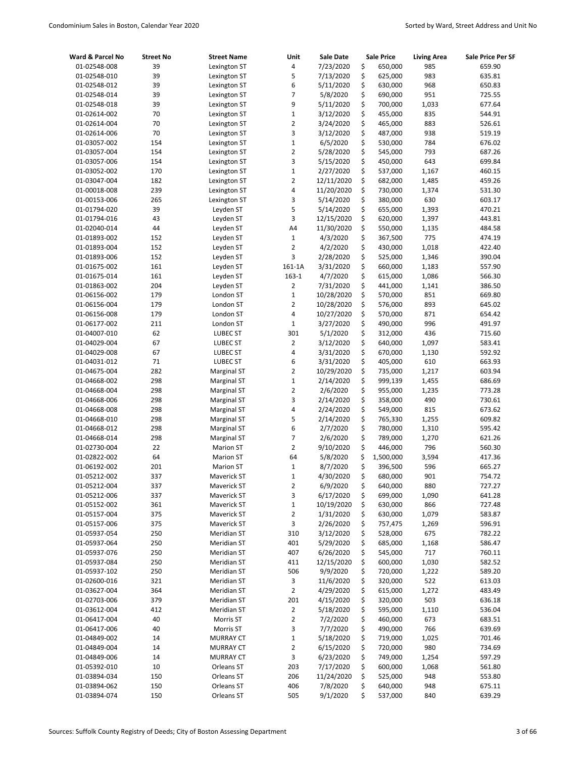| Ward & Parcel No | Street No | Street Name | Unit | Sale Date | Sale Price | Living Area | Sale Price Per SF |
|---|---|---|---|---|---|---|---|
| 01-02548-008 | 39 | Lexington ST | 4 | 7/23/2020 | $ 650,000 | 985 | 659.90 |
| 01-02548-010 | 39 | Lexington ST | 5 | 7/13/2020 | $ 625,000 | 983 | 635.81 |
| 01-02548-012 | 39 | Lexington ST | 6 | 5/11/2020 | $ 630,000 | 968 | 650.83 |
| 01-02548-014 | 39 | Lexington ST | 7 | 5/8/2020 | $ 690,000 | 951 | 725.55 |
| 01-02548-018 | 39 | Lexington ST | 9 | 5/11/2020 | $ 700,000 | 1,033 | 677.64 |
| 01-02614-002 | 70 | Lexington ST | 1 | 3/12/2020 | $ 455,000 | 835 | 544.91 |
| 01-02614-004 | 70 | Lexington ST | 2 | 3/24/2020 | $ 465,000 | 883 | 526.61 |
| 01-02614-006 | 70 | Lexington ST | 3 | 3/12/2020 | $ 487,000 | 938 | 519.19 |
| 01-03057-002 | 154 | Lexington ST | 1 | 6/5/2020 | $ 530,000 | 784 | 676.02 |
| 01-03057-004 | 154 | Lexington ST | 2 | 5/28/2020 | $ 545,000 | 793 | 687.26 |
| 01-03057-006 | 154 | Lexington ST | 3 | 5/15/2020 | $ 450,000 | 643 | 699.84 |
| 01-03052-002 | 170 | Lexington ST | 1 | 2/27/2020 | $ 537,000 | 1,167 | 460.15 |
| 01-03047-004 | 182 | Lexington ST | 2 | 12/11/2020 | $ 682,000 | 1,485 | 459.26 |
| 01-00018-008 | 239 | Lexington ST | 4 | 11/20/2020 | $ 730,000 | 1,374 | 531.30 |
| 01-00153-006 | 265 | Lexington ST | 3 | 5/14/2020 | $ 380,000 | 630 | 603.17 |
| 01-01794-020 | 39 | Leyden ST | 5 | 5/14/2020 | $ 655,000 | 1,393 | 470.21 |
| 01-01794-016 | 43 | Leyden ST | 3 | 12/15/2020 | $ 620,000 | 1,397 | 443.81 |
| 01-02040-014 | 44 | Leyden ST | A4 | 11/30/2020 | $ 550,000 | 1,135 | 484.58 |
| 01-01893-002 | 152 | Leyden ST | 1 | 4/3/2020 | $ 367,500 | 775 | 474.19 |
| 01-01893-004 | 152 | Leyden ST | 2 | 4/2/2020 | $ 430,000 | 1,018 | 422.40 |
| 01-01893-006 | 152 | Leyden ST | 3 | 2/28/2020 | $ 525,000 | 1,346 | 390.04 |
| 01-01675-002 | 161 | Leyden ST | 161-1A | 3/31/2020 | $ 660,000 | 1,183 | 557.90 |
| 01-01675-014 | 161 | Leyden ST | 163-1 | 4/7/2020 | $ 615,000 | 1,086 | 566.30 |
| 01-01863-002 | 204 | Leyden ST | 2 | 7/31/2020 | $ 441,000 | 1,141 | 386.50 |
| 01-06156-002 | 179 | London ST | 1 | 10/28/2020 | $ 570,000 | 851 | 669.80 |
| 01-06156-004 | 179 | London ST | 2 | 10/28/2020 | $ 576,000 | 893 | 645.02 |
| 01-06156-008 | 179 | London ST | 4 | 10/27/2020 | $ 570,000 | 871 | 654.42 |
| 01-06177-002 | 211 | London ST | 1 | 3/27/2020 | $ 490,000 | 996 | 491.97 |
| 01-04007-010 | 62 | LUBEC ST | 301 | 5/1/2020 | $ 312,000 | 436 | 715.60 |
| 01-04029-004 | 67 | LUBEC ST | 2 | 3/12/2020 | $ 640,000 | 1,097 | 583.41 |
| 01-04029-008 | 67 | LUBEC ST | 4 | 3/31/2020 | $ 670,000 | 1,130 | 592.92 |
| 01-04031-012 | 71 | LUBEC ST | 6 | 3/31/2020 | $ 405,000 | 610 | 663.93 |
| 01-04675-004 | 282 | Marginal ST | 2 | 10/29/2020 | $ 735,000 | 1,217 | 603.94 |
| 01-04668-002 | 298 | Marginal ST | 1 | 2/14/2020 | $ 999,139 | 1,455 | 686.69 |
| 01-04668-004 | 298 | Marginal ST | 2 | 2/6/2020 | $ 955,000 | 1,235 | 773.28 |
| 01-04668-006 | 298 | Marginal ST | 3 | 2/14/2020 | $ 358,000 | 490 | 730.61 |
| 01-04668-008 | 298 | Marginal ST | 4 | 2/24/2020 | $ 549,000 | 815 | 673.62 |
| 01-04668-010 | 298 | Marginal ST | 5 | 2/14/2020 | $ 765,330 | 1,255 | 609.82 |
| 01-04668-012 | 298 | Marginal ST | 6 | 2/7/2020 | $ 780,000 | 1,310 | 595.42 |
| 01-04668-014 | 298 | Marginal ST | 7 | 2/6/2020 | $ 789,000 | 1,270 | 621.26 |
| 01-02730-004 | 22 | Marion ST | 2 | 9/10/2020 | $ 446,000 | 796 | 560.30 |
| 01-02822-002 | 64 | Marion ST | 64 | 5/8/2020 | $ 1,500,000 | 3,594 | 417.36 |
| 01-06192-002 | 201 | Marion ST | 1 | 8/7/2020 | $ 396,500 | 596 | 665.27 |
| 01-05212-002 | 337 | Maverick ST | 1 | 4/30/2020 | $ 680,000 | 901 | 754.72 |
| 01-05212-004 | 337 | Maverick ST | 2 | 6/9/2020 | $ 640,000 | 880 | 727.27 |
| 01-05212-006 | 337 | Maverick ST | 3 | 6/17/2020 | $ 699,000 | 1,090 | 641.28 |
| 01-05152-002 | 361 | Maverick ST | 1 | 10/19/2020 | $ 630,000 | 866 | 727.48 |
| 01-05157-004 | 375 | Maverick ST | 2 | 1/31/2020 | $ 630,000 | 1,079 | 583.87 |
| 01-05157-006 | 375 | Maverick ST | 3 | 2/26/2020 | $ 757,475 | 1,269 | 596.91 |
| 01-05937-054 | 250 | Meridian ST | 310 | 3/12/2020 | $ 528,000 | 675 | 782.22 |
| 01-05937-064 | 250 | Meridian ST | 401 | 5/29/2020 | $ 685,000 | 1,168 | 586.47 |
| 01-05937-076 | 250 | Meridian ST | 407 | 6/26/2020 | $ 545,000 | 717 | 760.11 |
| 01-05937-084 | 250 | Meridian ST | 411 | 12/15/2020 | $ 600,000 | 1,030 | 582.52 |
| 01-05937-102 | 250 | Meridian ST | 506 | 9/9/2020 | $ 720,000 | 1,222 | 589.20 |
| 01-02600-016 | 321 | Meridian ST | 3 | 11/6/2020 | $ 320,000 | 522 | 613.03 |
| 01-03627-004 | 364 | Meridian ST | 2 | 4/29/2020 | $ 615,000 | 1,272 | 483.49 |
| 01-02703-006 | 379 | Meridian ST | 201 | 4/15/2020 | $ 320,000 | 503 | 636.18 |
| 01-03612-004 | 412 | Meridian ST | 2 | 5/18/2020 | $ 595,000 | 1,110 | 536.04 |
| 01-06417-004 | 40 | Morris ST | 2 | 7/2/2020 | $ 460,000 | 673 | 683.51 |
| 01-06417-006 | 40 | Morris ST | 3 | 7/7/2020 | $ 490,000 | 766 | 639.69 |
| 01-04849-002 | 14 | MURRAY CT | 1 | 5/18/2020 | $ 719,000 | 1,025 | 701.46 |
| 01-04849-004 | 14 | MURRAY CT | 2 | 6/15/2020 | $ 720,000 | 980 | 734.69 |
| 01-04849-006 | 14 | MURRAY CT | 3 | 6/23/2020 | $ 749,000 | 1,254 | 597.29 |
| 01-05392-010 | 10 | Orleans ST | 203 | 7/17/2020 | $ 600,000 | 1,068 | 561.80 |
| 01-03894-034 | 150 | Orleans ST | 206 | 11/24/2020 | $ 525,000 | 948 | 553.80 |
| 01-03894-062 | 150 | Orleans ST | 406 | 7/8/2020 | $ 640,000 | 948 | 675.11 |
| 01-03894-074 | 150 | Orleans ST | 505 | 9/1/2020 | $ 537,000 | 840 | 639.29 |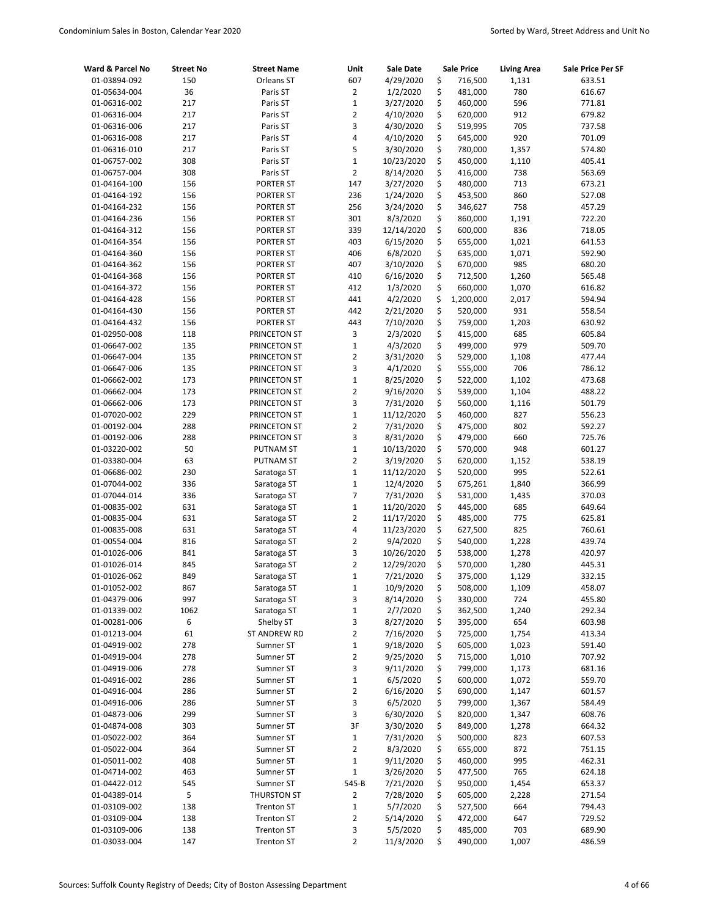| Ward & Parcel No | Street No | Street Name | Unit | Sale Date | Sale Price | Living Area | Sale Price Per SF |
|---|---|---|---|---|---|---|---|
| 01-03894-092 | 150 | Orleans ST | 607 | 4/29/2020 | $ 716,500 | 1,131 | 633.51 |
| 01-05634-004 | 36 | Paris ST | 2 | 1/2/2020 | $ 481,000 | 780 | 616.67 |
| 01-06316-002 | 217 | Paris ST | 1 | 3/27/2020 | $ 460,000 | 596 | 771.81 |
| 01-06316-004 | 217 | Paris ST | 2 | 4/10/2020 | $ 620,000 | 912 | 679.82 |
| 01-06316-006 | 217 | Paris ST | 3 | 4/30/2020 | $ 519,995 | 705 | 737.58 |
| 01-06316-008 | 217 | Paris ST | 4 | 4/10/2020 | $ 645,000 | 920 | 701.09 |
| 01-06316-010 | 217 | Paris ST | 5 | 3/30/2020 | $ 780,000 | 1,357 | 574.80 |
| 01-06757-002 | 308 | Paris ST | 1 | 10/23/2020 | $ 450,000 | 1,110 | 405.41 |
| 01-06757-004 | 308 | Paris ST | 2 | 8/14/2020 | $ 416,000 | 738 | 563.69 |
| 01-04164-100 | 156 | PORTER ST | 147 | 3/27/2020 | $ 480,000 | 713 | 673.21 |
| 01-04164-192 | 156 | PORTER ST | 236 | 1/24/2020 | $ 453,500 | 860 | 527.08 |
| 01-04164-232 | 156 | PORTER ST | 256 | 3/24/2020 | $ 346,627 | 758 | 457.29 |
| 01-04164-236 | 156 | PORTER ST | 301 | 8/3/2020 | $ 860,000 | 1,191 | 722.20 |
| 01-04164-312 | 156 | PORTER ST | 339 | 12/14/2020 | $ 600,000 | 836 | 718.05 |
| 01-04164-354 | 156 | PORTER ST | 403 | 6/15/2020 | $ 655,000 | 1,021 | 641.53 |
| 01-04164-360 | 156 | PORTER ST | 406 | 6/8/2020 | $ 635,000 | 1,071 | 592.90 |
| 01-04164-362 | 156 | PORTER ST | 407 | 3/10/2020 | $ 670,000 | 985 | 680.20 |
| 01-04164-368 | 156 | PORTER ST | 410 | 6/16/2020 | $ 712,500 | 1,260 | 565.48 |
| 01-04164-372 | 156 | PORTER ST | 412 | 1/3/2020 | $ 660,000 | 1,070 | 616.82 |
| 01-04164-428 | 156 | PORTER ST | 441 | 4/2/2020 | $ 1,200,000 | 2,017 | 594.94 |
| 01-04164-430 | 156 | PORTER ST | 442 | 2/21/2020 | $ 520,000 | 931 | 558.54 |
| 01-04164-432 | 156 | PORTER ST | 443 | 7/10/2020 | $ 759,000 | 1,203 | 630.92 |
| 01-02950-008 | 118 | PRINCETON ST | 3 | 2/3/2020 | $ 415,000 | 685 | 605.84 |
| 01-06647-002 | 135 | PRINCETON ST | 1 | 4/3/2020 | $ 499,000 | 979 | 509.70 |
| 01-06647-004 | 135 | PRINCETON ST | 2 | 3/31/2020 | $ 529,000 | 1,108 | 477.44 |
| 01-06647-006 | 135 | PRINCETON ST | 3 | 4/1/2020 | $ 555,000 | 706 | 786.12 |
| 01-06662-002 | 173 | PRINCETON ST | 1 | 8/25/2020 | $ 522,000 | 1,102 | 473.68 |
| 01-06662-004 | 173 | PRINCETON ST | 2 | 9/16/2020 | $ 539,000 | 1,104 | 488.22 |
| 01-06662-006 | 173 | PRINCETON ST | 3 | 7/31/2020 | $ 560,000 | 1,116 | 501.79 |
| 01-07020-002 | 229 | PRINCETON ST | 1 | 11/12/2020 | $ 460,000 | 827 | 556.23 |
| 01-00192-004 | 288 | PRINCETON ST | 2 | 7/31/2020 | $ 475,000 | 802 | 592.27 |
| 01-00192-006 | 288 | PRINCETON ST | 3 | 8/31/2020 | $ 479,000 | 660 | 725.76 |
| 01-03220-002 | 50 | PUTNAM ST | 1 | 10/13/2020 | $ 570,000 | 948 | 601.27 |
| 01-03380-004 | 63 | PUTNAM ST | 2 | 3/19/2020 | $ 620,000 | 1,152 | 538.19 |
| 01-06686-002 | 230 | Saratoga ST | 1 | 11/12/2020 | $ 520,000 | 995 | 522.61 |
| 01-07044-002 | 336 | Saratoga ST | 1 | 12/4/2020 | $ 675,261 | 1,840 | 366.99 |
| 01-07044-014 | 336 | Saratoga ST | 7 | 7/31/2020 | $ 531,000 | 1,435 | 370.03 |
| 01-00835-002 | 631 | Saratoga ST | 1 | 11/20/2020 | $ 445,000 | 685 | 649.64 |
| 01-00835-004 | 631 | Saratoga ST | 2 | 11/17/2020 | $ 485,000 | 775 | 625.81 |
| 01-00835-008 | 631 | Saratoga ST | 4 | 11/23/2020 | $ 627,500 | 825 | 760.61 |
| 01-00554-004 | 816 | Saratoga ST | 2 | 9/4/2020 | $ 540,000 | 1,228 | 439.74 |
| 01-01026-006 | 841 | Saratoga ST | 3 | 10/26/2020 | $ 538,000 | 1,278 | 420.97 |
| 01-01026-014 | 845 | Saratoga ST | 2 | 12/29/2020 | $ 570,000 | 1,280 | 445.31 |
| 01-01026-062 | 849 | Saratoga ST | 1 | 7/21/2020 | $ 375,000 | 1,129 | 332.15 |
| 01-01052-002 | 867 | Saratoga ST | 1 | 10/9/2020 | $ 508,000 | 1,109 | 458.07 |
| 01-04379-006 | 997 | Saratoga ST | 3 | 8/14/2020 | $ 330,000 | 724 | 455.80 |
| 01-01339-002 | 1062 | Saratoga ST | 1 | 2/7/2020 | $ 362,500 | 1,240 | 292.34 |
| 01-00281-006 | 6 | Shelby ST | 3 | 8/27/2020 | $ 395,000 | 654 | 603.98 |
| 01-01213-004 | 61 | ST ANDREW RD | 2 | 7/16/2020 | $ 725,000 | 1,754 | 413.34 |
| 01-04919-002 | 278 | Sumner ST | 1 | 9/18/2020 | $ 605,000 | 1,023 | 591.40 |
| 01-04919-004 | 278 | Sumner ST | 2 | 9/25/2020 | $ 715,000 | 1,010 | 707.92 |
| 01-04919-006 | 278 | Sumner ST | 3 | 9/11/2020 | $ 799,000 | 1,173 | 681.16 |
| 01-04916-002 | 286 | Sumner ST | 1 | 6/5/2020 | $ 600,000 | 1,072 | 559.70 |
| 01-04916-004 | 286 | Sumner ST | 2 | 6/16/2020 | $ 690,000 | 1,147 | 601.57 |
| 01-04916-006 | 286 | Sumner ST | 3 | 6/5/2020 | $ 799,000 | 1,367 | 584.49 |
| 01-04873-006 | 299 | Sumner ST | 3 | 6/30/2020 | $ 820,000 | 1,347 | 608.76 |
| 01-04874-008 | 303 | Sumner ST | 3F | 3/30/2020 | $ 849,000 | 1,278 | 664.32 |
| 01-05022-002 | 364 | Sumner ST | 1 | 7/31/2020 | $ 500,000 | 823 | 607.53 |
| 01-05022-004 | 364 | Sumner ST | 2 | 8/3/2020 | $ 655,000 | 872 | 751.15 |
| 01-05011-002 | 408 | Sumner ST | 1 | 9/11/2020 | $ 460,000 | 995 | 462.31 |
| 01-04714-002 | 463 | Sumner ST | 1 | 3/26/2020 | $ 477,500 | 765 | 624.18 |
| 01-04422-012 | 545 | Sumner ST | 545-B | 7/21/2020 | $ 950,000 | 1,454 | 653.37 |
| 01-04389-014 | 5 | THURSTON ST | 2 | 7/28/2020 | $ 605,000 | 2,228 | 271.54 |
| 01-03109-002 | 138 | Trenton ST | 1 | 5/7/2020 | $ 527,500 | 664 | 794.43 |
| 01-03109-004 | 138 | Trenton ST | 2 | 5/14/2020 | $ 472,000 | 647 | 729.52 |
| 01-03109-006 | 138 | Trenton ST | 3 | 5/5/2020 | $ 485,000 | 703 | 689.90 |
| 01-03033-004 | 147 | Trenton ST | 2 | 11/3/2020 | $ 490,000 | 1,007 | 486.59 |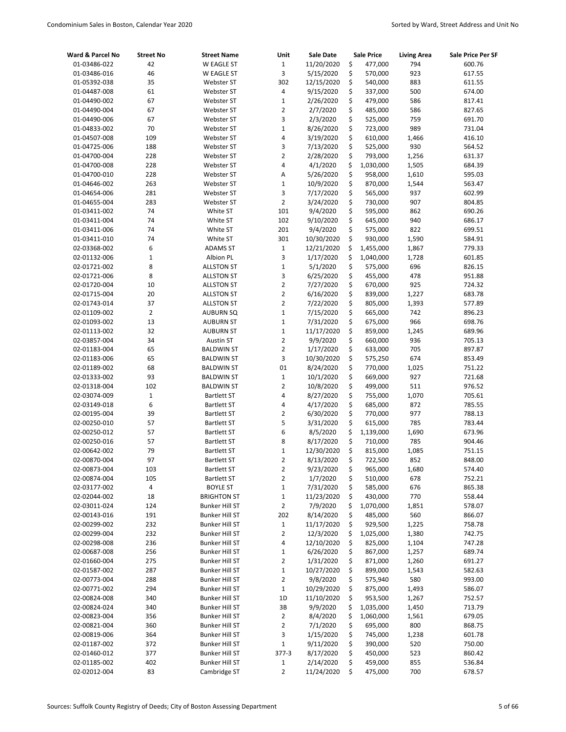| Ward & Parcel No | Street No | Street Name | Unit | Sale Date | Sale Price | Living Area | Sale Price Per SF |
|---|---|---|---|---|---|---|---|
| 01-03486-022 | 42 | W EAGLE ST | 1 | 11/20/2020 | $ 477,000 | 794 | 600.76 |
| 01-03486-016 | 46 | W EAGLE ST | 3 | 5/15/2020 | $ 570,000 | 923 | 617.55 |
| 01-05392-038 | 35 | Webster ST | 302 | 12/15/2020 | $ 540,000 | 883 | 611.55 |
| 01-04487-008 | 61 | Webster ST | 4 | 9/15/2020 | $ 337,000 | 500 | 674.00 |
| 01-04490-002 | 67 | Webster ST | 1 | 2/26/2020 | $ 479,000 | 586 | 817.41 |
| 01-04490-004 | 67 | Webster ST | 2 | 2/7/2020 | $ 485,000 | 586 | 827.65 |
| 01-04490-006 | 67 | Webster ST | 3 | 2/3/2020 | $ 525,000 | 759 | 691.70 |
| 01-04833-002 | 70 | Webster ST | 1 | 8/26/2020 | $ 723,000 | 989 | 731.04 |
| 01-04507-008 | 109 | Webster ST | 4 | 3/19/2020 | $ 610,000 | 1,466 | 416.10 |
| 01-04725-006 | 188 | Webster ST | 3 | 7/13/2020 | $ 525,000 | 930 | 564.52 |
| 01-04700-004 | 228 | Webster ST | 2 | 2/28/2020 | $ 793,000 | 1,256 | 631.37 |
| 01-04700-008 | 228 | Webster ST | 4 | 4/1/2020 | $ 1,030,000 | 1,505 | 684.39 |
| 01-04700-010 | 228 | Webster ST | A | 5/26/2020 | $ 958,000 | 1,610 | 595.03 |
| 01-04646-002 | 263 | Webster ST | 1 | 10/9/2020 | $ 870,000 | 1,544 | 563.47 |
| 01-04654-006 | 281 | Webster ST | 3 | 7/17/2020 | $ 565,000 | 937 | 602.99 |
| 01-04655-004 | 283 | Webster ST | 2 | 3/24/2020 | $ 730,000 | 907 | 804.85 |
| 01-03411-002 | 74 | White ST | 101 | 9/4/2020 | $ 595,000 | 862 | 690.26 |
| 01-03411-004 | 74 | White ST | 102 | 9/10/2020 | $ 645,000 | 940 | 686.17 |
| 01-03411-006 | 74 | White ST | 201 | 9/4/2020 | $ 575,000 | 822 | 699.51 |
| 01-03411-010 | 74 | White ST | 301 | 10/30/2020 | $ 930,000 | 1,590 | 584.91 |
| 02-03368-002 | 6 | ADAMS ST | 1 | 12/21/2020 | $ 1,455,000 | 1,867 | 779.33 |
| 02-01132-006 | 1 | Albion PL | 3 | 1/17/2020 | $ 1,040,000 | 1,728 | 601.85 |
| 02-01721-002 | 8 | ALLSTON ST | 1 | 5/1/2020 | $ 575,000 | 696 | 826.15 |
| 02-01721-006 | 8 | ALLSTON ST | 3 | 6/25/2020 | $ 455,000 | 478 | 951.88 |
| 02-01720-004 | 10 | ALLSTON ST | 2 | 7/27/2020 | $ 670,000 | 925 | 724.32 |
| 02-01715-004 | 20 | ALLSTON ST | 2 | 6/16/2020 | $ 839,000 | 1,227 | 683.78 |
| 02-01743-014 | 37 | ALLSTON ST | 2 | 7/22/2020 | $ 805,000 | 1,393 | 577.89 |
| 02-01109-002 | 2 | AUBURN SQ | 1 | 7/15/2020 | $ 665,000 | 742 | 896.23 |
| 02-01093-002 | 13 | AUBURN ST | 1 | 7/31/2020 | $ 675,000 | 966 | 698.76 |
| 02-01113-002 | 32 | AUBURN ST | 1 | 11/17/2020 | $ 859,000 | 1,245 | 689.96 |
| 02-03857-004 | 34 | Austin ST | 2 | 9/9/2020 | $ 660,000 | 936 | 705.13 |
| 02-01183-004 | 65 | BALDWIN ST | 2 | 1/17/2020 | $ 633,000 | 705 | 897.87 |
| 02-01183-006 | 65 | BALDWIN ST | 3 | 10/30/2020 | $ 575,250 | 674 | 853.49 |
| 02-01189-002 | 68 | BALDWIN ST | 01 | 8/24/2020 | $ 770,000 | 1,025 | 751.22 |
| 02-01333-002 | 93 | BALDWIN ST | 1 | 10/1/2020 | $ 669,000 | 927 | 721.68 |
| 02-01318-004 | 102 | BALDWIN ST | 2 | 10/8/2020 | $ 499,000 | 511 | 976.52 |
| 02-03074-009 | 1 | Bartlett ST | 4 | 8/27/2020 | $ 755,000 | 1,070 | 705.61 |
| 02-03149-018 | 6 | Bartlett ST | 4 | 4/17/2020 | $ 685,000 | 872 | 785.55 |
| 02-00195-004 | 39 | Bartlett ST | 2 | 6/30/2020 | $ 770,000 | 977 | 788.13 |
| 02-00250-010 | 57 | Bartlett ST | 5 | 3/31/2020 | $ 615,000 | 785 | 783.44 |
| 02-00250-012 | 57 | Bartlett ST | 6 | 8/5/2020 | $ 1,139,000 | 1,690 | 673.96 |
| 02-00250-016 | 57 | Bartlett ST | 8 | 8/17/2020 | $ 710,000 | 785 | 904.46 |
| 02-00642-002 | 79 | Bartlett ST | 1 | 12/30/2020 | $ 815,000 | 1,085 | 751.15 |
| 02-00870-004 | 97 | Bartlett ST | 2 | 8/13/2020 | $ 722,500 | 852 | 848.00 |
| 02-00873-004 | 103 | Bartlett ST | 2 | 9/23/2020 | $ 965,000 | 1,680 | 574.40 |
| 02-00874-004 | 105 | Bartlett ST | 2 | 1/7/2020 | $ 510,000 | 678 | 752.21 |
| 02-03177-002 | 4 | BOYLE ST | 1 | 7/31/2020 | $ 585,000 | 676 | 865.38 |
| 02-02044-002 | 18 | BRIGHTON ST | 1 | 11/23/2020 | $ 430,000 | 770 | 558.44 |
| 02-03011-024 | 124 | Bunker Hill ST | 2 | 7/9/2020 | $ 1,070,000 | 1,851 | 578.07 |
| 02-00143-016 | 191 | Bunker Hill ST | 202 | 8/14/2020 | $ 485,000 | 560 | 866.07 |
| 02-00299-002 | 232 | Bunker Hill ST | 1 | 11/17/2020 | $ 929,500 | 1,225 | 758.78 |
| 02-00299-004 | 232 | Bunker Hill ST | 2 | 12/3/2020 | $ 1,025,000 | 1,380 | 742.75 |
| 02-00298-008 | 236 | Bunker Hill ST | 4 | 12/10/2020 | $ 825,000 | 1,104 | 747.28 |
| 02-00687-008 | 256 | Bunker Hill ST | 1 | 6/26/2020 | $ 867,000 | 1,257 | 689.74 |
| 02-01660-004 | 275 | Bunker Hill ST | 2 | 1/31/2020 | $ 871,000 | 1,260 | 691.27 |
| 02-01587-002 | 287 | Bunker Hill ST | 1 | 10/27/2020 | $ 899,000 | 1,543 | 582.63 |
| 02-00773-004 | 288 | Bunker Hill ST | 2 | 9/8/2020 | $ 575,940 | 580 | 993.00 |
| 02-00771-002 | 294 | Bunker Hill ST | 1 | 10/29/2020 | $ 875,000 | 1,493 | 586.07 |
| 02-00824-008 | 340 | Bunker Hill ST | 1D | 11/10/2020 | $ 953,500 | 1,267 | 752.57 |
| 02-00824-024 | 340 | Bunker Hill ST | 3B | 9/9/2020 | $ 1,035,000 | 1,450 | 713.79 |
| 02-00823-004 | 356 | Bunker Hill ST | 2 | 8/4/2020 | $ 1,060,000 | 1,561 | 679.05 |
| 02-00821-004 | 360 | Bunker Hill ST | 2 | 7/1/2020 | $ 695,000 | 800 | 868.75 |
| 02-00819-006 | 364 | Bunker Hill ST | 3 | 1/15/2020 | $ 745,000 | 1,238 | 601.78 |
| 02-01187-002 | 372 | Bunker Hill ST | 1 | 9/11/2020 | $ 390,000 | 520 | 750.00 |
| 02-01460-012 | 377 | Bunker Hill ST | 377-3 | 8/17/2020 | $ 450,000 | 523 | 860.42 |
| 02-01185-002 | 402 | Bunker Hill ST | 1 | 2/14/2020 | $ 459,000 | 855 | 536.84 |
| 02-02012-004 | 83 | Cambridge ST | 2 | 11/24/2020 | $ 475,000 | 700 | 678.57 |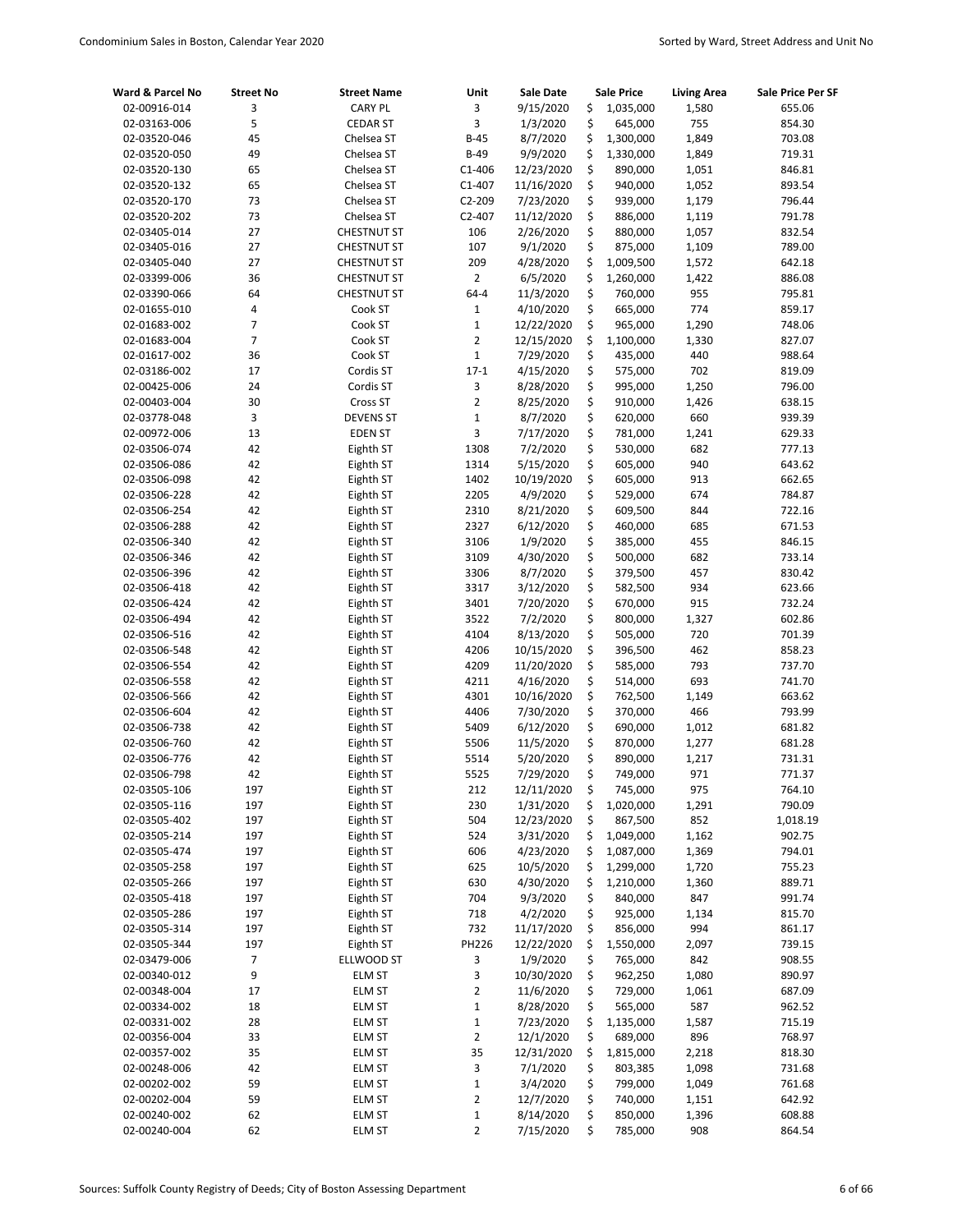| Ward & Parcel No | Street No | Street Name | Unit | Sale Date | Sale Price | Living Area | Sale Price Per SF |
|---|---|---|---|---|---|---|---|
| 02-00916-014 | 3 | CARY PL | 3 | 9/15/2020 | $ 1,035,000 | 1,580 | 655.06 |
| 02-03163-006 | 5 | CEDAR ST | 3 | 1/3/2020 | $ 645,000 | 755 | 854.30 |
| 02-03520-046 | 45 | Chelsea ST | B-45 | 8/7/2020 | $ 1,300,000 | 1,849 | 703.08 |
| 02-03520-050 | 49 | Chelsea ST | B-49 | 9/9/2020 | $ 1,330,000 | 1,849 | 719.31 |
| 02-03520-130 | 65 | Chelsea ST | C1-406 | 12/23/2020 | $ 890,000 | 1,051 | 846.81 |
| 02-03520-132 | 65 | Chelsea ST | C1-407 | 11/16/2020 | $ 940,000 | 1,052 | 893.54 |
| 02-03520-170 | 73 | Chelsea ST | C2-209 | 7/23/2020 | $ 939,000 | 1,179 | 796.44 |
| 02-03520-202 | 73 | Chelsea ST | C2-407 | 11/12/2020 | $ 886,000 | 1,119 | 791.78 |
| 02-03405-014 | 27 | CHESTNUT ST | 106 | 2/26/2020 | $ 880,000 | 1,057 | 832.54 |
| 02-03405-016 | 27 | CHESTNUT ST | 107 | 9/1/2020 | $ 875,000 | 1,109 | 789.00 |
| 02-03405-040 | 27 | CHESTNUT ST | 209 | 4/28/2020 | $ 1,009,500 | 1,572 | 642.18 |
| 02-03399-006 | 36 | CHESTNUT ST | 2 | 6/5/2020 | $ 1,260,000 | 1,422 | 886.08 |
| 02-03390-066 | 64 | CHESTNUT ST | 64-4 | 11/3/2020 | $ 760,000 | 955 | 795.81 |
| 02-01655-010 | 4 | Cook ST | 1 | 4/10/2020 | $ 665,000 | 774 | 859.17 |
| 02-01683-002 | 7 | Cook ST | 1 | 12/22/2020 | $ 965,000 | 1,290 | 748.06 |
| 02-01683-004 | 7 | Cook ST | 2 | 12/15/2020 | $ 1,100,000 | 1,330 | 827.07 |
| 02-01617-002 | 36 | Cook ST | 1 | 7/29/2020 | $ 435,000 | 440 | 988.64 |
| 02-03186-002 | 17 | Cordis ST | 17-1 | 4/15/2020 | $ 575,000 | 702 | 819.09 |
| 02-00425-006 | 24 | Cordis ST | 3 | 8/28/2020 | $ 995,000 | 1,250 | 796.00 |
| 02-00403-004 | 30 | Cross ST | 2 | 8/25/2020 | $ 910,000 | 1,426 | 638.15 |
| 02-03778-048 | 3 | DEVENS ST | 1 | 8/7/2020 | $ 620,000 | 660 | 939.39 |
| 02-00972-006 | 13 | EDEN ST | 3 | 7/17/2020 | $ 781,000 | 1,241 | 629.33 |
| 02-03506-074 | 42 | Eighth ST | 1308 | 7/2/2020 | $ 530,000 | 682 | 777.13 |
| 02-03506-086 | 42 | Eighth ST | 1314 | 5/15/2020 | $ 605,000 | 940 | 643.62 |
| 02-03506-098 | 42 | Eighth ST | 1402 | 10/19/2020 | $ 605,000 | 913 | 662.65 |
| 02-03506-228 | 42 | Eighth ST | 2205 | 4/9/2020 | $ 529,000 | 674 | 784.87 |
| 02-03506-254 | 42 | Eighth ST | 2310 | 8/21/2020 | $ 609,500 | 844 | 722.16 |
| 02-03506-288 | 42 | Eighth ST | 2327 | 6/12/2020 | $ 460,000 | 685 | 671.53 |
| 02-03506-340 | 42 | Eighth ST | 3106 | 1/9/2020 | $ 385,000 | 455 | 846.15 |
| 02-03506-346 | 42 | Eighth ST | 3109 | 4/30/2020 | $ 500,000 | 682 | 733.14 |
| 02-03506-396 | 42 | Eighth ST | 3306 | 8/7/2020 | $ 379,500 | 457 | 830.42 |
| 02-03506-418 | 42 | Eighth ST | 3317 | 3/12/2020 | $ 582,500 | 934 | 623.66 |
| 02-03506-424 | 42 | Eighth ST | 3401 | 7/20/2020 | $ 670,000 | 915 | 732.24 |
| 02-03506-494 | 42 | Eighth ST | 3522 | 7/2/2020 | $ 800,000 | 1,327 | 602.86 |
| 02-03506-516 | 42 | Eighth ST | 4104 | 8/13/2020 | $ 505,000 | 720 | 701.39 |
| 02-03506-548 | 42 | Eighth ST | 4206 | 10/15/2020 | $ 396,500 | 462 | 858.23 |
| 02-03506-554 | 42 | Eighth ST | 4209 | 11/20/2020 | $ 585,000 | 793 | 737.70 |
| 02-03506-558 | 42 | Eighth ST | 4211 | 4/16/2020 | $ 514,000 | 693 | 741.70 |
| 02-03506-566 | 42 | Eighth ST | 4301 | 10/16/2020 | $ 762,500 | 1,149 | 663.62 |
| 02-03506-604 | 42 | Eighth ST | 4406 | 7/30/2020 | $ 370,000 | 466 | 793.99 |
| 02-03506-738 | 42 | Eighth ST | 5409 | 6/12/2020 | $ 690,000 | 1,012 | 681.82 |
| 02-03506-760 | 42 | Eighth ST | 5506 | 11/5/2020 | $ 870,000 | 1,277 | 681.28 |
| 02-03506-776 | 42 | Eighth ST | 5514 | 5/20/2020 | $ 890,000 | 1,217 | 731.31 |
| 02-03506-798 | 42 | Eighth ST | 5525 | 7/29/2020 | $ 749,000 | 971 | 771.37 |
| 02-03505-106 | 197 | Eighth ST | 212 | 12/11/2020 | $ 745,000 | 975 | 764.10 |
| 02-03505-116 | 197 | Eighth ST | 230 | 1/31/2020 | $ 1,020,000 | 1,291 | 790.09 |
| 02-03505-402 | 197 | Eighth ST | 504 | 12/23/2020 | $ 867,500 | 852 | 1,018.19 |
| 02-03505-214 | 197 | Eighth ST | 524 | 3/31/2020 | $ 1,049,000 | 1,162 | 902.75 |
| 02-03505-474 | 197 | Eighth ST | 606 | 4/23/2020 | $ 1,087,000 | 1,369 | 794.01 |
| 02-03505-258 | 197 | Eighth ST | 625 | 10/5/2020 | $ 1,299,000 | 1,720 | 755.23 |
| 02-03505-266 | 197 | Eighth ST | 630 | 4/30/2020 | $ 1,210,000 | 1,360 | 889.71 |
| 02-03505-418 | 197 | Eighth ST | 704 | 9/3/2020 | $ 840,000 | 847 | 991.74 |
| 02-03505-286 | 197 | Eighth ST | 718 | 4/2/2020 | $ 925,000 | 1,134 | 815.70 |
| 02-03505-314 | 197 | Eighth ST | 732 | 11/17/2020 | $ 856,000 | 994 | 861.17 |
| 02-03505-344 | 197 | Eighth ST | PH226 | 12/22/2020 | $ 1,550,000 | 2,097 | 739.15 |
| 02-03479-006 | 7 | ELLWOOD ST | 3 | 1/9/2020 | $ 765,000 | 842 | 908.55 |
| 02-00340-012 | 9 | ELM ST | 3 | 10/30/2020 | $ 962,250 | 1,080 | 890.97 |
| 02-00348-004 | 17 | ELM ST | 2 | 11/6/2020 | $ 729,000 | 1,061 | 687.09 |
| 02-00334-002 | 18 | ELM ST | 1 | 8/28/2020 | $ 565,000 | 587 | 962.52 |
| 02-00331-002 | 28 | ELM ST | 1 | 7/23/2020 | $ 1,135,000 | 1,587 | 715.19 |
| 02-00356-004 | 33 | ELM ST | 2 | 12/1/2020 | $ 689,000 | 896 | 768.97 |
| 02-00357-002 | 35 | ELM ST | 35 | 12/31/2020 | $ 1,815,000 | 2,218 | 818.30 |
| 02-00248-006 | 42 | ELM ST | 3 | 7/1/2020 | $ 803,385 | 1,098 | 731.68 |
| 02-00202-002 | 59 | ELM ST | 1 | 3/4/2020 | $ 799,000 | 1,049 | 761.68 |
| 02-00202-004 | 59 | ELM ST | 2 | 12/7/2020 | $ 740,000 | 1,151 | 642.92 |
| 02-00240-002 | 62 | ELM ST | 1 | 8/14/2020 | $ 850,000 | 1,396 | 608.88 |
| 02-00240-004 | 62 | ELM ST | 2 | 7/15/2020 | $ 785,000 | 908 | 864.54 |

Sources: Suffolk County Registry of Deeds; City of Boston Assessing Department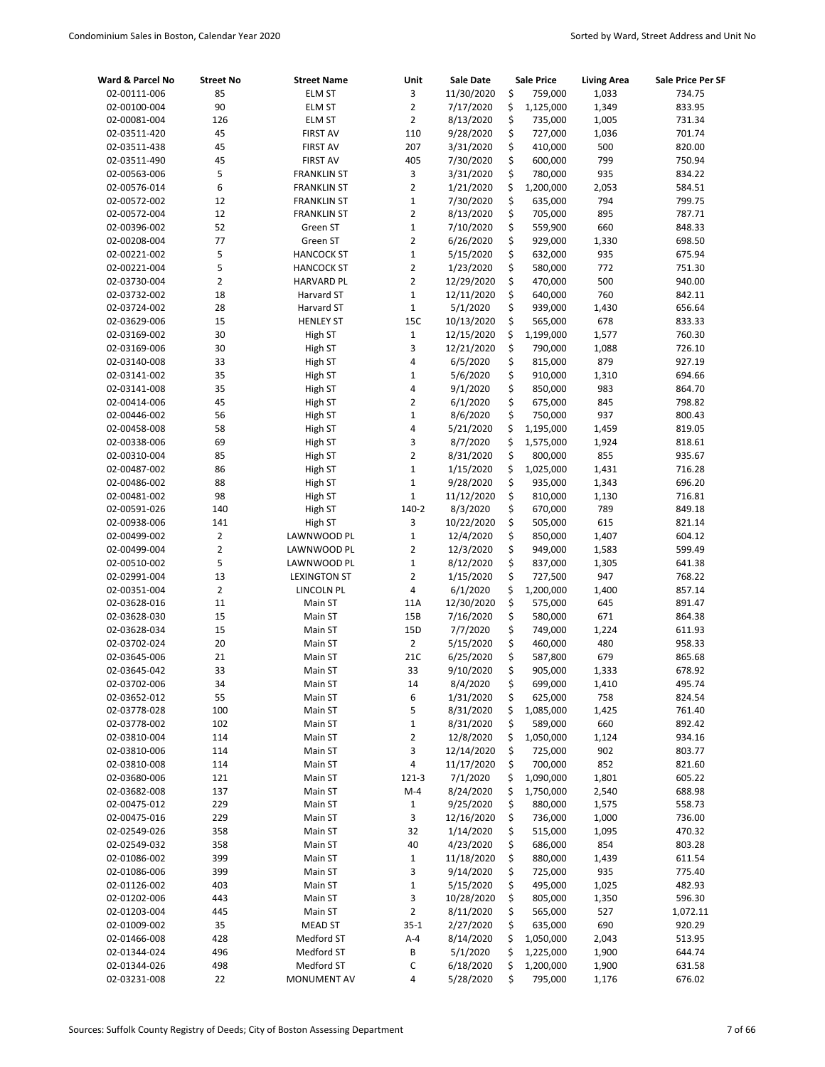| Ward & Parcel No | Street No | Street Name | Unit | Sale Date | Sale Price | Living Area | Sale Price Per SF |
|---|---|---|---|---|---|---|---|
| 02-00111-006 | 85 | ELM ST | 3 | 11/30/2020 | $ 759,000 | 1,033 | 734.75 |
| 02-00100-004 | 90 | ELM ST | 2 | 7/17/2020 | $ 1,125,000 | 1,349 | 833.95 |
| 02-00081-004 | 126 | ELM ST | 2 | 8/13/2020 | $ 735,000 | 1,005 | 731.34 |
| 02-03511-420 | 45 | FIRST AV | 110 | 9/28/2020 | $ 727,000 | 1,036 | 701.74 |
| 02-03511-438 | 45 | FIRST AV | 207 | 3/31/2020 | $ 410,000 | 500 | 820.00 |
| 02-03511-490 | 45 | FIRST AV | 405 | 7/30/2020 | $ 600,000 | 799 | 750.94 |
| 02-00563-006 | 5 | FRANKLIN ST | 3 | 3/31/2020 | $ 780,000 | 935 | 834.22 |
| 02-00576-014 | 6 | FRANKLIN ST | 2 | 1/21/2020 | $ 1,200,000 | 2,053 | 584.51 |
| 02-00572-002 | 12 | FRANKLIN ST | 1 | 7/30/2020 | $ 635,000 | 794 | 799.75 |
| 02-00572-004 | 12 | FRANKLIN ST | 2 | 8/13/2020 | $ 705,000 | 895 | 787.71 |
| 02-00396-002 | 52 | Green ST | 1 | 7/10/2020 | $ 559,900 | 660 | 848.33 |
| 02-00208-004 | 77 | Green ST | 2 | 6/26/2020 | $ 929,000 | 1,330 | 698.50 |
| 02-00221-002 | 5 | HANCOCK ST | 1 | 5/15/2020 | $ 632,000 | 935 | 675.94 |
| 02-00221-004 | 5 | HANCOCK ST | 2 | 1/23/2020 | $ 580,000 | 772 | 751.30 |
| 02-03730-004 | 2 | HARVARD PL | 2 | 12/29/2020 | $ 470,000 | 500 | 940.00 |
| 02-03732-002 | 18 | Harvard ST | 1 | 12/11/2020 | $ 640,000 | 760 | 842.11 |
| 02-03724-002 | 28 | Harvard ST | 1 | 5/1/2020 | $ 939,000 | 1,430 | 656.64 |
| 02-03629-006 | 15 | HENLEY ST | 15C | 10/13/2020 | $ 565,000 | 678 | 833.33 |
| 02-03169-002 | 30 | High ST | 1 | 12/15/2020 | $ 1,199,000 | 1,577 | 760.30 |
| 02-03169-006 | 30 | High ST | 3 | 12/21/2020 | $ 790,000 | 1,088 | 726.10 |
| 02-03140-008 | 33 | High ST | 4 | 6/5/2020 | $ 815,000 | 879 | 927.19 |
| 02-03141-002 | 35 | High ST | 1 | 5/6/2020 | $ 910,000 | 1,310 | 694.66 |
| 02-03141-008 | 35 | High ST | 4 | 9/1/2020 | $ 850,000 | 983 | 864.70 |
| 02-00414-006 | 45 | High ST | 2 | 6/1/2020 | $ 675,000 | 845 | 798.82 |
| 02-00446-002 | 56 | High ST | 1 | 8/6/2020 | $ 750,000 | 937 | 800.43 |
| 02-00458-008 | 58 | High ST | 4 | 5/21/2020 | $ 1,195,000 | 1,459 | 819.05 |
| 02-00338-006 | 69 | High ST | 3 | 8/7/2020 | $ 1,575,000 | 1,924 | 818.61 |
| 02-00310-004 | 85 | High ST | 2 | 8/31/2020 | $ 800,000 | 855 | 935.67 |
| 02-00487-002 | 86 | High ST | 1 | 1/15/2020 | $ 1,025,000 | 1,431 | 716.28 |
| 02-00486-002 | 88 | High ST | 1 | 9/28/2020 | $ 935,000 | 1,343 | 696.20 |
| 02-00481-002 | 98 | High ST | 1 | 11/12/2020 | $ 810,000 | 1,130 | 716.81 |
| 02-00591-026 | 140 | High ST | 140-2 | 8/3/2020 | $ 670,000 | 789 | 849.18 |
| 02-00938-006 | 141 | High ST | 3 | 10/22/2020 | $ 505,000 | 615 | 821.14 |
| 02-00499-002 | 2 | LAWNWOOD PL | 1 | 12/4/2020 | $ 850,000 | 1,407 | 604.12 |
| 02-00499-004 | 2 | LAWNWOOD PL | 2 | 12/3/2020 | $ 949,000 | 1,583 | 599.49 |
| 02-00510-002 | 5 | LAWNWOOD PL | 1 | 8/12/2020 | $ 837,000 | 1,305 | 641.38 |
| 02-02991-004 | 13 | LEXINGTON ST | 2 | 1/15/2020 | $ 727,500 | 947 | 768.22 |
| 02-00351-004 | 2 | LINCOLN PL | 4 | 6/1/2020 | $ 1,200,000 | 1,400 | 857.14 |
| 02-03628-016 | 11 | Main ST | 11A | 12/30/2020 | $ 575,000 | 645 | 891.47 |
| 02-03628-030 | 15 | Main ST | 15B | 7/16/2020 | $ 580,000 | 671 | 864.38 |
| 02-03628-034 | 15 | Main ST | 15D | 7/7/2020 | $ 749,000 | 1,224 | 611.93 |
| 02-03702-024 | 20 | Main ST | 2 | 5/15/2020 | $ 460,000 | 480 | 958.33 |
| 02-03645-006 | 21 | Main ST | 21C | 6/25/2020 | $ 587,800 | 679 | 865.68 |
| 02-03645-042 | 33 | Main ST | 33 | 9/10/2020 | $ 905,000 | 1,333 | 678.92 |
| 02-03702-006 | 34 | Main ST | 14 | 8/4/2020 | $ 699,000 | 1,410 | 495.74 |
| 02-03652-012 | 55 | Main ST | 6 | 1/31/2020 | $ 625,000 | 758 | 824.54 |
| 02-03778-028 | 100 | Main ST | 5 | 8/31/2020 | $ 1,085,000 | 1,425 | 761.40 |
| 02-03778-002 | 102 | Main ST | 1 | 8/31/2020 | $ 589,000 | 660 | 892.42 |
| 02-03810-004 | 114 | Main ST | 2 | 12/8/2020 | $ 1,050,000 | 1,124 | 934.16 |
| 02-03810-006 | 114 | Main ST | 3 | 12/14/2020 | $ 725,000 | 902 | 803.77 |
| 02-03810-008 | 114 | Main ST | 4 | 11/17/2020 | $ 700,000 | 852 | 821.60 |
| 02-03680-006 | 121 | Main ST | 121-3 | 7/1/2020 | $ 1,090,000 | 1,801 | 605.22 |
| 02-03682-008 | 137 | Main ST | M-4 | 8/24/2020 | $ 1,750,000 | 2,540 | 688.98 |
| 02-00475-012 | 229 | Main ST | 1 | 9/25/2020 | $ 880,000 | 1,575 | 558.73 |
| 02-00475-016 | 229 | Main ST | 3 | 12/16/2020 | $ 736,000 | 1,000 | 736.00 |
| 02-02549-026 | 358 | Main ST | 32 | 1/14/2020 | $ 515,000 | 1,095 | 470.32 |
| 02-02549-032 | 358 | Main ST | 40 | 4/23/2020 | $ 686,000 | 854 | 803.28 |
| 02-01086-002 | 399 | Main ST | 1 | 11/18/2020 | $ 880,000 | 1,439 | 611.54 |
| 02-01086-006 | 399 | Main ST | 3 | 9/14/2020 | $ 725,000 | 935 | 775.40 |
| 02-01126-002 | 403 | Main ST | 1 | 5/15/2020 | $ 495,000 | 1,025 | 482.93 |
| 02-01202-006 | 443 | Main ST | 3 | 10/28/2020 | $ 805,000 | 1,350 | 596.30 |
| 02-01203-004 | 445 | Main ST | 2 | 8/11/2020 | $ 565,000 | 527 | 1,072.11 |
| 02-01009-002 | 35 | MEAD ST | 35-1 | 2/27/2020 | $ 635,000 | 690 | 920.29 |
| 02-01466-008 | 428 | Medford ST | A-4 | 8/14/2020 | $ 1,050,000 | 2,043 | 513.95 |
| 02-01344-024 | 496 | Medford ST | B | 5/1/2020 | $ 1,225,000 | 1,900 | 644.74 |
| 02-01344-026 | 498 | Medford ST | C | 6/18/2020 | $ 1,200,000 | 1,900 | 631.58 |
| 02-03231-008 | 22 | MONUMENT AV | 4 | 5/28/2020 | $ 795,000 | 1,176 | 676.02 |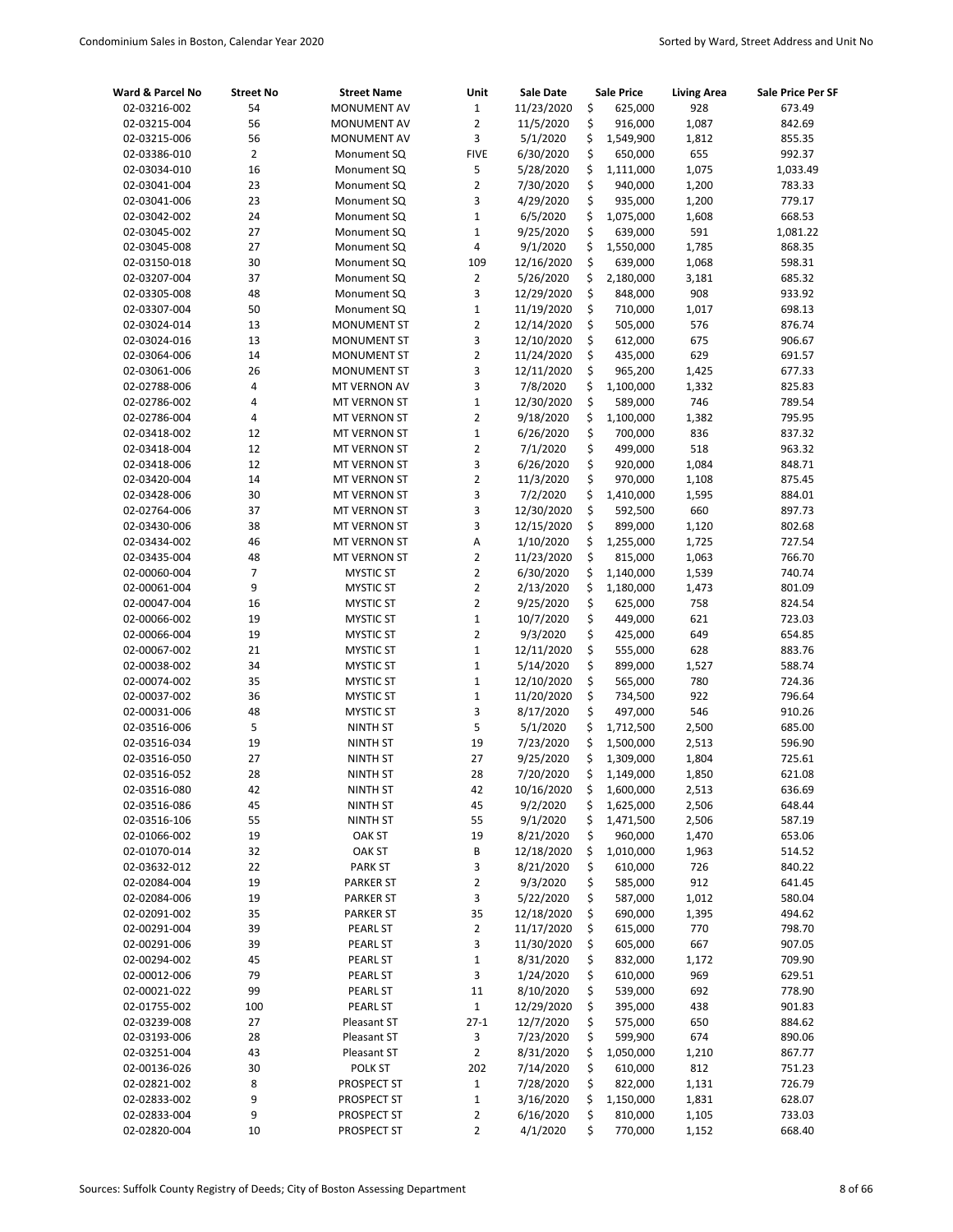| Ward & Parcel No | Street No | Street Name | Unit | Sale Date | Sale Price | Living Area | Sale Price Per SF |
|---|---|---|---|---|---|---|---|
| 02-03216-002 | 54 | MONUMENT AV | 1 | 11/23/2020 | $ 625,000 | 928 | 673.49 |
| 02-03215-004 | 56 | MONUMENT AV | 2 | 11/5/2020 | $ 916,000 | 1,087 | 842.69 |
| 02-03215-006 | 56 | MONUMENT AV | 3 | 5/1/2020 | $ 1,549,900 | 1,812 | 855.35 |
| 02-03386-010 | 2 | Monument SQ | FIVE | 6/30/2020 | $ 650,000 | 655 | 992.37 |
| 02-03034-010 | 16 | Monument SQ | 5 | 5/28/2020 | $ 1,111,000 | 1,075 | 1,033.49 |
| 02-03041-004 | 23 | Monument SQ | 2 | 7/30/2020 | $ 940,000 | 1,200 | 783.33 |
| 02-03041-006 | 23 | Monument SQ | 3 | 4/29/2020 | $ 935,000 | 1,200 | 779.17 |
| 02-03042-002 | 24 | Monument SQ | 1 | 6/5/2020 | $ 1,075,000 | 1,608 | 668.53 |
| 02-03045-002 | 27 | Monument SQ | 1 | 9/25/2020 | $ 639,000 | 591 | 1,081.22 |
| 02-03045-008 | 27 | Monument SQ | 4 | 9/1/2020 | $ 1,550,000 | 1,785 | 868.35 |
| 02-03150-018 | 30 | Monument SQ | 109 | 12/16/2020 | $ 639,000 | 1,068 | 598.31 |
| 02-03207-004 | 37 | Monument SQ | 2 | 5/26/2020 | $ 2,180,000 | 3,181 | 685.32 |
| 02-03305-008 | 48 | Monument SQ | 3 | 12/29/2020 | $ 848,000 | 908 | 933.92 |
| 02-03307-004 | 50 | Monument SQ | 1 | 11/19/2020 | $ 710,000 | 1,017 | 698.13 |
| 02-03024-014 | 13 | MONUMENT ST | 2 | 12/14/2020 | $ 505,000 | 576 | 876.74 |
| 02-03024-016 | 13 | MONUMENT ST | 3 | 12/10/2020 | $ 612,000 | 675 | 906.67 |
| 02-03064-006 | 14 | MONUMENT ST | 2 | 11/24/2020 | $ 435,000 | 629 | 691.57 |
| 02-03061-006 | 26 | MONUMENT ST | 3 | 12/11/2020 | $ 965,200 | 1,425 | 677.33 |
| 02-02788-006 | 4 | MT VERNON AV | 3 | 7/8/2020 | $ 1,100,000 | 1,332 | 825.83 |
| 02-02786-002 | 4 | MT VERNON ST | 1 | 12/30/2020 | $ 589,000 | 746 | 789.54 |
| 02-02786-004 | 4 | MT VERNON ST | 2 | 9/18/2020 | $ 1,100,000 | 1,382 | 795.95 |
| 02-03418-002 | 12 | MT VERNON ST | 1 | 6/26/2020 | $ 700,000 | 836 | 837.32 |
| 02-03418-004 | 12 | MT VERNON ST | 2 | 7/1/2020 | $ 499,000 | 518 | 963.32 |
| 02-03418-006 | 12 | MT VERNON ST | 3 | 6/26/2020 | $ 920,000 | 1,084 | 848.71 |
| 02-03420-004 | 14 | MT VERNON ST | 2 | 11/3/2020 | $ 970,000 | 1,108 | 875.45 |
| 02-03428-006 | 30 | MT VERNON ST | 3 | 7/2/2020 | $ 1,410,000 | 1,595 | 884.01 |
| 02-02764-006 | 37 | MT VERNON ST | 3 | 12/30/2020 | $ 592,500 | 660 | 897.73 |
| 02-03430-006 | 38 | MT VERNON ST | 3 | 12/15/2020 | $ 899,000 | 1,120 | 802.68 |
| 02-03434-002 | 46 | MT VERNON ST | A | 1/10/2020 | $ 1,255,000 | 1,725 | 727.54 |
| 02-03435-004 | 48 | MT VERNON ST | 2 | 11/23/2020 | $ 815,000 | 1,063 | 766.70 |
| 02-00060-004 | 7 | MYSTIC ST | 2 | 6/30/2020 | $ 1,140,000 | 1,539 | 740.74 |
| 02-00061-004 | 9 | MYSTIC ST | 2 | 2/13/2020 | $ 1,180,000 | 1,473 | 801.09 |
| 02-00047-004 | 16 | MYSTIC ST | 2 | 9/25/2020 | $ 625,000 | 758 | 824.54 |
| 02-00066-002 | 19 | MYSTIC ST | 1 | 10/7/2020 | $ 449,000 | 621 | 723.03 |
| 02-00066-004 | 19 | MYSTIC ST | 2 | 9/3/2020 | $ 425,000 | 649 | 654.85 |
| 02-00067-002 | 21 | MYSTIC ST | 1 | 12/11/2020 | $ 555,000 | 628 | 883.76 |
| 02-00038-002 | 34 | MYSTIC ST | 1 | 5/14/2020 | $ 899,000 | 1,527 | 588.74 |
| 02-00074-002 | 35 | MYSTIC ST | 1 | 12/10/2020 | $ 565,000 | 780 | 724.36 |
| 02-00037-002 | 36 | MYSTIC ST | 1 | 11/20/2020 | $ 734,500 | 922 | 796.64 |
| 02-00031-006 | 48 | MYSTIC ST | 3 | 8/17/2020 | $ 497,000 | 546 | 910.26 |
| 02-03516-006 | 5 | NINTH ST | 5 | 5/1/2020 | $ 1,712,500 | 2,500 | 685.00 |
| 02-03516-034 | 19 | NINTH ST | 19 | 7/23/2020 | $ 1,500,000 | 2,513 | 596.90 |
| 02-03516-050 | 27 | NINTH ST | 27 | 9/25/2020 | $ 1,309,000 | 1,804 | 725.61 |
| 02-03516-052 | 28 | NINTH ST | 28 | 7/20/2020 | $ 1,149,000 | 1,850 | 621.08 |
| 02-03516-080 | 42 | NINTH ST | 42 | 10/16/2020 | $ 1,600,000 | 2,513 | 636.69 |
| 02-03516-086 | 45 | NINTH ST | 45 | 9/2/2020 | $ 1,625,000 | 2,506 | 648.44 |
| 02-03516-106 | 55 | NINTH ST | 55 | 9/1/2020 | $ 1,471,500 | 2,506 | 587.19 |
| 02-01066-002 | 19 | OAK ST | 19 | 8/21/2020 | $ 960,000 | 1,470 | 653.06 |
| 02-01070-014 | 32 | OAK ST | B | 12/18/2020 | $ 1,010,000 | 1,963 | 514.52 |
| 02-03632-012 | 22 | PARK ST | 3 | 8/21/2020 | $ 610,000 | 726 | 840.22 |
| 02-02084-004 | 19 | PARKER ST | 2 | 9/3/2020 | $ 585,000 | 912 | 641.45 |
| 02-02084-006 | 19 | PARKER ST | 3 | 5/22/2020 | $ 587,000 | 1,012 | 580.04 |
| 02-02091-002 | 35 | PARKER ST | 35 | 12/18/2020 | $ 690,000 | 1,395 | 494.62 |
| 02-00291-004 | 39 | PEARL ST | 2 | 11/17/2020 | $ 615,000 | 770 | 798.70 |
| 02-00291-006 | 39 | PEARL ST | 3 | 11/30/2020 | $ 605,000 | 667 | 907.05 |
| 02-00294-002 | 45 | PEARL ST | 1 | 8/31/2020 | $ 832,000 | 1,172 | 709.90 |
| 02-00012-006 | 79 | PEARL ST | 3 | 1/24/2020 | $ 610,000 | 969 | 629.51 |
| 02-00021-022 | 99 | PEARL ST | 11 | 8/10/2020 | $ 539,000 | 692 | 778.90 |
| 02-01755-002 | 100 | PEARL ST | 1 | 12/29/2020 | $ 395,000 | 438 | 901.83 |
| 02-03239-008 | 27 | Pleasant ST | 27-1 | 12/7/2020 | $ 575,000 | 650 | 884.62 |
| 02-03193-006 | 28 | Pleasant ST | 3 | 7/23/2020 | $ 599,900 | 674 | 890.06 |
| 02-03251-004 | 43 | Pleasant ST | 2 | 8/31/2020 | $ 1,050,000 | 1,210 | 867.77 |
| 02-00136-026 | 30 | POLK ST | 202 | 7/14/2020 | $ 610,000 | 812 | 751.23 |
| 02-02821-002 | 8 | PROSPECT ST | 1 | 7/28/2020 | $ 822,000 | 1,131 | 726.79 |
| 02-02833-002 | 9 | PROSPECT ST | 1 | 3/16/2020 | $ 1,150,000 | 1,831 | 628.07 |
| 02-02833-004 | 9 | PROSPECT ST | 2 | 6/16/2020 | $ 810,000 | 1,105 | 733.03 |
| 02-02820-004 | 10 | PROSPECT ST | 2 | 4/1/2020 | $ 770,000 | 1,152 | 668.40 |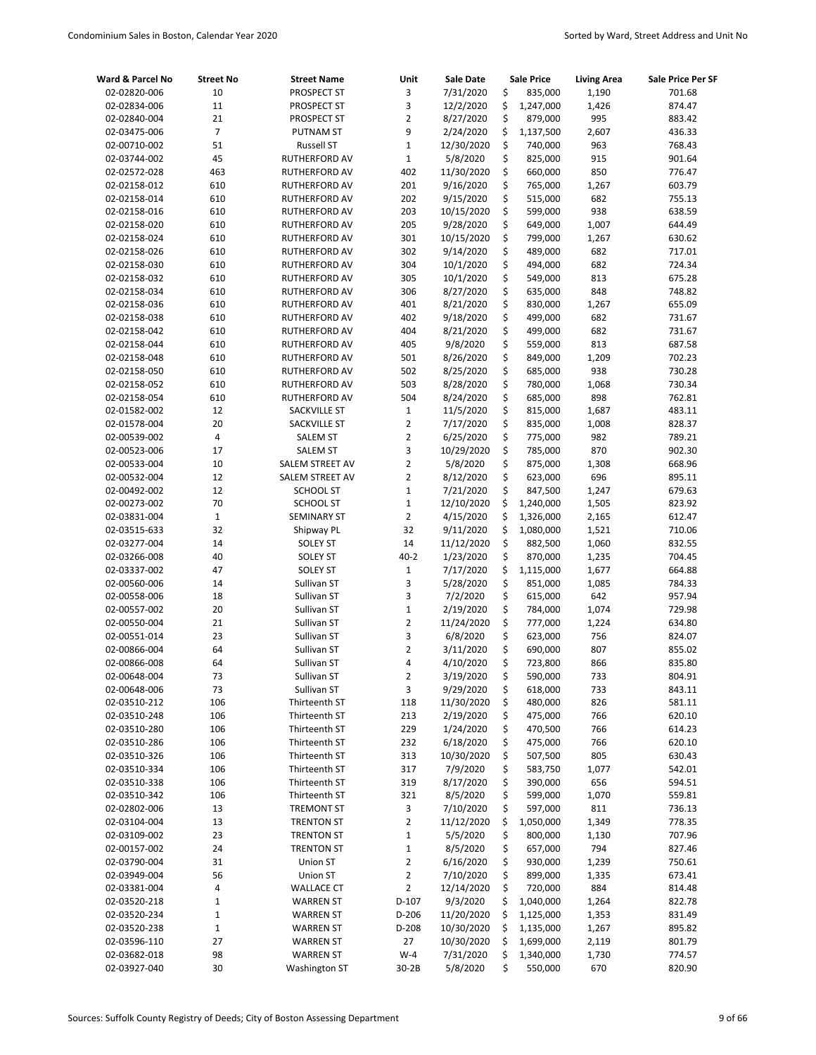| Ward & Parcel No | Street No | Street Name | Unit | Sale Date | Sale Price | Living Area | Sale Price Per SF |
|---|---|---|---|---|---|---|---|
| 02-02820-006 | 10 | PROSPECT ST | 3 | 7/31/2020 | $ 835,000 | 1,190 | 701.68 |
| 02-02834-006 | 11 | PROSPECT ST | 3 | 12/2/2020 | $ 1,247,000 | 1,426 | 874.47 |
| 02-02840-004 | 21 | PROSPECT ST | 2 | 8/27/2020 | $ 879,000 | 995 | 883.42 |
| 02-03475-006 | 7 | PUTNAM ST | 9 | 2/24/2020 | $ 1,137,500 | 2,607 | 436.33 |
| 02-00710-002 | 51 | Russell ST | 1 | 12/30/2020 | $ 740,000 | 963 | 768.43 |
| 02-03744-002 | 45 | RUTHERFORD AV | 1 | 5/8/2020 | $ 825,000 | 915 | 901.64 |
| 02-02572-028 | 463 | RUTHERFORD AV | 402 | 11/30/2020 | $ 660,000 | 850 | 776.47 |
| 02-02158-012 | 610 | RUTHERFORD AV | 201 | 9/16/2020 | $ 765,000 | 1,267 | 603.79 |
| 02-02158-014 | 610 | RUTHERFORD AV | 202 | 9/15/2020 | $ 515,000 | 682 | 755.13 |
| 02-02158-016 | 610 | RUTHERFORD AV | 203 | 10/15/2020 | $ 599,000 | 938 | 638.59 |
| 02-02158-020 | 610 | RUTHERFORD AV | 205 | 9/28/2020 | $ 649,000 | 1,007 | 644.49 |
| 02-02158-024 | 610 | RUTHERFORD AV | 301 | 10/15/2020 | $ 799,000 | 1,267 | 630.62 |
| 02-02158-026 | 610 | RUTHERFORD AV | 302 | 9/14/2020 | $ 489,000 | 682 | 717.01 |
| 02-02158-030 | 610 | RUTHERFORD AV | 304 | 10/1/2020 | $ 494,000 | 682 | 724.34 |
| 02-02158-032 | 610 | RUTHERFORD AV | 305 | 10/1/2020 | $ 549,000 | 813 | 675.28 |
| 02-02158-034 | 610 | RUTHERFORD AV | 306 | 8/27/2020 | $ 635,000 | 848 | 748.82 |
| 02-02158-036 | 610 | RUTHERFORD AV | 401 | 8/21/2020 | $ 830,000 | 1,267 | 655.09 |
| 02-02158-038 | 610 | RUTHERFORD AV | 402 | 9/18/2020 | $ 499,000 | 682 | 731.67 |
| 02-02158-042 | 610 | RUTHERFORD AV | 404 | 8/21/2020 | $ 499,000 | 682 | 731.67 |
| 02-02158-044 | 610 | RUTHERFORD AV | 405 | 9/8/2020 | $ 559,000 | 813 | 687.58 |
| 02-02158-048 | 610 | RUTHERFORD AV | 501 | 8/26/2020 | $ 849,000 | 1,209 | 702.23 |
| 02-02158-050 | 610 | RUTHERFORD AV | 502 | 8/25/2020 | $ 685,000 | 938 | 730.28 |
| 02-02158-052 | 610 | RUTHERFORD AV | 503 | 8/28/2020 | $ 780,000 | 1,068 | 730.34 |
| 02-02158-054 | 610 | RUTHERFORD AV | 504 | 8/24/2020 | $ 685,000 | 898 | 762.81 |
| 02-01582-002 | 12 | SACKVILLE ST | 1 | 11/5/2020 | $ 815,000 | 1,687 | 483.11 |
| 02-01578-004 | 20 | SACKVILLE ST | 2 | 7/17/2020 | $ 835,000 | 1,008 | 828.37 |
| 02-00539-002 | 4 | SALEM ST | 2 | 6/25/2020 | $ 775,000 | 982 | 789.21 |
| 02-00523-006 | 17 | SALEM ST | 3 | 10/29/2020 | $ 785,000 | 870 | 902.30 |
| 02-00533-004 | 10 | SALEM STREET AV | 2 | 5/8/2020 | $ 875,000 | 1,308 | 668.96 |
| 02-00532-004 | 12 | SALEM STREET AV | 2 | 8/12/2020 | $ 623,000 | 696 | 895.11 |
| 02-00492-002 | 12 | SCHOOL ST | 1 | 7/21/2020 | $ 847,500 | 1,247 | 679.63 |
| 02-00273-002 | 70 | SCHOOL ST | 1 | 12/10/2020 | $ 1,240,000 | 1,505 | 823.92 |
| 02-03831-004 | 1 | SEMINARY ST | 2 | 4/15/2020 | $ 1,326,000 | 2,165 | 612.47 |
| 02-03515-633 | 32 | Shipway PL | 32 | 9/11/2020 | $ 1,080,000 | 1,521 | 710.06 |
| 02-03277-004 | 14 | SOLEY ST | 14 | 11/12/2020 | $ 882,500 | 1,060 | 832.55 |
| 02-03266-008 | 40 | SOLEY ST | 40-2 | 1/23/2020 | $ 870,000 | 1,235 | 704.45 |
| 02-03337-002 | 47 | SOLEY ST | 1 | 7/17/2020 | $ 1,115,000 | 1,677 | 664.88 |
| 02-00560-006 | 14 | Sullivan ST | 3 | 5/28/2020 | $ 851,000 | 1,085 | 784.33 |
| 02-00558-006 | 18 | Sullivan ST | 3 | 7/2/2020 | $ 615,000 | 642 | 957.94 |
| 02-00557-002 | 20 | Sullivan ST | 1 | 2/19/2020 | $ 784,000 | 1,074 | 729.98 |
| 02-00550-004 | 21 | Sullivan ST | 2 | 11/24/2020 | $ 777,000 | 1,224 | 634.80 |
| 02-00551-014 | 23 | Sullivan ST | 3 | 6/8/2020 | $ 623,000 | 756 | 824.07 |
| 02-00866-004 | 64 | Sullivan ST | 2 | 3/11/2020 | $ 690,000 | 807 | 855.02 |
| 02-00866-008 | 64 | Sullivan ST | 4 | 4/10/2020 | $ 723,800 | 866 | 835.80 |
| 02-00648-004 | 73 | Sullivan ST | 2 | 3/19/2020 | $ 590,000 | 733 | 804.91 |
| 02-00648-006 | 73 | Sullivan ST | 3 | 9/29/2020 | $ 618,000 | 733 | 843.11 |
| 02-03510-212 | 106 | Thirteenth ST | 118 | 11/30/2020 | $ 480,000 | 826 | 581.11 |
| 02-03510-248 | 106 | Thirteenth ST | 213 | 2/19/2020 | $ 475,000 | 766 | 620.10 |
| 02-03510-280 | 106 | Thirteenth ST | 229 | 1/24/2020 | $ 470,500 | 766 | 614.23 |
| 02-03510-286 | 106 | Thirteenth ST | 232 | 6/18/2020 | $ 475,000 | 766 | 620.10 |
| 02-03510-326 | 106 | Thirteenth ST | 313 | 10/30/2020 | $ 507,500 | 805 | 630.43 |
| 02-03510-334 | 106 | Thirteenth ST | 317 | 7/9/2020 | $ 583,750 | 1,077 | 542.01 |
| 02-03510-338 | 106 | Thirteenth ST | 319 | 8/17/2020 | $ 390,000 | 656 | 594.51 |
| 02-03510-342 | 106 | Thirteenth ST | 321 | 8/5/2020 | $ 599,000 | 1,070 | 559.81 |
| 02-02802-006 | 13 | TREMONT ST | 3 | 7/10/2020 | $ 597,000 | 811 | 736.13 |
| 02-03104-004 | 13 | TRENTON ST | 2 | 11/12/2020 | $ 1,050,000 | 1,349 | 778.35 |
| 02-03109-002 | 23 | TRENTON ST | 1 | 5/5/2020 | $ 800,000 | 1,130 | 707.96 |
| 02-00157-002 | 24 | TRENTON ST | 1 | 8/5/2020 | $ 657,000 | 794 | 827.46 |
| 02-03790-004 | 31 | Union ST | 2 | 6/16/2020 | $ 930,000 | 1,239 | 750.61 |
| 02-03949-004 | 56 | Union ST | 2 | 7/10/2020 | $ 899,000 | 1,335 | 673.41 |
| 02-03381-004 | 4 | WALLACE CT | 2 | 12/14/2020 | $ 720,000 | 884 | 814.48 |
| 02-03520-218 | 1 | WARREN ST | D-107 | 9/3/2020 | $ 1,040,000 | 1,264 | 822.78 |
| 02-03520-234 | 1 | WARREN ST | D-206 | 11/20/2020 | $ 1,125,000 | 1,353 | 831.49 |
| 02-03520-238 | 1 | WARREN ST | D-208 | 10/30/2020 | $ 1,135,000 | 1,267 | 895.82 |
| 02-03596-110 | 27 | WARREN ST | 27 | 10/30/2020 | $ 1,699,000 | 2,119 | 801.79 |
| 02-03682-018 | 98 | WARREN ST | W-4 | 7/31/2020 | $ 1,340,000 | 1,730 | 774.57 |
| 02-03927-040 | 30 | Washington ST | 30-2B | 5/8/2020 | $ 550,000 | 670 | 820.90 |

Sources: Suffolk County Registry of Deeds; City of Boston Assessing Department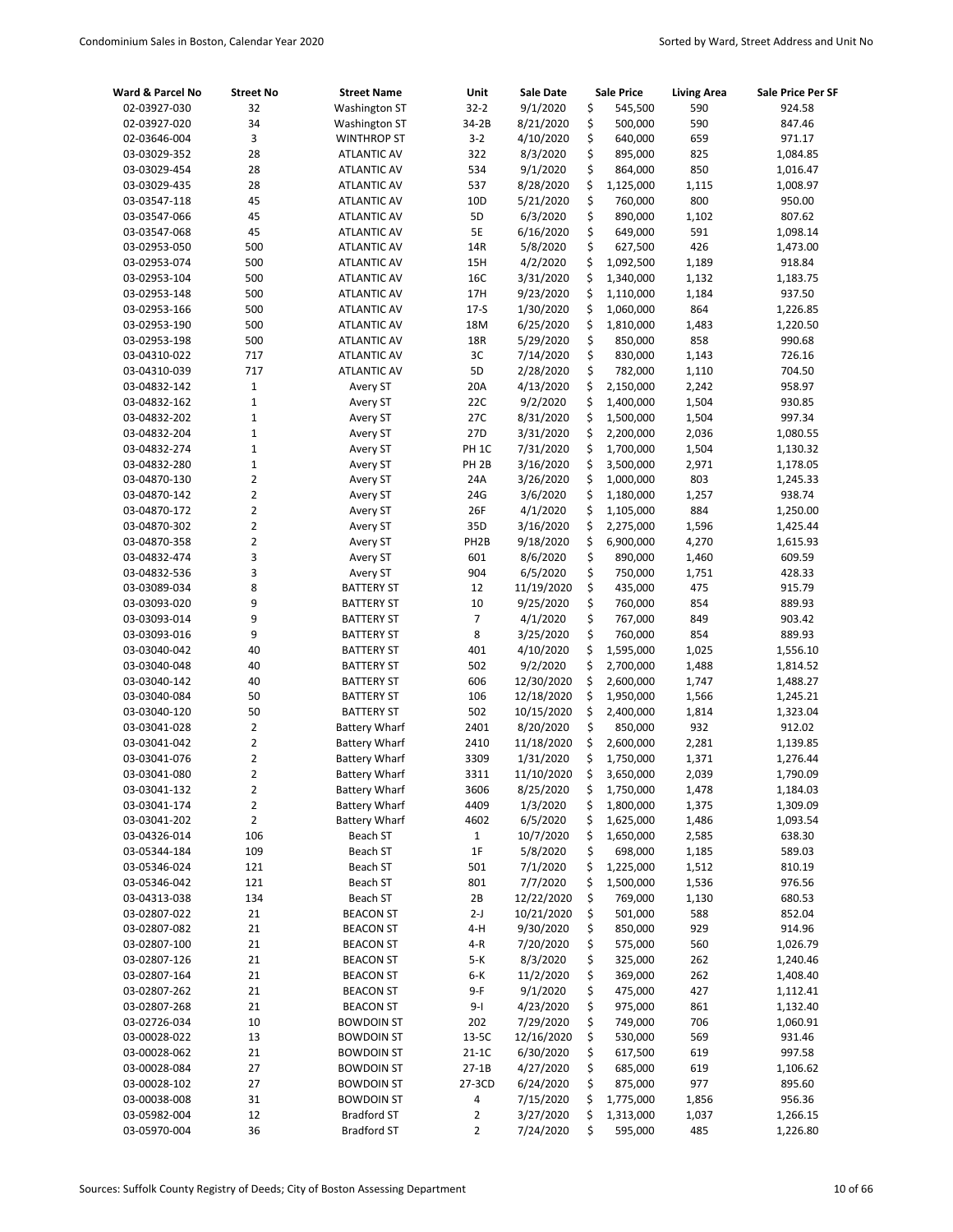| Ward & Parcel No | Street No | Street Name | Unit | Sale Date | Sale Price | Living Area | Sale Price Per SF |
|---|---|---|---|---|---|---|---|
| 02-03927-030 | 32 | Washington ST | 32-2 | 9/1/2020 | $ 545,500 | 590 | 924.58 |
| 02-03927-020 | 34 | Washington ST | 34-2B | 8/21/2020 | $ 500,000 | 590 | 847.46 |
| 02-03646-004 | 3 | WINTHROP ST | 3-2 | 4/10/2020 | $ 640,000 | 659 | 971.17 |
| 03-03029-352 | 28 | ATLANTIC AV | 322 | 8/3/2020 | $ 895,000 | 825 | 1,084.85 |
| 03-03029-454 | 28 | ATLANTIC AV | 534 | 9/1/2020 | $ 864,000 | 850 | 1,016.47 |
| 03-03029-435 | 28 | ATLANTIC AV | 537 | 8/28/2020 | $ 1,125,000 | 1,115 | 1,008.97 |
| 03-03547-118 | 45 | ATLANTIC AV | 10D | 5/21/2020 | $ 760,000 | 800 | 950.00 |
| 03-03547-066 | 45 | ATLANTIC AV | 5D | 6/3/2020 | $ 890,000 | 1,102 | 807.62 |
| 03-03547-068 | 45 | ATLANTIC AV | 5E | 6/16/2020 | $ 649,000 | 591 | 1,098.14 |
| 03-02953-050 | 500 | ATLANTIC AV | 14R | 5/8/2020 | $ 627,500 | 426 | 1,473.00 |
| 03-02953-074 | 500 | ATLANTIC AV | 15H | 4/2/2020 | $ 1,092,500 | 1,189 | 918.84 |
| 03-02953-104 | 500 | ATLANTIC AV | 16C | 3/31/2020 | $ 1,340,000 | 1,132 | 1,183.75 |
| 03-02953-148 | 500 | ATLANTIC AV | 17H | 9/23/2020 | $ 1,110,000 | 1,184 | 937.50 |
| 03-02953-166 | 500 | ATLANTIC AV | 17-S | 1/30/2020 | $ 1,060,000 | 864 | 1,226.85 |
| 03-02953-190 | 500 | ATLANTIC AV | 18M | 6/25/2020 | $ 1,810,000 | 1,483 | 1,220.50 |
| 03-02953-198 | 500 | ATLANTIC AV | 18R | 5/29/2020 | $ 850,000 | 858 | 990.68 |
| 03-04310-022 | 717 | ATLANTIC AV | 3C | 7/14/2020 | $ 830,000 | 1,143 | 726.16 |
| 03-04310-039 | 717 | ATLANTIC AV | 5D | 2/28/2020 | $ 782,000 | 1,110 | 704.50 |
| 03-04832-142 | 1 | Avery ST | 20A | 4/13/2020 | $ 2,150,000 | 2,242 | 958.97 |
| 03-04832-162 | 1 | Avery ST | 22C | 9/2/2020 | $ 1,400,000 | 1,504 | 930.85 |
| 03-04832-202 | 1 | Avery ST | 27C | 8/31/2020 | $ 1,500,000 | 1,504 | 997.34 |
| 03-04832-204 | 1 | Avery ST | 27D | 3/31/2020 | $ 2,200,000 | 2,036 | 1,080.55 |
| 03-04832-274 | 1 | Avery ST | PH 1C | 7/31/2020 | $ 1,700,000 | 1,504 | 1,130.32 |
| 03-04832-280 | 1 | Avery ST | PH 2B | 3/16/2020 | $ 3,500,000 | 2,971 | 1,178.05 |
| 03-04870-130 | 2 | Avery ST | 24A | 3/26/2020 | $ 1,000,000 | 803 | 1,245.33 |
| 03-04870-142 | 2 | Avery ST | 24G | 3/6/2020 | $ 1,180,000 | 1,257 | 938.74 |
| 03-04870-172 | 2 | Avery ST | 26F | 4/1/2020 | $ 1,105,000 | 884 | 1,250.00 |
| 03-04870-302 | 2 | Avery ST | 35D | 3/16/2020 | $ 2,275,000 | 1,596 | 1,425.44 |
| 03-04870-358 | 2 | Avery ST | PH2B | 9/18/2020 | $ 6,900,000 | 4,270 | 1,615.93 |
| 03-04832-474 | 3 | Avery ST | 601 | 8/6/2020 | $ 890,000 | 1,460 | 609.59 |
| 03-04832-536 | 3 | Avery ST | 904 | 6/5/2020 | $ 750,000 | 1,751 | 428.33 |
| 03-03089-034 | 8 | BATTERY ST | 12 | 11/19/2020 | $ 435,000 | 475 | 915.79 |
| 03-03093-020 | 9 | BATTERY ST | 10 | 9/25/2020 | $ 760,000 | 854 | 889.93 |
| 03-03093-014 | 9 | BATTERY ST | 7 | 4/1/2020 | $ 767,000 | 849 | 903.42 |
| 03-03093-016 | 9 | BATTERY ST | 8 | 3/25/2020 | $ 760,000 | 854 | 889.93 |
| 03-03040-042 | 40 | BATTERY ST | 401 | 4/10/2020 | $ 1,595,000 | 1,025 | 1,556.10 |
| 03-03040-048 | 40 | BATTERY ST | 502 | 9/2/2020 | $ 2,700,000 | 1,488 | 1,814.52 |
| 03-03040-142 | 40 | BATTERY ST | 606 | 12/30/2020 | $ 2,600,000 | 1,747 | 1,488.27 |
| 03-03040-084 | 50 | BATTERY ST | 106 | 12/18/2020 | $ 1,950,000 | 1,566 | 1,245.21 |
| 03-03040-120 | 50 | BATTERY ST | 502 | 10/15/2020 | $ 2,400,000 | 1,814 | 1,323.04 |
| 03-03041-028 | 2 | Battery Wharf | 2401 | 8/20/2020 | $ 850,000 | 932 | 912.02 |
| 03-03041-042 | 2 | Battery Wharf | 2410 | 11/18/2020 | $ 2,600,000 | 2,281 | 1,139.85 |
| 03-03041-076 | 2 | Battery Wharf | 3309 | 1/31/2020 | $ 1,750,000 | 1,371 | 1,276.44 |
| 03-03041-080 | 2 | Battery Wharf | 3311 | 11/10/2020 | $ 3,650,000 | 2,039 | 1,790.09 |
| 03-03041-132 | 2 | Battery Wharf | 3606 | 8/25/2020 | $ 1,750,000 | 1,478 | 1,184.03 |
| 03-03041-174 | 2 | Battery Wharf | 4409 | 1/3/2020 | $ 1,800,000 | 1,375 | 1,309.09 |
| 03-03041-202 | 2 | Battery Wharf | 4602 | 6/5/2020 | $ 1,625,000 | 1,486 | 1,093.54 |
| 03-04326-014 | 106 | Beach ST | 1 | 10/7/2020 | $ 1,650,000 | 2,585 | 638.30 |
| 03-05344-184 | 109 | Beach ST | 1F | 5/8/2020 | $ 698,000 | 1,185 | 589.03 |
| 03-05346-024 | 121 | Beach ST | 501 | 7/1/2020 | $ 1,225,000 | 1,512 | 810.19 |
| 03-05346-042 | 121 | Beach ST | 801 | 7/7/2020 | $ 1,500,000 | 1,536 | 976.56 |
| 03-04313-038 | 134 | Beach ST | 2B | 12/22/2020 | $ 769,000 | 1,130 | 680.53 |
| 03-02807-022 | 21 | BEACON ST | 2-J | 10/21/2020 | $ 501,000 | 588 | 852.04 |
| 03-02807-082 | 21 | BEACON ST | 4-H | 9/30/2020 | $ 850,000 | 929 | 914.96 |
| 03-02807-100 | 21 | BEACON ST | 4-R | 7/20/2020 | $ 575,000 | 560 | 1,026.79 |
| 03-02807-126 | 21 | BEACON ST | 5-K | 8/3/2020 | $ 325,000 | 262 | 1,240.46 |
| 03-02807-164 | 21 | BEACON ST | 6-K | 11/2/2020 | $ 369,000 | 262 | 1,408.40 |
| 03-02807-262 | 21 | BEACON ST | 9-F | 9/1/2020 | $ 475,000 | 427 | 1,112.41 |
| 03-02807-268 | 21 | BEACON ST | 9-I | 4/23/2020 | $ 975,000 | 861 | 1,132.40 |
| 03-02726-034 | 10 | BOWDOIN ST | 202 | 7/29/2020 | $ 749,000 | 706 | 1,060.91 |
| 03-00028-022 | 13 | BOWDOIN ST | 13-5C | 12/16/2020 | $ 530,000 | 569 | 931.46 |
| 03-00028-062 | 21 | BOWDOIN ST | 21-1C | 6/30/2020 | $ 617,500 | 619 | 997.58 |
| 03-00028-084 | 27 | BOWDOIN ST | 27-1B | 4/27/2020 | $ 685,000 | 619 | 1,106.62 |
| 03-00028-102 | 27 | BOWDOIN ST | 27-3CD | 6/24/2020 | $ 875,000 | 977 | 895.60 |
| 03-00038-008 | 31 | BOWDOIN ST | 4 | 7/15/2020 | $ 1,775,000 | 1,856 | 956.36 |
| 03-05982-004 | 12 | Bradford ST | 2 | 3/27/2020 | $ 1,313,000 | 1,037 | 1,266.15 |
| 03-05970-004 | 36 | Bradford ST | 2 | 7/24/2020 | $ 595,000 | 485 | 1,226.80 |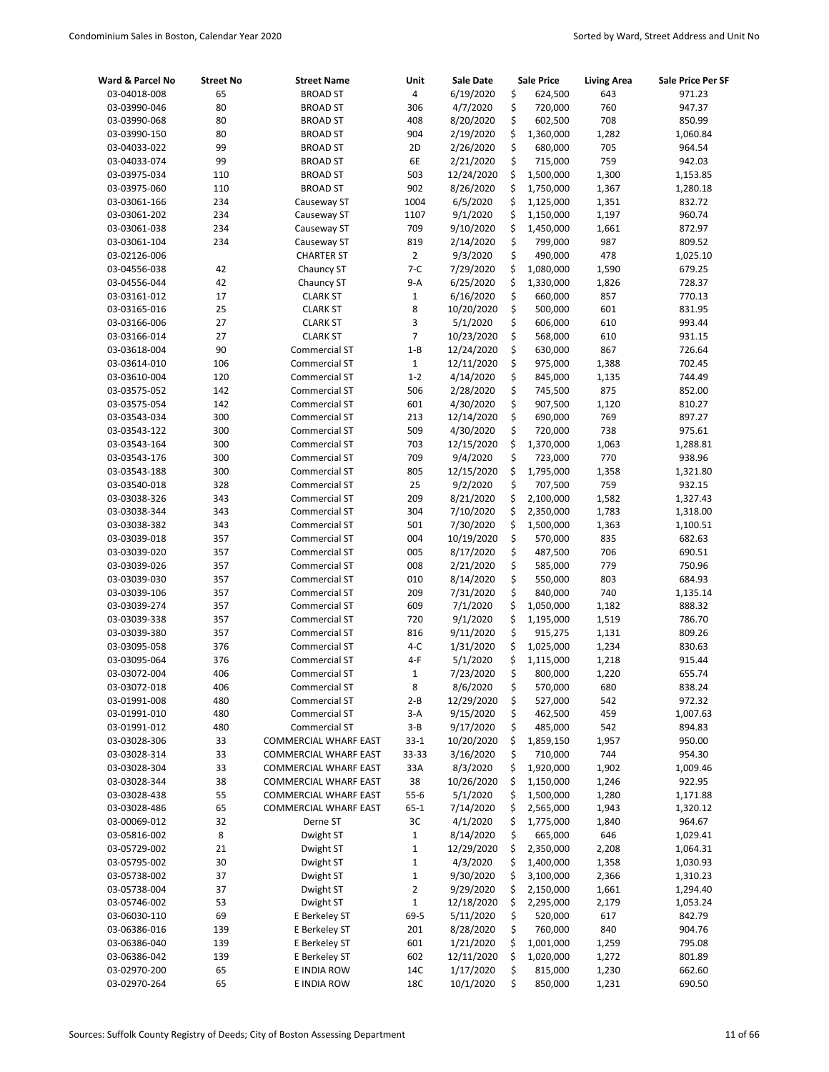| Ward & Parcel No | Street No | Street Name | Unit | Sale Date | Sale Price | Living Area | Sale Price Per SF |
|---|---|---|---|---|---|---|---|
| 03-04018-008 | 65 | BROAD ST | 4 | 6/19/2020 | $ 624,500 | 643 | 971.23 |
| 03-03990-046 | 80 | BROAD ST | 306 | 4/7/2020 | $ 720,000 | 760 | 947.37 |
| 03-03990-068 | 80 | BROAD ST | 408 | 8/20/2020 | $ 602,500 | 708 | 850.99 |
| 03-03990-150 | 80 | BROAD ST | 904 | 2/19/2020 | $ 1,360,000 | 1,282 | 1,060.84 |
| 03-04033-022 | 99 | BROAD ST | 2D | 2/26/2020 | $ 680,000 | 705 | 964.54 |
| 03-04033-074 | 99 | BROAD ST | 6E | 2/21/2020 | $ 715,000 | 759 | 942.03 |
| 03-03975-034 | 110 | BROAD ST | 503 | 12/24/2020 | $ 1,500,000 | 1,300 | 1,153.85 |
| 03-03975-060 | 110 | BROAD ST | 902 | 8/26/2020 | $ 1,750,000 | 1,367 | 1,280.18 |
| 03-03061-166 | 234 | Causeway ST | 1004 | 6/5/2020 | $ 1,125,000 | 1,351 | 832.72 |
| 03-03061-202 | 234 | Causeway ST | 1107 | 9/1/2020 | $ 1,150,000 | 1,197 | 960.74 |
| 03-03061-038 | 234 | Causeway ST | 709 | 9/10/2020 | $ 1,450,000 | 1,661 | 872.97 |
| 03-03061-104 | 234 | Causeway ST | 819 | 2/14/2020 | $ 799,000 | 987 | 809.52 |
| 03-02126-006 | | CHARTER ST | 2 | 9/3/2020 | $ 490,000 | 478 | 1,025.10 |
| 03-04556-038 | 42 | Chauncy ST | 7-C | 7/29/2020 | $ 1,080,000 | 1,590 | 679.25 |
| 03-04556-044 | 42 | Chauncy ST | 9-A | 6/25/2020 | $ 1,330,000 | 1,826 | 728.37 |
| 03-03161-012 | 17 | CLARK ST | 1 | 6/16/2020 | $ 660,000 | 857 | 770.13 |
| 03-03165-016 | 25 | CLARK ST | 8 | 10/20/2020 | $ 500,000 | 601 | 831.95 |
| 03-03166-006 | 27 | CLARK ST | 3 | 5/1/2020 | $ 606,000 | 610 | 993.44 |
| 03-03166-014 | 27 | CLARK ST | 7 | 10/23/2020 | $ 568,000 | 610 | 931.15 |
| 03-03618-004 | 90 | Commercial ST | 1-B | 12/24/2020 | $ 630,000 | 867 | 726.64 |
| 03-03614-010 | 106 | Commercial ST | 1 | 12/11/2020 | $ 975,000 | 1,388 | 702.45 |
| 03-03610-004 | 120 | Commercial ST | 1-2 | 4/14/2020 | $ 845,000 | 1,135 | 744.49 |
| 03-03575-052 | 142 | Commercial ST | 506 | 2/28/2020 | $ 745,500 | 875 | 852.00 |
| 03-03575-054 | 142 | Commercial ST | 601 | 4/30/2020 | $ 907,500 | 1,120 | 810.27 |
| 03-03543-034 | 300 | Commercial ST | 213 | 12/14/2020 | $ 690,000 | 769 | 897.27 |
| 03-03543-122 | 300 | Commercial ST | 509 | 4/30/2020 | $ 720,000 | 738 | 975.61 |
| 03-03543-164 | 300 | Commercial ST | 703 | 12/15/2020 | $ 1,370,000 | 1,063 | 1,288.81 |
| 03-03543-176 | 300 | Commercial ST | 709 | 9/4/2020 | $ 723,000 | 770 | 938.96 |
| 03-03543-188 | 300 | Commercial ST | 805 | 12/15/2020 | $ 1,795,000 | 1,358 | 1,321.80 |
| 03-03540-018 | 328 | Commercial ST | 25 | 9/2/2020 | $ 707,500 | 759 | 932.15 |
| 03-03038-326 | 343 | Commercial ST | 209 | 8/21/2020 | $ 2,100,000 | 1,582 | 1,327.43 |
| 03-03038-344 | 343 | Commercial ST | 304 | 7/10/2020 | $ 2,350,000 | 1,783 | 1,318.00 |
| 03-03038-382 | 343 | Commercial ST | 501 | 7/30/2020 | $ 1,500,000 | 1,363 | 1,100.51 |
| 03-03039-018 | 357 | Commercial ST | 004 | 10/19/2020 | $ 570,000 | 835 | 682.63 |
| 03-03039-020 | 357 | Commercial ST | 005 | 8/17/2020 | $ 487,500 | 706 | 690.51 |
| 03-03039-026 | 357 | Commercial ST | 008 | 2/21/2020 | $ 585,000 | 779 | 750.96 |
| 03-03039-030 | 357 | Commercial ST | 010 | 8/14/2020 | $ 550,000 | 803 | 684.93 |
| 03-03039-106 | 357 | Commercial ST | 209 | 7/31/2020 | $ 840,000 | 740 | 1,135.14 |
| 03-03039-274 | 357 | Commercial ST | 609 | 7/1/2020 | $ 1,050,000 | 1,182 | 888.32 |
| 03-03039-338 | 357 | Commercial ST | 720 | 9/1/2020 | $ 1,195,000 | 1,519 | 786.70 |
| 03-03039-380 | 357 | Commercial ST | 816 | 9/11/2020 | $ 915,275 | 1,131 | 809.26 |
| 03-03095-058 | 376 | Commercial ST | 4-C | 1/31/2020 | $ 1,025,000 | 1,234 | 830.63 |
| 03-03095-064 | 376 | Commercial ST | 4-F | 5/1/2020 | $ 1,115,000 | 1,218 | 915.44 |
| 03-03072-004 | 406 | Commercial ST | 1 | 7/23/2020 | $ 800,000 | 1,220 | 655.74 |
| 03-03072-018 | 406 | Commercial ST | 8 | 8/6/2020 | $ 570,000 | 680 | 838.24 |
| 03-01991-008 | 480 | Commercial ST | 2-B | 12/29/2020 | $ 527,000 | 542 | 972.32 |
| 03-01991-010 | 480 | Commercial ST | 3-A | 9/15/2020 | $ 462,500 | 459 | 1,007.63 |
| 03-01991-012 | 480 | Commercial ST | 3-B | 9/17/2020 | $ 485,000 | 542 | 894.83 |
| 03-03028-306 | 33 | COMMERCIAL WHARF EAST | 33-1 | 10/20/2020 | $ 1,859,150 | 1,957 | 950.00 |
| 03-03028-314 | 33 | COMMERCIAL WHARF EAST | 33-33 | 3/16/2020 | $ 710,000 | 744 | 954.30 |
| 03-03028-304 | 33 | COMMERCIAL WHARF EAST | 33A | 8/3/2020 | $ 1,920,000 | 1,902 | 1,009.46 |
| 03-03028-344 | 38 | COMMERCIAL WHARF EAST | 38 | 10/26/2020 | $ 1,150,000 | 1,246 | 922.95 |
| 03-03028-438 | 55 | COMMERCIAL WHARF EAST | 55-6 | 5/1/2020 | $ 1,500,000 | 1,280 | 1,171.88 |
| 03-03028-486 | 65 | COMMERCIAL WHARF EAST | 65-1 | 7/14/2020 | $ 2,565,000 | 1,943 | 1,320.12 |
| 03-00069-012 | 32 | Derne ST | 3C | 4/1/2020 | $ 1,775,000 | 1,840 | 964.67 |
| 03-05816-002 | 8 | Dwight ST | 1 | 8/14/2020 | $ 665,000 | 646 | 1,029.41 |
| 03-05729-002 | 21 | Dwight ST | 1 | 12/29/2020 | $ 2,350,000 | 2,208 | 1,064.31 |
| 03-05795-002 | 30 | Dwight ST | 1 | 4/3/2020 | $ 1,400,000 | 1,358 | 1,030.93 |
| 03-05738-002 | 37 | Dwight ST | 1 | 9/30/2020 | $ 3,100,000 | 2,366 | 1,310.23 |
| 03-05738-004 | 37 | Dwight ST | 2 | 9/29/2020 | $ 2,150,000 | 1,661 | 1,294.40 |
| 03-05746-002 | 53 | Dwight ST | 1 | 12/18/2020 | $ 2,295,000 | 2,179 | 1,053.24 |
| 03-06030-110 | 69 | E Berkeley ST | 69-5 | 5/11/2020 | $ 520,000 | 617 | 842.79 |
| 03-06386-016 | 139 | E Berkeley ST | 201 | 8/28/2020 | $ 760,000 | 840 | 904.76 |
| 03-06386-040 | 139 | E Berkeley ST | 601 | 1/21/2020 | $ 1,001,000 | 1,259 | 795.08 |
| 03-06386-042 | 139 | E Berkeley ST | 602 | 12/11/2020 | $ 1,020,000 | 1,272 | 801.89 |
| 03-02970-200 | 65 | E INDIA ROW | 14C | 1/17/2020 | $ 815,000 | 1,230 | 662.60 |
| 03-02970-264 | 65 | E INDIA ROW | 18C | 10/1/2020 | $ 850,000 | 1,231 | 690.50 |

Sources: Suffolk County Registry of Deeds; City of Boston Assessing Department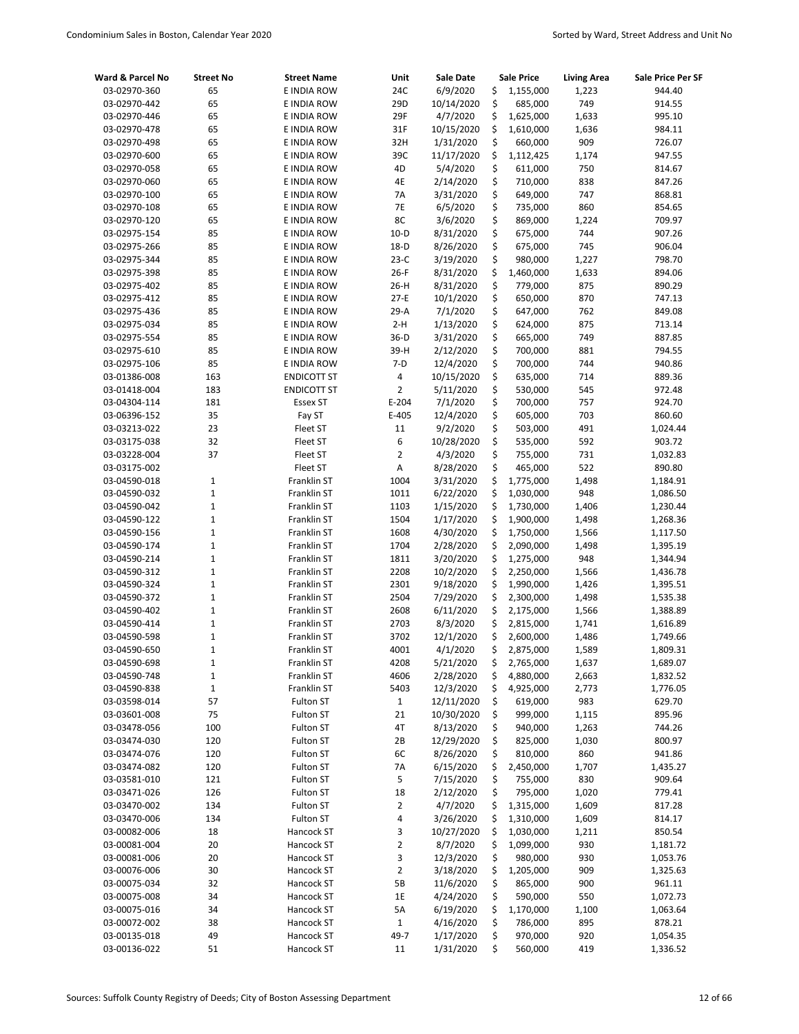| Ward & Parcel No | Street No | Street Name | Unit | Sale Date | Sale Price | Living Area | Sale Price Per SF |
|---|---|---|---|---|---|---|---|
| 03-02970-360 | 65 | E INDIA ROW | 24C | 6/9/2020 | $ 1,155,000 | 1,223 | 944.40 |
| 03-02970-442 | 65 | E INDIA ROW | 29D | 10/14/2020 | $ 685,000 | 749 | 914.55 |
| 03-02970-446 | 65 | E INDIA ROW | 29F | 4/7/2020 | $ 1,625,000 | 1,633 | 995.10 |
| 03-02970-478 | 65 | E INDIA ROW | 31F | 10/15/2020 | $ 1,610,000 | 1,636 | 984.11 |
| 03-02970-498 | 65 | E INDIA ROW | 32H | 1/31/2020 | $ 660,000 | 909 | 726.07 |
| 03-02970-600 | 65 | E INDIA ROW | 39C | 11/17/2020 | $ 1,112,425 | 1,174 | 947.55 |
| 03-02970-058 | 65 | E INDIA ROW | 4D | 5/4/2020 | $ 611,000 | 750 | 814.67 |
| 03-02970-060 | 65 | E INDIA ROW | 4E | 2/14/2020 | $ 710,000 | 838 | 847.26 |
| 03-02970-100 | 65 | E INDIA ROW | 7A | 3/31/2020 | $ 649,000 | 747 | 868.81 |
| 03-02970-108 | 65 | E INDIA ROW | 7E | 6/5/2020 | $ 735,000 | 860 | 854.65 |
| 03-02970-120 | 65 | E INDIA ROW | 8C | 3/6/2020 | $ 869,000 | 1,224 | 709.97 |
| 03-02975-154 | 85 | E INDIA ROW | 10-D | 8/31/2020 | $ 675,000 | 744 | 907.26 |
| 03-02975-266 | 85 | E INDIA ROW | 18-D | 8/26/2020 | $ 675,000 | 745 | 906.04 |
| 03-02975-344 | 85 | E INDIA ROW | 23-C | 3/19/2020 | $ 980,000 | 1,227 | 798.70 |
| 03-02975-398 | 85 | E INDIA ROW | 26-F | 8/31/2020 | $ 1,460,000 | 1,633 | 894.06 |
| 03-02975-402 | 85 | E INDIA ROW | 26-H | 8/31/2020 | $ 779,000 | 875 | 890.29 |
| 03-02975-412 | 85 | E INDIA ROW | 27-E | 10/1/2020 | $ 650,000 | 870 | 747.13 |
| 03-02975-436 | 85 | E INDIA ROW | 29-A | 7/1/2020 | $ 647,000 | 762 | 849.08 |
| 03-02975-034 | 85 | E INDIA ROW | 2-H | 1/13/2020 | $ 624,000 | 875 | 713.14 |
| 03-02975-554 | 85 | E INDIA ROW | 36-D | 3/31/2020 | $ 665,000 | 749 | 887.85 |
| 03-02975-610 | 85 | E INDIA ROW | 39-H | 2/12/2020 | $ 700,000 | 881 | 794.55 |
| 03-02975-106 | 85 | E INDIA ROW | 7-D | 12/4/2020 | $ 700,000 | 744 | 940.86 |
| 03-01386-008 | 163 | ENDICOTT ST | 4 | 10/15/2020 | $ 635,000 | 714 | 889.36 |
| 03-01418-004 | 183 | ENDICOTT ST | 2 | 5/11/2020 | $ 530,000 | 545 | 972.48 |
| 03-04304-114 | 181 | Essex ST | E-204 | 7/1/2020 | $ 700,000 | 757 | 924.70 |
| 03-06396-152 | 35 | Fay ST | E-405 | 12/4/2020 | $ 605,000 | 703 | 860.60 |
| 03-03213-022 | 23 | Fleet ST | 11 | 9/2/2020 | $ 503,000 | 491 | 1,024.44 |
| 03-03175-038 | 32 | Fleet ST | 6 | 10/28/2020 | $ 535,000 | 592 | 903.72 |
| 03-03228-004 | 37 | Fleet ST | 2 | 4/3/2020 | $ 755,000 | 731 | 1,032.83 |
| 03-03175-002 | | Fleet ST | A | 8/28/2020 | $ 465,000 | 522 | 890.80 |
| 03-04590-018 | 1 | Franklin ST | 1004 | 3/31/2020 | $ 1,775,000 | 1,498 | 1,184.91 |
| 03-04590-032 | 1 | Franklin ST | 1011 | 6/22/2020 | $ 1,030,000 | 948 | 1,086.50 |
| 03-04590-042 | 1 | Franklin ST | 1103 | 1/15/2020 | $ 1,730,000 | 1,406 | 1,230.44 |
| 03-04590-122 | 1 | Franklin ST | 1504 | 1/17/2020 | $ 1,900,000 | 1,498 | 1,268.36 |
| 03-04590-156 | 1 | Franklin ST | 1608 | 4/30/2020 | $ 1,750,000 | 1,566 | 1,117.50 |
| 03-04590-174 | 1 | Franklin ST | 1704 | 2/28/2020 | $ 2,090,000 | 1,498 | 1,395.19 |
| 03-04590-214 | 1 | Franklin ST | 1811 | 3/20/2020 | $ 1,275,000 | 948 | 1,344.94 |
| 03-04590-312 | 1 | Franklin ST | 2208 | 10/2/2020 | $ 2,250,000 | 1,566 | 1,436.78 |
| 03-04590-324 | 1 | Franklin ST | 2301 | 9/18/2020 | $ 1,990,000 | 1,426 | 1,395.51 |
| 03-04590-372 | 1 | Franklin ST | 2504 | 7/29/2020 | $ 2,300,000 | 1,498 | 1,535.38 |
| 03-04590-402 | 1 | Franklin ST | 2608 | 6/11/2020 | $ 2,175,000 | 1,566 | 1,388.89 |
| 03-04590-414 | 1 | Franklin ST | 2703 | 8/3/2020 | $ 2,815,000 | 1,741 | 1,616.89 |
| 03-04590-598 | 1 | Franklin ST | 3702 | 12/1/2020 | $ 2,600,000 | 1,486 | 1,749.66 |
| 03-04590-650 | 1 | Franklin ST | 4001 | 4/1/2020 | $ 2,875,000 | 1,589 | 1,809.31 |
| 03-04590-698 | 1 | Franklin ST | 4208 | 5/21/2020 | $ 2,765,000 | 1,637 | 1,689.07 |
| 03-04590-748 | 1 | Franklin ST | 4606 | 2/28/2020 | $ 4,880,000 | 2,663 | 1,832.52 |
| 03-04590-838 | 1 | Franklin ST | 5403 | 12/3/2020 | $ 4,925,000 | 2,773 | 1,776.05 |
| 03-03598-014 | 57 | Fulton ST | 1 | 12/11/2020 | $ 619,000 | 983 | 629.70 |
| 03-03601-008 | 75 | Fulton ST | 21 | 10/30/2020 | $ 999,000 | 1,115 | 895.96 |
| 03-03478-056 | 100 | Fulton ST | 4T | 8/13/2020 | $ 940,000 | 1,263 | 744.26 |
| 03-03474-030 | 120 | Fulton ST | 2B | 12/29/2020 | $ 825,000 | 1,030 | 800.97 |
| 03-03474-076 | 120 | Fulton ST | 6C | 8/26/2020 | $ 810,000 | 860 | 941.86 |
| 03-03474-082 | 120 | Fulton ST | 7A | 6/15/2020 | $ 2,450,000 | 1,707 | 1,435.27 |
| 03-03581-010 | 121 | Fulton ST | 5 | 7/15/2020 | $ 755,000 | 830 | 909.64 |
| 03-03471-026 | 126 | Fulton ST | 18 | 2/12/2020 | $ 795,000 | 1,020 | 779.41 |
| 03-03470-002 | 134 | Fulton ST | 2 | 4/7/2020 | $ 1,315,000 | 1,609 | 817.28 |
| 03-03470-006 | 134 | Fulton ST | 4 | 3/26/2020 | $ 1,310,000 | 1,609 | 814.17 |
| 03-00082-006 | 18 | Hancock ST | 3 | 10/27/2020 | $ 1,030,000 | 1,211 | 850.54 |
| 03-00081-004 | 20 | Hancock ST | 2 | 8/7/2020 | $ 1,099,000 | 930 | 1,181.72 |
| 03-00081-006 | 20 | Hancock ST | 3 | 12/3/2020 | $ 980,000 | 930 | 1,053.76 |
| 03-00076-006 | 30 | Hancock ST | 2 | 3/18/2020 | $ 1,205,000 | 909 | 1,325.63 |
| 03-00075-034 | 32 | Hancock ST | 5B | 11/6/2020 | $ 865,000 | 900 | 961.11 |
| 03-00075-008 | 34 | Hancock ST | 1E | 4/24/2020 | $ 590,000 | 550 | 1,072.73 |
| 03-00075-016 | 34 | Hancock ST | 5A | 6/19/2020 | $ 1,170,000 | 1,100 | 1,063.64 |
| 03-00072-002 | 38 | Hancock ST | 1 | 4/16/2020 | $ 786,000 | 895 | 878.21 |
| 03-00135-018 | 49 | Hancock ST | 49-7 | 1/17/2020 | $ 970,000 | 920 | 1,054.35 |
| 03-00136-022 | 51 | Hancock ST | 11 | 1/31/2020 | $ 560,000 | 419 | 1,336.52 |

Sources: Suffolk County Registry of Deeds; City of Boston Assessing Department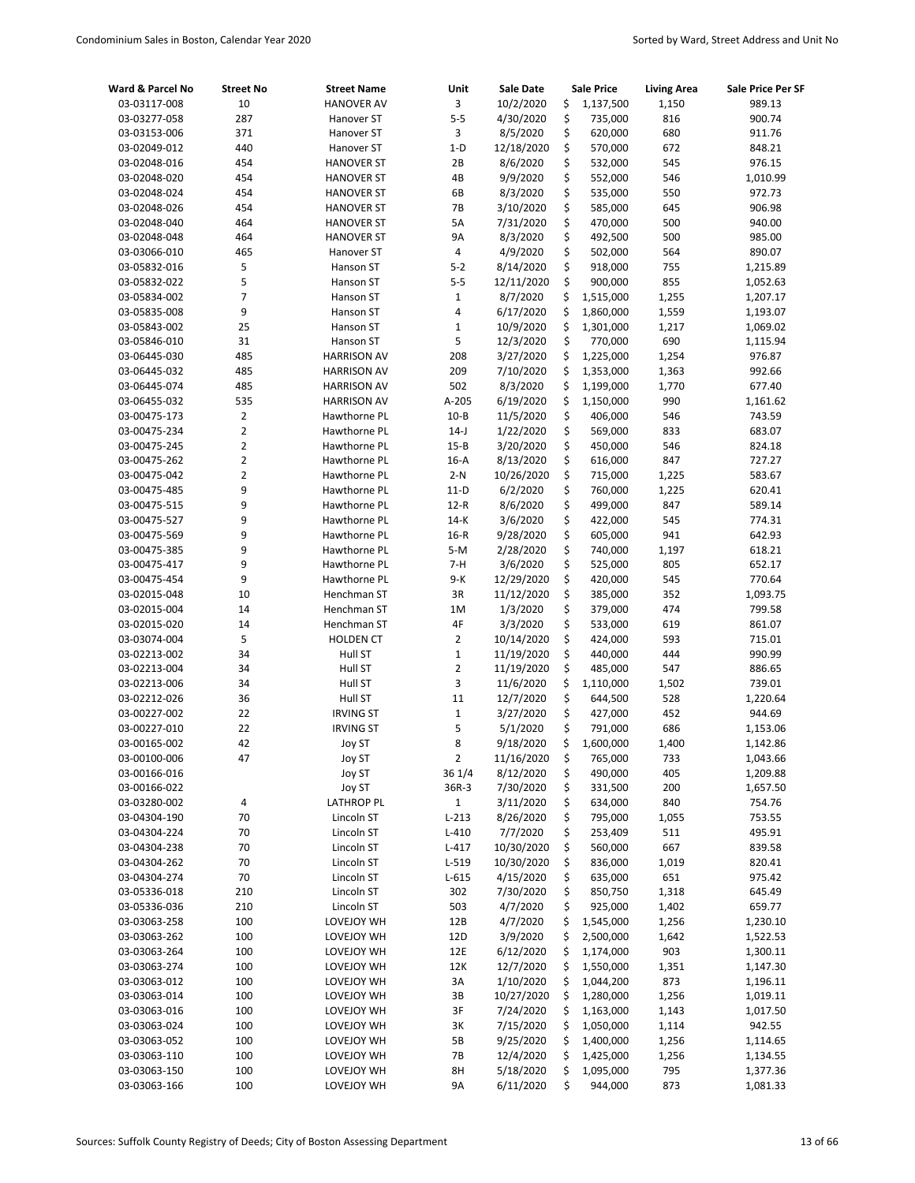| Ward & Parcel No | Street No | Street Name | Unit | Sale Date | Sale Price | Living Area | Sale Price Per SF |
|---|---|---|---|---|---|---|---|
| 03-03117-008 | 10 | HANOVER AV | 3 | 10/2/2020 | $ 1,137,500 | 1,150 | 989.13 |
| 03-03277-058 | 287 | Hanover ST | 5-5 | 4/30/2020 | $ 735,000 | 816 | 900.74 |
| 03-03153-006 | 371 | Hanover ST | 3 | 8/5/2020 | $ 620,000 | 680 | 911.76 |
| 03-02049-012 | 440 | Hanover ST | 1-D | 12/18/2020 | $ 570,000 | 672 | 848.21 |
| 03-02048-016 | 454 | HANOVER ST | 2B | 8/6/2020 | $ 532,000 | 545 | 976.15 |
| 03-02048-020 | 454 | HANOVER ST | 4B | 9/9/2020 | $ 552,000 | 546 | 1,010.99 |
| 03-02048-024 | 454 | HANOVER ST | 6B | 8/3/2020 | $ 535,000 | 550 | 972.73 |
| 03-02048-026 | 454 | HANOVER ST | 7B | 3/10/2020 | $ 585,000 | 645 | 906.98 |
| 03-02048-040 | 464 | HANOVER ST | 5A | 7/31/2020 | $ 470,000 | 500 | 940.00 |
| 03-02048-048 | 464 | HANOVER ST | 9A | 8/3/2020 | $ 492,500 | 500 | 985.00 |
| 03-03066-010 | 465 | Hanover ST | 4 | 4/9/2020 | $ 502,000 | 564 | 890.07 |
| 03-05832-016 | 5 | Hanson ST | 5-2 | 8/14/2020 | $ 918,000 | 755 | 1,215.89 |
| 03-05832-022 | 5 | Hanson ST | 5-5 | 12/11/2020 | $ 900,000 | 855 | 1,052.63 |
| 03-05834-002 | 7 | Hanson ST | 1 | 8/7/2020 | $ 1,515,000 | 1,255 | 1,207.17 |
| 03-05835-008 | 9 | Hanson ST | 4 | 6/17/2020 | $ 1,860,000 | 1,559 | 1,193.07 |
| 03-05843-002 | 25 | Hanson ST | 1 | 10/9/2020 | $ 1,301,000 | 1,217 | 1,069.02 |
| 03-05846-010 | 31 | Hanson ST | 5 | 12/3/2020 | $ 770,000 | 690 | 1,115.94 |
| 03-06445-030 | 485 | HARRISON AV | 208 | 3/27/2020 | $ 1,225,000 | 1,254 | 976.87 |
| 03-06445-032 | 485 | HARRISON AV | 209 | 7/10/2020 | $ 1,353,000 | 1,363 | 992.66 |
| 03-06445-074 | 485 | HARRISON AV | 502 | 8/3/2020 | $ 1,199,000 | 1,770 | 677.40 |
| 03-06455-032 | 535 | HARRISON AV | A-205 | 6/19/2020 | $ 1,150,000 | 990 | 1,161.62 |
| 03-00475-173 | 2 | Hawthorne PL | 10-B | 11/5/2020 | $ 406,000 | 546 | 743.59 |
| 03-00475-234 | 2 | Hawthorne PL | 14-J | 1/22/2020 | $ 569,000 | 833 | 683.07 |
| 03-00475-245 | 2 | Hawthorne PL | 15-B | 3/20/2020 | $ 450,000 | 546 | 824.18 |
| 03-00475-262 | 2 | Hawthorne PL | 16-A | 8/13/2020 | $ 616,000 | 847 | 727.27 |
| 03-00475-042 | 2 | Hawthorne PL | 2-N | 10/26/2020 | $ 715,000 | 1,225 | 583.67 |
| 03-00475-485 | 9 | Hawthorne PL | 11-D | 6/2/2020 | $ 760,000 | 1,225 | 620.41 |
| 03-00475-515 | 9 | Hawthorne PL | 12-R | 8/6/2020 | $ 499,000 | 847 | 589.14 |
| 03-00475-527 | 9 | Hawthorne PL | 14-K | 3/6/2020 | $ 422,000 | 545 | 774.31 |
| 03-00475-569 | 9 | Hawthorne PL | 16-R | 9/28/2020 | $ 605,000 | 941 | 642.93 |
| 03-00475-385 | 9 | Hawthorne PL | 5-M | 2/28/2020 | $ 740,000 | 1,197 | 618.21 |
| 03-00475-417 | 9 | Hawthorne PL | 7-H | 3/6/2020 | $ 525,000 | 805 | 652.17 |
| 03-00475-454 | 9 | Hawthorne PL | 9-K | 12/29/2020 | $ 420,000 | 545 | 770.64 |
| 03-02015-048 | 10 | Henchman ST | 3R | 11/12/2020 | $ 385,000 | 352 | 1,093.75 |
| 03-02015-004 | 14 | Henchman ST | 1M | 1/3/2020 | $ 379,000 | 474 | 799.58 |
| 03-02015-020 | 14 | Henchman ST | 4F | 3/3/2020 | $ 533,000 | 619 | 861.07 |
| 03-03074-004 | 5 | HOLDEN CT | 2 | 10/14/2020 | $ 424,000 | 593 | 715.01 |
| 03-02213-002 | 34 | Hull ST | 1 | 11/19/2020 | $ 440,000 | 444 | 990.99 |
| 03-02213-004 | 34 | Hull ST | 2 | 11/19/2020 | $ 485,000 | 547 | 886.65 |
| 03-02213-006 | 34 | Hull ST | 3 | 11/6/2020 | $ 1,110,000 | 1,502 | 739.01 |
| 03-02212-026 | 36 | Hull ST | 11 | 12/7/2020 | $ 644,500 | 528 | 1,220.64 |
| 03-00227-002 | 22 | IRVING ST | 1 | 3/27/2020 | $ 427,000 | 452 | 944.69 |
| 03-00227-010 | 22 | IRVING ST | 5 | 5/1/2020 | $ 791,000 | 686 | 1,153.06 |
| 03-00165-002 | 42 | Joy ST | 8 | 9/18/2020 | $ 1,600,000 | 1,400 | 1,142.86 |
| 03-00100-006 | 47 | Joy ST | 2 | 11/16/2020 | $ 765,000 | 733 | 1,043.66 |
| 03-00166-016 | | Joy ST | 36 1/4 | 8/12/2020 | $ 490,000 | 405 | 1,209.88 |
| 03-00166-022 | | Joy ST | 36R-3 | 7/30/2020 | $ 331,500 | 200 | 1,657.50 |
| 03-03280-002 | 4 | LATHROP PL | 1 | 3/11/2020 | $ 634,000 | 840 | 754.76 |
| 03-04304-190 | 70 | Lincoln ST | L-213 | 8/26/2020 | $ 795,000 | 1,055 | 753.55 |
| 03-04304-224 | 70 | Lincoln ST | L-410 | 7/7/2020 | $ 253,409 | 511 | 495.91 |
| 03-04304-238 | 70 | Lincoln ST | L-417 | 10/30/2020 | $ 560,000 | 667 | 839.58 |
| 03-04304-262 | 70 | Lincoln ST | L-519 | 10/30/2020 | $ 836,000 | 1,019 | 820.41 |
| 03-04304-274 | 70 | Lincoln ST | L-615 | 4/15/2020 | $ 635,000 | 651 | 975.42 |
| 03-05336-018 | 210 | Lincoln ST | 302 | 7/30/2020 | $ 850,750 | 1,318 | 645.49 |
| 03-05336-036 | 210 | Lincoln ST | 503 | 4/7/2020 | $ 925,000 | 1,402 | 659.77 |
| 03-03063-258 | 100 | LOVEJOY WH | 12B | 4/7/2020 | $ 1,545,000 | 1,256 | 1,230.10 |
| 03-03063-262 | 100 | LOVEJOY WH | 12D | 3/9/2020 | $ 2,500,000 | 1,642 | 1,522.53 |
| 03-03063-264 | 100 | LOVEJOY WH | 12E | 6/12/2020 | $ 1,174,000 | 903 | 1,300.11 |
| 03-03063-274 | 100 | LOVEJOY WH | 12K | 12/7/2020 | $ 1,550,000 | 1,351 | 1,147.30 |
| 03-03063-012 | 100 | LOVEJOY WH | 3A | 1/10/2020 | $ 1,044,200 | 873 | 1,196.11 |
| 03-03063-014 | 100 | LOVEJOY WH | 3B | 10/27/2020 | $ 1,280,000 | 1,256 | 1,019.11 |
| 03-03063-016 | 100 | LOVEJOY WH | 3F | 7/24/2020 | $ 1,163,000 | 1,143 | 1,017.50 |
| 03-03063-024 | 100 | LOVEJOY WH | 3K | 7/15/2020 | $ 1,050,000 | 1,114 | 942.55 |
| 03-03063-052 | 100 | LOVEJOY WH | 5B | 9/25/2020 | $ 1,400,000 | 1,256 | 1,114.65 |
| 03-03063-110 | 100 | LOVEJOY WH | 7B | 12/4/2020 | $ 1,425,000 | 1,256 | 1,134.55 |
| 03-03063-150 | 100 | LOVEJOY WH | 8H | 5/18/2020 | $ 1,095,000 | 795 | 1,377.36 |
| 03-03063-166 | 100 | LOVEJOY WH | 9A | 6/11/2020 | $ 944,000 | 873 | 1,081.33 |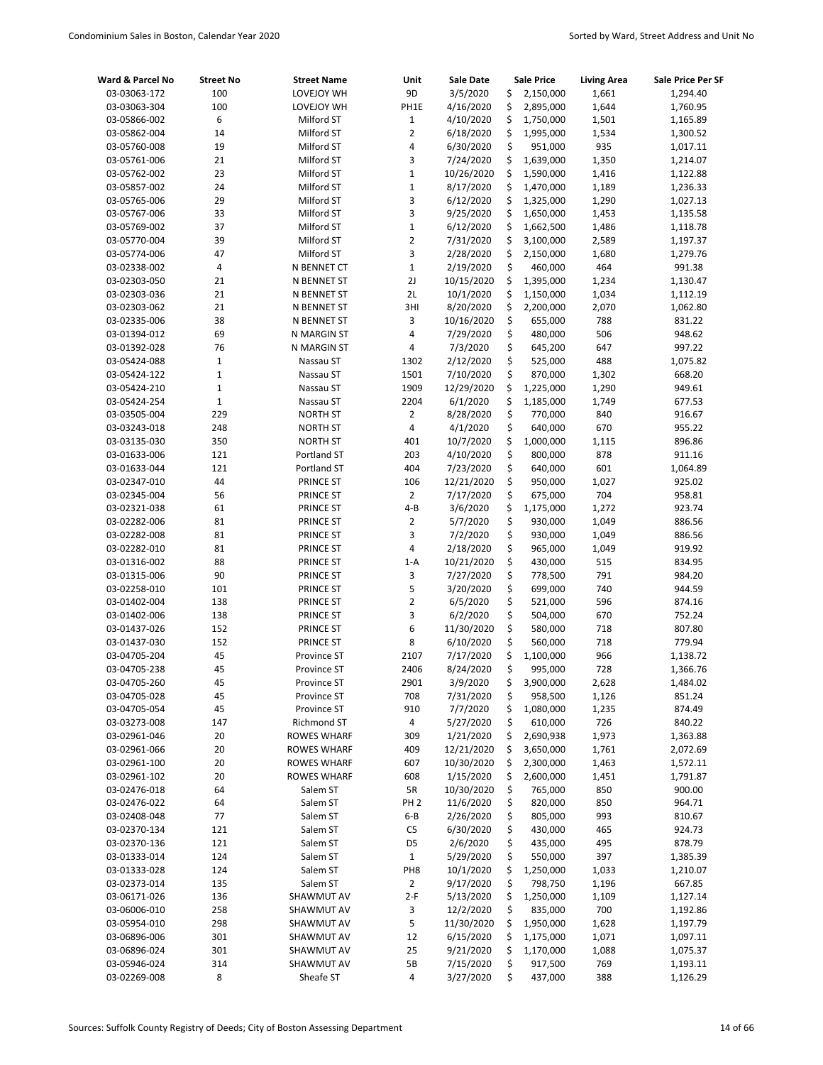| Ward & Parcel No | Street No | Street Name | Unit | Sale Date | Sale Price | Living Area | Sale Price Per SF |
|---|---|---|---|---|---|---|---|
| 03-03063-172 | 100 | LOVEJOY WH | 9D | 3/5/2020 | $ 2,150,000 | 1,661 | 1,294.40 |
| 03-03063-304 | 100 | LOVEJOY WH | PH1E | 4/16/2020 | $ 2,895,000 | 1,644 | 1,760.95 |
| 03-05866-002 | 6 | Milford ST | 1 | 4/10/2020 | $ 1,750,000 | 1,501 | 1,165.89 |
| 03-05862-004 | 14 | Milford ST | 2 | 6/18/2020 | $ 1,995,000 | 1,534 | 1,300.52 |
| 03-05760-008 | 19 | Milford ST | 4 | 6/30/2020 | $ 951,000 | 935 | 1,017.11 |
| 03-05761-006 | 21 | Milford ST | 3 | 7/24/2020 | $ 1,639,000 | 1,350 | 1,214.07 |
| 03-05762-002 | 23 | Milford ST | 1 | 10/26/2020 | $ 1,590,000 | 1,416 | 1,122.88 |
| 03-05857-002 | 24 | Milford ST | 1 | 8/17/2020 | $ 1,470,000 | 1,189 | 1,236.33 |
| 03-05765-006 | 29 | Milford ST | 3 | 6/12/2020 | $ 1,325,000 | 1,290 | 1,027.13 |
| 03-05767-006 | 33 | Milford ST | 3 | 9/25/2020 | $ 1,650,000 | 1,453 | 1,135.58 |
| 03-05769-002 | 37 | Milford ST | 1 | 6/12/2020 | $ 1,662,500 | 1,486 | 1,118.78 |
| 03-05770-004 | 39 | Milford ST | 2 | 7/31/2020 | $ 3,100,000 | 2,589 | 1,197.37 |
| 03-05774-006 | 47 | Milford ST | 3 | 2/28/2020 | $ 2,150,000 | 1,680 | 1,279.76 |
| 03-02338-002 | 4 | N BENNET CT | 1 | 2/19/2020 | $ 460,000 | 464 | 991.38 |
| 03-02303-050 | 21 | N BENNET ST | 2J | 10/15/2020 | $ 1,395,000 | 1,234 | 1,130.47 |
| 03-02303-036 | 21 | N BENNET ST | 2L | 10/1/2020 | $ 1,150,000 | 1,034 | 1,112.19 |
| 03-02303-062 | 21 | N BENNET ST | 3HI | 8/20/2020 | $ 2,200,000 | 2,070 | 1,062.80 |
| 03-02335-006 | 38 | N BENNET ST | 3 | 10/16/2020 | $ 655,000 | 788 | 831.22 |
| 03-01394-012 | 69 | N MARGIN ST | 4 | 7/29/2020 | $ 480,000 | 506 | 948.62 |
| 03-01392-028 | 76 | N MARGIN ST | 4 | 7/3/2020 | $ 645,200 | 647 | 997.22 |
| 03-05424-088 | 1 | Nassau ST | 1302 | 2/12/2020 | $ 525,000 | 488 | 1,075.82 |
| 03-05424-122 | 1 | Nassau ST | 1501 | 7/10/2020 | $ 870,000 | 1,302 | 668.20 |
| 03-05424-210 | 1 | Nassau ST | 1909 | 12/29/2020 | $ 1,225,000 | 1,290 | 949.61 |
| 03-05424-254 | 1 | Nassau ST | 2204 | 6/1/2020 | $ 1,185,000 | 1,749 | 677.53 |
| 03-03505-004 | 229 | NORTH ST | 2 | 8/28/2020 | $ 770,000 | 840 | 916.67 |
| 03-03243-018 | 248 | NORTH ST | 4 | 4/1/2020 | $ 640,000 | 670 | 955.22 |
| 03-03135-030 | 350 | NORTH ST | 401 | 10/7/2020 | $ 1,000,000 | 1,115 | 896.86 |
| 03-01633-006 | 121 | Portland ST | 203 | 4/10/2020 | $ 800,000 | 878 | 911.16 |
| 03-01633-044 | 121 | Portland ST | 404 | 7/23/2020 | $ 640,000 | 601 | 1,064.89 |
| 03-02347-010 | 44 | PRINCE ST | 106 | 12/21/2020 | $ 950,000 | 1,027 | 925.02 |
| 03-02345-004 | 56 | PRINCE ST | 2 | 7/17/2020 | $ 675,000 | 704 | 958.81 |
| 03-02321-038 | 61 | PRINCE ST | 4-B | 3/6/2020 | $ 1,175,000 | 1,272 | 923.74 |
| 03-02282-006 | 81 | PRINCE ST | 2 | 5/7/2020 | $ 930,000 | 1,049 | 886.56 |
| 03-02282-008 | 81 | PRINCE ST | 3 | 7/2/2020 | $ 930,000 | 1,049 | 886.56 |
| 03-02282-010 | 81 | PRINCE ST | 4 | 2/18/2020 | $ 965,000 | 1,049 | 919.92 |
| 03-01316-002 | 88 | PRINCE ST | 1-A | 10/21/2020 | $ 430,000 | 515 | 834.95 |
| 03-01315-006 | 90 | PRINCE ST | 3 | 7/27/2020 | $ 778,500 | 791 | 984.20 |
| 03-02258-010 | 101 | PRINCE ST | 5 | 3/20/2020 | $ 699,000 | 740 | 944.59 |
| 03-01402-004 | 138 | PRINCE ST | 2 | 6/5/2020 | $ 521,000 | 596 | 874.16 |
| 03-01402-006 | 138 | PRINCE ST | 3 | 6/2/2020 | $ 504,000 | 670 | 752.24 |
| 03-01437-026 | 152 | PRINCE ST | 6 | 11/30/2020 | $ 580,000 | 718 | 807.80 |
| 03-01437-030 | 152 | PRINCE ST | 8 | 6/10/2020 | $ 560,000 | 718 | 779.94 |
| 03-04705-204 | 45 | Province ST | 2107 | 7/17/2020 | $ 1,100,000 | 966 | 1,138.72 |
| 03-04705-238 | 45 | Province ST | 2406 | 8/24/2020 | $ 995,000 | 728 | 1,366.76 |
| 03-04705-260 | 45 | Province ST | 2901 | 3/9/2020 | $ 3,900,000 | 2,628 | 1,484.02 |
| 03-04705-028 | 45 | Province ST | 708 | 7/31/2020 | $ 958,500 | 1,126 | 851.24 |
| 03-04705-054 | 45 | Province ST | 910 | 7/7/2020 | $ 1,080,000 | 1,235 | 874.49 |
| 03-03273-008 | 147 | Richmond ST | 4 | 5/27/2020 | $ 610,000 | 726 | 840.22 |
| 03-02961-046 | 20 | ROWES WHARF | 309 | 1/21/2020 | $ 2,690,938 | 1,973 | 1,363.88 |
| 03-02961-066 | 20 | ROWES WHARF | 409 | 12/21/2020 | $ 3,650,000 | 1,761 | 2,072.69 |
| 03-02961-100 | 20 | ROWES WHARF | 607 | 10/30/2020 | $ 2,300,000 | 1,463 | 1,572.11 |
| 03-02961-102 | 20 | ROWES WHARF | 608 | 1/15/2020 | $ 2,600,000 | 1,451 | 1,791.87 |
| 03-02476-018 | 64 | Salem ST | 5R | 10/30/2020 | $ 765,000 | 850 | 900.00 |
| 03-02476-022 | 64 | Salem ST | PH 2 | 11/6/2020 | $ 820,000 | 850 | 964.71 |
| 03-02408-048 | 77 | Salem ST | 6-B | 2/26/2020 | $ 805,000 | 993 | 810.67 |
| 03-02370-134 | 121 | Salem ST | C5 | 6/30/2020 | $ 430,000 | 465 | 924.73 |
| 03-02370-136 | 121 | Salem ST | D5 | 2/6/2020 | $ 435,000 | 495 | 878.79 |
| 03-01333-014 | 124 | Salem ST | 1 | 5/29/2020 | $ 550,000 | 397 | 1,385.39 |
| 03-01333-028 | 124 | Salem ST | PH8 | 10/1/2020 | $ 1,250,000 | 1,033 | 1,210.07 |
| 03-02373-014 | 135 | Salem ST | 2 | 9/17/2020 | $ 798,750 | 1,196 | 667.85 |
| 03-06171-026 | 136 | SHAWMUT AV | 2-F | 5/13/2020 | $ 1,250,000 | 1,109 | 1,127.14 |
| 03-06006-010 | 258 | SHAWMUT AV | 3 | 12/2/2020 | $ 835,000 | 700 | 1,192.86 |
| 03-05954-010 | 298 | SHAWMUT AV | 5 | 11/30/2020 | $ 1,950,000 | 1,628 | 1,197.79 |
| 03-06896-006 | 301 | SHAWMUT AV | 12 | 6/15/2020 | $ 1,175,000 | 1,071 | 1,097.11 |
| 03-06896-024 | 301 | SHAWMUT AV | 25 | 9/21/2020 | $ 1,170,000 | 1,088 | 1,075.37 |
| 03-05946-024 | 314 | SHAWMUT AV | 5B | 7/15/2020 | $ 917,500 | 769 | 1,193.11 |
| 03-02269-008 | 8 | Sheafe ST | 4 | 3/27/2020 | $ 437,000 | 388 | 1,126.29 |

Sources: Suffolk County Registry of Deeds; City of Boston Assessing Department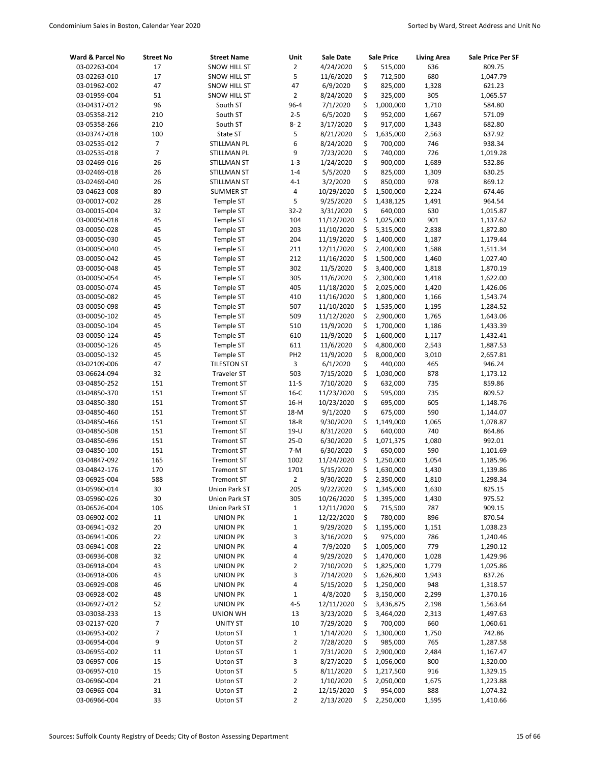| Ward & Parcel No | Street No | Street Name | Unit | Sale Date | Sale Price | Living Area | Sale Price Per SF |
|---|---|---|---|---|---|---|---|
| 03-02263-004 | 17 | SNOW HILL ST | 2 | 4/24/2020 | $ 515,000 | 636 | 809.75 |
| 03-02263-010 | 17 | SNOW HILL ST | 5 | 11/6/2020 | $ 712,500 | 680 | 1,047.79 |
| 03-01962-002 | 47 | SNOW HILL ST | 47 | 6/9/2020 | $ 825,000 | 1,328 | 621.23 |
| 03-01959-004 | 51 | SNOW HILL ST | 2 | 8/24/2020 | $ 325,000 | 305 | 1,065.57 |
| 03-04317-012 | 96 | South ST | 96-4 | 7/1/2020 | $ 1,000,000 | 1,710 | 584.80 |
| 03-05358-212 | 210 | South ST | 2-5 | 6/5/2020 | $ 952,000 | 1,667 | 571.09 |
| 03-05358-266 | 210 | South ST | 8- 2 | 3/17/2020 | $ 917,000 | 1,343 | 682.80 |
| 03-03747-018 | 100 | State ST | 5 | 8/21/2020 | $ 1,635,000 | 2,563 | 637.92 |
| 03-02535-012 | 7 | STILLMAN PL | 6 | 8/24/2020 | $ 700,000 | 746 | 938.34 |
| 03-02535-018 | 7 | STILLMAN PL | 9 | 7/23/2020 | $ 740,000 | 726 | 1,019.28 |
| 03-02469-016 | 26 | STILLMAN ST | 1-3 | 1/24/2020 | $ 900,000 | 1,689 | 532.86 |
| 03-02469-018 | 26 | STILLMAN ST | 1-4 | 5/5/2020 | $ 825,000 | 1,309 | 630.25 |
| 03-02469-040 | 26 | STILLMAN ST | 4-1 | 3/2/2020 | $ 850,000 | 978 | 869.12 |
| 03-04623-008 | 80 | SUMMER ST | 4 | 10/29/2020 | $ 1,500,000 | 2,224 | 674.46 |
| 03-00017-002 | 28 | Temple ST | 5 | 9/25/2020 | $ 1,438,125 | 1,491 | 964.54 |
| 03-00015-004 | 32 | Temple ST | 32-2 | 3/31/2020 | $ 640,000 | 630 | 1,015.87 |
| 03-00050-018 | 45 | Temple ST | 104 | 11/12/2020 | $ 1,025,000 | 901 | 1,137.62 |
| 03-00050-028 | 45 | Temple ST | 203 | 11/10/2020 | $ 5,315,000 | 2,838 | 1,872.80 |
| 03-00050-030 | 45 | Temple ST | 204 | 11/19/2020 | $ 1,400,000 | 1,187 | 1,179.44 |
| 03-00050-040 | 45 | Temple ST | 211 | 12/11/2020 | $ 2,400,000 | 1,588 | 1,511.34 |
| 03-00050-042 | 45 | Temple ST | 212 | 11/16/2020 | $ 1,500,000 | 1,460 | 1,027.40 |
| 03-00050-048 | 45 | Temple ST | 302 | 11/5/2020 | $ 3,400,000 | 1,818 | 1,870.19 |
| 03-00050-054 | 45 | Temple ST | 305 | 11/6/2020 | $ 2,300,000 | 1,418 | 1,622.00 |
| 03-00050-074 | 45 | Temple ST | 405 | 11/18/2020 | $ 2,025,000 | 1,420 | 1,426.06 |
| 03-00050-082 | 45 | Temple ST | 410 | 11/16/2020 | $ 1,800,000 | 1,166 | 1,543.74 |
| 03-00050-098 | 45 | Temple ST | 507 | 11/10/2020 | $ 1,535,000 | 1,195 | 1,284.52 |
| 03-00050-102 | 45 | Temple ST | 509 | 11/12/2020 | $ 2,900,000 | 1,765 | 1,643.06 |
| 03-00050-104 | 45 | Temple ST | 510 | 11/9/2020 | $ 1,700,000 | 1,186 | 1,433.39 |
| 03-00050-124 | 45 | Temple ST | 610 | 11/9/2020 | $ 1,600,000 | 1,117 | 1,432.41 |
| 03-00050-126 | 45 | Temple ST | 611 | 11/6/2020 | $ 4,800,000 | 2,543 | 1,887.53 |
| 03-00050-132 | 45 | Temple ST | PH2 | 11/9/2020 | $ 8,000,000 | 3,010 | 2,657.81 |
| 03-02109-006 | 47 | TILESTON ST | 3 | 6/1/2020 | $ 440,000 | 465 | 946.24 |
| 03-06624-094 | 32 | Traveler ST | 503 | 7/15/2020 | $ 1,030,000 | 878 | 1,173.12 |
| 03-04850-252 | 151 | Tremont ST | 11-S | 7/10/2020 | $ 632,000 | 735 | 859.86 |
| 03-04850-370 | 151 | Tremont ST | 16-C | 11/23/2020 | $ 595,000 | 735 | 809.52 |
| 03-04850-380 | 151 | Tremont ST | 16-H | 10/23/2020 | $ 695,000 | 605 | 1,148.76 |
| 03-04850-460 | 151 | Tremont ST | 18-M | 9/1/2020 | $ 675,000 | 590 | 1,144.07 |
| 03-04850-466 | 151 | Tremont ST | 18-R | 9/30/2020 | $ 1,149,000 | 1,065 | 1,078.87 |
| 03-04850-508 | 151 | Tremont ST | 19-U | 8/31/2020 | $ 640,000 | 740 | 864.86 |
| 03-04850-696 | 151 | Tremont ST | 25-D | 6/30/2020 | $ 1,071,375 | 1,080 | 992.01 |
| 03-04850-100 | 151 | Tremont ST | 7-M | 6/30/2020 | $ 650,000 | 590 | 1,101.69 |
| 03-04847-092 | 165 | Tremont ST | 1002 | 11/24/2020 | $ 1,250,000 | 1,054 | 1,185.96 |
| 03-04842-176 | 170 | Tremont ST | 1701 | 5/15/2020 | $ 1,630,000 | 1,430 | 1,139.86 |
| 03-06925-004 | 588 | Tremont ST | 2 | 9/30/2020 | $ 2,350,000 | 1,810 | 1,298.34 |
| 03-05960-014 | 30 | Union Park ST | 205 | 9/22/2020 | $ 1,345,000 | 1,630 | 825.15 |
| 03-05960-026 | 30 | Union Park ST | 305 | 10/26/2020 | $ 1,395,000 | 1,430 | 975.52 |
| 03-06526-004 | 106 | Union Park ST | 1 | 12/11/2020 | $ 715,500 | 787 | 909.15 |
| 03-06902-002 | 11 | UNION PK | 1 | 12/22/2020 | $ 780,000 | 896 | 870.54 |
| 03-06941-032 | 20 | UNION PK | 1 | 9/29/2020 | $ 1,195,000 | 1,151 | 1,038.23 |
| 03-06941-006 | 22 | UNION PK | 3 | 3/16/2020 | $ 975,000 | 786 | 1,240.46 |
| 03-06941-008 | 22 | UNION PK | 4 | 7/9/2020 | $ 1,005,000 | 779 | 1,290.12 |
| 03-06936-008 | 32 | UNION PK | 4 | 9/29/2020 | $ 1,470,000 | 1,028 | 1,429.96 |
| 03-06918-004 | 43 | UNION PK | 2 | 7/10/2020 | $ 1,825,000 | 1,779 | 1,025.86 |
| 03-06918-006 | 43 | UNION PK | 3 | 7/14/2020 | $ 1,626,800 | 1,943 | 837.26 |
| 03-06929-008 | 46 | UNION PK | 4 | 5/15/2020 | $ 1,250,000 | 948 | 1,318.57 |
| 03-06928-002 | 48 | UNION PK | 1 | 4/8/2020 | $ 3,150,000 | 2,299 | 1,370.16 |
| 03-06927-012 | 52 | UNION PK | 4-5 | 12/11/2020 | $ 3,436,875 | 2,198 | 1,563.64 |
| 03-03038-233 | 13 | UNION WH | 13 | 3/23/2020 | $ 3,464,020 | 2,313 | 1,497.63 |
| 03-02137-020 | 7 | UNITY ST | 10 | 7/29/2020 | $ 700,000 | 660 | 1,060.61 |
| 03-06953-002 | 7 | Upton ST | 1 | 1/14/2020 | $ 1,300,000 | 1,750 | 742.86 |
| 03-06954-004 | 9 | Upton ST | 2 | 7/28/2020 | $ 985,000 | 765 | 1,287.58 |
| 03-06955-002 | 11 | Upton ST | 1 | 7/31/2020 | $ 2,900,000 | 2,484 | 1,167.47 |
| 03-06957-006 | 15 | Upton ST | 3 | 8/27/2020 | $ 1,056,000 | 800 | 1,320.00 |
| 03-06957-010 | 15 | Upton ST | 5 | 8/11/2020 | $ 1,217,500 | 916 | 1,329.15 |
| 03-06960-004 | 21 | Upton ST | 2 | 1/10/2020 | $ 2,050,000 | 1,675 | 1,223.88 |
| 03-06965-004 | 31 | Upton ST | 2 | 12/15/2020 | $ 954,000 | 888 | 1,074.32 |
| 03-06966-004 | 33 | Upton ST | 2 | 2/13/2020 | $ 2,250,000 | 1,595 | 1,410.66 |

Sources: Suffolk County Registry of Deeds; City of Boston Assessing Department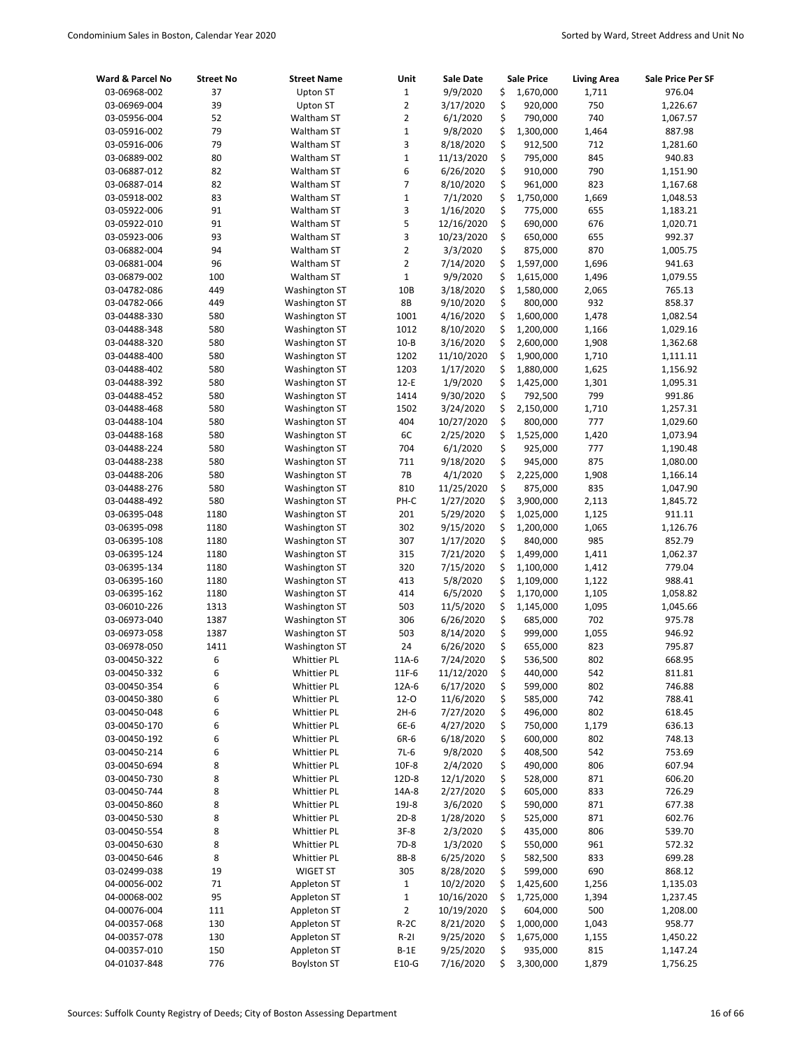| Ward & Parcel No | Street No | Street Name | Unit | Sale Date | Sale Price | Living Area | Sale Price Per SF |
|---|---|---|---|---|---|---|---|
| 03-06968-002 | 37 | Upton ST | 1 | 9/9/2020 | $ 1,670,000 | 1,711 | 976.04 |
| 03-06969-004 | 39 | Upton ST | 2 | 3/17/2020 | $ 920,000 | 750 | 1,226.67 |
| 03-05956-004 | 52 | Waltham ST | 2 | 6/1/2020 | $ 790,000 | 740 | 1,067.57 |
| 03-05916-002 | 79 | Waltham ST | 1 | 9/8/2020 | $ 1,300,000 | 1,464 | 887.98 |
| 03-05916-006 | 79 | Waltham ST | 3 | 8/18/2020 | $ 912,500 | 712 | 1,281.60 |
| 03-06889-002 | 80 | Waltham ST | 1 | 11/13/2020 | $ 795,000 | 845 | 940.83 |
| 03-06887-012 | 82 | Waltham ST | 6 | 6/26/2020 | $ 910,000 | 790 | 1,151.90 |
| 03-06887-014 | 82 | Waltham ST | 7 | 8/10/2020 | $ 961,000 | 823 | 1,167.68 |
| 03-05918-002 | 83 | Waltham ST | 1 | 7/1/2020 | $ 1,750,000 | 1,669 | 1,048.53 |
| 03-05922-006 | 91 | Waltham ST | 3 | 1/16/2020 | $ 775,000 | 655 | 1,183.21 |
| 03-05922-010 | 91 | Waltham ST | 5 | 12/16/2020 | $ 690,000 | 676 | 1,020.71 |
| 03-05923-006 | 93 | Waltham ST | 3 | 10/23/2020 | $ 650,000 | 655 | 992.37 |
| 03-06882-004 | 94 | Waltham ST | 2 | 3/3/2020 | $ 875,000 | 870 | 1,005.75 |
| 03-06881-004 | 96 | Waltham ST | 2 | 7/14/2020 | $ 1,597,000 | 1,696 | 941.63 |
| 03-06879-002 | 100 | Waltham ST | 1 | 9/9/2020 | $ 1,615,000 | 1,496 | 1,079.55 |
| 03-04782-086 | 449 | Washington ST | 10B | 3/18/2020 | $ 1,580,000 | 2,065 | 765.13 |
| 03-04782-066 | 449 | Washington ST | 8B | 9/10/2020 | $ 800,000 | 932 | 858.37 |
| 03-04488-330 | 580 | Washington ST | 1001 | 4/16/2020 | $ 1,600,000 | 1,478 | 1,082.54 |
| 03-04488-348 | 580 | Washington ST | 1012 | 8/10/2020 | $ 1,200,000 | 1,166 | 1,029.16 |
| 03-04488-320 | 580 | Washington ST | 10-B | 3/16/2020 | $ 2,600,000 | 1,908 | 1,362.68 |
| 03-04488-400 | 580 | Washington ST | 1202 | 11/10/2020 | $ 1,900,000 | 1,710 | 1,111.11 |
| 03-04488-402 | 580 | Washington ST | 1203 | 1/17/2020 | $ 1,880,000 | 1,625 | 1,156.92 |
| 03-04488-392 | 580 | Washington ST | 12-E | 1/9/2020 | $ 1,425,000 | 1,301 | 1,095.31 |
| 03-04488-452 | 580 | Washington ST | 1414 | 9/30/2020 | $ 792,500 | 799 | 991.86 |
| 03-04488-468 | 580 | Washington ST | 1502 | 3/24/2020 | $ 2,150,000 | 1,710 | 1,257.31 |
| 03-04488-104 | 580 | Washington ST | 404 | 10/27/2020 | $ 800,000 | 777 | 1,029.60 |
| 03-04488-168 | 580 | Washington ST | 6C | 2/25/2020 | $ 1,525,000 | 1,420 | 1,073.94 |
| 03-04488-224 | 580 | Washington ST | 704 | 6/1/2020 | $ 925,000 | 777 | 1,190.48 |
| 03-04488-238 | 580 | Washington ST | 711 | 9/18/2020 | $ 945,000 | 875 | 1,080.00 |
| 03-04488-206 | 580 | Washington ST | 7B | 4/1/2020 | $ 2,225,000 | 1,908 | 1,166.14 |
| 03-04488-276 | 580 | Washington ST | 810 | 11/25/2020 | $ 875,000 | 835 | 1,047.90 |
| 03-04488-492 | 580 | Washington ST | PH-C | 1/27/2020 | $ 3,900,000 | 2,113 | 1,845.72 |
| 03-06395-048 | 1180 | Washington ST | 201 | 5/29/2020 | $ 1,025,000 | 1,125 | 911.11 |
| 03-06395-098 | 1180 | Washington ST | 302 | 9/15/2020 | $ 1,200,000 | 1,065 | 1,126.76 |
| 03-06395-108 | 1180 | Washington ST | 307 | 1/17/2020 | $ 840,000 | 985 | 852.79 |
| 03-06395-124 | 1180 | Washington ST | 315 | 7/21/2020 | $ 1,499,000 | 1,411 | 1,062.37 |
| 03-06395-134 | 1180 | Washington ST | 320 | 7/15/2020 | $ 1,100,000 | 1,412 | 779.04 |
| 03-06395-160 | 1180 | Washington ST | 413 | 5/8/2020 | $ 1,109,000 | 1,122 | 988.41 |
| 03-06395-162 | 1180 | Washington ST | 414 | 6/5/2020 | $ 1,170,000 | 1,105 | 1,058.82 |
| 03-06010-226 | 1313 | Washington ST | 503 | 11/5/2020 | $ 1,145,000 | 1,095 | 1,045.66 |
| 03-06973-040 | 1387 | Washington ST | 306 | 6/26/2020 | $ 685,000 | 702 | 975.78 |
| 03-06973-058 | 1387 | Washington ST | 503 | 8/14/2020 | $ 999,000 | 1,055 | 946.92 |
| 03-06978-050 | 1411 | Washington ST | 24 | 6/26/2020 | $ 655,000 | 823 | 795.87 |
| 03-00450-322 | 6 | Whittier PL | 11A-6 | 7/24/2020 | $ 536,500 | 802 | 668.95 |
| 03-00450-332 | 6 | Whittier PL | 11F-6 | 11/12/2020 | $ 440,000 | 542 | 811.81 |
| 03-00450-354 | 6 | Whittier PL | 12A-6 | 6/17/2020 | $ 599,000 | 802 | 746.88 |
| 03-00450-380 | 6 | Whittier PL | 12-O | 11/6/2020 | $ 585,000 | 742 | 788.41 |
| 03-00450-048 | 6 | Whittier PL | 2H-6 | 7/27/2020 | $ 496,000 | 802 | 618.45 |
| 03-00450-170 | 6 | Whittier PL | 6E-6 | 4/27/2020 | $ 750,000 | 1,179 | 636.13 |
| 03-00450-192 | 6 | Whittier PL | 6R-6 | 6/18/2020 | $ 600,000 | 802 | 748.13 |
| 03-00450-214 | 6 | Whittier PL | 7L-6 | 9/8/2020 | $ 408,500 | 542 | 753.69 |
| 03-00450-694 | 8 | Whittier PL | 10F-8 | 2/4/2020 | $ 490,000 | 806 | 607.94 |
| 03-00450-730 | 8 | Whittier PL | 12D-8 | 12/1/2020 | $ 528,000 | 871 | 606.20 |
| 03-00450-744 | 8 | Whittier PL | 14A-8 | 2/27/2020 | $ 605,000 | 833 | 726.29 |
| 03-00450-860 | 8 | Whittier PL | 19J-8 | 3/6/2020 | $ 590,000 | 871 | 677.38 |
| 03-00450-530 | 8 | Whittier PL | 2D-8 | 1/28/2020 | $ 525,000 | 871 | 602.76 |
| 03-00450-554 | 8 | Whittier PL | 3F-8 | 2/3/2020 | $ 435,000 | 806 | 539.70 |
| 03-00450-630 | 8 | Whittier PL | 7D-8 | 1/3/2020 | $ 550,000 | 961 | 572.32 |
| 03-00450-646 | 8 | Whittier PL | 8B-8 | 6/25/2020 | $ 582,500 | 833 | 699.28 |
| 03-02499-038 | 19 | WIGET ST | 305 | 8/28/2020 | $ 599,000 | 690 | 868.12 |
| 04-00056-002 | 71 | Appleton ST | 1 | 10/2/2020 | $ 1,425,600 | 1,256 | 1,135.03 |
| 04-00068-002 | 95 | Appleton ST | 1 | 10/16/2020 | $ 1,725,000 | 1,394 | 1,237.45 |
| 04-00076-004 | 111 | Appleton ST | 2 | 10/19/2020 | $ 604,000 | 500 | 1,208.00 |
| 04-00357-068 | 130 | Appleton ST | R-2C | 8/21/2020 | $ 1,000,000 | 1,043 | 958.77 |
| 04-00357-078 | 130 | Appleton ST | R-2I | 9/25/2020 | $ 1,675,000 | 1,155 | 1,450.22 |
| 04-00357-010 | 150 | Appleton ST | B-1E | 9/25/2020 | $ 935,000 | 815 | 1,147.24 |
| 04-01037-848 | 776 | Boylston ST | E10-G | 7/16/2020 | $ 3,300,000 | 1,879 | 1,756.25 |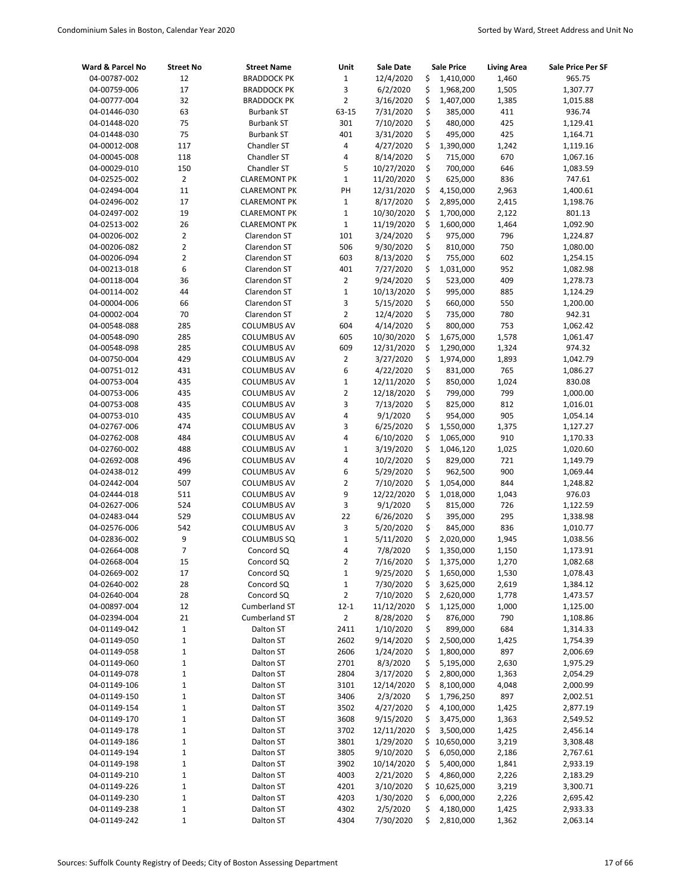| Ward & Parcel No | Street No | Street Name | Unit | Sale Date | Sale Price | Living Area | Sale Price Per SF |
|---|---|---|---|---|---|---|---|
| 04-00787-002 | 12 | BRADDOCK PK | 1 | 12/4/2020 | $ 1,410,000 | 1,460 | 965.75 |
| 04-00759-006 | 17 | BRADDOCK PK | 3 | 6/2/2020 | $ 1,968,200 | 1,505 | 1,307.77 |
| 04-00777-004 | 32 | BRADDOCK PK | 2 | 3/16/2020 | $ 1,407,000 | 1,385 | 1,015.88 |
| 04-01446-030 | 63 | Burbank ST | 63-15 | 7/31/2020 | $ 385,000 | 411 | 936.74 |
| 04-01448-020 | 75 | Burbank ST | 301 | 7/10/2020 | $ 480,000 | 425 | 1,129.41 |
| 04-01448-030 | 75 | Burbank ST | 401 | 3/31/2020 | $ 495,000 | 425 | 1,164.71 |
| 04-00012-008 | 117 | Chandler ST | 4 | 4/27/2020 | $ 1,390,000 | 1,242 | 1,119.16 |
| 04-00045-008 | 118 | Chandler ST | 4 | 8/14/2020 | $ 715,000 | 670 | 1,067.16 |
| 04-00029-010 | 150 | Chandler ST | 5 | 10/27/2020 | $ 700,000 | 646 | 1,083.59 |
| 04-02525-002 | 2 | CLAREMONT PK | 1 | 11/20/2020 | $ 625,000 | 836 | 747.61 |
| 04-02494-004 | 11 | CLAREMONT PK | PH | 12/31/2020 | $ 4,150,000 | 2,963 | 1,400.61 |
| 04-02496-002 | 17 | CLAREMONT PK | 1 | 8/17/2020 | $ 2,895,000 | 2,415 | 1,198.76 |
| 04-02497-002 | 19 | CLAREMONT PK | 1 | 10/30/2020 | $ 1,700,000 | 2,122 | 801.13 |
| 04-02513-002 | 26 | CLAREMONT PK | 1 | 11/19/2020 | $ 1,600,000 | 1,464 | 1,092.90 |
| 04-00206-002 | 2 | Clarendon ST | 101 | 3/24/2020 | $ 975,000 | 796 | 1,224.87 |
| 04-00206-082 | 2 | Clarendon ST | 506 | 9/30/2020 | $ 810,000 | 750 | 1,080.00 |
| 04-00206-094 | 2 | Clarendon ST | 603 | 8/13/2020 | $ 755,000 | 602 | 1,254.15 |
| 04-00213-018 | 6 | Clarendon ST | 401 | 7/27/2020 | $ 1,031,000 | 952 | 1,082.98 |
| 04-00118-004 | 36 | Clarendon ST | 2 | 9/24/2020 | $ 523,000 | 409 | 1,278.73 |
| 04-00114-002 | 44 | Clarendon ST | 1 | 10/13/2020 | $ 995,000 | 885 | 1,124.29 |
| 04-00004-006 | 66 | Clarendon ST | 3 | 5/15/2020 | $ 660,000 | 550 | 1,200.00 |
| 04-00002-004 | 70 | Clarendon ST | 2 | 12/4/2020 | $ 735,000 | 780 | 942.31 |
| 04-00548-088 | 285 | COLUMBUS AV | 604 | 4/14/2020 | $ 800,000 | 753 | 1,062.42 |
| 04-00548-090 | 285 | COLUMBUS AV | 605 | 10/30/2020 | $ 1,675,000 | 1,578 | 1,061.47 |
| 04-00548-098 | 285 | COLUMBUS AV | 609 | 12/31/2020 | $ 1,290,000 | 1,324 | 974.32 |
| 04-00750-004 | 429 | COLUMBUS AV | 2 | 3/27/2020 | $ 1,974,000 | 1,893 | 1,042.79 |
| 04-00751-012 | 431 | COLUMBUS AV | 6 | 4/22/2020 | $ 831,000 | 765 | 1,086.27 |
| 04-00753-004 | 435 | COLUMBUS AV | 1 | 12/11/2020 | $ 850,000 | 1,024 | 830.08 |
| 04-00753-006 | 435 | COLUMBUS AV | 2 | 12/18/2020 | $ 799,000 | 799 | 1,000.00 |
| 04-00753-008 | 435 | COLUMBUS AV | 3 | 7/13/2020 | $ 825,000 | 812 | 1,016.01 |
| 04-00753-010 | 435 | COLUMBUS AV | 4 | 9/1/2020 | $ 954,000 | 905 | 1,054.14 |
| 04-02767-006 | 474 | COLUMBUS AV | 3 | 6/25/2020 | $ 1,550,000 | 1,375 | 1,127.27 |
| 04-02762-008 | 484 | COLUMBUS AV | 4 | 6/10/2020 | $ 1,065,000 | 910 | 1,170.33 |
| 04-02760-002 | 488 | COLUMBUS AV | 1 | 3/19/2020 | $ 1,046,120 | 1,025 | 1,020.60 |
| 04-02692-008 | 496 | COLUMBUS AV | 4 | 10/2/2020 | $ 829,000 | 721 | 1,149.79 |
| 04-02438-012 | 499 | COLUMBUS AV | 6 | 5/29/2020 | $ 962,500 | 900 | 1,069.44 |
| 04-02442-004 | 507 | COLUMBUS AV | 2 | 7/10/2020 | $ 1,054,000 | 844 | 1,248.82 |
| 04-02444-018 | 511 | COLUMBUS AV | 9 | 12/22/2020 | $ 1,018,000 | 1,043 | 976.03 |
| 04-02627-006 | 524 | COLUMBUS AV | 3 | 9/1/2020 | $ 815,000 | 726 | 1,122.59 |
| 04-02483-044 | 529 | COLUMBUS AV | 22 | 6/26/2020 | $ 395,000 | 295 | 1,338.98 |
| 04-02576-006 | 542 | COLUMBUS AV | 3 | 5/20/2020 | $ 845,000 | 836 | 1,010.77 |
| 04-02836-002 | 9 | COLUMBUS SQ | 1 | 5/11/2020 | $ 2,020,000 | 1,945 | 1,038.56 |
| 04-02664-008 | 7 | Concord SQ | 4 | 7/8/2020 | $ 1,350,000 | 1,150 | 1,173.91 |
| 04-02668-004 | 15 | Concord SQ | 2 | 7/16/2020 | $ 1,375,000 | 1,270 | 1,082.68 |
| 04-02669-002 | 17 | Concord SQ | 1 | 9/25/2020 | $ 1,650,000 | 1,530 | 1,078.43 |
| 04-02640-002 | 28 | Concord SQ | 1 | 7/30/2020 | $ 3,625,000 | 2,619 | 1,384.12 |
| 04-02640-004 | 28 | Concord SQ | 2 | 7/10/2020 | $ 2,620,000 | 1,778 | 1,473.57 |
| 04-00897-004 | 12 | Cumberland ST | 12-1 | 11/12/2020 | $ 1,125,000 | 1,000 | 1,125.00 |
| 04-02394-004 | 21 | Cumberland ST | 2 | 8/28/2020 | $ 876,000 | 790 | 1,108.86 |
| 04-01149-042 | 1 | Dalton ST | 2411 | 1/10/2020 | $ 899,000 | 684 | 1,314.33 |
| 04-01149-050 | 1 | Dalton ST | 2602 | 9/14/2020 | $ 2,500,000 | 1,425 | 1,754.39 |
| 04-01149-058 | 1 | Dalton ST | 2606 | 1/24/2020 | $ 1,800,000 | 897 | 2,006.69 |
| 04-01149-060 | 1 | Dalton ST | 2701 | 8/3/2020 | $ 5,195,000 | 2,630 | 1,975.29 |
| 04-01149-078 | 1 | Dalton ST | 2804 | 3/17/2020 | $ 2,800,000 | 1,363 | 2,054.29 |
| 04-01149-106 | 1 | Dalton ST | 3101 | 12/14/2020 | $ 8,100,000 | 4,048 | 2,000.99 |
| 04-01149-150 | 1 | Dalton ST | 3406 | 2/3/2020 | $ 1,796,250 | 897 | 2,002.51 |
| 04-01149-154 | 1 | Dalton ST | 3502 | 4/27/2020 | $ 4,100,000 | 1,425 | 2,877.19 |
| 04-01149-170 | 1 | Dalton ST | 3608 | 9/15/2020 | $ 3,475,000 | 1,363 | 2,549.52 |
| 04-01149-178 | 1 | Dalton ST | 3702 | 12/11/2020 | $ 3,500,000 | 1,425 | 2,456.14 |
| 04-01149-186 | 1 | Dalton ST | 3801 | 1/29/2020 | $ 10,650,000 | 3,219 | 3,308.48 |
| 04-01149-194 | 1 | Dalton ST | 3805 | 9/10/2020 | $ 6,050,000 | 2,186 | 2,767.61 |
| 04-01149-198 | 1 | Dalton ST | 3902 | 10/14/2020 | $ 5,400,000 | 1,841 | 2,933.19 |
| 04-01149-210 | 1 | Dalton ST | 4003 | 2/21/2020 | $ 4,860,000 | 2,226 | 2,183.29 |
| 04-01149-226 | 1 | Dalton ST | 4201 | 3/10/2020 | $ 10,625,000 | 3,219 | 3,300.71 |
| 04-01149-230 | 1 | Dalton ST | 4203 | 1/30/2020 | $ 6,000,000 | 2,226 | 2,695.42 |
| 04-01149-238 | 1 | Dalton ST | 4302 | 2/5/2020 | $ 4,180,000 | 1,425 | 2,933.33 |
| 04-01149-242 | 1 | Dalton ST | 4304 | 7/30/2020 | $ 2,810,000 | 1,362 | 2,063.14 |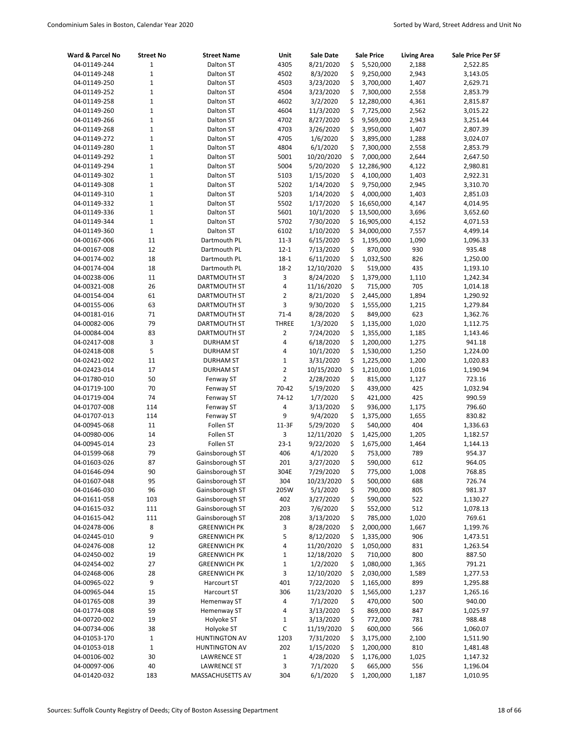| Ward & Parcel No | Street No | Street Name | Unit | Sale Date | Sale Price | Living Area | Sale Price Per SF |
|---|---|---|---|---|---|---|---|
| 04-01149-244 | 1 | Dalton ST | 4305 | 8/21/2020 | $ 5,520,000 | 2,188 | 2,522.85 |
| 04-01149-248 | 1 | Dalton ST | 4502 | 8/3/2020 | $ 9,250,000 | 2,943 | 3,143.05 |
| 04-01149-250 | 1 | Dalton ST | 4503 | 3/23/2020 | $ 3,700,000 | 1,407 | 2,629.71 |
| 04-01149-252 | 1 | Dalton ST | 4504 | 3/23/2020 | $ 7,300,000 | 2,558 | 2,853.79 |
| 04-01149-258 | 1 | Dalton ST | 4602 | 3/2/2020 | $ 12,280,000 | 4,361 | 2,815.87 |
| 04-01149-260 | 1 | Dalton ST | 4604 | 11/3/2020 | $ 7,725,000 | 2,562 | 3,015.22 |
| 04-01149-266 | 1 | Dalton ST | 4702 | 8/27/2020 | $ 9,569,000 | 2,943 | 3,251.44 |
| 04-01149-268 | 1 | Dalton ST | 4703 | 3/26/2020 | $ 3,950,000 | 1,407 | 2,807.39 |
| 04-01149-272 | 1 | Dalton ST | 4705 | 1/6/2020 | $ 3,895,000 | 1,288 | 3,024.07 |
| 04-01149-280 | 1 | Dalton ST | 4804 | 6/1/2020 | $ 7,300,000 | 2,558 | 2,853.79 |
| 04-01149-292 | 1 | Dalton ST | 5001 | 10/20/2020 | $ 7,000,000 | 2,644 | 2,647.50 |
| 04-01149-294 | 1 | Dalton ST | 5004 | 5/20/2020 | $ 12,286,900 | 4,122 | 2,980.81 |
| 04-01149-302 | 1 | Dalton ST | 5103 | 1/15/2020 | $ 4,100,000 | 1,403 | 2,922.31 |
| 04-01149-308 | 1 | Dalton ST | 5202 | 1/14/2020 | $ 9,750,000 | 2,945 | 3,310.70 |
| 04-01149-310 | 1 | Dalton ST | 5203 | 1/14/2020 | $ 4,000,000 | 1,403 | 2,851.03 |
| 04-01149-332 | 1 | Dalton ST | 5502 | 1/17/2020 | $ 16,650,000 | 4,147 | 4,014.95 |
| 04-01149-336 | 1 | Dalton ST | 5601 | 10/1/2020 | $ 13,500,000 | 3,696 | 3,652.60 |
| 04-01149-344 | 1 | Dalton ST | 5702 | 7/30/2020 | $ 16,905,000 | 4,152 | 4,071.53 |
| 04-01149-360 | 1 | Dalton ST | 6102 | 1/10/2020 | $ 34,000,000 | 7,557 | 4,499.14 |
| 04-00167-006 | 11 | Dartmouth PL | 11-3 | 6/15/2020 | $ 1,195,000 | 1,090 | 1,096.33 |
| 04-00167-008 | 12 | Dartmouth PL | 12-1 | 7/13/2020 | $ 870,000 | 930 | 935.48 |
| 04-00174-002 | 18 | Dartmouth PL | 18-1 | 6/11/2020 | $ 1,032,500 | 826 | 1,250.00 |
| 04-00174-004 | 18 | Dartmouth PL | 18-2 | 12/10/2020 | $ 519,000 | 435 | 1,193.10 |
| 04-00238-006 | 11 | DARTMOUTH ST | 3 | 8/24/2020 | $ 1,379,000 | 1,110 | 1,242.34 |
| 04-00321-008 | 26 | DARTMOUTH ST | 4 | 11/16/2020 | $ 715,000 | 705 | 1,014.18 |
| 04-00154-004 | 61 | DARTMOUTH ST | 2 | 8/21/2020 | $ 2,445,000 | 1,894 | 1,290.92 |
| 04-00155-006 | 63 | DARTMOUTH ST | 3 | 9/30/2020 | $ 1,555,000 | 1,215 | 1,279.84 |
| 04-00181-016 | 71 | DARTMOUTH ST | 71-4 | 8/28/2020 | $ 849,000 | 623 | 1,362.76 |
| 04-00082-006 | 79 | DARTMOUTH ST | THREE | 1/3/2020 | $ 1,135,000 | 1,020 | 1,112.75 |
| 04-00084-004 | 83 | DARTMOUTH ST | 2 | 7/24/2020 | $ 1,355,000 | 1,185 | 1,143.46 |
| 04-02417-008 | 3 | DURHAM ST | 4 | 6/18/2020 | $ 1,200,000 | 1,275 | 941.18 |
| 04-02418-008 | 5 | DURHAM ST | 4 | 10/1/2020 | $ 1,530,000 | 1,250 | 1,224.00 |
| 04-02421-002 | 11 | DURHAM ST | 1 | 3/31/2020 | $ 1,225,000 | 1,200 | 1,020.83 |
| 04-02423-014 | 17 | DURHAM ST | 2 | 10/15/2020 | $ 1,210,000 | 1,016 | 1,190.94 |
| 04-01780-010 | 50 | Fenway ST | 2 | 2/28/2020 | $ 815,000 | 1,127 | 723.16 |
| 04-01719-100 | 70 | Fenway ST | 70-42 | 5/19/2020 | $ 439,000 | 425 | 1,032.94 |
| 04-01719-004 | 74 | Fenway ST | 74-12 | 1/7/2020 | $ 421,000 | 425 | 990.59 |
| 04-01707-008 | 114 | Fenway ST | 4 | 3/13/2020 | $ 936,000 | 1,175 | 796.60 |
| 04-01707-013 | 114 | Fenway ST | 9 | 9/4/2020 | $ 1,375,000 | 1,655 | 830.82 |
| 04-00945-068 | 11 | Follen ST | 11-3F | 5/29/2020 | $ 540,000 | 404 | 1,336.63 |
| 04-00980-006 | 14 | Follen ST | 3 | 12/11/2020 | $ 1,425,000 | 1,205 | 1,182.57 |
| 04-00945-014 | 23 | Follen ST | 23-1 | 9/22/2020 | $ 1,675,000 | 1,464 | 1,144.13 |
| 04-01599-068 | 79 | Gainsborough ST | 406 | 4/1/2020 | $ 753,000 | 789 | 954.37 |
| 04-01603-026 | 87 | Gainsborough ST | 201 | 3/27/2020 | $ 590,000 | 612 | 964.05 |
| 04-01646-094 | 90 | Gainsborough ST | 304E | 7/29/2020 | $ 775,000 | 1,008 | 768.85 |
| 04-01607-048 | 95 | Gainsborough ST | 304 | 10/23/2020 | $ 500,000 | 688 | 726.74 |
| 04-01646-030 | 96 | Gainsborough ST | 205W | 5/1/2020 | $ 790,000 | 805 | 981.37 |
| 04-01611-058 | 103 | Gainsborough ST | 402 | 3/27/2020 | $ 590,000 | 522 | 1,130.27 |
| 04-01615-032 | 111 | Gainsborough ST | 203 | 7/6/2020 | $ 552,000 | 512 | 1,078.13 |
| 04-01615-042 | 111 | Gainsborough ST | 208 | 3/13/2020 | $ 785,000 | 1,020 | 769.61 |
| 04-02478-006 | 8 | GREENWICH PK | 3 | 8/28/2020 | $ 2,000,000 | 1,667 | 1,199.76 |
| 04-02445-010 | 9 | GREENWICH PK | 5 | 8/12/2020 | $ 1,335,000 | 906 | 1,473.51 |
| 04-02476-008 | 12 | GREENWICH PK | 4 | 11/20/2020 | $ 1,050,000 | 831 | 1,263.54 |
| 04-02450-002 | 19 | GREENWICH PK | 1 | 12/18/2020 | $ 710,000 | 800 | 887.50 |
| 04-02454-002 | 27 | GREENWICH PK | 1 | 1/2/2020 | $ 1,080,000 | 1,365 | 791.21 |
| 04-02468-006 | 28 | GREENWICH PK | 3 | 12/10/2020 | $ 2,030,000 | 1,589 | 1,277.53 |
| 04-00965-022 | 9 | Harcourt ST | 401 | 7/22/2020 | $ 1,165,000 | 899 | 1,295.88 |
| 04-00965-044 | 15 | Harcourt ST | 306 | 11/23/2020 | $ 1,565,000 | 1,237 | 1,265.16 |
| 04-01765-008 | 39 | Hemenway ST | 4 | 7/1/2020 | $ 470,000 | 500 | 940.00 |
| 04-01774-008 | 59 | Hemenway ST | 4 | 3/13/2020 | $ 869,000 | 847 | 1,025.97 |
| 04-00720-002 | 19 | Holyoke ST | 1 | 3/13/2020 | $ 772,000 | 781 | 988.48 |
| 04-00734-006 | 38 | Holyoke ST | C | 11/19/2020 | $ 600,000 | 566 | 1,060.07 |
| 04-01053-170 | 1 | HUNTINGTON AV | 1203 | 7/31/2020 | $ 3,175,000 | 2,100 | 1,511.90 |
| 04-01053-018 | 1 | HUNTINGTON AV | 202 | 1/15/2020 | $ 1,200,000 | 810 | 1,481.48 |
| 04-00106-002 | 30 | LAWRENCE ST | 1 | 4/28/2020 | $ 1,176,000 | 1,025 | 1,147.32 |
| 04-00097-006 | 40 | LAWRENCE ST | 3 | 7/1/2020 | $ 665,000 | 556 | 1,196.04 |
| 04-01420-032 | 183 | MASSACHUSETTS AV | 304 | 6/1/2020 | $ 1,200,000 | 1,187 | 1,010.95 |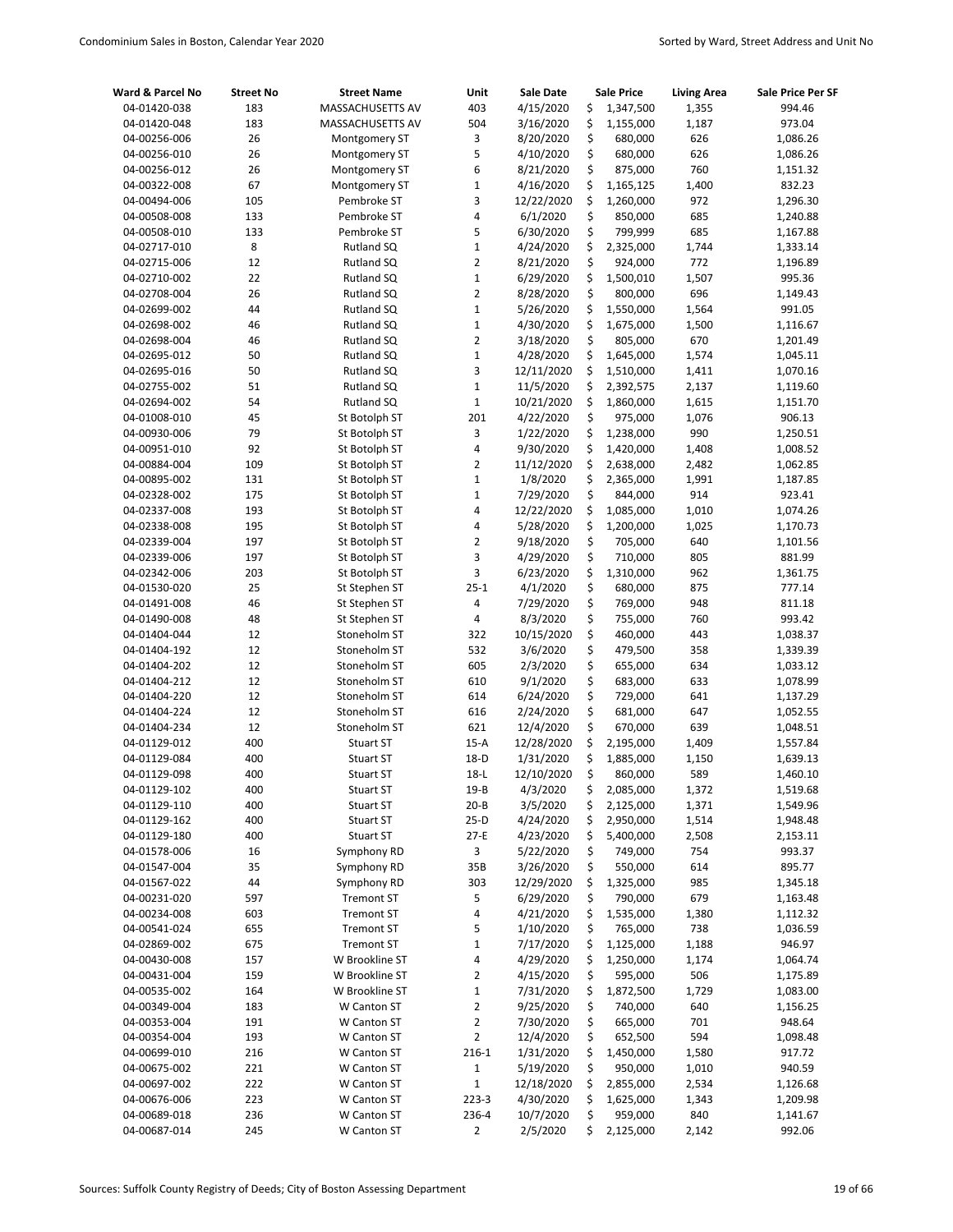| Ward & Parcel No | Street No | Street Name | Unit | Sale Date | Sale Price | Living Area | Sale Price Per SF |
|---|---|---|---|---|---|---|---|
| 04-01420-038 | 183 | MASSACHUSETTS AV | 403 | 4/15/2020 | $ 1,347,500 | 1,355 | 994.46 |
| 04-01420-048 | 183 | MASSACHUSETTS AV | 504 | 3/16/2020 | $ 1,155,000 | 1,187 | 973.04 |
| 04-00256-006 | 26 | Montgomery ST | 3 | 8/20/2020 | $ 680,000 | 626 | 1,086.26 |
| 04-00256-010 | 26 | Montgomery ST | 5 | 4/10/2020 | $ 680,000 | 626 | 1,086.26 |
| 04-00256-012 | 26 | Montgomery ST | 6 | 8/21/2020 | $ 875,000 | 760 | 1,151.32 |
| 04-00322-008 | 67 | Montgomery ST | 1 | 4/16/2020 | $ 1,165,125 | 1,400 | 832.23 |
| 04-00494-006 | 105 | Pembroke ST | 3 | 12/22/2020 | $ 1,260,000 | 972 | 1,296.30 |
| 04-00508-008 | 133 | Pembroke ST | 4 | 6/1/2020 | $ 850,000 | 685 | 1,240.88 |
| 04-00508-010 | 133 | Pembroke ST | 5 | 6/30/2020 | $ 799,999 | 685 | 1,167.88 |
| 04-02717-010 | 8 | Rutland SQ | 1 | 4/24/2020 | $ 2,325,000 | 1,744 | 1,333.14 |
| 04-02715-006 | 12 | Rutland SQ | 2 | 8/21/2020 | $ 924,000 | 772 | 1,196.89 |
| 04-02710-002 | 22 | Rutland SQ | 1 | 6/29/2020 | $ 1,500,010 | 1,507 | 995.36 |
| 04-02708-004 | 26 | Rutland SQ | 2 | 8/28/2020 | $ 800,000 | 696 | 1,149.43 |
| 04-02699-002 | 44 | Rutland SQ | 1 | 5/26/2020 | $ 1,550,000 | 1,564 | 991.05 |
| 04-02698-002 | 46 | Rutland SQ | 1 | 4/30/2020 | $ 1,675,000 | 1,500 | 1,116.67 |
| 04-02698-004 | 46 | Rutland SQ | 2 | 3/18/2020 | $ 805,000 | 670 | 1,201.49 |
| 04-02695-012 | 50 | Rutland SQ | 1 | 4/28/2020 | $ 1,645,000 | 1,574 | 1,045.11 |
| 04-02695-016 | 50 | Rutland SQ | 3 | 12/11/2020 | $ 1,510,000 | 1,411 | 1,070.16 |
| 04-02755-002 | 51 | Rutland SQ | 1 | 11/5/2020 | $ 2,392,575 | 2,137 | 1,119.60 |
| 04-02694-002 | 54 | Rutland SQ | 1 | 10/21/2020 | $ 1,860,000 | 1,615 | 1,151.70 |
| 04-01008-010 | 45 | St Botolph ST | 201 | 4/22/2020 | $ 975,000 | 1,076 | 906.13 |
| 04-00930-006 | 79 | St Botolph ST | 3 | 1/22/2020 | $ 1,238,000 | 990 | 1,250.51 |
| 04-00951-010 | 92 | St Botolph ST | 4 | 9/30/2020 | $ 1,420,000 | 1,408 | 1,008.52 |
| 04-00884-004 | 109 | St Botolph ST | 2 | 11/12/2020 | $ 2,638,000 | 2,482 | 1,062.85 |
| 04-00895-002 | 131 | St Botolph ST | 1 | 1/8/2020 | $ 2,365,000 | 1,991 | 1,187.85 |
| 04-02328-002 | 175 | St Botolph ST | 1 | 7/29/2020 | $ 844,000 | 914 | 923.41 |
| 04-02337-008 | 193 | St Botolph ST | 4 | 12/22/2020 | $ 1,085,000 | 1,010 | 1,074.26 |
| 04-02338-008 | 195 | St Botolph ST | 4 | 5/28/2020 | $ 1,200,000 | 1,025 | 1,170.73 |
| 04-02339-004 | 197 | St Botolph ST | 2 | 9/18/2020 | $ 705,000 | 640 | 1,101.56 |
| 04-02339-006 | 197 | St Botolph ST | 3 | 4/29/2020 | $ 710,000 | 805 | 881.99 |
| 04-02342-006 | 203 | St Botolph ST | 3 | 6/23/2020 | $ 1,310,000 | 962 | 1,361.75 |
| 04-01530-020 | 25 | St Stephen ST | 25-1 | 4/1/2020 | $ 680,000 | 875 | 777.14 |
| 04-01491-008 | 46 | St Stephen ST | 4 | 7/29/2020 | $ 769,000 | 948 | 811.18 |
| 04-01490-008 | 48 | St Stephen ST | 4 | 8/3/2020 | $ 755,000 | 760 | 993.42 |
| 04-01404-044 | 12 | Stoneholm ST | 322 | 10/15/2020 | $ 460,000 | 443 | 1,038.37 |
| 04-01404-192 | 12 | Stoneholm ST | 532 | 3/6/2020 | $ 479,500 | 358 | 1,339.39 |
| 04-01404-202 | 12 | Stoneholm ST | 605 | 2/3/2020 | $ 655,000 | 634 | 1,033.12 |
| 04-01404-212 | 12 | Stoneholm ST | 610 | 9/1/2020 | $ 683,000 | 633 | 1,078.99 |
| 04-01404-220 | 12 | Stoneholm ST | 614 | 6/24/2020 | $ 729,000 | 641 | 1,137.29 |
| 04-01404-224 | 12 | Stoneholm ST | 616 | 2/24/2020 | $ 681,000 | 647 | 1,052.55 |
| 04-01404-234 | 12 | Stoneholm ST | 621 | 12/4/2020 | $ 670,000 | 639 | 1,048.51 |
| 04-01129-012 | 400 | Stuart ST | 15-A | 12/28/2020 | $ 2,195,000 | 1,409 | 1,557.84 |
| 04-01129-084 | 400 | Stuart ST | 18-D | 1/31/2020 | $ 1,885,000 | 1,150 | 1,639.13 |
| 04-01129-098 | 400 | Stuart ST | 18-L | 12/10/2020 | $ 860,000 | 589 | 1,460.10 |
| 04-01129-102 | 400 | Stuart ST | 19-B | 4/3/2020 | $ 2,085,000 | 1,372 | 1,519.68 |
| 04-01129-110 | 400 | Stuart ST | 20-B | 3/5/2020 | $ 2,125,000 | 1,371 | 1,549.96 |
| 04-01129-162 | 400 | Stuart ST | 25-D | 4/24/2020 | $ 2,950,000 | 1,514 | 1,948.48 |
| 04-01129-180 | 400 | Stuart ST | 27-E | 4/23/2020 | $ 5,400,000 | 2,508 | 2,153.11 |
| 04-01578-006 | 16 | Symphony RD | 3 | 5/22/2020 | $ 749,000 | 754 | 993.37 |
| 04-01547-004 | 35 | Symphony RD | 35B | 3/26/2020 | $ 550,000 | 614 | 895.77 |
| 04-01567-022 | 44 | Symphony RD | 303 | 12/29/2020 | $ 1,325,000 | 985 | 1,345.18 |
| 04-00231-020 | 597 | Tremont ST | 5 | 6/29/2020 | $ 790,000 | 679 | 1,163.48 |
| 04-00234-008 | 603 | Tremont ST | 4 | 4/21/2020 | $ 1,535,000 | 1,380 | 1,112.32 |
| 04-00541-024 | 655 | Tremont ST | 5 | 1/10/2020 | $ 765,000 | 738 | 1,036.59 |
| 04-02869-002 | 675 | Tremont ST | 1 | 7/17/2020 | $ 1,125,000 | 1,188 | 946.97 |
| 04-00430-008 | 157 | W Brookline ST | 4 | 4/29/2020 | $ 1,250,000 | 1,174 | 1,064.74 |
| 04-00431-004 | 159 | W Brookline ST | 2 | 4/15/2020 | $ 595,000 | 506 | 1,175.89 |
| 04-00535-002 | 164 | W Brookline ST | 1 | 7/31/2020 | $ 1,872,500 | 1,729 | 1,083.00 |
| 04-00349-004 | 183 | W Canton ST | 2 | 9/25/2020 | $ 740,000 | 640 | 1,156.25 |
| 04-00353-004 | 191 | W Canton ST | 2 | 7/30/2020 | $ 665,000 | 701 | 948.64 |
| 04-00354-004 | 193 | W Canton ST | 2 | 12/4/2020 | $ 652,500 | 594 | 1,098.48 |
| 04-00699-010 | 216 | W Canton ST | 216-1 | 1/31/2020 | $ 1,450,000 | 1,580 | 917.72 |
| 04-00675-002 | 221 | W Canton ST | 1 | 5/19/2020 | $ 950,000 | 1,010 | 940.59 |
| 04-00697-002 | 222 | W Canton ST | 1 | 12/18/2020 | $ 2,855,000 | 2,534 | 1,126.68 |
| 04-00676-006 | 223 | W Canton ST | 223-3 | 4/30/2020 | $ 1,625,000 | 1,343 | 1,209.98 |
| 04-00689-018 | 236 | W Canton ST | 236-4 | 10/7/2020 | $ 959,000 | 840 | 1,141.67 |
| 04-00687-014 | 245 | W Canton ST | 2 | 2/5/2020 | $ 2,125,000 | 2,142 | 992.06 |

Sources: Suffolk County Registry of Deeds; City of Boston Assessing Department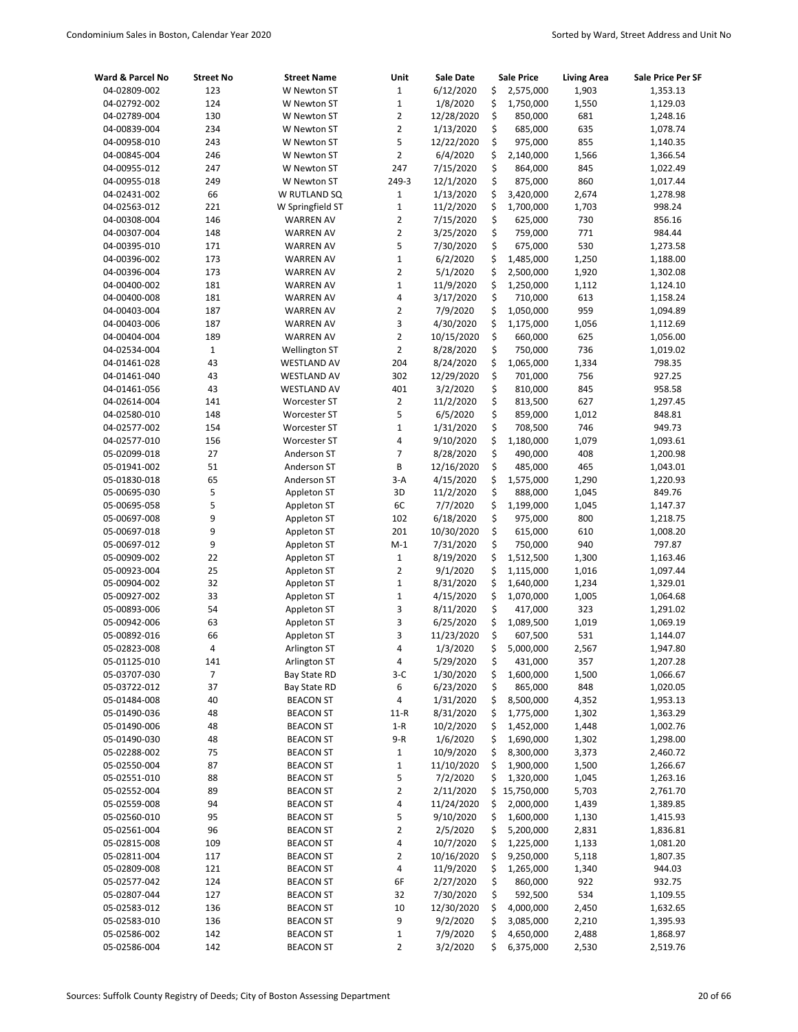| Ward & Parcel No | Street No | Street Name | Unit | Sale Date | Sale Price | Living Area | Sale Price Per SF |
|---|---|---|---|---|---|---|---|
| 04-02809-002 | 123 | W Newton ST | 1 | 6/12/2020 | $ 2,575,000 | 1,903 | 1,353.13 |
| 04-02792-002 | 124 | W Newton ST | 1 | 1/8/2020 | $ 1,750,000 | 1,550 | 1,129.03 |
| 04-02789-004 | 130 | W Newton ST | 2 | 12/28/2020 | $ 850,000 | 681 | 1,248.16 |
| 04-00839-004 | 234 | W Newton ST | 2 | 1/13/2020 | $ 685,000 | 635 | 1,078.74 |
| 04-00958-010 | 243 | W Newton ST | 5 | 12/22/2020 | $ 975,000 | 855 | 1,140.35 |
| 04-00845-004 | 246 | W Newton ST | 2 | 6/4/2020 | $ 2,140,000 | 1,566 | 1,366.54 |
| 04-00955-012 | 247 | W Newton ST | 247 | 7/15/2020 | $ 864,000 | 845 | 1,022.49 |
| 04-00955-018 | 249 | W Newton ST | 249-3 | 12/1/2020 | $ 875,000 | 860 | 1,017.44 |
| 04-02431-002 | 66 | W RUTLAND SQ | 1 | 1/13/2020 | $ 3,420,000 | 2,674 | 1,278.98 |
| 04-02563-012 | 221 | W Springfield ST | 1 | 11/2/2020 | $ 1,700,000 | 1,703 | 998.24 |
| 04-00308-004 | 146 | WARREN AV | 2 | 7/15/2020 | $ 625,000 | 730 | 856.16 |
| 04-00307-004 | 148 | WARREN AV | 2 | 3/25/2020 | $ 759,000 | 771 | 984.44 |
| 04-00395-010 | 171 | WARREN AV | 5 | 7/30/2020 | $ 675,000 | 530 | 1,273.58 |
| 04-00396-002 | 173 | WARREN AV | 1 | 6/2/2020 | $ 1,485,000 | 1,250 | 1,188.00 |
| 04-00396-004 | 173 | WARREN AV | 2 | 5/1/2020 | $ 2,500,000 | 1,920 | 1,302.08 |
| 04-00400-002 | 181 | WARREN AV | 1 | 11/9/2020 | $ 1,250,000 | 1,112 | 1,124.10 |
| 04-00400-008 | 181 | WARREN AV | 4 | 3/17/2020 | $ 710,000 | 613 | 1,158.24 |
| 04-00403-004 | 187 | WARREN AV | 2 | 7/9/2020 | $ 1,050,000 | 959 | 1,094.89 |
| 04-00403-006 | 187 | WARREN AV | 3 | 4/30/2020 | $ 1,175,000 | 1,056 | 1,112.69 |
| 04-00404-004 | 189 | WARREN AV | 2 | 10/15/2020 | $ 660,000 | 625 | 1,056.00 |
| 04-02534-004 | 1 | Wellington ST | 2 | 8/28/2020 | $ 750,000 | 736 | 1,019.02 |
| 04-01461-028 | 43 | WESTLAND AV | 204 | 8/24/2020 | $ 1,065,000 | 1,334 | 798.35 |
| 04-01461-040 | 43 | WESTLAND AV | 302 | 12/29/2020 | $ 701,000 | 756 | 927.25 |
| 04-01461-056 | 43 | WESTLAND AV | 401 | 3/2/2020 | $ 810,000 | 845 | 958.58 |
| 04-02614-004 | 141 | Worcester ST | 2 | 11/2/2020 | $ 813,500 | 627 | 1,297.45 |
| 04-02580-010 | 148 | Worcester ST | 5 | 6/5/2020 | $ 859,000 | 1,012 | 848.81 |
| 04-02577-002 | 154 | Worcester ST | 1 | 1/31/2020 | $ 708,500 | 746 | 949.73 |
| 04-02577-010 | 156 | Worcester ST | 4 | 9/10/2020 | $ 1,180,000 | 1,079 | 1,093.61 |
| 05-02099-018 | 27 | Anderson ST | 7 | 8/28/2020 | $ 490,000 | 408 | 1,200.98 |
| 05-01941-002 | 51 | Anderson ST | B | 12/16/2020 | $ 485,000 | 465 | 1,043.01 |
| 05-01830-018 | 65 | Anderson ST | 3-A | 4/15/2020 | $ 1,575,000 | 1,290 | 1,220.93 |
| 05-00695-030 | 5 | Appleton ST | 3D | 11/2/2020 | $ 888,000 | 1,045 | 849.76 |
| 05-00695-058 | 5 | Appleton ST | 6C | 7/7/2020 | $ 1,199,000 | 1,045 | 1,147.37 |
| 05-00697-008 | 9 | Appleton ST | 102 | 6/18/2020 | $ 975,000 | 800 | 1,218.75 |
| 05-00697-018 | 9 | Appleton ST | 201 | 10/30/2020 | $ 615,000 | 610 | 1,008.20 |
| 05-00697-012 | 9 | Appleton ST | M-1 | 7/31/2020 | $ 750,000 | 940 | 797.87 |
| 05-00909-002 | 22 | Appleton ST | 1 | 8/19/2020 | $ 1,512,500 | 1,300 | 1,163.46 |
| 05-00923-004 | 25 | Appleton ST | 2 | 9/1/2020 | $ 1,115,000 | 1,016 | 1,097.44 |
| 05-00904-002 | 32 | Appleton ST | 1 | 8/31/2020 | $ 1,640,000 | 1,234 | 1,329.01 |
| 05-00927-002 | 33 | Appleton ST | 1 | 4/15/2020 | $ 1,070,000 | 1,005 | 1,064.68 |
| 05-00893-006 | 54 | Appleton ST | 3 | 8/11/2020 | $ 417,000 | 323 | 1,291.02 |
| 05-00942-006 | 63 | Appleton ST | 3 | 6/25/2020 | $ 1,089,500 | 1,019 | 1,069.19 |
| 05-00892-016 | 66 | Appleton ST | 3 | 11/23/2020 | $ 607,500 | 531 | 1,144.07 |
| 05-02823-008 | 4 | Arlington ST | 4 | 1/3/2020 | $ 5,000,000 | 2,567 | 1,947.80 |
| 05-01125-010 | 141 | Arlington ST | 4 | 5/29/2020 | $ 431,000 | 357 | 1,207.28 |
| 05-03707-030 | 7 | Bay State RD | 3-C | 1/30/2020 | $ 1,600,000 | 1,500 | 1,066.67 |
| 05-03722-012 | 37 | Bay State RD | 6 | 6/23/2020 | $ 865,000 | 848 | 1,020.05 |
| 05-01484-008 | 40 | BEACON ST | 4 | 1/31/2020 | $ 8,500,000 | 4,352 | 1,953.13 |
| 05-01490-036 | 48 | BEACON ST | 11-R | 8/31/2020 | $ 1,775,000 | 1,302 | 1,363.29 |
| 05-01490-006 | 48 | BEACON ST | 1-R | 10/2/2020 | $ 1,452,000 | 1,448 | 1,002.76 |
| 05-01490-030 | 48 | BEACON ST | 9-R | 1/6/2020 | $ 1,690,000 | 1,302 | 1,298.00 |
| 05-02288-002 | 75 | BEACON ST | 1 | 10/9/2020 | $ 8,300,000 | 3,373 | 2,460.72 |
| 05-02550-004 | 87 | BEACON ST | 1 | 11/10/2020 | $ 1,900,000 | 1,500 | 1,266.67 |
| 05-02551-010 | 88 | BEACON ST | 5 | 7/2/2020 | $ 1,320,000 | 1,045 | 1,263.16 |
| 05-02552-004 | 89 | BEACON ST | 2 | 2/11/2020 | $ 15,750,000 | 5,703 | 2,761.70 |
| 05-02559-008 | 94 | BEACON ST | 4 | 11/24/2020 | $ 2,000,000 | 1,439 | 1,389.85 |
| 05-02560-010 | 95 | BEACON ST | 5 | 9/10/2020 | $ 1,600,000 | 1,130 | 1,415.93 |
| 05-02561-004 | 96 | BEACON ST | 2 | 2/5/2020 | $ 5,200,000 | 2,831 | 1,836.81 |
| 05-02815-008 | 109 | BEACON ST | 4 | 10/7/2020 | $ 1,225,000 | 1,133 | 1,081.20 |
| 05-02811-004 | 117 | BEACON ST | 2 | 10/16/2020 | $ 9,250,000 | 5,118 | 1,807.35 |
| 05-02809-008 | 121 | BEACON ST | 4 | 11/9/2020 | $ 1,265,000 | 1,340 | 944.03 |
| 05-02577-042 | 124 | BEACON ST | 6F | 2/27/2020 | $ 860,000 | 922 | 932.75 |
| 05-02807-044 | 127 | BEACON ST | 32 | 7/30/2020 | $ 592,500 | 534 | 1,109.55 |
| 05-02583-012 | 136 | BEACON ST | 10 | 12/30/2020 | $ 4,000,000 | 2,450 | 1,632.65 |
| 05-02583-010 | 136 | BEACON ST | 9 | 9/2/2020 | $ 3,085,000 | 2,210 | 1,395.93 |
| 05-02586-002 | 142 | BEACON ST | 1 | 7/9/2020 | $ 4,650,000 | 2,488 | 1,868.97 |
| 05-02586-004 | 142 | BEACON ST | 2 | 3/2/2020 | $ 6,375,000 | 2,530 | 2,519.76 |

Sources: Suffolk County Registry of Deeds; City of Boston Assessing Department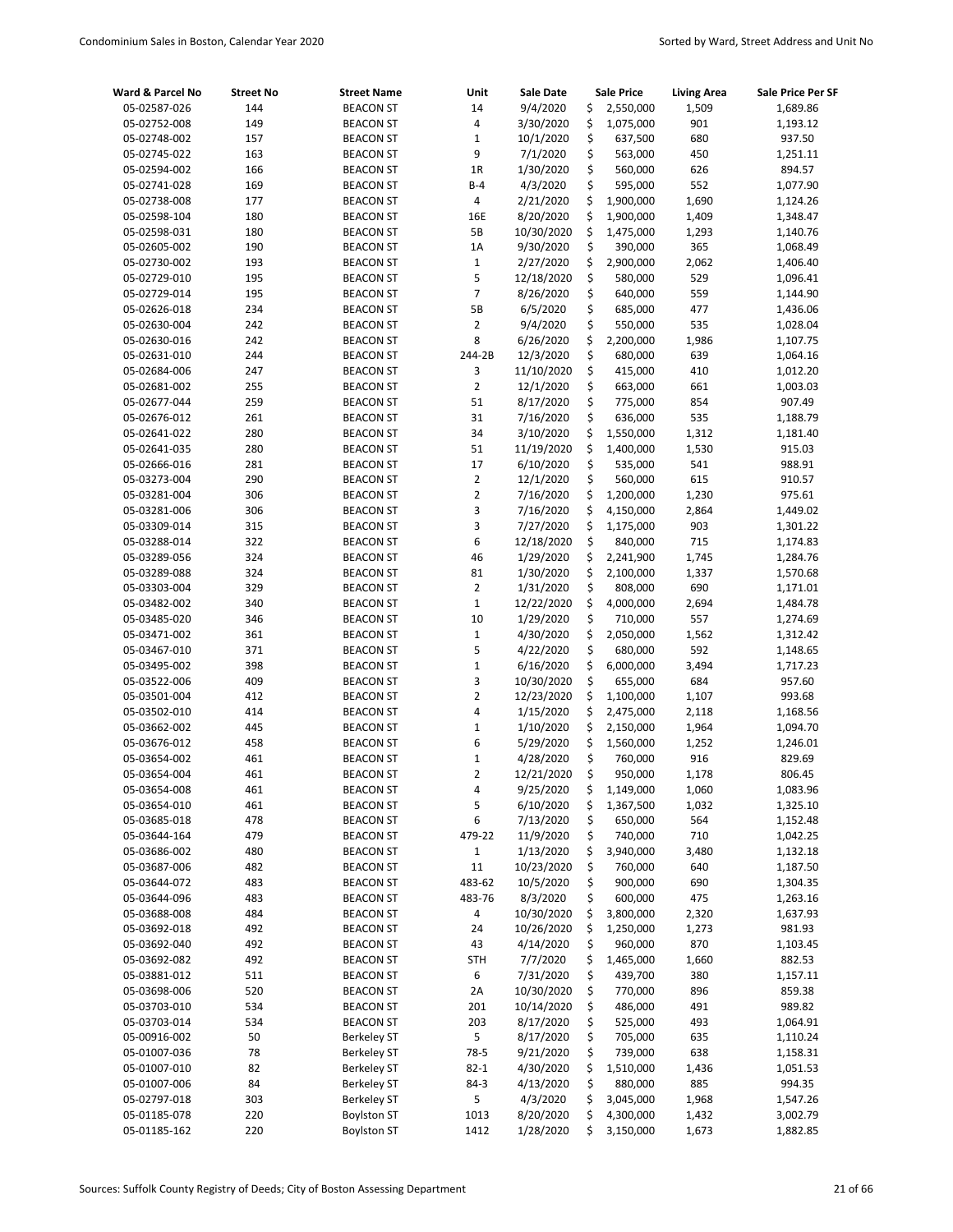| Ward & Parcel No | Street No | Street Name | Unit | Sale Date | Sale Price | Living Area | Sale Price Per SF |
|---|---|---|---|---|---|---|---|
| 05-02587-026 | 144 | BEACON ST | 14 | 9/4/2020 | $ 2,550,000 | 1,509 | 1,689.86 |
| 05-02752-008 | 149 | BEACON ST | 4 | 3/30/2020 | $ 1,075,000 | 901 | 1,193.12 |
| 05-02748-002 | 157 | BEACON ST | 1 | 10/1/2020 | $ 637,500 | 680 | 937.50 |
| 05-02745-022 | 163 | BEACON ST | 9 | 7/1/2020 | $ 563,000 | 450 | 1,251.11 |
| 05-02594-002 | 166 | BEACON ST | 1R | 1/30/2020 | $ 560,000 | 626 | 894.57 |
| 05-02741-028 | 169 | BEACON ST | B-4 | 4/3/2020 | $ 595,000 | 552 | 1,077.90 |
| 05-02738-008 | 177 | BEACON ST | 4 | 2/21/2020 | $ 1,900,000 | 1,690 | 1,124.26 |
| 05-02598-104 | 180 | BEACON ST | 16E | 8/20/2020 | $ 1,900,000 | 1,409 | 1,348.47 |
| 05-02598-031 | 180 | BEACON ST | 5B | 10/30/2020 | $ 1,475,000 | 1,293 | 1,140.76 |
| 05-02605-002 | 190 | BEACON ST | 1A | 9/30/2020 | $ 390,000 | 365 | 1,068.49 |
| 05-02730-002 | 193 | BEACON ST | 1 | 2/27/2020 | $ 2,900,000 | 2,062 | 1,406.40 |
| 05-02729-010 | 195 | BEACON ST | 5 | 12/18/2020 | $ 580,000 | 529 | 1,096.41 |
| 05-02729-014 | 195 | BEACON ST | 7 | 8/26/2020 | $ 640,000 | 559 | 1,144.90 |
| 05-02626-018 | 234 | BEACON ST | 5B | 6/5/2020 | $ 685,000 | 477 | 1,436.06 |
| 05-02630-004 | 242 | BEACON ST | 2 | 9/4/2020 | $ 550,000 | 535 | 1,028.04 |
| 05-02630-016 | 242 | BEACON ST | 8 | 6/26/2020 | $ 2,200,000 | 1,986 | 1,107.75 |
| 05-02631-010 | 244 | BEACON ST | 244-2B | 12/3/2020 | $ 680,000 | 639 | 1,064.16 |
| 05-02684-006 | 247 | BEACON ST | 3 | 11/10/2020 | $ 415,000 | 410 | 1,012.20 |
| 05-02681-002 | 255 | BEACON ST | 2 | 12/1/2020 | $ 663,000 | 661 | 1,003.03 |
| 05-02677-044 | 259 | BEACON ST | 51 | 8/17/2020 | $ 775,000 | 854 | 907.49 |
| 05-02676-012 | 261 | BEACON ST | 31 | 7/16/2020 | $ 636,000 | 535 | 1,188.79 |
| 05-02641-022 | 280 | BEACON ST | 34 | 3/10/2020 | $ 1,550,000 | 1,312 | 1,181.40 |
| 05-02641-035 | 280 | BEACON ST | 51 | 11/19/2020 | $ 1,400,000 | 1,530 | 915.03 |
| 05-02666-016 | 281 | BEACON ST | 17 | 6/10/2020 | $ 535,000 | 541 | 988.91 |
| 05-03273-004 | 290 | BEACON ST | 2 | 12/1/2020 | $ 560,000 | 615 | 910.57 |
| 05-03281-004 | 306 | BEACON ST | 2 | 7/16/2020 | $ 1,200,000 | 1,230 | 975.61 |
| 05-03281-006 | 306 | BEACON ST | 3 | 7/16/2020 | $ 4,150,000 | 2,864 | 1,449.02 |
| 05-03309-014 | 315 | BEACON ST | 3 | 7/27/2020 | $ 1,175,000 | 903 | 1,301.22 |
| 05-03288-014 | 322 | BEACON ST | 6 | 12/18/2020 | $ 840,000 | 715 | 1,174.83 |
| 05-03289-056 | 324 | BEACON ST | 46 | 1/29/2020 | $ 2,241,900 | 1,745 | 1,284.76 |
| 05-03289-088 | 324 | BEACON ST | 81 | 1/30/2020 | $ 2,100,000 | 1,337 | 1,570.68 |
| 05-03303-004 | 329 | BEACON ST | 2 | 1/31/2020 | $ 808,000 | 690 | 1,171.01 |
| 05-03482-002 | 340 | BEACON ST | 1 | 12/22/2020 | $ 4,000,000 | 2,694 | 1,484.78 |
| 05-03485-020 | 346 | BEACON ST | 10 | 1/29/2020 | $ 710,000 | 557 | 1,274.69 |
| 05-03471-002 | 361 | BEACON ST | 1 | 4/30/2020 | $ 2,050,000 | 1,562 | 1,312.42 |
| 05-03467-010 | 371 | BEACON ST | 5 | 4/22/2020 | $ 680,000 | 592 | 1,148.65 |
| 05-03495-002 | 398 | BEACON ST | 1 | 6/16/2020 | $ 6,000,000 | 3,494 | 1,717.23 |
| 05-03522-006 | 409 | BEACON ST | 3 | 10/30/2020 | $ 655,000 | 684 | 957.60 |
| 05-03501-004 | 412 | BEACON ST | 2 | 12/23/2020 | $ 1,100,000 | 1,107 | 993.68 |
| 05-03502-010 | 414 | BEACON ST | 4 | 1/15/2020 | $ 2,475,000 | 2,118 | 1,168.56 |
| 05-03662-002 | 445 | BEACON ST | 1 | 1/10/2020 | $ 2,150,000 | 1,964 | 1,094.70 |
| 05-03676-012 | 458 | BEACON ST | 6 | 5/29/2020 | $ 1,560,000 | 1,252 | 1,246.01 |
| 05-03654-002 | 461 | BEACON ST | 1 | 4/28/2020 | $ 760,000 | 916 | 829.69 |
| 05-03654-004 | 461 | BEACON ST | 2 | 12/21/2020 | $ 950,000 | 1,178 | 806.45 |
| 05-03654-008 | 461 | BEACON ST | 4 | 9/25/2020 | $ 1,149,000 | 1,060 | 1,083.96 |
| 05-03654-010 | 461 | BEACON ST | 5 | 6/10/2020 | $ 1,367,500 | 1,032 | 1,325.10 |
| 05-03685-018 | 478 | BEACON ST | 6 | 7/13/2020 | $ 650,000 | 564 | 1,152.48 |
| 05-03644-164 | 479 | BEACON ST | 479-22 | 11/9/2020 | $ 740,000 | 710 | 1,042.25 |
| 05-03686-002 | 480 | BEACON ST | 1 | 1/13/2020 | $ 3,940,000 | 3,480 | 1,132.18 |
| 05-03687-006 | 482 | BEACON ST | 11 | 10/23/2020 | $ 760,000 | 640 | 1,187.50 |
| 05-03644-072 | 483 | BEACON ST | 483-62 | 10/5/2020 | $ 900,000 | 690 | 1,304.35 |
| 05-03644-096 | 483 | BEACON ST | 483-76 | 8/3/2020 | $ 600,000 | 475 | 1,263.16 |
| 05-03688-008 | 484 | BEACON ST | 4 | 10/30/2020 | $ 3,800,000 | 2,320 | 1,637.93 |
| 05-03692-018 | 492 | BEACON ST | 24 | 10/26/2020 | $ 1,250,000 | 1,273 | 981.93 |
| 05-03692-040 | 492 | BEACON ST | 43 | 4/14/2020 | $ 960,000 | 870 | 1,103.45 |
| 05-03692-082 | 492 | BEACON ST | STH | 7/7/2020 | $ 1,465,000 | 1,660 | 882.53 |
| 05-03881-012 | 511 | BEACON ST | 6 | 7/31/2020 | $ 439,700 | 380 | 1,157.11 |
| 05-03698-006 | 520 | BEACON ST | 2A | 10/30/2020 | $ 770,000 | 896 | 859.38 |
| 05-03703-010 | 534 | BEACON ST | 201 | 10/14/2020 | $ 486,000 | 491 | 989.82 |
| 05-03703-014 | 534 | BEACON ST | 203 | 8/17/2020 | $ 525,000 | 493 | 1,064.91 |
| 05-00916-002 | 50 | Berkeley ST | 5 | 8/17/2020 | $ 705,000 | 635 | 1,110.24 |
| 05-01007-036 | 78 | Berkeley ST | 78-5 | 9/21/2020 | $ 739,000 | 638 | 1,158.31 |
| 05-01007-010 | 82 | Berkeley ST | 82-1 | 4/30/2020 | $ 1,510,000 | 1,436 | 1,051.53 |
| 05-01007-006 | 84 | Berkeley ST | 84-3 | 4/13/2020 | $ 880,000 | 885 | 994.35 |
| 05-02797-018 | 303 | Berkeley ST | 5 | 4/3/2020 | $ 3,045,000 | 1,968 | 1,547.26 |
| 05-01185-078 | 220 | Boylston ST | 1013 | 8/20/2020 | $ 4,300,000 | 1,432 | 3,002.79 |
| 05-01185-162 | 220 | Boylston ST | 1412 | 1/28/2020 | $ 3,150,000 | 1,673 | 1,882.85 |

Sources: Suffolk County Registry of Deeds; City of Boston Assessing Department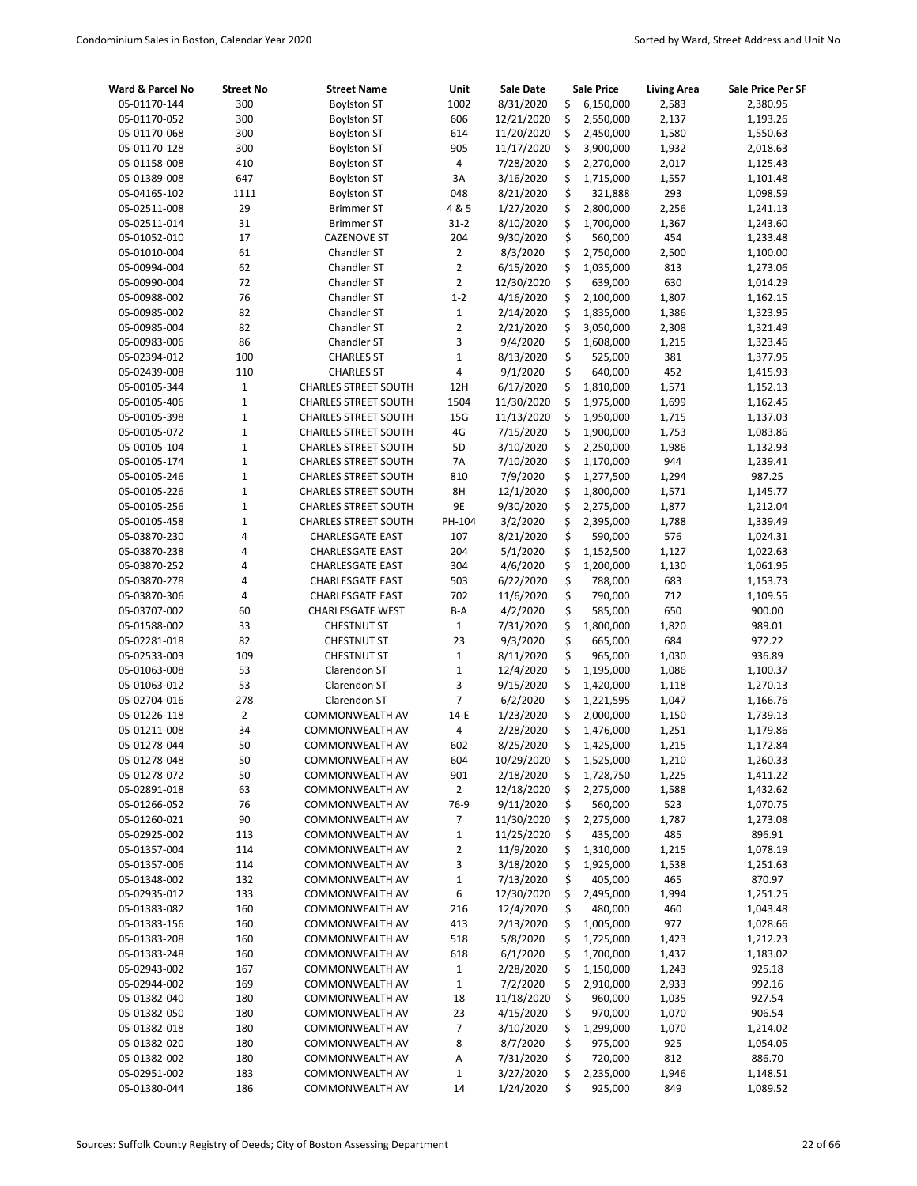| Ward & Parcel No | Street No | Street Name | Unit | Sale Date | Sale Price | Living Area | Sale Price Per SF |
|---|---|---|---|---|---|---|---|
| 05-01170-144 | 300 | Boylston ST | 1002 | 8/31/2020 | $ 6,150,000 | 2,583 | 2,380.95 |
| 05-01170-052 | 300 | Boylston ST | 606 | 12/21/2020 | $ 2,550,000 | 2,137 | 1,193.26 |
| 05-01170-068 | 300 | Boylston ST | 614 | 11/20/2020 | $ 2,450,000 | 1,580 | 1,550.63 |
| 05-01170-128 | 300 | Boylston ST | 905 | 11/17/2020 | $ 3,900,000 | 1,932 | 2,018.63 |
| 05-01158-008 | 410 | Boylston ST | 4 | 7/28/2020 | $ 2,270,000 | 2,017 | 1,125.43 |
| 05-01389-008 | 647 | Boylston ST | 3A | 3/16/2020 | $ 1,715,000 | 1,557 | 1,101.48 |
| 05-04165-102 | 1111 | Boylston ST | 048 | 8/21/2020 | $ 321,888 | 293 | 1,098.59 |
| 05-02511-008 | 29 | Brimmer ST | 4 & 5 | 1/27/2020 | $ 2,800,000 | 2,256 | 1,241.13 |
| 05-02511-014 | 31 | Brimmer ST | 31-2 | 8/10/2020 | $ 1,700,000 | 1,367 | 1,243.60 |
| 05-01052-010 | 17 | CAZENOVE ST | 204 | 9/30/2020 | $ 560,000 | 454 | 1,233.48 |
| 05-01010-004 | 61 | Chandler ST | 2 | 8/3/2020 | $ 2,750,000 | 2,500 | 1,100.00 |
| 05-00994-004 | 62 | Chandler ST | 2 | 6/15/2020 | $ 1,035,000 | 813 | 1,273.06 |
| 05-00990-004 | 72 | Chandler ST | 2 | 12/30/2020 | $ 639,000 | 630 | 1,014.29 |
| 05-00988-002 | 76 | Chandler ST | 1-2 | 4/16/2020 | $ 2,100,000 | 1,807 | 1,162.15 |
| 05-00985-002 | 82 | Chandler ST | 1 | 2/14/2020 | $ 1,835,000 | 1,386 | 1,323.95 |
| 05-00985-004 | 82 | Chandler ST | 2 | 2/21/2020 | $ 3,050,000 | 2,308 | 1,321.49 |
| 05-00983-006 | 86 | Chandler ST | 3 | 9/4/2020 | $ 1,608,000 | 1,215 | 1,323.46 |
| 05-02394-012 | 100 | CHARLES ST | 1 | 8/13/2020 | $ 525,000 | 381 | 1,377.95 |
| 05-02439-008 | 110 | CHARLES ST | 4 | 9/1/2020 | $ 640,000 | 452 | 1,415.93 |
| 05-00105-344 | 1 | CHARLES STREET SOUTH | 12H | 6/17/2020 | $ 1,810,000 | 1,571 | 1,152.13 |
| 05-00105-406 | 1 | CHARLES STREET SOUTH | 1504 | 11/30/2020 | $ 1,975,000 | 1,699 | 1,162.45 |
| 05-00105-398 | 1 | CHARLES STREET SOUTH | 15G | 11/13/2020 | $ 1,950,000 | 1,715 | 1,137.03 |
| 05-00105-072 | 1 | CHARLES STREET SOUTH | 4G | 7/15/2020 | $ 1,900,000 | 1,753 | 1,083.86 |
| 05-00105-104 | 1 | CHARLES STREET SOUTH | 5D | 3/10/2020 | $ 2,250,000 | 1,986 | 1,132.93 |
| 05-00105-174 | 1 | CHARLES STREET SOUTH | 7A | 7/10/2020 | $ 1,170,000 | 944 | 1,239.41 |
| 05-00105-246 | 1 | CHARLES STREET SOUTH | 810 | 7/9/2020 | $ 1,277,500 | 1,294 | 987.25 |
| 05-00105-226 | 1 | CHARLES STREET SOUTH | 8H | 12/1/2020 | $ 1,800,000 | 1,571 | 1,145.77 |
| 05-00105-256 | 1 | CHARLES STREET SOUTH | 9E | 9/30/2020 | $ 2,275,000 | 1,877 | 1,212.04 |
| 05-00105-458 | 1 | CHARLES STREET SOUTH | PH-104 | 3/2/2020 | $ 2,395,000 | 1,788 | 1,339.49 |
| 05-03870-230 | 4 | CHARLESGATE EAST | 107 | 8/21/2020 | $ 590,000 | 576 | 1,024.31 |
| 05-03870-238 | 4 | CHARLESGATE EAST | 204 | 5/1/2020 | $ 1,152,500 | 1,127 | 1,022.63 |
| 05-03870-252 | 4 | CHARLESGATE EAST | 304 | 4/6/2020 | $ 1,200,000 | 1,130 | 1,061.95 |
| 05-03870-278 | 4 | CHARLESGATE EAST | 503 | 6/22/2020 | $ 788,000 | 683 | 1,153.73 |
| 05-03870-306 | 4 | CHARLESGATE EAST | 702 | 11/6/2020 | $ 790,000 | 712 | 1,109.55 |
| 05-03707-002 | 60 | CHARLESGATE WEST | B-A | 4/2/2020 | $ 585,000 | 650 | 900.00 |
| 05-01588-002 | 33 | CHESTNUT ST | 1 | 7/31/2020 | $ 1,800,000 | 1,820 | 989.01 |
| 05-02281-018 | 82 | CHESTNUT ST | 23 | 9/3/2020 | $ 665,000 | 684 | 972.22 |
| 05-02533-003 | 109 | CHESTNUT ST | 1 | 8/11/2020 | $ 965,000 | 1,030 | 936.89 |
| 05-01063-008 | 53 | Clarendon ST | 1 | 12/4/2020 | $ 1,195,000 | 1,086 | 1,100.37 |
| 05-01063-012 | 53 | Clarendon ST | 3 | 9/15/2020 | $ 1,420,000 | 1,118 | 1,270.13 |
| 05-02704-016 | 278 | Clarendon ST | 7 | 6/2/2020 | $ 1,221,595 | 1,047 | 1,166.76 |
| 05-01226-118 | 2 | COMMONWEALTH AV | 14-E | 1/23/2020 | $ 2,000,000 | 1,150 | 1,739.13 |
| 05-01211-008 | 34 | COMMONWEALTH AV | 4 | 2/28/2020 | $ 1,476,000 | 1,251 | 1,179.86 |
| 05-01278-044 | 50 | COMMONWEALTH AV | 602 | 8/25/2020 | $ 1,425,000 | 1,215 | 1,172.84 |
| 05-01278-048 | 50 | COMMONWEALTH AV | 604 | 10/29/2020 | $ 1,525,000 | 1,210 | 1,260.33 |
| 05-01278-072 | 50 | COMMONWEALTH AV | 901 | 2/18/2020 | $ 1,728,750 | 1,225 | 1,411.22 |
| 05-02891-018 | 63 | COMMONWEALTH AV | 2 | 12/18/2020 | $ 2,275,000 | 1,588 | 1,432.62 |
| 05-01266-052 | 76 | COMMONWEALTH AV | 76-9 | 9/11/2020 | $ 560,000 | 523 | 1,070.75 |
| 05-01260-021 | 90 | COMMONWEALTH AV | 7 | 11/30/2020 | $ 2,275,000 | 1,787 | 1,273.08 |
| 05-02925-002 | 113 | COMMONWEALTH AV | 1 | 11/25/2020 | $ 435,000 | 485 | 896.91 |
| 05-01357-004 | 114 | COMMONWEALTH AV | 2 | 11/9/2020 | $ 1,310,000 | 1,215 | 1,078.19 |
| 05-01357-006 | 114 | COMMONWEALTH AV | 3 | 3/18/2020 | $ 1,925,000 | 1,538 | 1,251.63 |
| 05-01348-002 | 132 | COMMONWEALTH AV | 1 | 7/13/2020 | $ 405,000 | 465 | 870.97 |
| 05-02935-012 | 133 | COMMONWEALTH AV | 6 | 12/30/2020 | $ 2,495,000 | 1,994 | 1,251.25 |
| 05-01383-082 | 160 | COMMONWEALTH AV | 216 | 12/4/2020 | $ 480,000 | 460 | 1,043.48 |
| 05-01383-156 | 160 | COMMONWEALTH AV | 413 | 2/13/2020 | $ 1,005,000 | 977 | 1,028.66 |
| 05-01383-208 | 160 | COMMONWEALTH AV | 518 | 5/8/2020 | $ 1,725,000 | 1,423 | 1,212.23 |
| 05-01383-248 | 160 | COMMONWEALTH AV | 618 | 6/1/2020 | $ 1,700,000 | 1,437 | 1,183.02 |
| 05-02943-002 | 167 | COMMONWEALTH AV | 1 | 2/28/2020 | $ 1,150,000 | 1,243 | 925.18 |
| 05-02944-002 | 169 | COMMONWEALTH AV | 1 | 7/2/2020 | $ 2,910,000 | 2,933 | 992.16 |
| 05-01382-040 | 180 | COMMONWEALTH AV | 18 | 11/18/2020 | $ 960,000 | 1,035 | 927.54 |
| 05-01382-050 | 180 | COMMONWEALTH AV | 23 | 4/15/2020 | $ 970,000 | 1,070 | 906.54 |
| 05-01382-018 | 180 | COMMONWEALTH AV | 7 | 3/10/2020 | $ 1,299,000 | 1,070 | 1,214.02 |
| 05-01382-020 | 180 | COMMONWEALTH AV | 8 | 8/7/2020 | $ 975,000 | 925 | 1,054.05 |
| 05-01382-002 | 180 | COMMONWEALTH AV | A | 7/31/2020 | $ 720,000 | 812 | 886.70 |
| 05-02951-002 | 183 | COMMONWEALTH AV | 1 | 3/27/2020 | $ 2,235,000 | 1,946 | 1,148.51 |
| 05-01380-044 | 186 | COMMONWEALTH AV | 14 | 1/24/2020 | $ 925,000 | 849 | 1,089.52 |

Sources: Suffolk County Registry of Deeds; City of Boston Assessing Department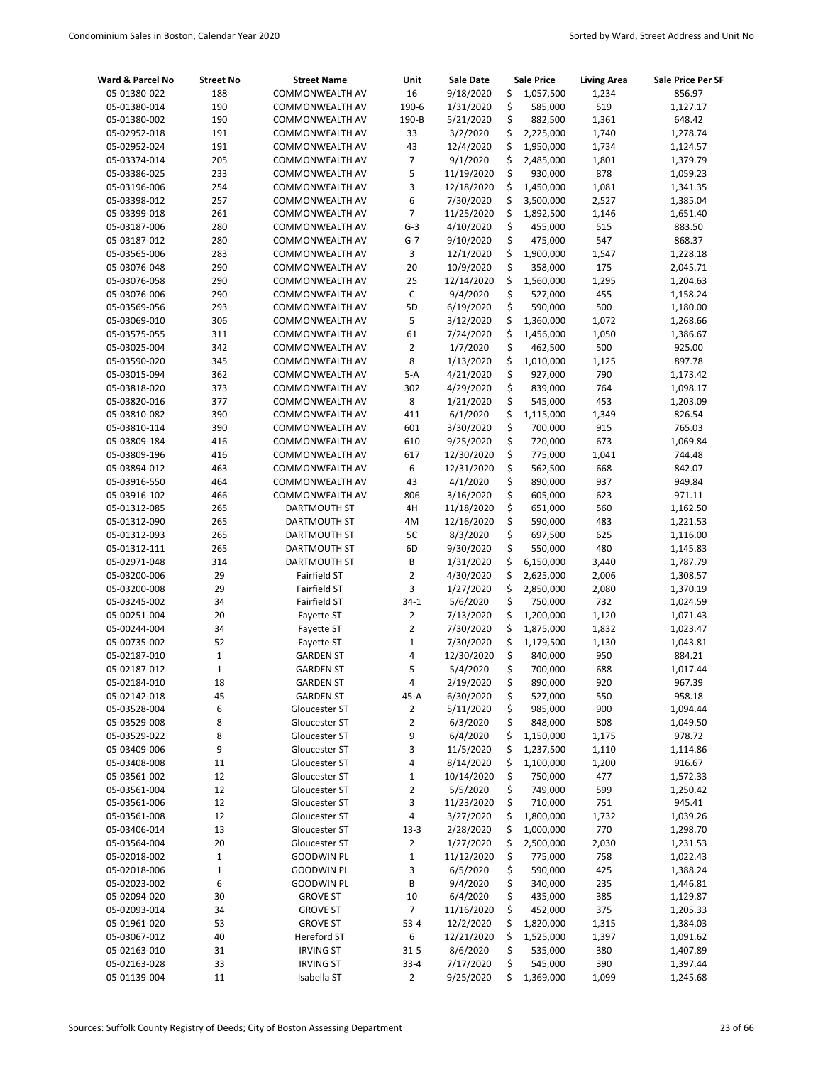| Ward & Parcel No | Street No | Street Name | Unit | Sale Date | Sale Price | Living Area | Sale Price Per SF |
|---|---|---|---|---|---|---|---|
| 05-01380-022 | 188 | COMMONWEALTH AV | 16 | 9/18/2020 | $ 1,057,500 | 1,234 | 856.97 |
| 05-01380-014 | 190 | COMMONWEALTH AV | 190-6 | 1/31/2020 | $ 585,000 | 519 | 1,127.17 |
| 05-01380-002 | 190 | COMMONWEALTH AV | 190-B | 5/21/2020 | $ 882,500 | 1,361 | 648.42 |
| 05-02952-018 | 191 | COMMONWEALTH AV | 33 | 3/2/2020 | $ 2,225,000 | 1,740 | 1,278.74 |
| 05-02952-024 | 191 | COMMONWEALTH AV | 43 | 12/4/2020 | $ 1,950,000 | 1,734 | 1,124.57 |
| 05-03374-014 | 205 | COMMONWEALTH AV | 7 | 9/1/2020 | $ 2,485,000 | 1,801 | 1,379.79 |
| 05-03386-025 | 233 | COMMONWEALTH AV | 5 | 11/19/2020 | $ 930,000 | 878 | 1,059.23 |
| 05-03196-006 | 254 | COMMONWEALTH AV | 3 | 12/18/2020 | $ 1,450,000 | 1,081 | 1,341.35 |
| 05-03398-012 | 257 | COMMONWEALTH AV | 6 | 7/30/2020 | $ 3,500,000 | 2,527 | 1,385.04 |
| 05-03399-018 | 261 | COMMONWEALTH AV | 7 | 11/25/2020 | $ 1,892,500 | 1,146 | 1,651.40 |
| 05-03187-006 | 280 | COMMONWEALTH AV | G-3 | 4/10/2020 | $ 455,000 | 515 | 883.50 |
| 05-03187-012 | 280 | COMMONWEALTH AV | G-7 | 9/10/2020 | $ 475,000 | 547 | 868.37 |
| 05-03565-006 | 283 | COMMONWEALTH AV | 3 | 12/1/2020 | $ 1,900,000 | 1,547 | 1,228.18 |
| 05-03076-048 | 290 | COMMONWEALTH AV | 20 | 10/9/2020 | $ 358,000 | 175 | 2,045.71 |
| 05-03076-058 | 290 | COMMONWEALTH AV | 25 | 12/14/2020 | $ 1,560,000 | 1,295 | 1,204.63 |
| 05-03076-006 | 290 | COMMONWEALTH AV | C | 9/4/2020 | $ 527,000 | 455 | 1,158.24 |
| 05-03569-056 | 293 | COMMONWEALTH AV | 5D | 6/19/2020 | $ 590,000 | 500 | 1,180.00 |
| 05-03069-010 | 306 | COMMONWEALTH AV | 5 | 3/12/2020 | $ 1,360,000 | 1,072 | 1,268.66 |
| 05-03575-055 | 311 | COMMONWEALTH AV | 61 | 7/24/2020 | $ 1,456,000 | 1,050 | 1,386.67 |
| 05-03025-004 | 342 | COMMONWEALTH AV | 2 | 1/7/2020 | $ 462,500 | 500 | 925.00 |
| 05-03590-020 | 345 | COMMONWEALTH AV | 8 | 1/13/2020 | $ 1,010,000 | 1,125 | 897.78 |
| 05-03015-094 | 362 | COMMONWEALTH AV | 5-A | 4/21/2020 | $ 927,000 | 790 | 1,173.42 |
| 05-03818-020 | 373 | COMMONWEALTH AV | 302 | 4/29/2020 | $ 839,000 | 764 | 1,098.17 |
| 05-03820-016 | 377 | COMMONWEALTH AV | 8 | 1/21/2020 | $ 545,000 | 453 | 1,203.09 |
| 05-03810-082 | 390 | COMMONWEALTH AV | 411 | 6/1/2020 | $ 1,115,000 | 1,349 | 826.54 |
| 05-03810-114 | 390 | COMMONWEALTH AV | 601 | 3/30/2020 | $ 700,000 | 915 | 765.03 |
| 05-03809-184 | 416 | COMMONWEALTH AV | 610 | 9/25/2020 | $ 720,000 | 673 | 1,069.84 |
| 05-03809-196 | 416 | COMMONWEALTH AV | 617 | 12/30/2020 | $ 775,000 | 1,041 | 744.48 |
| 05-03894-012 | 463 | COMMONWEALTH AV | 6 | 12/31/2020 | $ 562,500 | 668 | 842.07 |
| 05-03916-550 | 464 | COMMONWEALTH AV | 43 | 4/1/2020 | $ 890,000 | 937 | 949.84 |
| 05-03916-102 | 466 | COMMONWEALTH AV | 806 | 3/16/2020 | $ 605,000 | 623 | 971.11 |
| 05-01312-085 | 265 | DARTMOUTH ST | 4H | 11/18/2020 | $ 651,000 | 560 | 1,162.50 |
| 05-01312-090 | 265 | DARTMOUTH ST | 4M | 12/16/2020 | $ 590,000 | 483 | 1,221.53 |
| 05-01312-093 | 265 | DARTMOUTH ST | 5C | 8/3/2020 | $ 697,500 | 625 | 1,116.00 |
| 05-01312-111 | 265 | DARTMOUTH ST | 6D | 9/30/2020 | $ 550,000 | 480 | 1,145.83 |
| 05-02971-048 | 314 | DARTMOUTH ST | B | 1/31/2020 | $ 6,150,000 | 3,440 | 1,787.79 |
| 05-03200-006 | 29 | Fairfield ST | 2 | 4/30/2020 | $ 2,625,000 | 2,006 | 1,308.57 |
| 05-03200-008 | 29 | Fairfield ST | 3 | 1/27/2020 | $ 2,850,000 | 2,080 | 1,370.19 |
| 05-03245-002 | 34 | Fairfield ST | 34-1 | 5/6/2020 | $ 750,000 | 732 | 1,024.59 |
| 05-00251-004 | 20 | Fayette ST | 2 | 7/13/2020 | $ 1,200,000 | 1,120 | 1,071.43 |
| 05-00244-004 | 34 | Fayette ST | 2 | 7/30/2020 | $ 1,875,000 | 1,832 | 1,023.47 |
| 05-00735-002 | 52 | Fayette ST | 1 | 7/30/2020 | $ 1,179,500 | 1,130 | 1,043.81 |
| 05-02187-010 | 1 | GARDEN ST | 4 | 12/30/2020 | $ 840,000 | 950 | 884.21 |
| 05-02187-012 | 1 | GARDEN ST | 5 | 5/4/2020 | $ 700,000 | 688 | 1,017.44 |
| 05-02184-010 | 18 | GARDEN ST | 4 | 2/19/2020 | $ 890,000 | 920 | 967.39 |
| 05-02142-018 | 45 | GARDEN ST | 45-A | 6/30/2020 | $ 527,000 | 550 | 958.18 |
| 05-03528-004 | 6 | Gloucester ST | 2 | 5/11/2020 | $ 985,000 | 900 | 1,094.44 |
| 05-03529-008 | 8 | Gloucester ST | 2 | 6/3/2020 | $ 848,000 | 808 | 1,049.50 |
| 05-03529-022 | 8 | Gloucester ST | 9 | 6/4/2020 | $ 1,150,000 | 1,175 | 978.72 |
| 05-03409-006 | 9 | Gloucester ST | 3 | 11/5/2020 | $ 1,237,500 | 1,110 | 1,114.86 |
| 05-03408-008 | 11 | Gloucester ST | 4 | 8/14/2020 | $ 1,100,000 | 1,200 | 916.67 |
| 05-03561-002 | 12 | Gloucester ST | 1 | 10/14/2020 | $ 750,000 | 477 | 1,572.33 |
| 05-03561-004 | 12 | Gloucester ST | 2 | 5/5/2020 | $ 749,000 | 599 | 1,250.42 |
| 05-03561-006 | 12 | Gloucester ST | 3 | 11/23/2020 | $ 710,000 | 751 | 945.41 |
| 05-03561-008 | 12 | Gloucester ST | 4 | 3/27/2020 | $ 1,800,000 | 1,732 | 1,039.26 |
| 05-03406-014 | 13 | Gloucester ST | 13-3 | 2/28/2020 | $ 1,000,000 | 770 | 1,298.70 |
| 05-03564-004 | 20 | Gloucester ST | 2 | 1/27/2020 | $ 2,500,000 | 2,030 | 1,231.53 |
| 05-02018-002 | 1 | GOODWIN PL | 1 | 11/12/2020 | $ 775,000 | 758 | 1,022.43 |
| 05-02018-006 | 1 | GOODWIN PL | 3 | 6/5/2020 | $ 590,000 | 425 | 1,388.24 |
| 05-02023-002 | 6 | GOODWIN PL | B | 9/4/2020 | $ 340,000 | 235 | 1,446.81 |
| 05-02094-020 | 30 | GROVE ST | 10 | 6/4/2020 | $ 435,000 | 385 | 1,129.87 |
| 05-02093-014 | 34 | GROVE ST | 7 | 11/16/2020 | $ 452,000 | 375 | 1,205.33 |
| 05-01961-020 | 53 | GROVE ST | 53-4 | 12/2/2020 | $ 1,820,000 | 1,315 | 1,384.03 |
| 05-03067-012 | 40 | Hereford ST | 6 | 12/21/2020 | $ 1,525,000 | 1,397 | 1,091.62 |
| 05-02163-010 | 31 | IRVING ST | 31-5 | 8/6/2020 | $ 535,000 | 380 | 1,407.89 |
| 05-02163-028 | 33 | IRVING ST | 33-4 | 7/17/2020 | $ 545,000 | 390 | 1,397.44 |
| 05-01139-004 | 11 | Isabella ST | 2 | 9/25/2020 | $ 1,369,000 | 1,099 | 1,245.68 |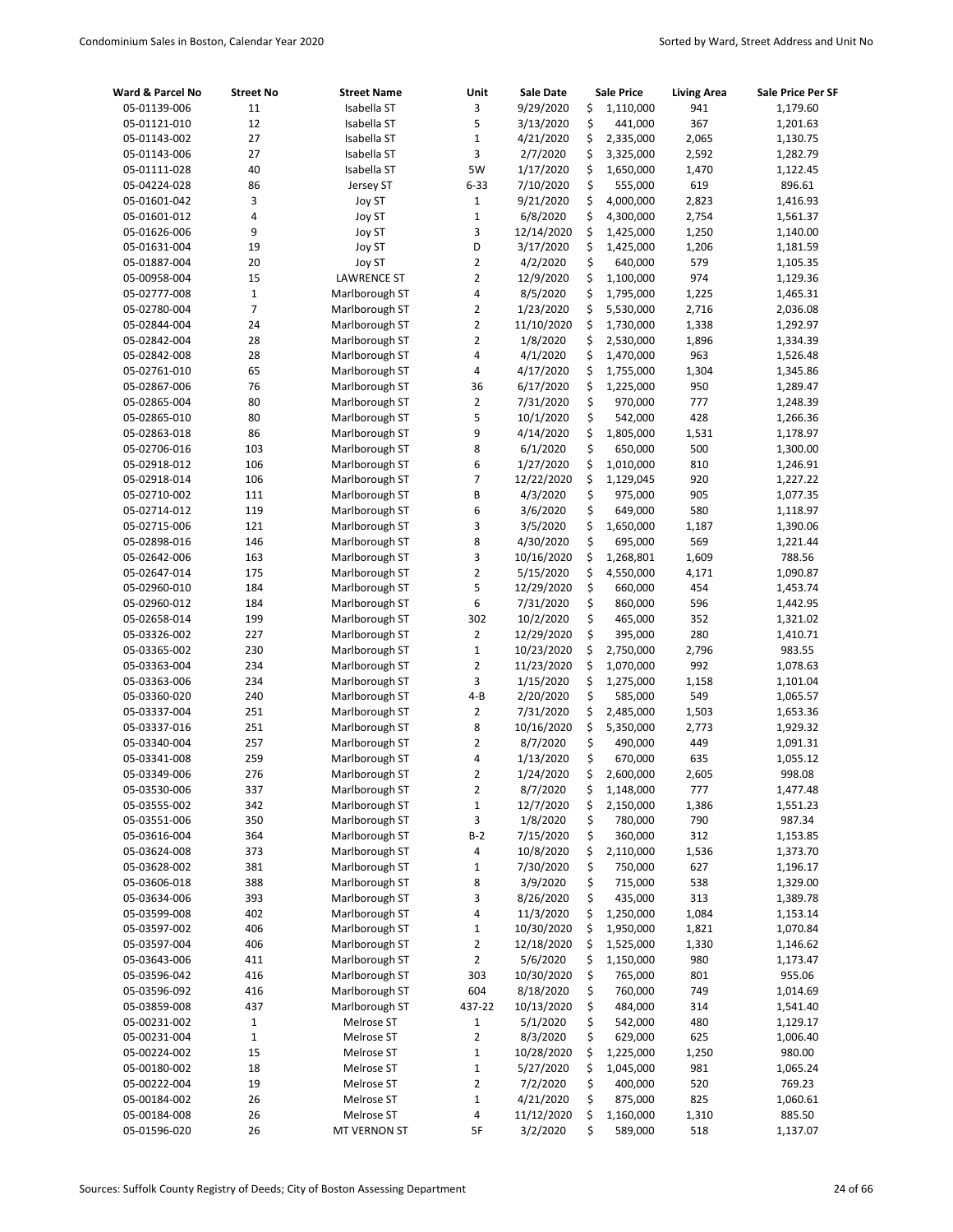| Ward & Parcel No | Street No | Street Name | Unit | Sale Date | Sale Price | Living Area | Sale Price Per SF |
|---|---|---|---|---|---|---|---|
| 05-01139-006 | 11 | Isabella ST | 3 | 9/29/2020 | $ 1,110,000 | 941 | 1,179.60 |
| 05-01121-010 | 12 | Isabella ST | 5 | 3/13/2020 | $ 441,000 | 367 | 1,201.63 |
| 05-01143-002 | 27 | Isabella ST | 1 | 4/21/2020 | $ 2,335,000 | 2,065 | 1,130.75 |
| 05-01143-006 | 27 | Isabella ST | 3 | 2/7/2020 | $ 3,325,000 | 2,592 | 1,282.79 |
| 05-01111-028 | 40 | Isabella ST | 5W | 1/17/2020 | $ 1,650,000 | 1,470 | 1,122.45 |
| 05-04224-028 | 86 | Jersey ST | 6-33 | 7/10/2020 | $ 555,000 | 619 | 896.61 |
| 05-01601-042 | 3 | Joy ST | 1 | 9/21/2020 | $ 4,000,000 | 2,823 | 1,416.93 |
| 05-01601-012 | 4 | Joy ST | 1 | 6/8/2020 | $ 4,300,000 | 2,754 | 1,561.37 |
| 05-01626-006 | 9 | Joy ST | 3 | 12/14/2020 | $ 1,425,000 | 1,250 | 1,140.00 |
| 05-01631-004 | 19 | Joy ST | D | 3/17/2020 | $ 1,425,000 | 1,206 | 1,181.59 |
| 05-01887-004 | 20 | Joy ST | 2 | 4/2/2020 | $ 640,000 | 579 | 1,105.35 |
| 05-00958-004 | 15 | LAWRENCE ST | 2 | 12/9/2020 | $ 1,100,000 | 974 | 1,129.36 |
| 05-02777-008 | 1 | Marlborough ST | 4 | 8/5/2020 | $ 1,795,000 | 1,225 | 1,465.31 |
| 05-02780-004 | 7 | Marlborough ST | 2 | 1/23/2020 | $ 5,530,000 | 2,716 | 2,036.08 |
| 05-02844-004 | 24 | Marlborough ST | 2 | 11/10/2020 | $ 1,730,000 | 1,338 | 1,292.97 |
| 05-02842-004 | 28 | Marlborough ST | 2 | 1/8/2020 | $ 2,530,000 | 1,896 | 1,334.39 |
| 05-02842-008 | 28 | Marlborough ST | 4 | 4/1/2020 | $ 1,470,000 | 963 | 1,526.48 |
| 05-02761-010 | 65 | Marlborough ST | 4 | 4/17/2020 | $ 1,755,000 | 1,304 | 1,345.86 |
| 05-02867-006 | 76 | Marlborough ST | 36 | 6/17/2020 | $ 1,225,000 | 950 | 1,289.47 |
| 05-02865-004 | 80 | Marlborough ST | 2 | 7/31/2020 | $ 970,000 | 777 | 1,248.39 |
| 05-02865-010 | 80 | Marlborough ST | 5 | 10/1/2020 | $ 542,000 | 428 | 1,266.36 |
| 05-02863-018 | 86 | Marlborough ST | 9 | 4/14/2020 | $ 1,805,000 | 1,531 | 1,178.97 |
| 05-02706-016 | 103 | Marlborough ST | 8 | 6/1/2020 | $ 650,000 | 500 | 1,300.00 |
| 05-02918-012 | 106 | Marlborough ST | 6 | 1/27/2020 | $ 1,010,000 | 810 | 1,246.91 |
| 05-02918-014 | 106 | Marlborough ST | 7 | 12/22/2020 | $ 1,129,045 | 920 | 1,227.22 |
| 05-02710-002 | 111 | Marlborough ST | B | 4/3/2020 | $ 975,000 | 905 | 1,077.35 |
| 05-02714-012 | 119 | Marlborough ST | 6 | 3/6/2020 | $ 649,000 | 580 | 1,118.97 |
| 05-02715-006 | 121 | Marlborough ST | 3 | 3/5/2020 | $ 1,650,000 | 1,187 | 1,390.06 |
| 05-02898-016 | 146 | Marlborough ST | 8 | 4/30/2020 | $ 695,000 | 569 | 1,221.44 |
| 05-02642-006 | 163 | Marlborough ST | 3 | 10/16/2020 | $ 1,268,801 | 1,609 | 788.56 |
| 05-02647-014 | 175 | Marlborough ST | 2 | 5/15/2020 | $ 4,550,000 | 4,171 | 1,090.87 |
| 05-02960-010 | 184 | Marlborough ST | 5 | 12/29/2020 | $ 660,000 | 454 | 1,453.74 |
| 05-02960-012 | 184 | Marlborough ST | 6 | 7/31/2020 | $ 860,000 | 596 | 1,442.95 |
| 05-02658-014 | 199 | Marlborough ST | 302 | 10/2/2020 | $ 465,000 | 352 | 1,321.02 |
| 05-03326-002 | 227 | Marlborough ST | 2 | 12/29/2020 | $ 395,000 | 280 | 1,410.71 |
| 05-03365-002 | 230 | Marlborough ST | 1 | 10/23/2020 | $ 2,750,000 | 2,796 | 983.55 |
| 05-03363-004 | 234 | Marlborough ST | 2 | 11/23/2020 | $ 1,070,000 | 992 | 1,078.63 |
| 05-03363-006 | 234 | Marlborough ST | 3 | 1/15/2020 | $ 1,275,000 | 1,158 | 1,101.04 |
| 05-03360-020 | 240 | Marlborough ST | 4-B | 2/20/2020 | $ 585,000 | 549 | 1,065.57 |
| 05-03337-004 | 251 | Marlborough ST | 2 | 7/31/2020 | $ 2,485,000 | 1,503 | 1,653.36 |
| 05-03337-016 | 251 | Marlborough ST | 8 | 10/16/2020 | $ 5,350,000 | 2,773 | 1,929.32 |
| 05-03340-004 | 257 | Marlborough ST | 2 | 8/7/2020 | $ 490,000 | 449 | 1,091.31 |
| 05-03341-008 | 259 | Marlborough ST | 4 | 1/13/2020 | $ 670,000 | 635 | 1,055.12 |
| 05-03349-006 | 276 | Marlborough ST | 2 | 1/24/2020 | $ 2,600,000 | 2,605 | 998.08 |
| 05-03530-006 | 337 | Marlborough ST | 2 | 8/7/2020 | $ 1,148,000 | 777 | 1,477.48 |
| 05-03555-002 | 342 | Marlborough ST | 1 | 12/7/2020 | $ 2,150,000 | 1,386 | 1,551.23 |
| 05-03551-006 | 350 | Marlborough ST | 3 | 1/8/2020 | $ 780,000 | 790 | 987.34 |
| 05-03616-004 | 364 | Marlborough ST | B-2 | 7/15/2020 | $ 360,000 | 312 | 1,153.85 |
| 05-03624-008 | 373 | Marlborough ST | 4 | 10/8/2020 | $ 2,110,000 | 1,536 | 1,373.70 |
| 05-03628-002 | 381 | Marlborough ST | 1 | 7/30/2020 | $ 750,000 | 627 | 1,196.17 |
| 05-03606-018 | 388 | Marlborough ST | 8 | 3/9/2020 | $ 715,000 | 538 | 1,329.00 |
| 05-03634-006 | 393 | Marlborough ST | 3 | 8/26/2020 | $ 435,000 | 313 | 1,389.78 |
| 05-03599-008 | 402 | Marlborough ST | 4 | 11/3/2020 | $ 1,250,000 | 1,084 | 1,153.14 |
| 05-03597-002 | 406 | Marlborough ST | 1 | 10/30/2020 | $ 1,950,000 | 1,821 | 1,070.84 |
| 05-03597-004 | 406 | Marlborough ST | 2 | 12/18/2020 | $ 1,525,000 | 1,330 | 1,146.62 |
| 05-03643-006 | 411 | Marlborough ST | 2 | 5/6/2020 | $ 1,150,000 | 980 | 1,173.47 |
| 05-03596-042 | 416 | Marlborough ST | 303 | 10/30/2020 | $ 765,000 | 801 | 955.06 |
| 05-03596-092 | 416 | Marlborough ST | 604 | 8/18/2020 | $ 760,000 | 749 | 1,014.69 |
| 05-03859-008 | 437 | Marlborough ST | 437-22 | 10/13/2020 | $ 484,000 | 314 | 1,541.40 |
| 05-00231-002 | 1 | Melrose ST | 1 | 5/1/2020 | $ 542,000 | 480 | 1,129.17 |
| 05-00231-004 | 1 | Melrose ST | 2 | 8/3/2020 | $ 629,000 | 625 | 1,006.40 |
| 05-00224-002 | 15 | Melrose ST | 1 | 10/28/2020 | $ 1,225,000 | 1,250 | 980.00 |
| 05-00180-002 | 18 | Melrose ST | 1 | 5/27/2020 | $ 1,045,000 | 981 | 1,065.24 |
| 05-00222-004 | 19 | Melrose ST | 2 | 7/2/2020 | $ 400,000 | 520 | 769.23 |
| 05-00184-002 | 26 | Melrose ST | 1 | 4/21/2020 | $ 875,000 | 825 | 1,060.61 |
| 05-00184-008 | 26 | Melrose ST | 4 | 11/12/2020 | $ 1,160,000 | 1,310 | 885.50 |
| 05-01596-020 | 26 | MT VERNON ST | 5F | 3/2/2020 | $ 589,000 | 518 | 1,137.07 |

Sources: Suffolk County Registry of Deeds; City of Boston Assessing Department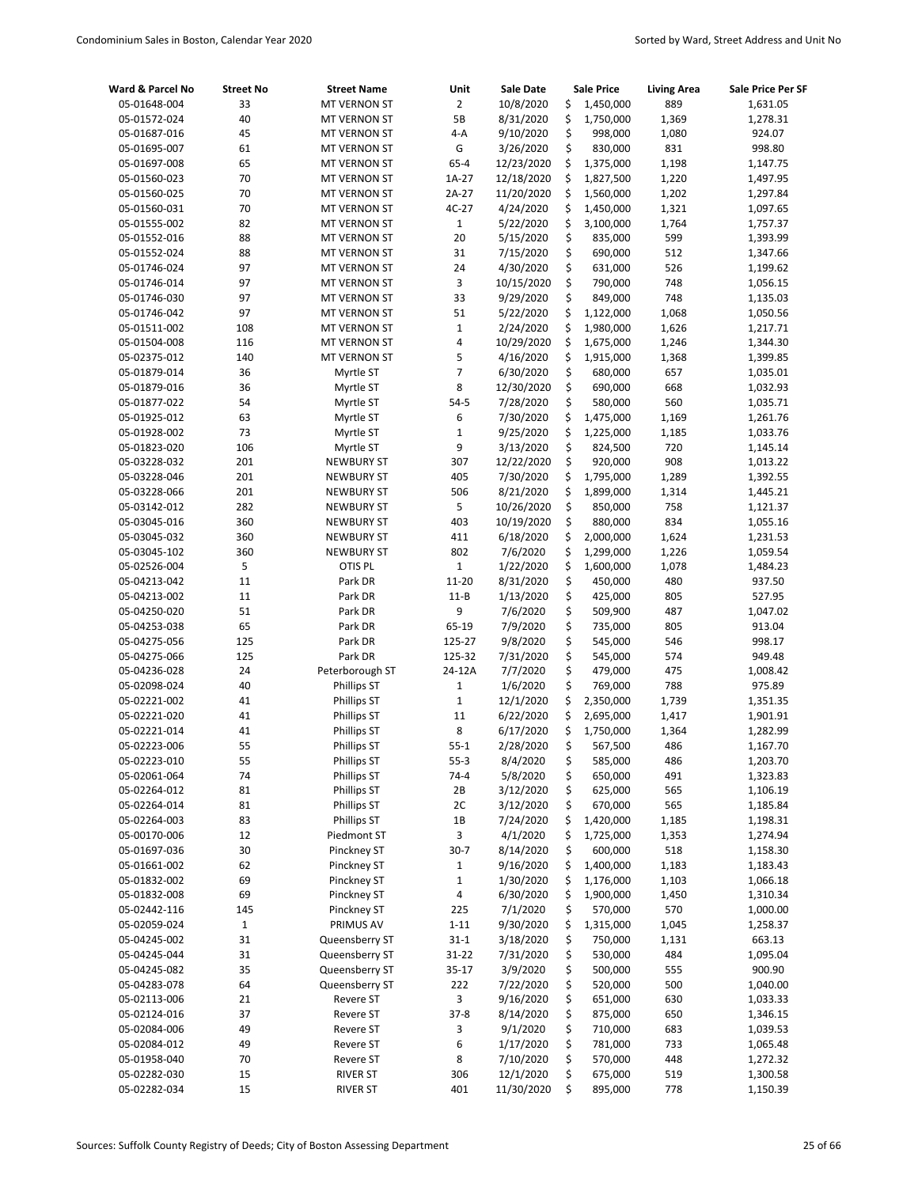| Ward & Parcel No | Street No | Street Name | Unit | Sale Date | Sale Price | Living Area | Sale Price Per SF |
|---|---|---|---|---|---|---|---|
| 05-01648-004 | 33 | MT VERNON ST | 2 | 10/8/2020 | $ 1,450,000 | 889 | 1,631.05 |
| 05-01572-024 | 40 | MT VERNON ST | 5B | 8/31/2020 | $ 1,750,000 | 1,369 | 1,278.31 |
| 05-01687-016 | 45 | MT VERNON ST | 4-A | 9/10/2020 | $ 998,000 | 1,080 | 924.07 |
| 05-01695-007 | 61 | MT VERNON ST | G | 3/26/2020 | $ 830,000 | 831 | 998.80 |
| 05-01697-008 | 65 | MT VERNON ST | 65-4 | 12/23/2020 | $ 1,375,000 | 1,198 | 1,147.75 |
| 05-01560-023 | 70 | MT VERNON ST | 1A-27 | 12/18/2020 | $ 1,827,500 | 1,220 | 1,497.95 |
| 05-01560-025 | 70 | MT VERNON ST | 2A-27 | 11/20/2020 | $ 1,560,000 | 1,202 | 1,297.84 |
| 05-01560-031 | 70 | MT VERNON ST | 4C-27 | 4/24/2020 | $ 1,450,000 | 1,321 | 1,097.65 |
| 05-01555-002 | 82 | MT VERNON ST | 1 | 5/22/2020 | $ 3,100,000 | 1,764 | 1,757.37 |
| 05-01552-016 | 88 | MT VERNON ST | 20 | 5/15/2020 | $ 835,000 | 599 | 1,393.99 |
| 05-01552-024 | 88 | MT VERNON ST | 31 | 7/15/2020 | $ 690,000 | 512 | 1,347.66 |
| 05-01746-024 | 97 | MT VERNON ST | 24 | 4/30/2020 | $ 631,000 | 526 | 1,199.62 |
| 05-01746-014 | 97 | MT VERNON ST | 3 | 10/15/2020 | $ 790,000 | 748 | 1,056.15 |
| 05-01746-030 | 97 | MT VERNON ST | 33 | 9/29/2020 | $ 849,000 | 748 | 1,135.03 |
| 05-01746-042 | 97 | MT VERNON ST | 51 | 5/22/2020 | $ 1,122,000 | 1,068 | 1,050.56 |
| 05-01511-002 | 108 | MT VERNON ST | 1 | 2/24/2020 | $ 1,980,000 | 1,626 | 1,217.71 |
| 05-01504-008 | 116 | MT VERNON ST | 4 | 10/29/2020 | $ 1,675,000 | 1,246 | 1,344.30 |
| 05-02375-012 | 140 | MT VERNON ST | 5 | 4/16/2020 | $ 1,915,000 | 1,368 | 1,399.85 |
| 05-01879-014 | 36 | Myrtle ST | 7 | 6/30/2020 | $ 680,000 | 657 | 1,035.01 |
| 05-01879-016 | 36 | Myrtle ST | 8 | 12/30/2020 | $ 690,000 | 668 | 1,032.93 |
| 05-01877-022 | 54 | Myrtle ST | 54-5 | 7/28/2020 | $ 580,000 | 560 | 1,035.71 |
| 05-01925-012 | 63 | Myrtle ST | 6 | 7/30/2020 | $ 1,475,000 | 1,169 | 1,261.76 |
| 05-01928-002 | 73 | Myrtle ST | 1 | 9/25/2020 | $ 1,225,000 | 1,185 | 1,033.76 |
| 05-01823-020 | 106 | Myrtle ST | 9 | 3/13/2020 | $ 824,500 | 720 | 1,145.14 |
| 05-03228-032 | 201 | NEWBURY ST | 307 | 12/22/2020 | $ 920,000 | 908 | 1,013.22 |
| 05-03228-046 | 201 | NEWBURY ST | 405 | 7/30/2020 | $ 1,795,000 | 1,289 | 1,392.55 |
| 05-03228-066 | 201 | NEWBURY ST | 506 | 8/21/2020 | $ 1,899,000 | 1,314 | 1,445.21 |
| 05-03142-012 | 282 | NEWBURY ST | 5 | 10/26/2020 | $ 850,000 | 758 | 1,121.37 |
| 05-03045-016 | 360 | NEWBURY ST | 403 | 10/19/2020 | $ 880,000 | 834 | 1,055.16 |
| 05-03045-032 | 360 | NEWBURY ST | 411 | 6/18/2020 | $ 2,000,000 | 1,624 | 1,231.53 |
| 05-03045-102 | 360 | NEWBURY ST | 802 | 7/6/2020 | $ 1,299,000 | 1,226 | 1,059.54 |
| 05-02526-004 | 5 | OTIS PL | 1 | 1/22/2020 | $ 1,600,000 | 1,078 | 1,484.23 |
| 05-04213-042 | 11 | Park DR | 11-20 | 8/31/2020 | $ 450,000 | 480 | 937.50 |
| 05-04213-002 | 11 | Park DR | 11-B | 1/13/2020 | $ 425,000 | 805 | 527.95 |
| 05-04250-020 | 51 | Park DR | 9 | 7/6/2020 | $ 509,900 | 487 | 1,047.02 |
| 05-04253-038 | 65 | Park DR | 65-19 | 7/9/2020 | $ 735,000 | 805 | 913.04 |
| 05-04275-056 | 125 | Park DR | 125-27 | 9/8/2020 | $ 545,000 | 546 | 998.17 |
| 05-04275-066 | 125 | Park DR | 125-32 | 7/31/2020 | $ 545,000 | 574 | 949.48 |
| 05-04236-028 | 24 | Peterborough ST | 24-12A | 7/7/2020 | $ 479,000 | 475 | 1,008.42 |
| 05-02098-024 | 40 | Phillips ST | 1 | 1/6/2020 | $ 769,000 | 788 | 975.89 |
| 05-02221-002 | 41 | Phillips ST | 1 | 12/1/2020 | $ 2,350,000 | 1,739 | 1,351.35 |
| 05-02221-020 | 41 | Phillips ST | 11 | 6/22/2020 | $ 2,695,000 | 1,417 | 1,901.91 |
| 05-02221-014 | 41 | Phillips ST | 8 | 6/17/2020 | $ 1,750,000 | 1,364 | 1,282.99 |
| 05-02223-006 | 55 | Phillips ST | 55-1 | 2/28/2020 | $ 567,500 | 486 | 1,167.70 |
| 05-02223-010 | 55 | Phillips ST | 55-3 | 8/4/2020 | $ 585,000 | 486 | 1,203.70 |
| 05-02061-064 | 74 | Phillips ST | 74-4 | 5/8/2020 | $ 650,000 | 491 | 1,323.83 |
| 05-02264-012 | 81 | Phillips ST | 2B | 3/12/2020 | $ 625,000 | 565 | 1,106.19 |
| 05-02264-014 | 81 | Phillips ST | 2C | 3/12/2020 | $ 670,000 | 565 | 1,185.84 |
| 05-02264-003 | 83 | Phillips ST | 1B | 7/24/2020 | $ 1,420,000 | 1,185 | 1,198.31 |
| 05-00170-006 | 12 | Piedmont ST | 3 | 4/1/2020 | $ 1,725,000 | 1,353 | 1,274.94 |
| 05-01697-036 | 30 | Pinckney ST | 30-7 | 8/14/2020 | $ 600,000 | 518 | 1,158.30 |
| 05-01661-002 | 62 | Pinckney ST | 1 | 9/16/2020 | $ 1,400,000 | 1,183 | 1,183.43 |
| 05-01832-002 | 69 | Pinckney ST | 1 | 1/30/2020 | $ 1,176,000 | 1,103 | 1,066.18 |
| 05-01832-008 | 69 | Pinckney ST | 4 | 6/30/2020 | $ 1,900,000 | 1,450 | 1,310.34 |
| 05-02442-116 | 145 | Pinckney ST | 225 | 7/1/2020 | $ 570,000 | 570 | 1,000.00 |
| 05-02059-024 | 1 | PRIMUS AV | 1-11 | 9/30/2020 | $ 1,315,000 | 1,045 | 1,258.37 |
| 05-04245-002 | 31 | Queensberry ST | 31-1 | 3/18/2020 | $ 750,000 | 1,131 | 663.13 |
| 05-04245-044 | 31 | Queensberry ST | 31-22 | 7/31/2020 | $ 530,000 | 484 | 1,095.04 |
| 05-04245-082 | 35 | Queensberry ST | 35-17 | 3/9/2020 | $ 500,000 | 555 | 900.90 |
| 05-04283-078 | 64 | Queensberry ST | 222 | 7/22/2020 | $ 520,000 | 500 | 1,040.00 |
| 05-02113-006 | 21 | Revere ST | 3 | 9/16/2020 | $ 651,000 | 630 | 1,033.33 |
| 05-02124-016 | 37 | Revere ST | 37-8 | 8/14/2020 | $ 875,000 | 650 | 1,346.15 |
| 05-02084-006 | 49 | Revere ST | 3 | 9/1/2020 | $ 710,000 | 683 | 1,039.53 |
| 05-02084-012 | 49 | Revere ST | 6 | 1/17/2020 | $ 781,000 | 733 | 1,065.48 |
| 05-01958-040 | 70 | Revere ST | 8 | 7/10/2020 | $ 570,000 | 448 | 1,272.32 |
| 05-02282-030 | 15 | RIVER ST | 306 | 12/1/2020 | $ 675,000 | 519 | 1,300.58 |
| 05-02282-034 | 15 | RIVER ST | 401 | 11/30/2020 | $ 895,000 | 778 | 1,150.39 |

Sources: Suffolk County Registry of Deeds; City of Boston Assessing Department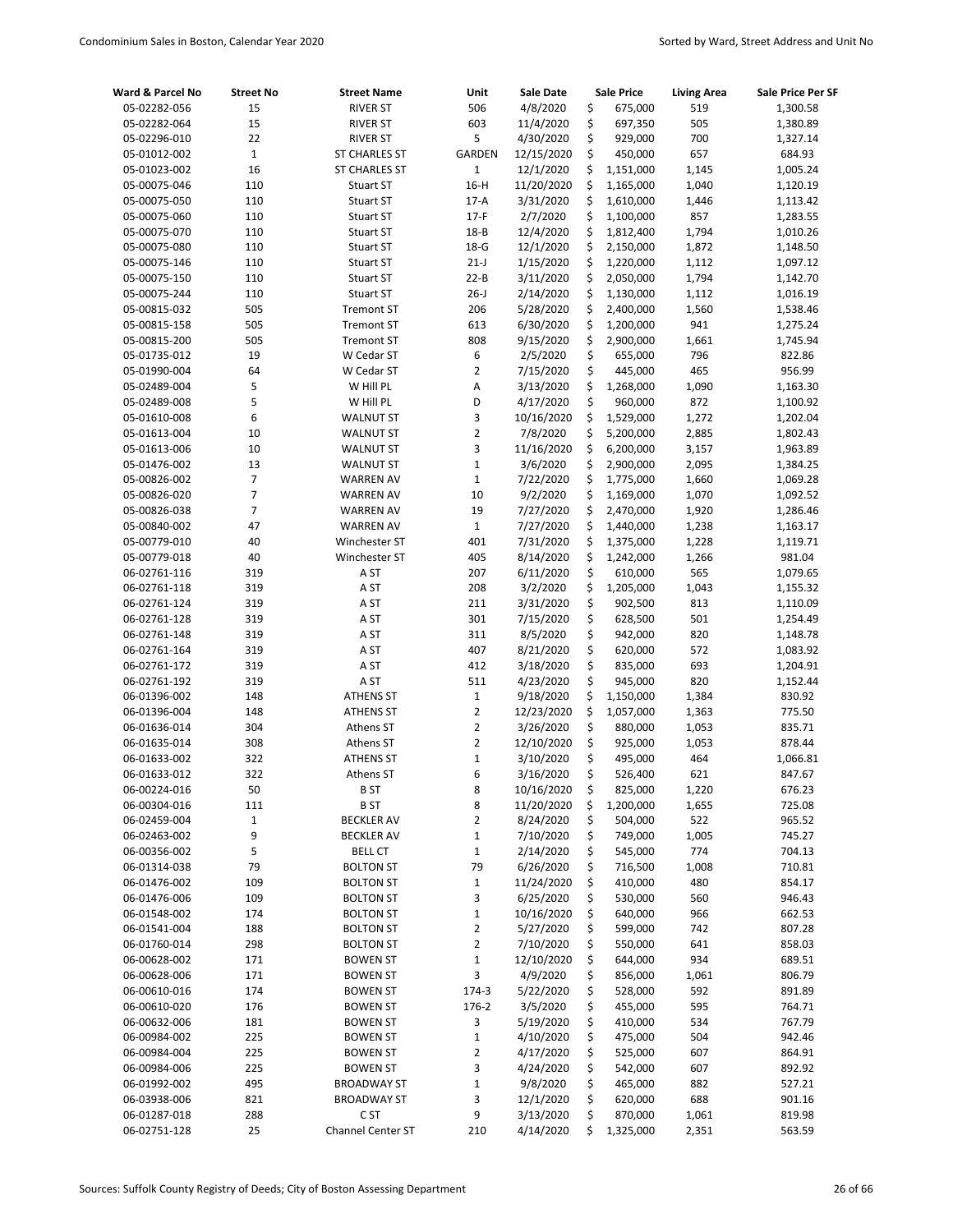| Ward & Parcel No | Street No | Street Name | Unit | Sale Date | Sale Price | Living Area | Sale Price Per SF |
|---|---|---|---|---|---|---|---|
| 05-02282-056 | 15 | RIVER ST | 506 | 4/8/2020 | $ 675,000 | 519 | 1,300.58 |
| 05-02282-064 | 15 | RIVER ST | 603 | 11/4/2020 | $ 697,350 | 505 | 1,380.89 |
| 05-02296-010 | 22 | RIVER ST | 5 | 4/30/2020 | $ 929,000 | 700 | 1,327.14 |
| 05-01012-002 | 1 | ST CHARLES ST | GARDEN | 12/15/2020 | $ 450,000 | 657 | 684.93 |
| 05-01023-002 | 16 | ST CHARLES ST | 1 | 12/1/2020 | $ 1,151,000 | 1,145 | 1,005.24 |
| 05-00075-046 | 110 | Stuart ST | 16-H | 11/20/2020 | $ 1,165,000 | 1,040 | 1,120.19 |
| 05-00075-050 | 110 | Stuart ST | 17-A | 3/31/2020 | $ 1,610,000 | 1,446 | 1,113.42 |
| 05-00075-060 | 110 | Stuart ST | 17-F | 2/7/2020 | $ 1,100,000 | 857 | 1,283.55 |
| 05-00075-070 | 110 | Stuart ST | 18-B | 12/4/2020 | $ 1,812,400 | 1,794 | 1,010.26 |
| 05-00075-080 | 110 | Stuart ST | 18-G | 12/1/2020 | $ 2,150,000 | 1,872 | 1,148.50 |
| 05-00075-146 | 110 | Stuart ST | 21-J | 1/15/2020 | $ 1,220,000 | 1,112 | 1,097.12 |
| 05-00075-150 | 110 | Stuart ST | 22-B | 3/11/2020 | $ 2,050,000 | 1,794 | 1,142.70 |
| 05-00075-244 | 110 | Stuart ST | 26-J | 2/14/2020 | $ 1,130,000 | 1,112 | 1,016.19 |
| 05-00815-032 | 505 | Tremont ST | 206 | 5/28/2020 | $ 2,400,000 | 1,560 | 1,538.46 |
| 05-00815-158 | 505 | Tremont ST | 613 | 6/30/2020 | $ 1,200,000 | 941 | 1,275.24 |
| 05-00815-200 | 505 | Tremont ST | 808 | 9/15/2020 | $ 2,900,000 | 1,661 | 1,745.94 |
| 05-01735-012 | 19 | W Cedar ST | 6 | 2/5/2020 | $ 655,000 | 796 | 822.86 |
| 05-01990-004 | 64 | W Cedar ST | 2 | 7/15/2020 | $ 445,000 | 465 | 956.99 |
| 05-02489-004 | 5 | W Hill PL | A | 3/13/2020 | $ 1,268,000 | 1,090 | 1,163.30 |
| 05-02489-008 | 5 | W Hill PL | D | 4/17/2020 | $ 960,000 | 872 | 1,100.92 |
| 05-01610-008 | 6 | WALNUT ST | 3 | 10/16/2020 | $ 1,529,000 | 1,272 | 1,202.04 |
| 05-01613-004 | 10 | WALNUT ST | 2 | 7/8/2020 | $ 5,200,000 | 2,885 | 1,802.43 |
| 05-01613-006 | 10 | WALNUT ST | 3 | 11/16/2020 | $ 6,200,000 | 3,157 | 1,963.89 |
| 05-01476-002 | 13 | WALNUT ST | 1 | 3/6/2020 | $ 2,900,000 | 2,095 | 1,384.25 |
| 05-00826-002 | 7 | WARREN AV | 1 | 7/22/2020 | $ 1,775,000 | 1,660 | 1,069.28 |
| 05-00826-020 | 7 | WARREN AV | 10 | 9/2/2020 | $ 1,169,000 | 1,070 | 1,092.52 |
| 05-00826-038 | 7 | WARREN AV | 19 | 7/27/2020 | $ 2,470,000 | 1,920 | 1,286.46 |
| 05-00840-002 | 47 | WARREN AV | 1 | 7/27/2020 | $ 1,440,000 | 1,238 | 1,163.17 |
| 05-00779-010 | 40 | Winchester ST | 401 | 7/31/2020 | $ 1,375,000 | 1,228 | 1,119.71 |
| 05-00779-018 | 40 | Winchester ST | 405 | 8/14/2020 | $ 1,242,000 | 1,266 | 981.04 |
| 06-02761-116 | 319 | A ST | 207 | 6/11/2020 | $ 610,000 | 565 | 1,079.65 |
| 06-02761-118 | 319 | A ST | 208 | 3/2/2020 | $ 1,205,000 | 1,043 | 1,155.32 |
| 06-02761-124 | 319 | A ST | 211 | 3/31/2020 | $ 902,500 | 813 | 1,110.09 |
| 06-02761-128 | 319 | A ST | 301 | 7/15/2020 | $ 628,500 | 501 | 1,254.49 |
| 06-02761-148 | 319 | A ST | 311 | 8/5/2020 | $ 942,000 | 820 | 1,148.78 |
| 06-02761-164 | 319 | A ST | 407 | 8/21/2020 | $ 620,000 | 572 | 1,083.92 |
| 06-02761-172 | 319 | A ST | 412 | 3/18/2020 | $ 835,000 | 693 | 1,204.91 |
| 06-02761-192 | 319 | A ST | 511 | 4/23/2020 | $ 945,000 | 820 | 1,152.44 |
| 06-01396-002 | 148 | ATHENS ST | 1 | 9/18/2020 | $ 1,150,000 | 1,384 | 830.92 |
| 06-01396-004 | 148 | ATHENS ST | 2 | 12/23/2020 | $ 1,057,000 | 1,363 | 775.50 |
| 06-01636-014 | 304 | Athens ST | 2 | 3/26/2020 | $ 880,000 | 1,053 | 835.71 |
| 06-01635-014 | 308 | Athens ST | 2 | 12/10/2020 | $ 925,000 | 1,053 | 878.44 |
| 06-01633-002 | 322 | ATHENS ST | 1 | 3/10/2020 | $ 495,000 | 464 | 1,066.81 |
| 06-01633-012 | 322 | Athens ST | 6 | 3/16/2020 | $ 526,400 | 621 | 847.67 |
| 06-00224-016 | 50 | B ST | 8 | 10/16/2020 | $ 825,000 | 1,220 | 676.23 |
| 06-00304-016 | 111 | B ST | 8 | 11/20/2020 | $ 1,200,000 | 1,655 | 725.08 |
| 06-02459-004 | 1 | BECKLER AV | 2 | 8/24/2020 | $ 504,000 | 522 | 965.52 |
| 06-02463-002 | 9 | BECKLER AV | 1 | 7/10/2020 | $ 749,000 | 1,005 | 745.27 |
| 06-00356-002 | 5 | BELL CT | 1 | 2/14/2020 | $ 545,000 | 774 | 704.13 |
| 06-01314-038 | 79 | BOLTON ST | 79 | 6/26/2020 | $ 716,500 | 1,008 | 710.81 |
| 06-01476-002 | 109 | BOLTON ST | 1 | 11/24/2020 | $ 410,000 | 480 | 854.17 |
| 06-01476-006 | 109 | BOLTON ST | 3 | 6/25/2020 | $ 530,000 | 560 | 946.43 |
| 06-01548-002 | 174 | BOLTON ST | 1 | 10/16/2020 | $ 640,000 | 966 | 662.53 |
| 06-01541-004 | 188 | BOLTON ST | 2 | 5/27/2020 | $ 599,000 | 742 | 807.28 |
| 06-01760-014 | 298 | BOLTON ST | 2 | 7/10/2020 | $ 550,000 | 641 | 858.03 |
| 06-00628-002 | 171 | BOWEN ST | 1 | 12/10/2020 | $ 644,000 | 934 | 689.51 |
| 06-00628-006 | 171 | BOWEN ST | 3 | 4/9/2020 | $ 856,000 | 1,061 | 806.79 |
| 06-00610-016 | 174 | BOWEN ST | 174-3 | 5/22/2020 | $ 528,000 | 592 | 891.89 |
| 06-00610-020 | 176 | BOWEN ST | 176-2 | 3/5/2020 | $ 455,000 | 595 | 764.71 |
| 06-00632-006 | 181 | BOWEN ST | 3 | 5/19/2020 | $ 410,000 | 534 | 767.79 |
| 06-00984-002 | 225 | BOWEN ST | 1 | 4/10/2020 | $ 475,000 | 504 | 942.46 |
| 06-00984-004 | 225 | BOWEN ST | 2 | 4/17/2020 | $ 525,000 | 607 | 864.91 |
| 06-00984-006 | 225 | BOWEN ST | 3 | 4/24/2020 | $ 542,000 | 607 | 892.92 |
| 06-01992-002 | 495 | BROADWAY ST | 1 | 9/8/2020 | $ 465,000 | 882 | 527.21 |
| 06-03938-006 | 821 | BROADWAY ST | 3 | 12/1/2020 | $ 620,000 | 688 | 901.16 |
| 06-01287-018 | 288 | C ST | 9 | 3/13/2020 | $ 870,000 | 1,061 | 819.98 |
| 06-02751-128 | 25 | Channel Center ST | 210 | 4/14/2020 | $ 1,325,000 | 2,351 | 563.59 |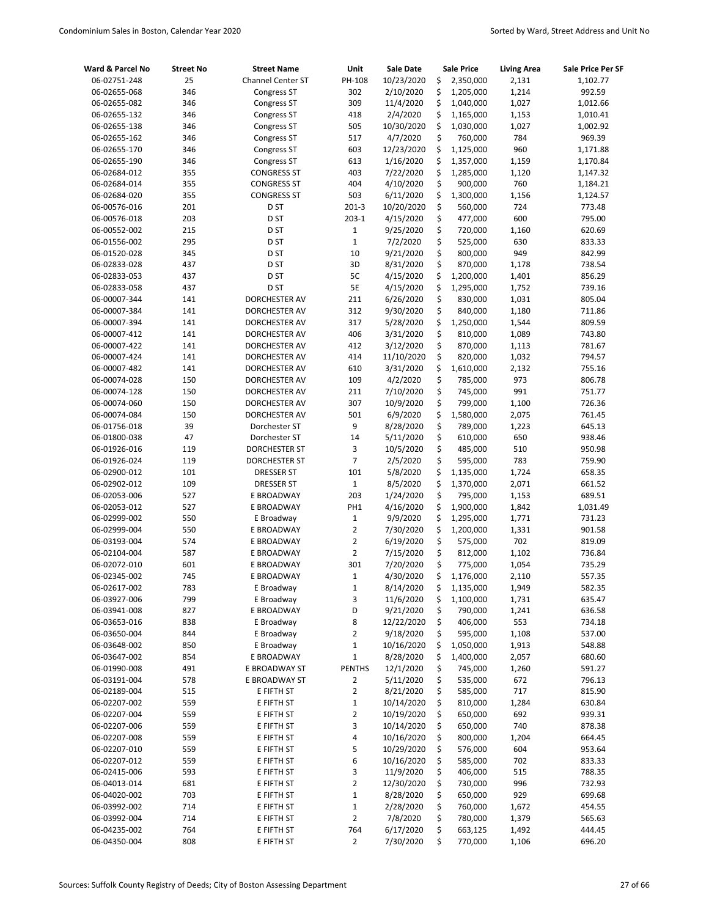| Ward & Parcel No | Street No | Street Name | Unit | Sale Date | Sale Price | Living Area | Sale Price Per SF |
|---|---|---|---|---|---|---|---|
| 06-02751-248 | 25 | Channel Center ST | PH-108 | 10/23/2020 | $ 2,350,000 | 2,131 | 1,102.77 |
| 06-02655-068 | 346 | Congress ST | 302 | 2/10/2020 | $ 1,205,000 | 1,214 | 992.59 |
| 06-02655-082 | 346 | Congress ST | 309 | 11/4/2020 | $ 1,040,000 | 1,027 | 1,012.66 |
| 06-02655-132 | 346 | Congress ST | 418 | 2/4/2020 | $ 1,165,000 | 1,153 | 1,010.41 |
| 06-02655-138 | 346 | Congress ST | 505 | 10/30/2020 | $ 1,030,000 | 1,027 | 1,002.92 |
| 06-02655-162 | 346 | Congress ST | 517 | 4/7/2020 | $ 760,000 | 784 | 969.39 |
| 06-02655-170 | 346 | Congress ST | 603 | 12/23/2020 | $ 1,125,000 | 960 | 1,171.88 |
| 06-02655-190 | 346 | Congress ST | 613 | 1/16/2020 | $ 1,357,000 | 1,159 | 1,170.84 |
| 06-02684-012 | 355 | CONGRESS ST | 403 | 7/22/2020 | $ 1,285,000 | 1,120 | 1,147.32 |
| 06-02684-014 | 355 | CONGRESS ST | 404 | 4/10/2020 | $ 900,000 | 760 | 1,184.21 |
| 06-02684-020 | 355 | CONGRESS ST | 503 | 6/11/2020 | $ 1,300,000 | 1,156 | 1,124.57 |
| 06-00576-016 | 201 | D ST | 201-3 | 10/20/2020 | $ 560,000 | 724 | 773.48 |
| 06-00576-018 | 203 | D ST | 203-1 | 4/15/2020 | $ 477,000 | 600 | 795.00 |
| 06-00552-002 | 215 | D ST | 1 | 9/25/2020 | $ 720,000 | 1,160 | 620.69 |
| 06-01556-002 | 295 | D ST | 1 | 7/2/2020 | $ 525,000 | 630 | 833.33 |
| 06-01520-028 | 345 | D ST | 10 | 9/21/2020 | $ 800,000 | 949 | 842.99 |
| 06-02833-028 | 437 | D ST | 3D | 8/31/2020 | $ 870,000 | 1,178 | 738.54 |
| 06-02833-053 | 437 | D ST | 5C | 4/15/2020 | $ 1,200,000 | 1,401 | 856.29 |
| 06-02833-058 | 437 | D ST | 5E | 4/15/2020 | $ 1,295,000 | 1,752 | 739.16 |
| 06-00007-344 | 141 | DORCHESTER AV | 211 | 6/26/2020 | $ 830,000 | 1,031 | 805.04 |
| 06-00007-384 | 141 | DORCHESTER AV | 312 | 9/30/2020 | $ 840,000 | 1,180 | 711.86 |
| 06-00007-394 | 141 | DORCHESTER AV | 317 | 5/28/2020 | $ 1,250,000 | 1,544 | 809.59 |
| 06-00007-412 | 141 | DORCHESTER AV | 406 | 3/31/2020 | $ 810,000 | 1,089 | 743.80 |
| 06-00007-422 | 141 | DORCHESTER AV | 412 | 3/12/2020 | $ 870,000 | 1,113 | 781.67 |
| 06-00007-424 | 141 | DORCHESTER AV | 414 | 11/10/2020 | $ 820,000 | 1,032 | 794.57 |
| 06-00007-482 | 141 | DORCHESTER AV | 610 | 3/31/2020 | $ 1,610,000 | 2,132 | 755.16 |
| 06-00074-028 | 150 | DORCHESTER AV | 109 | 4/2/2020 | $ 785,000 | 973 | 806.78 |
| 06-00074-128 | 150 | DORCHESTER AV | 211 | 7/10/2020 | $ 745,000 | 991 | 751.77 |
| 06-00074-060 | 150 | DORCHESTER AV | 307 | 10/9/2020 | $ 799,000 | 1,100 | 726.36 |
| 06-00074-084 | 150 | DORCHESTER AV | 501 | 6/9/2020 | $ 1,580,000 | 2,075 | 761.45 |
| 06-01756-018 | 39 | Dorchester ST | 9 | 8/28/2020 | $ 789,000 | 1,223 | 645.13 |
| 06-01800-038 | 47 | Dorchester ST | 14 | 5/11/2020 | $ 610,000 | 650 | 938.46 |
| 06-01926-016 | 119 | DORCHESTER ST | 3 | 10/5/2020 | $ 485,000 | 510 | 950.98 |
| 06-01926-024 | 119 | DORCHESTER ST | 7 | 2/5/2020 | $ 595,000 | 783 | 759.90 |
| 06-02900-012 | 101 | DRESSER ST | 101 | 5/8/2020 | $ 1,135,000 | 1,724 | 658.35 |
| 06-02902-012 | 109 | DRESSER ST | 1 | 8/5/2020 | $ 1,370,000 | 2,071 | 661.52 |
| 06-02053-006 | 527 | E BROADWAY | 203 | 1/24/2020 | $ 795,000 | 1,153 | 689.51 |
| 06-02053-012 | 527 | E BROADWAY | PH1 | 4/16/2020 | $ 1,900,000 | 1,842 | 1,031.49 |
| 06-02999-002 | 550 | E Broadway | 1 | 9/9/2020 | $ 1,295,000 | 1,771 | 731.23 |
| 06-02999-004 | 550 | E BROADWAY | 2 | 7/30/2020 | $ 1,200,000 | 1,331 | 901.58 |
| 06-03193-004 | 574 | E BROADWAY | 2 | 6/19/2020 | $ 575,000 | 702 | 819.09 |
| 06-02104-004 | 587 | E BROADWAY | 2 | 7/15/2020 | $ 812,000 | 1,102 | 736.84 |
| 06-02072-010 | 601 | E BROADWAY | 301 | 7/20/2020 | $ 775,000 | 1,054 | 735.29 |
| 06-02345-002 | 745 | E BROADWAY | 1 | 4/30/2020 | $ 1,176,000 | 2,110 | 557.35 |
| 06-02617-002 | 783 | E Broadway | 1 | 8/14/2020 | $ 1,135,000 | 1,949 | 582.35 |
| 06-03927-006 | 799 | E Broadway | 3 | 11/6/2020 | $ 1,100,000 | 1,731 | 635.47 |
| 06-03941-008 | 827 | E BROADWAY | D | 9/21/2020 | $ 790,000 | 1,241 | 636.58 |
| 06-03653-016 | 838 | E Broadway | 8 | 12/22/2020 | $ 406,000 | 553 | 734.18 |
| 06-03650-004 | 844 | E Broadway | 2 | 9/18/2020 | $ 595,000 | 1,108 | 537.00 |
| 06-03648-002 | 850 | E Broadway | 1 | 10/16/2020 | $ 1,050,000 | 1,913 | 548.88 |
| 06-03647-002 | 854 | E BROADWAY | 1 | 8/28/2020 | $ 1,400,000 | 2,057 | 680.60 |
| 06-01990-008 | 491 | E BROADWAY ST | PENTHS | 12/1/2020 | $ 745,000 | 1,260 | 591.27 |
| 06-03191-004 | 578 | E BROADWAY ST | 2 | 5/11/2020 | $ 535,000 | 672 | 796.13 |
| 06-02189-004 | 515 | E FIFTH ST | 2 | 8/21/2020 | $ 585,000 | 717 | 815.90 |
| 06-02207-002 | 559 | E FIFTH ST | 1 | 10/14/2020 | $ 810,000 | 1,284 | 630.84 |
| 06-02207-004 | 559 | E FIFTH ST | 2 | 10/19/2020 | $ 650,000 | 692 | 939.31 |
| 06-02207-006 | 559 | E FIFTH ST | 3 | 10/14/2020 | $ 650,000 | 740 | 878.38 |
| 06-02207-008 | 559 | E FIFTH ST | 4 | 10/16/2020 | $ 800,000 | 1,204 | 664.45 |
| 06-02207-010 | 559 | E FIFTH ST | 5 | 10/29/2020 | $ 576,000 | 604 | 953.64 |
| 06-02207-012 | 559 | E FIFTH ST | 6 | 10/16/2020 | $ 585,000 | 702 | 833.33 |
| 06-02415-006 | 593 | E FIFTH ST | 3 | 11/9/2020 | $ 406,000 | 515 | 788.35 |
| 06-04013-014 | 681 | E FIFTH ST | 2 | 12/30/2020 | $ 730,000 | 996 | 732.93 |
| 06-04020-002 | 703 | E FIFTH ST | 1 | 8/28/2020 | $ 650,000 | 929 | 699.68 |
| 06-03992-002 | 714 | E FIFTH ST | 1 | 2/28/2020 | $ 760,000 | 1,672 | 454.55 |
| 06-03992-004 | 714 | E FIFTH ST | 2 | 7/8/2020 | $ 780,000 | 1,379 | 565.63 |
| 06-04235-002 | 764 | E FIFTH ST | 764 | 6/17/2020 | $ 663,125 | 1,492 | 444.45 |
| 06-04350-004 | 808 | E FIFTH ST | 2 | 7/30/2020 | $ 770,000 | 1,106 | 696.20 |

Sources: Suffolk County Registry of Deeds; City of Boston Assessing Department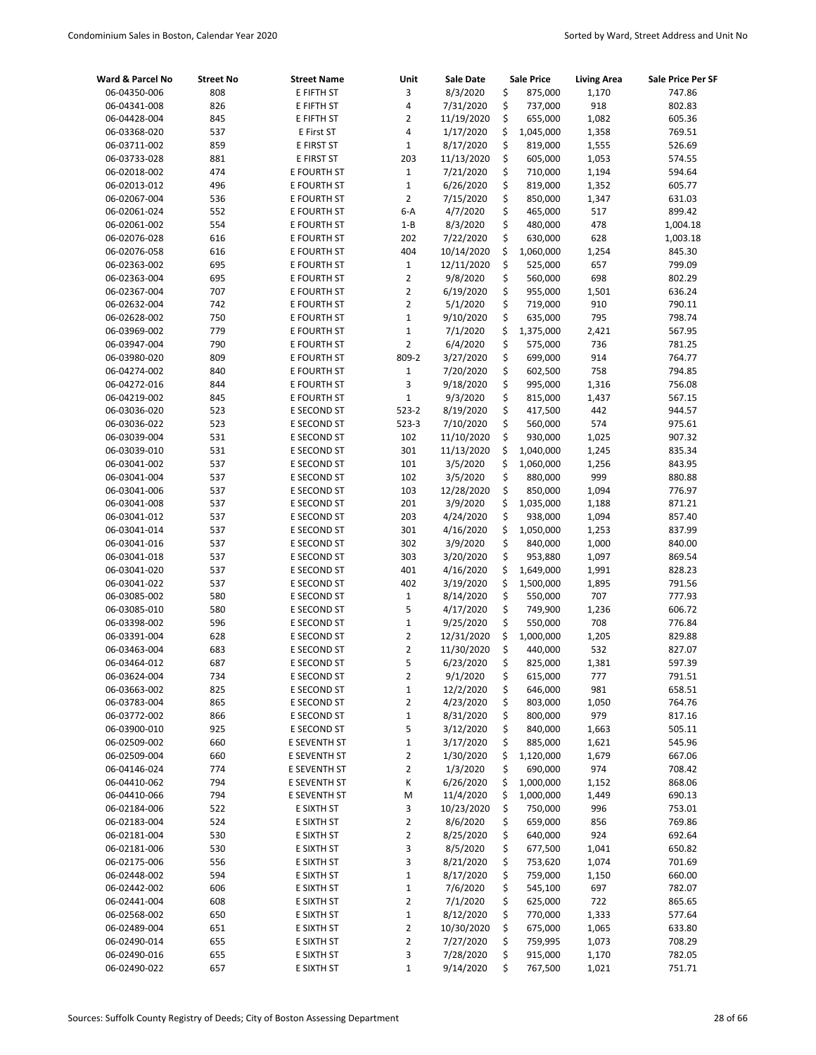| Ward & Parcel No | Street No | Street Name | Unit | Sale Date | Sale Price | Living Area | Sale Price Per SF |
|---|---|---|---|---|---|---|---|
| 06-04350-006 | 808 | E FIFTH ST | 3 | 8/3/2020 | $ 875,000 | 1,170 | 747.86 |
| 06-04341-008 | 826 | E FIFTH ST | 4 | 7/31/2020 | $ 737,000 | 918 | 802.83 |
| 06-04428-004 | 845 | E FIFTH ST | 2 | 11/19/2020 | $ 655,000 | 1,082 | 605.36 |
| 06-03368-020 | 537 | E First ST | 4 | 1/17/2020 | $ 1,045,000 | 1,358 | 769.51 |
| 06-03711-002 | 859 | E FIRST ST | 1 | 8/17/2020 | $ 819,000 | 1,555 | 526.69 |
| 06-03733-028 | 881 | E FIRST ST | 203 | 11/13/2020 | $ 605,000 | 1,053 | 574.55 |
| 06-02018-002 | 474 | E FOURTH ST | 1 | 7/21/2020 | $ 710,000 | 1,194 | 594.64 |
| 06-02013-012 | 496 | E FOURTH ST | 1 | 6/26/2020 | $ 819,000 | 1,352 | 605.77 |
| 06-02067-004 | 536 | E FOURTH ST | 2 | 7/15/2020 | $ 850,000 | 1,347 | 631.03 |
| 06-02061-024 | 552 | E FOURTH ST | 6-A | 4/7/2020 | $ 465,000 | 517 | 899.42 |
| 06-02061-002 | 554 | E FOURTH ST | 1-B | 8/3/2020 | $ 480,000 | 478 | 1,004.18 |
| 06-02076-028 | 616 | E FOURTH ST | 202 | 7/22/2020 | $ 630,000 | 628 | 1,003.18 |
| 06-02076-058 | 616 | E FOURTH ST | 404 | 10/14/2020 | $ 1,060,000 | 1,254 | 845.30 |
| 06-02363-002 | 695 | E FOURTH ST | 1 | 12/11/2020 | $ 525,000 | 657 | 799.09 |
| 06-02363-004 | 695 | E FOURTH ST | 2 | 9/8/2020 | $ 560,000 | 698 | 802.29 |
| 06-02367-004 | 707 | E FOURTH ST | 2 | 6/19/2020 | $ 955,000 | 1,501 | 636.24 |
| 06-02632-004 | 742 | E FOURTH ST | 2 | 5/1/2020 | $ 719,000 | 910 | 790.11 |
| 06-02628-002 | 750 | E FOURTH ST | 1 | 9/10/2020 | $ 635,000 | 795 | 798.74 |
| 06-03969-002 | 779 | E FOURTH ST | 1 | 7/1/2020 | $ 1,375,000 | 2,421 | 567.95 |
| 06-03947-004 | 790 | E FOURTH ST | 2 | 6/4/2020 | $ 575,000 | 736 | 781.25 |
| 06-03980-020 | 809 | E FOURTH ST | 809-2 | 3/27/2020 | $ 699,000 | 914 | 764.77 |
| 06-04274-002 | 840 | E FOURTH ST | 1 | 7/20/2020 | $ 602,500 | 758 | 794.85 |
| 06-04272-016 | 844 | E FOURTH ST | 3 | 9/18/2020 | $ 995,000 | 1,316 | 756.08 |
| 06-04219-002 | 845 | E FOURTH ST | 1 | 9/3/2020 | $ 815,000 | 1,437 | 567.15 |
| 06-03036-020 | 523 | E SECOND ST | 523-2 | 8/19/2020 | $ 417,500 | 442 | 944.57 |
| 06-03036-022 | 523 | E SECOND ST | 523-3 | 7/10/2020 | $ 560,000 | 574 | 975.61 |
| 06-03039-004 | 531 | E SECOND ST | 102 | 11/10/2020 | $ 930,000 | 1,025 | 907.32 |
| 06-03039-010 | 531 | E SECOND ST | 301 | 11/13/2020 | $ 1,040,000 | 1,245 | 835.34 |
| 06-03041-002 | 537 | E SECOND ST | 101 | 3/5/2020 | $ 1,060,000 | 1,256 | 843.95 |
| 06-03041-004 | 537 | E SECOND ST | 102 | 3/5/2020 | $ 880,000 | 999 | 880.88 |
| 06-03041-006 | 537 | E SECOND ST | 103 | 12/28/2020 | $ 850,000 | 1,094 | 776.97 |
| 06-03041-008 | 537 | E SECOND ST | 201 | 3/9/2020 | $ 1,035,000 | 1,188 | 871.21 |
| 06-03041-012 | 537 | E SECOND ST | 203 | 4/24/2020 | $ 938,000 | 1,094 | 857.40 |
| 06-03041-014 | 537 | E SECOND ST | 301 | 4/16/2020 | $ 1,050,000 | 1,253 | 837.99 |
| 06-03041-016 | 537 | E SECOND ST | 302 | 3/9/2020 | $ 840,000 | 1,000 | 840.00 |
| 06-03041-018 | 537 | E SECOND ST | 303 | 3/20/2020 | $ 953,880 | 1,097 | 869.54 |
| 06-03041-020 | 537 | E SECOND ST | 401 | 4/16/2020 | $ 1,649,000 | 1,991 | 828.23 |
| 06-03041-022 | 537 | E SECOND ST | 402 | 3/19/2020 | $ 1,500,000 | 1,895 | 791.56 |
| 06-03085-002 | 580 | E SECOND ST | 1 | 8/14/2020 | $ 550,000 | 707 | 777.93 |
| 06-03085-010 | 580 | E SECOND ST | 5 | 4/17/2020 | $ 749,900 | 1,236 | 606.72 |
| 06-03398-002 | 596 | E SECOND ST | 1 | 9/25/2020 | $ 550,000 | 708 | 776.84 |
| 06-03391-004 | 628 | E SECOND ST | 2 | 12/31/2020 | $ 1,000,000 | 1,205 | 829.88 |
| 06-03463-004 | 683 | E SECOND ST | 2 | 11/30/2020 | $ 440,000 | 532 | 827.07 |
| 06-03464-012 | 687 | E SECOND ST | 5 | 6/23/2020 | $ 825,000 | 1,381 | 597.39 |
| 06-03624-004 | 734 | E SECOND ST | 2 | 9/1/2020 | $ 615,000 | 777 | 791.51 |
| 06-03663-002 | 825 | E SECOND ST | 1 | 12/2/2020 | $ 646,000 | 981 | 658.51 |
| 06-03783-004 | 865 | E SECOND ST | 2 | 4/23/2020 | $ 803,000 | 1,050 | 764.76 |
| 06-03772-002 | 866 | E SECOND ST | 1 | 8/31/2020 | $ 800,000 | 979 | 817.16 |
| 06-03900-010 | 925 | E SECOND ST | 5 | 3/12/2020 | $ 840,000 | 1,663 | 505.11 |
| 06-02509-002 | 660 | E SEVENTH ST | 1 | 3/17/2020 | $ 885,000 | 1,621 | 545.96 |
| 06-02509-004 | 660 | E SEVENTH ST | 2 | 1/30/2020 | $ 1,120,000 | 1,679 | 667.06 |
| 06-04146-024 | 774 | E SEVENTH ST | 2 | 1/3/2020 | $ 690,000 | 974 | 708.42 |
| 06-04410-062 | 794 | E SEVENTH ST | K | 6/26/2020 | $ 1,000,000 | 1,152 | 868.06 |
| 06-04410-066 | 794 | E SEVENTH ST | M | 11/4/2020 | $ 1,000,000 | 1,449 | 690.13 |
| 06-02184-006 | 522 | E SIXTH ST | 3 | 10/23/2020 | $ 750,000 | 996 | 753.01 |
| 06-02183-004 | 524 | E SIXTH ST | 2 | 8/6/2020 | $ 659,000 | 856 | 769.86 |
| 06-02181-004 | 530 | E SIXTH ST | 2 | 8/25/2020 | $ 640,000 | 924 | 692.64 |
| 06-02181-006 | 530 | E SIXTH ST | 3 | 8/5/2020 | $ 677,500 | 1,041 | 650.82 |
| 06-02175-006 | 556 | E SIXTH ST | 3 | 8/21/2020 | $ 753,620 | 1,074 | 701.69 |
| 06-02448-002 | 594 | E SIXTH ST | 1 | 8/17/2020 | $ 759,000 | 1,150 | 660.00 |
| 06-02442-002 | 606 | E SIXTH ST | 1 | 7/6/2020 | $ 545,100 | 697 | 782.07 |
| 06-02441-004 | 608 | E SIXTH ST | 2 | 7/1/2020 | $ 625,000 | 722 | 865.65 |
| 06-02568-002 | 650 | E SIXTH ST | 1 | 8/12/2020 | $ 770,000 | 1,333 | 577.64 |
| 06-02489-004 | 651 | E SIXTH ST | 2 | 10/30/2020 | $ 675,000 | 1,065 | 633.80 |
| 06-02490-014 | 655 | E SIXTH ST | 2 | 7/27/2020 | $ 759,995 | 1,073 | 708.29 |
| 06-02490-016 | 655 | E SIXTH ST | 3 | 7/28/2020 | $ 915,000 | 1,170 | 782.05 |
| 06-02490-022 | 657 | E SIXTH ST | 1 | 9/14/2020 | $ 767,500 | 1,021 | 751.71 |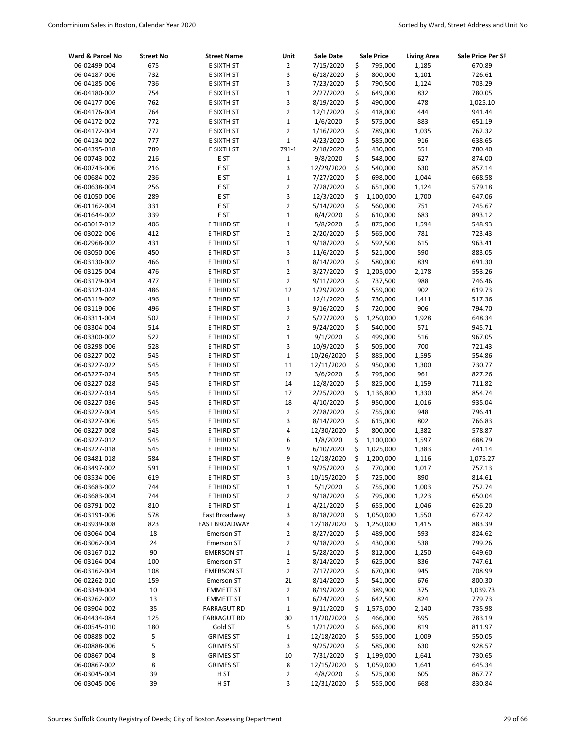| Ward & Parcel No | Street No | Street Name | Unit | Sale Date | Sale Price | Living Area | Sale Price Per SF |
|---|---|---|---|---|---|---|---|
| 06-02499-004 | 675 | E SIXTH ST | 2 | 7/15/2020 | $ 795,000 | 1,185 | 670.89 |
| 06-04187-006 | 732 | E SIXTH ST | 3 | 6/18/2020 | $ 800,000 | 1,101 | 726.61 |
| 06-04185-006 | 736 | E SIXTH ST | 3 | 7/23/2020 | $ 790,500 | 1,124 | 703.29 |
| 06-04180-002 | 754 | E SIXTH ST | 1 | 2/27/2020 | $ 649,000 | 832 | 780.05 |
| 06-04177-006 | 762 | E SIXTH ST | 3 | 8/19/2020 | $ 490,000 | 478 | 1,025.10 |
| 06-04176-004 | 764 | E SIXTH ST | 2 | 12/1/2020 | $ 418,000 | 444 | 941.44 |
| 06-04172-002 | 772 | E SIXTH ST | 1 | 1/6/2020 | $ 575,000 | 883 | 651.19 |
| 06-04172-004 | 772 | E SIXTH ST | 2 | 1/16/2020 | $ 789,000 | 1,035 | 762.32 |
| 06-04134-002 | 777 | E SIXTH ST | 1 | 4/23/2020 | $ 585,000 | 916 | 638.65 |
| 06-04395-018 | 789 | E SIXTH ST | 791-1 | 2/18/2020 | $ 430,000 | 551 | 780.40 |
| 06-00743-002 | 216 | E ST | 1 | 9/8/2020 | $ 548,000 | 627 | 874.00 |
| 06-00743-006 | 216 | E ST | 3 | 12/29/2020 | $ 540,000 | 630 | 857.14 |
| 06-00684-002 | 236 | E ST | 1 | 7/27/2020 | $ 698,000 | 1,044 | 668.58 |
| 06-00638-004 | 256 | E ST | 2 | 7/28/2020 | $ 651,000 | 1,124 | 579.18 |
| 06-01050-006 | 289 | E ST | 3 | 12/3/2020 | $ 1,100,000 | 1,700 | 647.06 |
| 06-01162-004 | 331 | E ST | 2 | 5/14/2020 | $ 560,000 | 751 | 745.67 |
| 06-01644-002 | 339 | E ST | 1 | 8/4/2020 | $ 610,000 | 683 | 893.12 |
| 06-03017-012 | 406 | E THIRD ST | 1 | 5/8/2020 | $ 875,000 | 1,594 | 548.93 |
| 06-03022-006 | 412 | E THIRD ST | 2 | 2/20/2020 | $ 565,000 | 781 | 723.43 |
| 06-02968-002 | 431 | E THIRD ST | 1 | 9/18/2020 | $ 592,500 | 615 | 963.41 |
| 06-03050-006 | 450 | E THIRD ST | 3 | 11/6/2020 | $ 521,000 | 590 | 883.05 |
| 06-03130-002 | 466 | E THIRD ST | 1 | 8/14/2020 | $ 580,000 | 839 | 691.30 |
| 06-03125-004 | 476 | E THIRD ST | 2 | 3/27/2020 | $ 1,205,000 | 2,178 | 553.26 |
| 06-03179-004 | 477 | E THIRD ST | 2 | 9/11/2020 | $ 737,500 | 988 | 746.46 |
| 06-03121-024 | 486 | E THIRD ST | 12 | 1/29/2020 | $ 559,000 | 902 | 619.73 |
| 06-03119-002 | 496 | E THIRD ST | 1 | 12/1/2020 | $ 730,000 | 1,411 | 517.36 |
| 06-03119-006 | 496 | E THIRD ST | 3 | 9/16/2020 | $ 720,000 | 906 | 794.70 |
| 06-03311-004 | 502 | E THIRD ST | 2 | 5/27/2020 | $ 1,250,000 | 1,928 | 648.34 |
| 06-03304-004 | 514 | E THIRD ST | 2 | 9/24/2020 | $ 540,000 | 571 | 945.71 |
| 06-03300-002 | 522 | E THIRD ST | 1 | 9/1/2020 | $ 499,000 | 516 | 967.05 |
| 06-03298-006 | 528 | E THIRD ST | 3 | 10/9/2020 | $ 505,000 | 700 | 721.43 |
| 06-03227-002 | 545 | E THIRD ST | 1 | 10/26/2020 | $ 885,000 | 1,595 | 554.86 |
| 06-03227-022 | 545 | E THIRD ST | 11 | 12/11/2020 | $ 950,000 | 1,300 | 730.77 |
| 06-03227-024 | 545 | E THIRD ST | 12 | 3/6/2020 | $ 795,000 | 961 | 827.26 |
| 06-03227-028 | 545 | E THIRD ST | 14 | 12/8/2020 | $ 825,000 | 1,159 | 711.82 |
| 06-03227-034 | 545 | E THIRD ST | 17 | 2/25/2020 | $ 1,136,800 | 1,330 | 854.74 |
| 06-03227-036 | 545 | E THIRD ST | 18 | 4/10/2020 | $ 950,000 | 1,016 | 935.04 |
| 06-03227-004 | 545 | E THIRD ST | 2 | 2/28/2020 | $ 755,000 | 948 | 796.41 |
| 06-03227-006 | 545 | E THIRD ST | 3 | 8/14/2020 | $ 615,000 | 802 | 766.83 |
| 06-03227-008 | 545 | E THIRD ST | 4 | 12/30/2020 | $ 800,000 | 1,382 | 578.87 |
| 06-03227-012 | 545 | E THIRD ST | 6 | 1/8/2020 | $ 1,100,000 | 1,597 | 688.79 |
| 06-03227-018 | 545 | E THIRD ST | 9 | 6/10/2020 | $ 1,025,000 | 1,383 | 741.14 |
| 06-03481-018 | 584 | E THIRD ST | 9 | 12/18/2020 | $ 1,200,000 | 1,116 | 1,075.27 |
| 06-03497-002 | 591 | E THIRD ST | 1 | 9/25/2020 | $ 770,000 | 1,017 | 757.13 |
| 06-03534-006 | 619 | E THIRD ST | 3 | 10/15/2020 | $ 725,000 | 890 | 814.61 |
| 06-03683-002 | 744 | E THIRD ST | 1 | 5/1/2020 | $ 755,000 | 1,003 | 752.74 |
| 06-03683-004 | 744 | E THIRD ST | 2 | 9/18/2020 | $ 795,000 | 1,223 | 650.04 |
| 06-03791-002 | 810 | E THIRD ST | 1 | 4/21/2020 | $ 655,000 | 1,046 | 626.20 |
| 06-03191-006 | 578 | East Broadway | 3 | 8/18/2020 | $ 1,050,000 | 1,550 | 677.42 |
| 06-03939-008 | 823 | EAST BROADWAY | 4 | 12/18/2020 | $ 1,250,000 | 1,415 | 883.39 |
| 06-03064-004 | 18 | Emerson ST | 2 | 8/27/2020 | $ 489,000 | 593 | 824.62 |
| 06-03062-004 | 24 | Emerson ST | 2 | 9/18/2020 | $ 430,000 | 538 | 799.26 |
| 06-03167-012 | 90 | EMERSON ST | 1 | 5/28/2020 | $ 812,000 | 1,250 | 649.60 |
| 06-03164-004 | 100 | Emerson ST | 2 | 8/14/2020 | $ 625,000 | 836 | 747.61 |
| 06-03162-004 | 108 | EMERSON ST | 2 | 7/17/2020 | $ 670,000 | 945 | 708.99 |
| 06-02262-010 | 159 | Emerson ST | 2L | 8/14/2020 | $ 541,000 | 676 | 800.30 |
| 06-03349-004 | 10 | EMMETT ST | 2 | 8/19/2020 | $ 389,900 | 375 | 1,039.73 |
| 06-03262-002 | 13 | EMMETT ST | 1 | 6/24/2020 | $ 642,500 | 824 | 779.73 |
| 06-03904-002 | 35 | FARRAGUT RD | 1 | 9/11/2020 | $ 1,575,000 | 2,140 | 735.98 |
| 06-04434-084 | 125 | FARRAGUT RD | 30 | 11/20/2020 | $ 466,000 | 595 | 783.19 |
| 06-00545-010 | 180 | Gold ST | 5 | 1/21/2020 | $ 665,000 | 819 | 811.97 |
| 06-00888-002 | 5 | GRIMES ST | 1 | 12/18/2020 | $ 555,000 | 1,009 | 550.05 |
| 06-00888-006 | 5 | GRIMES ST | 3 | 9/25/2020 | $ 585,000 | 630 | 928.57 |
| 06-00867-004 | 8 | GRIMES ST | 10 | 7/31/2020 | $ 1,199,000 | 1,641 | 730.65 |
| 06-00867-002 | 8 | GRIMES ST | 8 | 12/15/2020 | $ 1,059,000 | 1,641 | 645.34 |
| 06-03045-004 | 39 | H ST | 2 | 4/8/2020 | $ 525,000 | 605 | 867.77 |
| 06-03045-006 | 39 | H ST | 3 | 12/31/2020 | $ 555,000 | 668 | 830.84 |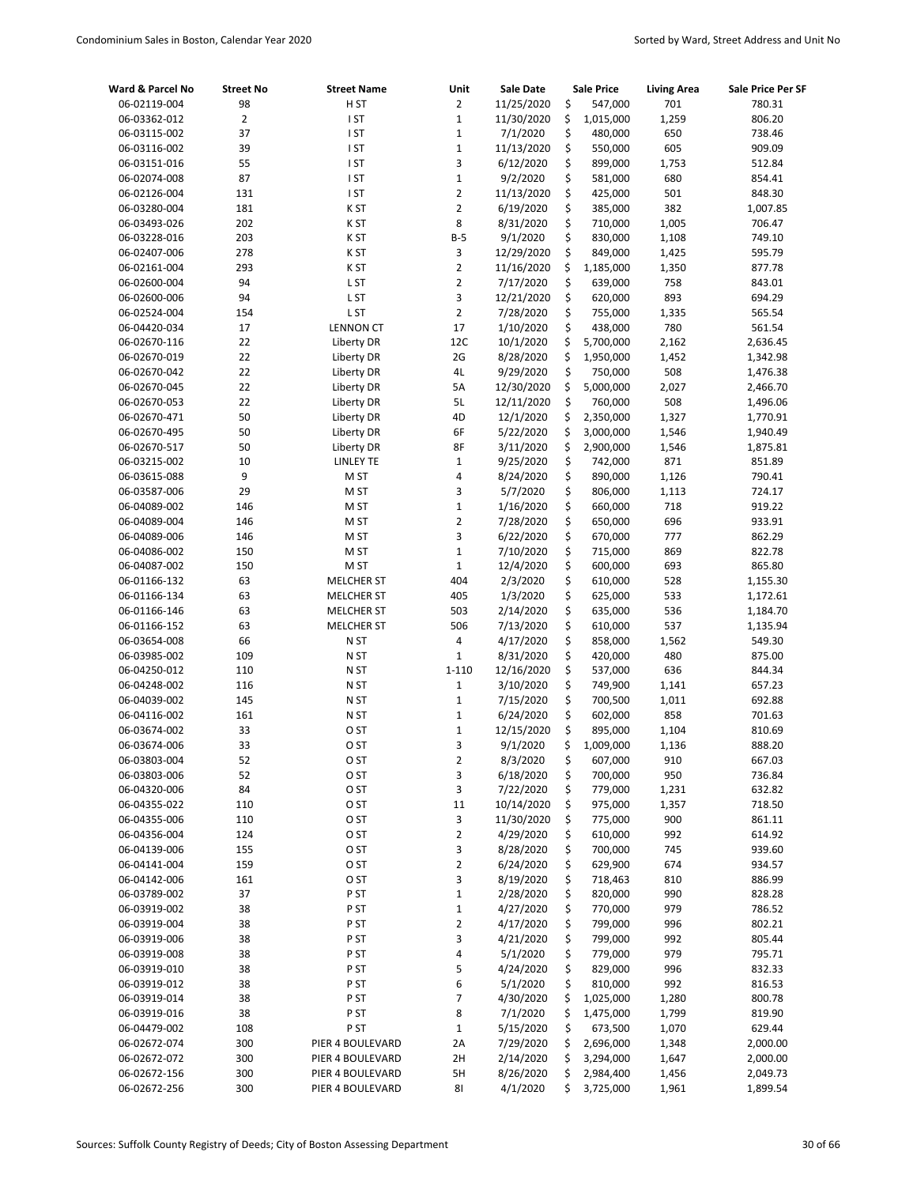| Ward & Parcel No | Street No | Street Name | Unit | Sale Date | Sale Price | Living Area | Sale Price Per SF |
|---|---|---|---|---|---|---|---|
| 06-02119-004 | 98 | H ST | 2 | 11/25/2020 | $ 547,000 | 701 | 780.31 |
| 06-03362-012 | 2 | I ST | 1 | 11/30/2020 | $ 1,015,000 | 1,259 | 806.20 |
| 06-03115-002 | 37 | I ST | 1 | 7/1/2020 | $ 480,000 | 650 | 738.46 |
| 06-03116-002 | 39 | I ST | 1 | 11/13/2020 | $ 550,000 | 605 | 909.09 |
| 06-03151-016 | 55 | I ST | 3 | 6/12/2020 | $ 899,000 | 1,753 | 512.84 |
| 06-02074-008 | 87 | I ST | 1 | 9/2/2020 | $ 581,000 | 680 | 854.41 |
| 06-02126-004 | 131 | I ST | 2 | 11/13/2020 | $ 425,000 | 501 | 848.30 |
| 06-03280-004 | 181 | K ST | 2 | 6/19/2020 | $ 385,000 | 382 | 1,007.85 |
| 06-03493-026 | 202 | K ST | 8 | 8/31/2020 | $ 710,000 | 1,005 | 706.47 |
| 06-03228-016 | 203 | K ST | B-5 | 9/1/2020 | $ 830,000 | 1,108 | 749.10 |
| 06-02407-006 | 278 | K ST | 3 | 12/29/2020 | $ 849,000 | 1,425 | 595.79 |
| 06-02161-004 | 293 | K ST | 2 | 11/16/2020 | $ 1,185,000 | 1,350 | 877.78 |
| 06-02600-004 | 94 | L ST | 2 | 7/17/2020 | $ 639,000 | 758 | 843.01 |
| 06-02600-006 | 94 | L ST | 3 | 12/21/2020 | $ 620,000 | 893 | 694.29 |
| 06-02524-004 | 154 | L ST | 2 | 7/28/2020 | $ 755,000 | 1,335 | 565.54 |
| 06-04420-034 | 17 | LENNON CT | 17 | 1/10/2020 | $ 438,000 | 780 | 561.54 |
| 06-02670-116 | 22 | Liberty DR | 12C | 10/1/2020 | $ 5,700,000 | 2,162 | 2,636.45 |
| 06-02670-019 | 22 | Liberty DR | 2G | 8/28/2020 | $ 1,950,000 | 1,452 | 1,342.98 |
| 06-02670-042 | 22 | Liberty DR | 4L | 9/29/2020 | $ 750,000 | 508 | 1,476.38 |
| 06-02670-045 | 22 | Liberty DR | 5A | 12/30/2020 | $ 5,000,000 | 2,027 | 2,466.70 |
| 06-02670-053 | 22 | Liberty DR | 5L | 12/11/2020 | $ 760,000 | 508 | 1,496.06 |
| 06-02670-471 | 50 | Liberty DR | 4D | 12/1/2020 | $ 2,350,000 | 1,327 | 1,770.91 |
| 06-02670-495 | 50 | Liberty DR | 6F | 5/22/2020 | $ 3,000,000 | 1,546 | 1,940.49 |
| 06-02670-517 | 50 | Liberty DR | 8F | 3/11/2020 | $ 2,900,000 | 1,546 | 1,875.81 |
| 06-03215-002 | 10 | LINLEY TE | 1 | 9/25/2020 | $ 742,000 | 871 | 851.89 |
| 06-03615-088 | 9 | M ST | 4 | 8/24/2020 | $ 890,000 | 1,126 | 790.41 |
| 06-03587-006 | 29 | M ST | 3 | 5/7/2020 | $ 806,000 | 1,113 | 724.17 |
| 06-04089-002 | 146 | M ST | 1 | 1/16/2020 | $ 660,000 | 718 | 919.22 |
| 06-04089-004 | 146 | M ST | 2 | 7/28/2020 | $ 650,000 | 696 | 933.91 |
| 06-04089-006 | 146 | M ST | 3 | 6/22/2020 | $ 670,000 | 777 | 862.29 |
| 06-04086-002 | 150 | M ST | 1 | 7/10/2020 | $ 715,000 | 869 | 822.78 |
| 06-04087-002 | 150 | M ST | 1 | 12/4/2020 | $ 600,000 | 693 | 865.80 |
| 06-01166-132 | 63 | MELCHER ST | 404 | 2/3/2020 | $ 610,000 | 528 | 1,155.30 |
| 06-01166-134 | 63 | MELCHER ST | 405 | 1/3/2020 | $ 625,000 | 533 | 1,172.61 |
| 06-01166-146 | 63 | MELCHER ST | 503 | 2/14/2020 | $ 635,000 | 536 | 1,184.70 |
| 06-01166-152 | 63 | MELCHER ST | 506 | 7/13/2020 | $ 610,000 | 537 | 1,135.94 |
| 06-03654-008 | 66 | N ST | 4 | 4/17/2020 | $ 858,000 | 1,562 | 549.30 |
| 06-03985-002 | 109 | N ST | 1 | 8/31/2020 | $ 420,000 | 480 | 875.00 |
| 06-04250-012 | 110 | N ST | 1-110 | 12/16/2020 | $ 537,000 | 636 | 844.34 |
| 06-04248-002 | 116 | N ST | 1 | 3/10/2020 | $ 749,900 | 1,141 | 657.23 |
| 06-04039-002 | 145 | N ST | 1 | 7/15/2020 | $ 700,500 | 1,011 | 692.88 |
| 06-04116-002 | 161 | N ST | 1 | 6/24/2020 | $ 602,000 | 858 | 701.63 |
| 06-03674-002 | 33 | O ST | 1 | 12/15/2020 | $ 895,000 | 1,104 | 810.69 |
| 06-03674-006 | 33 | O ST | 3 | 9/1/2020 | $ 1,009,000 | 1,136 | 888.20 |
| 06-03803-004 | 52 | O ST | 2 | 8/3/2020 | $ 607,000 | 910 | 667.03 |
| 06-03803-006 | 52 | O ST | 3 | 6/18/2020 | $ 700,000 | 950 | 736.84 |
| 06-04320-006 | 84 | O ST | 3 | 7/22/2020 | $ 779,000 | 1,231 | 632.82 |
| 06-04355-022 | 110 | O ST | 11 | 10/14/2020 | $ 975,000 | 1,357 | 718.50 |
| 06-04355-006 | 110 | O ST | 3 | 11/30/2020 | $ 775,000 | 900 | 861.11 |
| 06-04356-004 | 124 | O ST | 2 | 4/29/2020 | $ 610,000 | 992 | 614.92 |
| 06-04139-006 | 155 | O ST | 3 | 8/28/2020 | $ 700,000 | 745 | 939.60 |
| 06-04141-004 | 159 | O ST | 2 | 6/24/2020 | $ 629,900 | 674 | 934.57 |
| 06-04142-006 | 161 | O ST | 3 | 8/19/2020 | $ 718,463 | 810 | 886.99 |
| 06-03789-002 | 37 | P ST | 1 | 2/28/2020 | $ 820,000 | 990 | 828.28 |
| 06-03919-002 | 38 | P ST | 1 | 4/27/2020 | $ 770,000 | 979 | 786.52 |
| 06-03919-004 | 38 | P ST | 2 | 4/17/2020 | $ 799,000 | 996 | 802.21 |
| 06-03919-006 | 38 | P ST | 3 | 4/21/2020 | $ 799,000 | 992 | 805.44 |
| 06-03919-008 | 38 | P ST | 4 | 5/1/2020 | $ 779,000 | 979 | 795.71 |
| 06-03919-010 | 38 | P ST | 5 | 4/24/2020 | $ 829,000 | 996 | 832.33 |
| 06-03919-012 | 38 | P ST | 6 | 5/1/2020 | $ 810,000 | 992 | 816.53 |
| 06-03919-014 | 38 | P ST | 7 | 4/30/2020 | $ 1,025,000 | 1,280 | 800.78 |
| 06-03919-016 | 38 | P ST | 8 | 7/1/2020 | $ 1,475,000 | 1,799 | 819.90 |
| 06-04479-002 | 108 | P ST | 1 | 5/15/2020 | $ 673,500 | 1,070 | 629.44 |
| 06-02672-074 | 300 | PIER 4 BOULEVARD | 2A | 7/29/2020 | $ 2,696,000 | 1,348 | 2,000.00 |
| 06-02672-072 | 300 | PIER 4 BOULEVARD | 2H | 2/14/2020 | $ 3,294,000 | 1,647 | 2,000.00 |
| 06-02672-156 | 300 | PIER 4 BOULEVARD | 5H | 8/26/2020 | $ 2,984,400 | 1,456 | 2,049.73 |
| 06-02672-256 | 300 | PIER 4 BOULEVARD | 8I | 4/1/2020 | $ 3,725,000 | 1,961 | 1,899.54 |

Sources: Suffolk County Registry of Deeds; City of Boston Assessing Department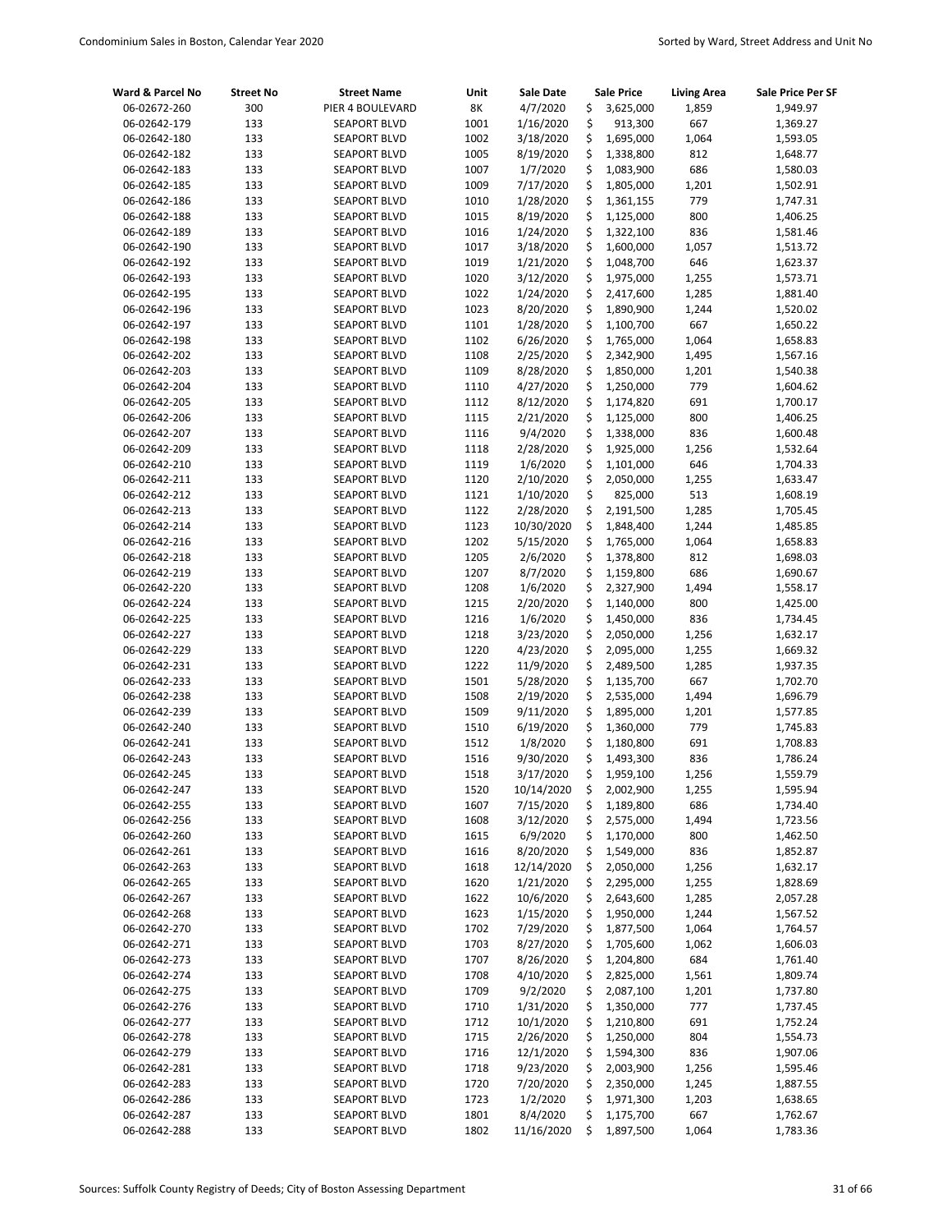| Ward & Parcel No | Street No | Street Name | Unit | Sale Date | Sale Price | Living Area | Sale Price Per SF |
|---|---|---|---|---|---|---|---|
| 06-02672-260 | 300 | PIER 4 BOULEVARD | 8K | 4/7/2020 | $ 3,625,000 | 1,859 | 1,949.97 |
| 06-02642-179 | 133 | SEAPORT BLVD | 1001 | 1/16/2020 | $ 913,300 | 667 | 1,369.27 |
| 06-02642-180 | 133 | SEAPORT BLVD | 1002 | 3/18/2020 | $ 1,695,000 | 1,064 | 1,593.05 |
| 06-02642-182 | 133 | SEAPORT BLVD | 1005 | 8/19/2020 | $ 1,338,800 | 812 | 1,648.77 |
| 06-02642-183 | 133 | SEAPORT BLVD | 1007 | 1/7/2020 | $ 1,083,900 | 686 | 1,580.03 |
| 06-02642-185 | 133 | SEAPORT BLVD | 1009 | 7/17/2020 | $ 1,805,000 | 1,201 | 1,502.91 |
| 06-02642-186 | 133 | SEAPORT BLVD | 1010 | 1/28/2020 | $ 1,361,155 | 779 | 1,747.31 |
| 06-02642-188 | 133 | SEAPORT BLVD | 1015 | 8/19/2020 | $ 1,125,000 | 800 | 1,406.25 |
| 06-02642-189 | 133 | SEAPORT BLVD | 1016 | 1/24/2020 | $ 1,322,100 | 836 | 1,581.46 |
| 06-02642-190 | 133 | SEAPORT BLVD | 1017 | 3/18/2020 | $ 1,600,000 | 1,057 | 1,513.72 |
| 06-02642-192 | 133 | SEAPORT BLVD | 1019 | 1/21/2020 | $ 1,048,700 | 646 | 1,623.37 |
| 06-02642-193 | 133 | SEAPORT BLVD | 1020 | 3/12/2020 | $ 1,975,000 | 1,255 | 1,573.71 |
| 06-02642-195 | 133 | SEAPORT BLVD | 1022 | 1/24/2020 | $ 2,417,600 | 1,285 | 1,881.40 |
| 06-02642-196 | 133 | SEAPORT BLVD | 1023 | 8/20/2020 | $ 1,890,900 | 1,244 | 1,520.02 |
| 06-02642-197 | 133 | SEAPORT BLVD | 1101 | 1/28/2020 | $ 1,100,700 | 667 | 1,650.22 |
| 06-02642-198 | 133 | SEAPORT BLVD | 1102 | 6/26/2020 | $ 1,765,000 | 1,064 | 1,658.83 |
| 06-02642-202 | 133 | SEAPORT BLVD | 1108 | 2/25/2020 | $ 2,342,900 | 1,495 | 1,567.16 |
| 06-02642-203 | 133 | SEAPORT BLVD | 1109 | 8/28/2020 | $ 1,850,000 | 1,201 | 1,540.38 |
| 06-02642-204 | 133 | SEAPORT BLVD | 1110 | 4/27/2020 | $ 1,250,000 | 779 | 1,604.62 |
| 06-02642-205 | 133 | SEAPORT BLVD | 1112 | 8/12/2020 | $ 1,174,820 | 691 | 1,700.17 |
| 06-02642-206 | 133 | SEAPORT BLVD | 1115 | 2/21/2020 | $ 1,125,000 | 800 | 1,406.25 |
| 06-02642-207 | 133 | SEAPORT BLVD | 1116 | 9/4/2020 | $ 1,338,000 | 836 | 1,600.48 |
| 06-02642-209 | 133 | SEAPORT BLVD | 1118 | 2/28/2020 | $ 1,925,000 | 1,256 | 1,532.64 |
| 06-02642-210 | 133 | SEAPORT BLVD | 1119 | 1/6/2020 | $ 1,101,000 | 646 | 1,704.33 |
| 06-02642-211 | 133 | SEAPORT BLVD | 1120 | 2/10/2020 | $ 2,050,000 | 1,255 | 1,633.47 |
| 06-02642-212 | 133 | SEAPORT BLVD | 1121 | 1/10/2020 | $ 825,000 | 513 | 1,608.19 |
| 06-02642-213 | 133 | SEAPORT BLVD | 1122 | 2/28/2020 | $ 2,191,500 | 1,285 | 1,705.45 |
| 06-02642-214 | 133 | SEAPORT BLVD | 1123 | 10/30/2020 | $ 1,848,400 | 1,244 | 1,485.85 |
| 06-02642-216 | 133 | SEAPORT BLVD | 1202 | 5/15/2020 | $ 1,765,000 | 1,064 | 1,658.83 |
| 06-02642-218 | 133 | SEAPORT BLVD | 1205 | 2/6/2020 | $ 1,378,800 | 812 | 1,698.03 |
| 06-02642-219 | 133 | SEAPORT BLVD | 1207 | 8/7/2020 | $ 1,159,800 | 686 | 1,690.67 |
| 06-02642-220 | 133 | SEAPORT BLVD | 1208 | 1/6/2020 | $ 2,327,900 | 1,494 | 1,558.17 |
| 06-02642-224 | 133 | SEAPORT BLVD | 1215 | 2/20/2020 | $ 1,140,000 | 800 | 1,425.00 |
| 06-02642-225 | 133 | SEAPORT BLVD | 1216 | 1/6/2020 | $ 1,450,000 | 836 | 1,734.45 |
| 06-02642-227 | 133 | SEAPORT BLVD | 1218 | 3/23/2020 | $ 2,050,000 | 1,256 | 1,632.17 |
| 06-02642-229 | 133 | SEAPORT BLVD | 1220 | 4/23/2020 | $ 2,095,000 | 1,255 | 1,669.32 |
| 06-02642-231 | 133 | SEAPORT BLVD | 1222 | 11/9/2020 | $ 2,489,500 | 1,285 | 1,937.35 |
| 06-02642-233 | 133 | SEAPORT BLVD | 1501 | 5/28/2020 | $ 1,135,700 | 667 | 1,702.70 |
| 06-02642-238 | 133 | SEAPORT BLVD | 1508 | 2/19/2020 | $ 2,535,000 | 1,494 | 1,696.79 |
| 06-02642-239 | 133 | SEAPORT BLVD | 1509 | 9/11/2020 | $ 1,895,000 | 1,201 | 1,577.85 |
| 06-02642-240 | 133 | SEAPORT BLVD | 1510 | 6/19/2020 | $ 1,360,000 | 779 | 1,745.83 |
| 06-02642-241 | 133 | SEAPORT BLVD | 1512 | 1/8/2020 | $ 1,180,800 | 691 | 1,708.83 |
| 06-02642-243 | 133 | SEAPORT BLVD | 1516 | 9/30/2020 | $ 1,493,300 | 836 | 1,786.24 |
| 06-02642-245 | 133 | SEAPORT BLVD | 1518 | 3/17/2020 | $ 1,959,100 | 1,256 | 1,559.79 |
| 06-02642-247 | 133 | SEAPORT BLVD | 1520 | 10/14/2020 | $ 2,002,900 | 1,255 | 1,595.94 |
| 06-02642-255 | 133 | SEAPORT BLVD | 1607 | 7/15/2020 | $ 1,189,800 | 686 | 1,734.40 |
| 06-02642-256 | 133 | SEAPORT BLVD | 1608 | 3/12/2020 | $ 2,575,000 | 1,494 | 1,723.56 |
| 06-02642-260 | 133 | SEAPORT BLVD | 1615 | 6/9/2020 | $ 1,170,000 | 800 | 1,462.50 |
| 06-02642-261 | 133 | SEAPORT BLVD | 1616 | 8/20/2020 | $ 1,549,000 | 836 | 1,852.87 |
| 06-02642-263 | 133 | SEAPORT BLVD | 1618 | 12/14/2020 | $ 2,050,000 | 1,256 | 1,632.17 |
| 06-02642-265 | 133 | SEAPORT BLVD | 1620 | 1/21/2020 | $ 2,295,000 | 1,255 | 1,828.69 |
| 06-02642-267 | 133 | SEAPORT BLVD | 1622 | 10/6/2020 | $ 2,643,600 | 1,285 | 2,057.28 |
| 06-02642-268 | 133 | SEAPORT BLVD | 1623 | 1/15/2020 | $ 1,950,000 | 1,244 | 1,567.52 |
| 06-02642-270 | 133 | SEAPORT BLVD | 1702 | 7/29/2020 | $ 1,877,500 | 1,064 | 1,764.57 |
| 06-02642-271 | 133 | SEAPORT BLVD | 1703 | 8/27/2020 | $ 1,705,600 | 1,062 | 1,606.03 |
| 06-02642-273 | 133 | SEAPORT BLVD | 1707 | 8/26/2020 | $ 1,204,800 | 684 | 1,761.40 |
| 06-02642-274 | 133 | SEAPORT BLVD | 1708 | 4/10/2020 | $ 2,825,000 | 1,561 | 1,809.74 |
| 06-02642-275 | 133 | SEAPORT BLVD | 1709 | 9/2/2020 | $ 2,087,100 | 1,201 | 1,737.80 |
| 06-02642-276 | 133 | SEAPORT BLVD | 1710 | 1/31/2020 | $ 1,350,000 | 777 | 1,737.45 |
| 06-02642-277 | 133 | SEAPORT BLVD | 1712 | 10/1/2020 | $ 1,210,800 | 691 | 1,752.24 |
| 06-02642-278 | 133 | SEAPORT BLVD | 1715 | 2/26/2020 | $ 1,250,000 | 804 | 1,554.73 |
| 06-02642-279 | 133 | SEAPORT BLVD | 1716 | 12/1/2020 | $ 1,594,300 | 836 | 1,907.06 |
| 06-02642-281 | 133 | SEAPORT BLVD | 1718 | 9/23/2020 | $ 2,003,900 | 1,256 | 1,595.46 |
| 06-02642-283 | 133 | SEAPORT BLVD | 1720 | 7/20/2020 | $ 2,350,000 | 1,245 | 1,887.55 |
| 06-02642-286 | 133 | SEAPORT BLVD | 1723 | 1/2/2020 | $ 1,971,300 | 1,203 | 1,638.65 |
| 06-02642-287 | 133 | SEAPORT BLVD | 1801 | 8/4/2020 | $ 1,175,700 | 667 | 1,762.67 |
| 06-02642-288 | 133 | SEAPORT BLVD | 1802 | 11/16/2020 | $ 1,897,500 | 1,064 | 1,783.36 |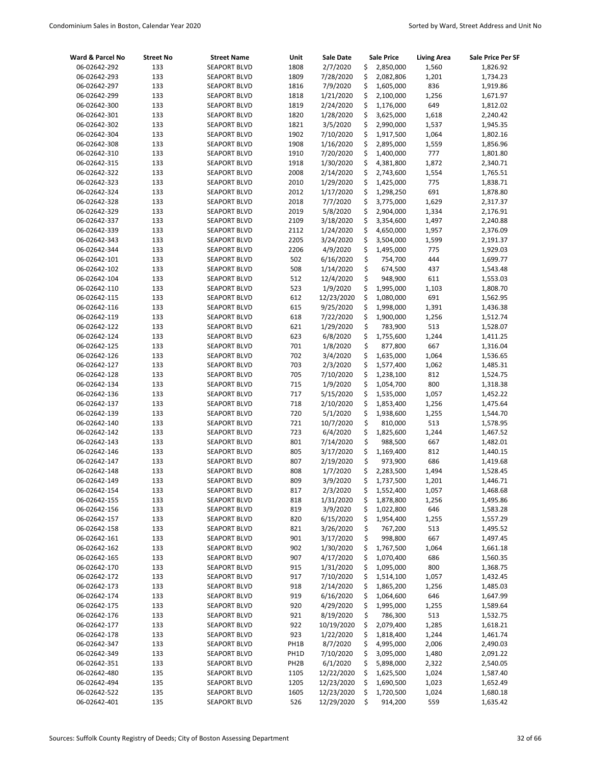| Ward & Parcel No | Street No | Street Name | Unit | Sale Date | Sale Price | Living Area | Sale Price Per SF |
|---|---|---|---|---|---|---|---|
| 06-02642-292 | 133 | SEAPORT BLVD | 1808 | 2/7/2020 | $ 2,850,000 | 1,560 | 1,826.92 |
| 06-02642-293 | 133 | SEAPORT BLVD | 1809 | 7/28/2020 | $ 2,082,806 | 1,201 | 1,734.23 |
| 06-02642-297 | 133 | SEAPORT BLVD | 1816 | 7/9/2020 | $ 1,605,000 | 836 | 1,919.86 |
| 06-02642-299 | 133 | SEAPORT BLVD | 1818 | 1/21/2020 | $ 2,100,000 | 1,256 | 1,671.97 |
| 06-02642-300 | 133 | SEAPORT BLVD | 1819 | 2/24/2020 | $ 1,176,000 | 649 | 1,812.02 |
| 06-02642-301 | 133 | SEAPORT BLVD | 1820 | 1/28/2020 | $ 3,625,000 | 1,618 | 2,240.42 |
| 06-02642-302 | 133 | SEAPORT BLVD | 1821 | 3/5/2020 | $ 2,990,000 | 1,537 | 1,945.35 |
| 06-02642-304 | 133 | SEAPORT BLVD | 1902 | 7/10/2020 | $ 1,917,500 | 1,064 | 1,802.16 |
| 06-02642-308 | 133 | SEAPORT BLVD | 1908 | 1/16/2020 | $ 2,895,000 | 1,559 | 1,856.96 |
| 06-02642-310 | 133 | SEAPORT BLVD | 1910 | 7/20/2020 | $ 1,400,000 | 777 | 1,801.80 |
| 06-02642-315 | 133 | SEAPORT BLVD | 1918 | 1/30/2020 | $ 4,381,800 | 1,872 | 2,340.71 |
| 06-02642-322 | 133 | SEAPORT BLVD | 2008 | 2/14/2020 | $ 2,743,600 | 1,554 | 1,765.51 |
| 06-02642-323 | 133 | SEAPORT BLVD | 2010 | 1/29/2020 | $ 1,425,000 | 775 | 1,838.71 |
| 06-02642-324 | 133 | SEAPORT BLVD | 2012 | 1/17/2020 | $ 1,298,250 | 691 | 1,878.80 |
| 06-02642-328 | 133 | SEAPORT BLVD | 2018 | 7/7/2020 | $ 3,775,000 | 1,629 | 2,317.37 |
| 06-02642-329 | 133 | SEAPORT BLVD | 2019 | 5/8/2020 | $ 2,904,000 | 1,334 | 2,176.91 |
| 06-02642-337 | 133 | SEAPORT BLVD | 2109 | 3/18/2020 | $ 3,354,600 | 1,497 | 2,240.88 |
| 06-02642-339 | 133 | SEAPORT BLVD | 2112 | 1/24/2020 | $ 4,650,000 | 1,957 | 2,376.09 |
| 06-02642-343 | 133 | SEAPORT BLVD | 2205 | 3/24/2020 | $ 3,504,000 | 1,599 | 2,191.37 |
| 06-02642-344 | 133 | SEAPORT BLVD | 2206 | 4/9/2020 | $ 1,495,000 | 775 | 1,929.03 |
| 06-02642-101 | 133 | SEAPORT BLVD | 502 | 6/16/2020 | $ 754,700 | 444 | 1,699.77 |
| 06-02642-102 | 133 | SEAPORT BLVD | 508 | 1/14/2020 | $ 674,500 | 437 | 1,543.48 |
| 06-02642-104 | 133 | SEAPORT BLVD | 512 | 12/4/2020 | $ 948,900 | 611 | 1,553.03 |
| 06-02642-110 | 133 | SEAPORT BLVD | 523 | 1/9/2020 | $ 1,995,000 | 1,103 | 1,808.70 |
| 06-02642-115 | 133 | SEAPORT BLVD | 612 | 12/23/2020 | $ 1,080,000 | 691 | 1,562.95 |
| 06-02642-116 | 133 | SEAPORT BLVD | 615 | 9/25/2020 | $ 1,998,000 | 1,391 | 1,436.38 |
| 06-02642-119 | 133 | SEAPORT BLVD | 618 | 7/22/2020 | $ 1,900,000 | 1,256 | 1,512.74 |
| 06-02642-122 | 133 | SEAPORT BLVD | 621 | 1/29/2020 | $ 783,900 | 513 | 1,528.07 |
| 06-02642-124 | 133 | SEAPORT BLVD | 623 | 6/8/2020 | $ 1,755,600 | 1,244 | 1,411.25 |
| 06-02642-125 | 133 | SEAPORT BLVD | 701 | 1/8/2020 | $ 877,800 | 667 | 1,316.04 |
| 06-02642-126 | 133 | SEAPORT BLVD | 702 | 3/4/2020 | $ 1,635,000 | 1,064 | 1,536.65 |
| 06-02642-127 | 133 | SEAPORT BLVD | 703 | 2/3/2020 | $ 1,577,400 | 1,062 | 1,485.31 |
| 06-02642-128 | 133 | SEAPORT BLVD | 705 | 7/10/2020 | $ 1,238,100 | 812 | 1,524.75 |
| 06-02642-134 | 133 | SEAPORT BLVD | 715 | 1/9/2020 | $ 1,054,700 | 800 | 1,318.38 |
| 06-02642-136 | 133 | SEAPORT BLVD | 717 | 5/15/2020 | $ 1,535,000 | 1,057 | 1,452.22 |
| 06-02642-137 | 133 | SEAPORT BLVD | 718 | 2/10/2020 | $ 1,853,400 | 1,256 | 1,475.64 |
| 06-02642-139 | 133 | SEAPORT BLVD | 720 | 5/1/2020 | $ 1,938,600 | 1,255 | 1,544.70 |
| 06-02642-140 | 133 | SEAPORT BLVD | 721 | 10/7/2020 | $ 810,000 | 513 | 1,578.95 |
| 06-02642-142 | 133 | SEAPORT BLVD | 723 | 6/4/2020 | $ 1,825,600 | 1,244 | 1,467.52 |
| 06-02642-143 | 133 | SEAPORT BLVD | 801 | 7/14/2020 | $ 988,500 | 667 | 1,482.01 |
| 06-02642-146 | 133 | SEAPORT BLVD | 805 | 3/17/2020 | $ 1,169,400 | 812 | 1,440.15 |
| 06-02642-147 | 133 | SEAPORT BLVD | 807 | 2/19/2020 | $ 973,900 | 686 | 1,419.68 |
| 06-02642-148 | 133 | SEAPORT BLVD | 808 | 1/7/2020 | $ 2,283,500 | 1,494 | 1,528.45 |
| 06-02642-149 | 133 | SEAPORT BLVD | 809 | 3/9/2020 | $ 1,737,500 | 1,201 | 1,446.71 |
| 06-02642-154 | 133 | SEAPORT BLVD | 817 | 2/3/2020 | $ 1,552,400 | 1,057 | 1,468.68 |
| 06-02642-155 | 133 | SEAPORT BLVD | 818 | 1/31/2020 | $ 1,878,800 | 1,256 | 1,495.86 |
| 06-02642-156 | 133 | SEAPORT BLVD | 819 | 3/9/2020 | $ 1,022,800 | 646 | 1,583.28 |
| 06-02642-157 | 133 | SEAPORT BLVD | 820 | 6/15/2020 | $ 1,954,400 | 1,255 | 1,557.29 |
| 06-02642-158 | 133 | SEAPORT BLVD | 821 | 3/26/2020 | $ 767,200 | 513 | 1,495.52 |
| 06-02642-161 | 133 | SEAPORT BLVD | 901 | 3/17/2020 | $ 998,800 | 667 | 1,497.45 |
| 06-02642-162 | 133 | SEAPORT BLVD | 902 | 1/30/2020 | $ 1,767,500 | 1,064 | 1,661.18 |
| 06-02642-165 | 133 | SEAPORT BLVD | 907 | 4/17/2020 | $ 1,070,400 | 686 | 1,560.35 |
| 06-02642-170 | 133 | SEAPORT BLVD | 915 | 1/31/2020 | $ 1,095,000 | 800 | 1,368.75 |
| 06-02642-172 | 133 | SEAPORT BLVD | 917 | 7/10/2020 | $ 1,514,100 | 1,057 | 1,432.45 |
| 06-02642-173 | 133 | SEAPORT BLVD | 918 | 2/14/2020 | $ 1,865,200 | 1,256 | 1,485.03 |
| 06-02642-174 | 133 | SEAPORT BLVD | 919 | 6/16/2020 | $ 1,064,600 | 646 | 1,647.99 |
| 06-02642-175 | 133 | SEAPORT BLVD | 920 | 4/29/2020 | $ 1,995,000 | 1,255 | 1,589.64 |
| 06-02642-176 | 133 | SEAPORT BLVD | 921 | 8/19/2020 | $ 786,300 | 513 | 1,532.75 |
| 06-02642-177 | 133 | SEAPORT BLVD | 922 | 10/19/2020 | $ 2,079,400 | 1,285 | 1,618.21 |
| 06-02642-178 | 133 | SEAPORT BLVD | 923 | 1/22/2020 | $ 1,818,400 | 1,244 | 1,461.74 |
| 06-02642-347 | 133 | SEAPORT BLVD | PH1B | 8/7/2020 | $ 4,995,000 | 2,006 | 2,490.03 |
| 06-02642-349 | 133 | SEAPORT BLVD | PH1D | 7/10/2020 | $ 3,095,000 | 1,480 | 2,091.22 |
| 06-02642-351 | 133 | SEAPORT BLVD | PH2B | 6/1/2020 | $ 5,898,000 | 2,322 | 2,540.05 |
| 06-02642-480 | 135 | SEAPORT BLVD | 1105 | 12/22/2020 | $ 1,625,500 | 1,024 | 1,587.40 |
| 06-02642-494 | 135 | SEAPORT BLVD | 1205 | 12/23/2020 | $ 1,690,500 | 1,023 | 1,652.49 |
| 06-02642-522 | 135 | SEAPORT BLVD | 1605 | 12/23/2020 | $ 1,720,500 | 1,024 | 1,680.18 |
| 06-02642-401 | 135 | SEAPORT BLVD | 526 | 12/29/2020 | $ 914,200 | 559 | 1,635.42 |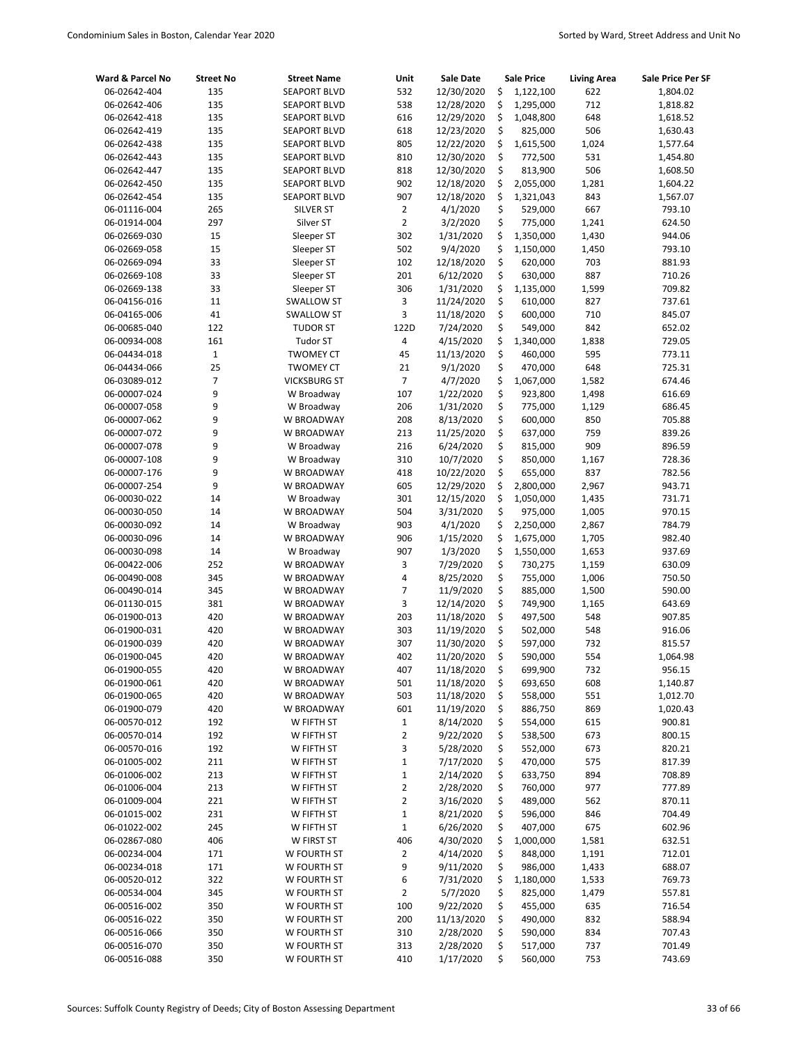| Ward & Parcel No | Street No | Street Name | Unit | Sale Date | Sale Price | Living Area | Sale Price Per SF |
|---|---|---|---|---|---|---|---|
| 06-02642-404 | 135 | SEAPORT BLVD | 532 | 12/30/2020 | $ 1,122,100 | 622 | 1,804.02 |
| 06-02642-406 | 135 | SEAPORT BLVD | 538 | 12/28/2020 | $ 1,295,000 | 712 | 1,818.82 |
| 06-02642-418 | 135 | SEAPORT BLVD | 616 | 12/29/2020 | $ 1,048,800 | 648 | 1,618.52 |
| 06-02642-419 | 135 | SEAPORT BLVD | 618 | 12/23/2020 | $ 825,000 | 506 | 1,630.43 |
| 06-02642-438 | 135 | SEAPORT BLVD | 805 | 12/22/2020 | $ 1,615,500 | 1,024 | 1,577.64 |
| 06-02642-443 | 135 | SEAPORT BLVD | 810 | 12/30/2020 | $ 772,500 | 531 | 1,454.80 |
| 06-02642-447 | 135 | SEAPORT BLVD | 818 | 12/30/2020 | $ 813,900 | 506 | 1,608.50 |
| 06-02642-450 | 135 | SEAPORT BLVD | 902 | 12/18/2020 | $ 2,055,000 | 1,281 | 1,604.22 |
| 06-02642-454 | 135 | SEAPORT BLVD | 907 | 12/18/2020 | $ 1,321,043 | 843 | 1,567.07 |
| 06-01116-004 | 265 | SILVER ST | 2 | 4/1/2020 | $ 529,000 | 667 | 793.10 |
| 06-01914-004 | 297 | Silver ST | 2 | 3/2/2020 | $ 775,000 | 1,241 | 624.50 |
| 06-02669-030 | 15 | Sleeper ST | 302 | 1/31/2020 | $ 1,350,000 | 1,430 | 944.06 |
| 06-02669-058 | 15 | Sleeper ST | 502 | 9/4/2020 | $ 1,150,000 | 1,450 | 793.10 |
| 06-02669-094 | 33 | Sleeper ST | 102 | 12/18/2020 | $ 620,000 | 703 | 881.93 |
| 06-02669-108 | 33 | Sleeper ST | 201 | 6/12/2020 | $ 630,000 | 887 | 710.26 |
| 06-02669-138 | 33 | Sleeper ST | 306 | 1/31/2020 | $ 1,135,000 | 1,599 | 709.82 |
| 06-04156-016 | 11 | SWALLOW ST | 3 | 11/24/2020 | $ 610,000 | 827 | 737.61 |
| 06-04165-006 | 41 | SWALLOW ST | 3 | 11/18/2020 | $ 600,000 | 710 | 845.07 |
| 06-00685-040 | 122 | TUDOR ST | 122D | 7/24/2020 | $ 549,000 | 842 | 652.02 |
| 06-00934-008 | 161 | Tudor ST | 4 | 4/15/2020 | $ 1,340,000 | 1,838 | 729.05 |
| 06-04434-018 | 1 | TWOMEY CT | 45 | 11/13/2020 | $ 460,000 | 595 | 773.11 |
| 06-04434-066 | 25 | TWOMEY CT | 21 | 9/1/2020 | $ 470,000 | 648 | 725.31 |
| 06-03089-012 | 7 | VICKSBURG ST | 7 | 4/7/2020 | $ 1,067,000 | 1,582 | 674.46 |
| 06-00007-024 | 9 | W Broadway | 107 | 1/22/2020 | $ 923,800 | 1,498 | 616.69 |
| 06-00007-058 | 9 | W Broadway | 206 | 1/31/2020 | $ 775,000 | 1,129 | 686.45 |
| 06-00007-062 | 9 | W BROADWAY | 208 | 8/13/2020 | $ 600,000 | 850 | 705.88 |
| 06-00007-072 | 9 | W BROADWAY | 213 | 11/25/2020 | $ 637,000 | 759 | 839.26 |
| 06-00007-078 | 9 | W Broadway | 216 | 6/24/2020 | $ 815,000 | 909 | 896.59 |
| 06-00007-108 | 9 | W Broadway | 310 | 10/7/2020 | $ 850,000 | 1,167 | 728.36 |
| 06-00007-176 | 9 | W BROADWAY | 418 | 10/22/2020 | $ 655,000 | 837 | 782.56 |
| 06-00007-254 | 9 | W BROADWAY | 605 | 12/29/2020 | $ 2,800,000 | 2,967 | 943.71 |
| 06-00030-022 | 14 | W Broadway | 301 | 12/15/2020 | $ 1,050,000 | 1,435 | 731.71 |
| 06-00030-050 | 14 | W BROADWAY | 504 | 3/31/2020 | $ 975,000 | 1,005 | 970.15 |
| 06-00030-092 | 14 | W Broadway | 903 | 4/1/2020 | $ 2,250,000 | 2,867 | 784.79 |
| 06-00030-096 | 14 | W BROADWAY | 906 | 1/15/2020 | $ 1,675,000 | 1,705 | 982.40 |
| 06-00030-098 | 14 | W Broadway | 907 | 1/3/2020 | $ 1,550,000 | 1,653 | 937.69 |
| 06-00422-006 | 252 | W BROADWAY | 3 | 7/29/2020 | $ 730,275 | 1,159 | 630.09 |
| 06-00490-008 | 345 | W BROADWAY | 4 | 8/25/2020 | $ 755,000 | 1,006 | 750.50 |
| 06-00490-014 | 345 | W BROADWAY | 7 | 11/9/2020 | $ 885,000 | 1,500 | 590.00 |
| 06-01130-015 | 381 | W BROADWAY | 3 | 12/14/2020 | $ 749,900 | 1,165 | 643.69 |
| 06-01900-013 | 420 | W BROADWAY | 203 | 11/18/2020 | $ 497,500 | 548 | 907.85 |
| 06-01900-031 | 420 | W BROADWAY | 303 | 11/19/2020 | $ 502,000 | 548 | 916.06 |
| 06-01900-039 | 420 | W BROADWAY | 307 | 11/30/2020 | $ 597,000 | 732 | 815.57 |
| 06-01900-045 | 420 | W BROADWAY | 402 | 11/20/2020 | $ 590,000 | 554 | 1,064.98 |
| 06-01900-055 | 420 | W BROADWAY | 407 | 11/18/2020 | $ 699,900 | 732 | 956.15 |
| 06-01900-061 | 420 | W BROADWAY | 501 | 11/18/2020 | $ 693,650 | 608 | 1,140.87 |
| 06-01900-065 | 420 | W BROADWAY | 503 | 11/18/2020 | $ 558,000 | 551 | 1,012.70 |
| 06-01900-079 | 420 | W BROADWAY | 601 | 11/19/2020 | $ 886,750 | 869 | 1,020.43 |
| 06-00570-012 | 192 | W FIFTH ST | 1 | 8/14/2020 | $ 554,000 | 615 | 900.81 |
| 06-00570-014 | 192 | W FIFTH ST | 2 | 9/22/2020 | $ 538,500 | 673 | 800.15 |
| 06-00570-016 | 192 | W FIFTH ST | 3 | 5/28/2020 | $ 552,000 | 673 | 820.21 |
| 06-01005-002 | 211 | W FIFTH ST | 1 | 7/17/2020 | $ 470,000 | 575 | 817.39 |
| 06-01006-002 | 213 | W FIFTH ST | 1 | 2/14/2020 | $ 633,750 | 894 | 708.89 |
| 06-01006-004 | 213 | W FIFTH ST | 2 | 2/28/2020 | $ 760,000 | 977 | 777.89 |
| 06-01009-004 | 221 | W FIFTH ST | 2 | 3/16/2020 | $ 489,000 | 562 | 870.11 |
| 06-01015-002 | 231 | W FIFTH ST | 1 | 8/21/2020 | $ 596,000 | 846 | 704.49 |
| 06-01022-002 | 245 | W FIFTH ST | 1 | 6/26/2020 | $ 407,000 | 675 | 602.96 |
| 06-02867-080 | 406 | W FIRST ST | 406 | 4/30/2020 | $ 1,000,000 | 1,581 | 632.51 |
| 06-00234-004 | 171 | W FOURTH ST | 2 | 4/14/2020 | $ 848,000 | 1,191 | 712.01 |
| 06-00234-018 | 171 | W FOURTH ST | 9 | 9/11/2020 | $ 986,000 | 1,433 | 688.07 |
| 06-00520-012 | 322 | W FOURTH ST | 6 | 7/31/2020 | $ 1,180,000 | 1,533 | 769.73 |
| 06-00534-004 | 345 | W FOURTH ST | 2 | 5/7/2020 | $ 825,000 | 1,479 | 557.81 |
| 06-00516-002 | 350 | W FOURTH ST | 100 | 9/22/2020 | $ 455,000 | 635 | 716.54 |
| 06-00516-022 | 350 | W FOURTH ST | 200 | 11/13/2020 | $ 490,000 | 832 | 588.94 |
| 06-00516-066 | 350 | W FOURTH ST | 310 | 2/28/2020 | $ 590,000 | 834 | 707.43 |
| 06-00516-070 | 350 | W FOURTH ST | 313 | 2/28/2020 | $ 517,000 | 737 | 701.49 |
| 06-00516-088 | 350 | W FOURTH ST | 410 | 1/17/2020 | $ 560,000 | 753 | 743.69 |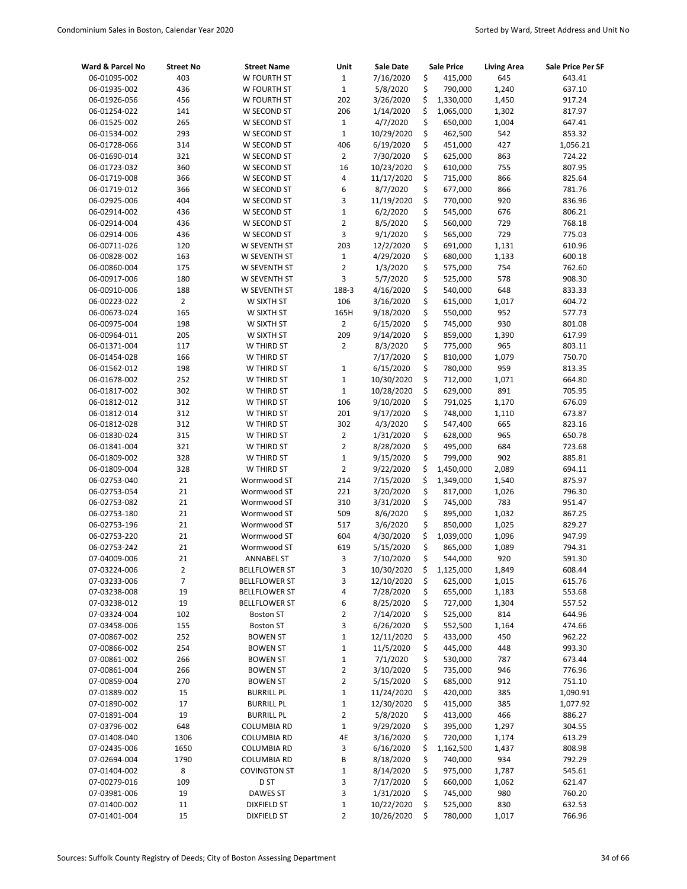| Ward & Parcel No | Street No | Street Name | Unit | Sale Date | Sale Price | Living Area | Sale Price Per SF |
|---|---|---|---|---|---|---|---|
| 06-01095-002 | 403 | W FOURTH ST | 1 | 7/16/2020 | $ 415,000 | 645 | 643.41 |
| 06-01935-002 | 436 | W FOURTH ST | 1 | 5/8/2020 | $ 790,000 | 1,240 | 637.10 |
| 06-01926-056 | 456 | W FOURTH ST | 202 | 3/26/2020 | $ 1,330,000 | 1,450 | 917.24 |
| 06-01254-022 | 141 | W SECOND ST | 206 | 1/14/2020 | $ 1,065,000 | 1,302 | 817.97 |
| 06-01525-002 | 265 | W SECOND ST | 1 | 4/7/2020 | $ 650,000 | 1,004 | 647.41 |
| 06-01534-002 | 293 | W SECOND ST | 1 | 10/29/2020 | $ 462,500 | 542 | 853.32 |
| 06-01728-066 | 314 | W SECOND ST | 406 | 6/19/2020 | $ 451,000 | 427 | 1,056.21 |
| 06-01690-014 | 321 | W SECOND ST | 2 | 7/30/2020 | $ 625,000 | 863 | 724.22 |
| 06-01723-032 | 360 | W SECOND ST | 16 | 10/23/2020 | $ 610,000 | 755 | 807.95 |
| 06-01719-008 | 366 | W SECOND ST | 4 | 11/17/2020 | $ 715,000 | 866 | 825.64 |
| 06-01719-012 | 366 | W SECOND ST | 6 | 8/7/2020 | $ 677,000 | 866 | 781.76 |
| 06-02925-006 | 404 | W SECOND ST | 3 | 11/19/2020 | $ 770,000 | 920 | 836.96 |
| 06-02914-002 | 436 | W SECOND ST | 1 | 6/2/2020 | $ 545,000 | 676 | 806.21 |
| 06-02914-004 | 436 | W SECOND ST | 2 | 8/5/2020 | $ 560,000 | 729 | 768.18 |
| 06-02914-006 | 436 | W SECOND ST | 3 | 9/1/2020 | $ 565,000 | 729 | 775.03 |
| 06-00711-026 | 120 | W SEVENTH ST | 203 | 12/2/2020 | $ 691,000 | 1,131 | 610.96 |
| 06-00828-002 | 163 | W SEVENTH ST | 1 | 4/29/2020 | $ 680,000 | 1,133 | 600.18 |
| 06-00860-004 | 175 | W SEVENTH ST | 2 | 1/3/2020 | $ 575,000 | 754 | 762.60 |
| 06-00917-006 | 180 | W SEVENTH ST | 3 | 5/7/2020 | $ 525,000 | 578 | 908.30 |
| 06-00910-006 | 188 | W SEVENTH ST | 188-3 | 4/16/2020 | $ 540,000 | 648 | 833.33 |
| 06-00223-022 | 2 | W SIXTH ST | 106 | 3/16/2020 | $ 615,000 | 1,017 | 604.72 |
| 06-00673-024 | 165 | W SIXTH ST | 165H | 9/18/2020 | $ 550,000 | 952 | 577.73 |
| 06-00975-004 | 198 | W SIXTH ST | 2 | 6/15/2020 | $ 745,000 | 930 | 801.08 |
| 06-00964-011 | 205 | W SIXTH ST | 209 | 9/14/2020 | $ 859,000 | 1,390 | 617.99 |
| 06-01371-004 | 117 | W THIRD ST | 2 | 8/3/2020 | $ 775,000 | 965 | 803.11 |
| 06-01454-028 | 166 | W THIRD ST | | 7/17/2020 | $ 810,000 | 1,079 | 750.70 |
| 06-01562-012 | 198 | W THIRD ST | 1 | 6/15/2020 | $ 780,000 | 959 | 813.35 |
| 06-01678-002 | 252 | W THIRD ST | 1 | 10/30/2020 | $ 712,000 | 1,071 | 664.80 |
| 06-01817-002 | 302 | W THIRD ST | 1 | 10/28/2020 | $ 629,000 | 891 | 705.95 |
| 06-01812-012 | 312 | W THIRD ST | 106 | 9/10/2020 | $ 791,025 | 1,170 | 676.09 |
| 06-01812-014 | 312 | W THIRD ST | 201 | 9/17/2020 | $ 748,000 | 1,110 | 673.87 |
| 06-01812-028 | 312 | W THIRD ST | 302 | 4/3/2020 | $ 547,400 | 665 | 823.16 |
| 06-01830-024 | 315 | W THIRD ST | 2 | 1/31/2020 | $ 628,000 | 965 | 650.78 |
| 06-01841-004 | 321 | W THIRD ST | 2 | 8/28/2020 | $ 495,000 | 684 | 723.68 |
| 06-01809-002 | 328 | W THIRD ST | 1 | 9/15/2020 | $ 799,000 | 902 | 885.81 |
| 06-01809-004 | 328 | W THIRD ST | 2 | 9/22/2020 | $ 1,450,000 | 2,089 | 694.11 |
| 06-02753-040 | 21 | Wormwood ST | 214 | 7/15/2020 | $ 1,349,000 | 1,540 | 875.97 |
| 06-02753-054 | 21 | Wormwood ST | 221 | 3/20/2020 | $ 817,000 | 1,026 | 796.30 |
| 06-02753-082 | 21 | Wormwood ST | 310 | 3/31/2020 | $ 745,000 | 783 | 951.47 |
| 06-02753-180 | 21 | Wormwood ST | 509 | 8/6/2020 | $ 895,000 | 1,032 | 867.25 |
| 06-02753-196 | 21 | Wormwood ST | 517 | 3/6/2020 | $ 850,000 | 1,025 | 829.27 |
| 06-02753-220 | 21 | Wormwood ST | 604 | 4/30/2020 | $ 1,039,000 | 1,096 | 947.99 |
| 06-02753-242 | 21 | Wormwood ST | 619 | 5/15/2020 | $ 865,000 | 1,089 | 794.31 |
| 07-04009-006 | 21 | ANNABEL ST | 3 | 7/10/2020 | $ 544,000 | 920 | 591.30 |
| 07-03224-006 | 2 | BELLFLOWER ST | 3 | 10/30/2020 | $ 1,125,000 | 1,849 | 608.44 |
| 07-03233-006 | 7 | BELLFLOWER ST | 3 | 12/10/2020 | $ 625,000 | 1,015 | 615.76 |
| 07-03238-008 | 19 | BELLFLOWER ST | 4 | 7/28/2020 | $ 655,000 | 1,183 | 553.68 |
| 07-03238-012 | 19 | BELLFLOWER ST | 6 | 8/25/2020 | $ 727,000 | 1,304 | 557.52 |
| 07-03324-004 | 102 | Boston ST | 2 | 7/14/2020 | $ 525,000 | 814 | 644.96 |
| 07-03458-006 | 155 | Boston ST | 3 | 6/26/2020 | $ 552,500 | 1,164 | 474.66 |
| 07-00867-002 | 252 | BOWEN ST | 1 | 12/11/2020 | $ 433,000 | 450 | 962.22 |
| 07-00866-002 | 254 | BOWEN ST | 1 | 11/5/2020 | $ 445,000 | 448 | 993.30 |
| 07-00861-002 | 266 | BOWEN ST | 1 | 7/1/2020 | $ 530,000 | 787 | 673.44 |
| 07-00861-004 | 266 | BOWEN ST | 2 | 3/10/2020 | $ 735,000 | 946 | 776.96 |
| 07-00859-004 | 270 | BOWEN ST | 2 | 5/15/2020 | $ 685,000 | 912 | 751.10 |
| 07-01889-002 | 15 | BURRILL PL | 1 | 11/24/2020 | $ 420,000 | 385 | 1,090.91 |
| 07-01890-002 | 17 | BURRILL PL | 1 | 12/30/2020 | $ 415,000 | 385 | 1,077.92 |
| 07-01891-004 | 19 | BURRILL PL | 2 | 5/8/2020 | $ 413,000 | 466 | 886.27 |
| 07-03796-002 | 648 | COLUMBIA RD | 1 | 9/29/2020 | $ 395,000 | 1,297 | 304.55 |
| 07-01408-040 | 1306 | COLUMBIA RD | 4E | 3/16/2020 | $ 720,000 | 1,174 | 613.29 |
| 07-02435-006 | 1650 | COLUMBIA RD | 3 | 6/16/2020 | $ 1,162,500 | 1,437 | 808.98 |
| 07-02694-004 | 1790 | COLUMBIA RD | B | 8/18/2020 | $ 740,000 | 934 | 792.29 |
| 07-01404-002 | 8 | COVINGTON ST | 1 | 8/14/2020 | $ 975,000 | 1,787 | 545.61 |
| 07-00279-016 | 109 | D ST | 3 | 7/17/2020 | $ 660,000 | 1,062 | 621.47 |
| 07-03981-006 | 19 | DAWES ST | 3 | 1/31/2020 | $ 745,000 | 980 | 760.20 |
| 07-01400-002 | 11 | DIXFIELD ST | 1 | 10/22/2020 | $ 525,000 | 830 | 632.53 |
| 07-01401-004 | 15 | DIXFIELD ST | 2 | 10/26/2020 | $ 780,000 | 1,017 | 766.96 |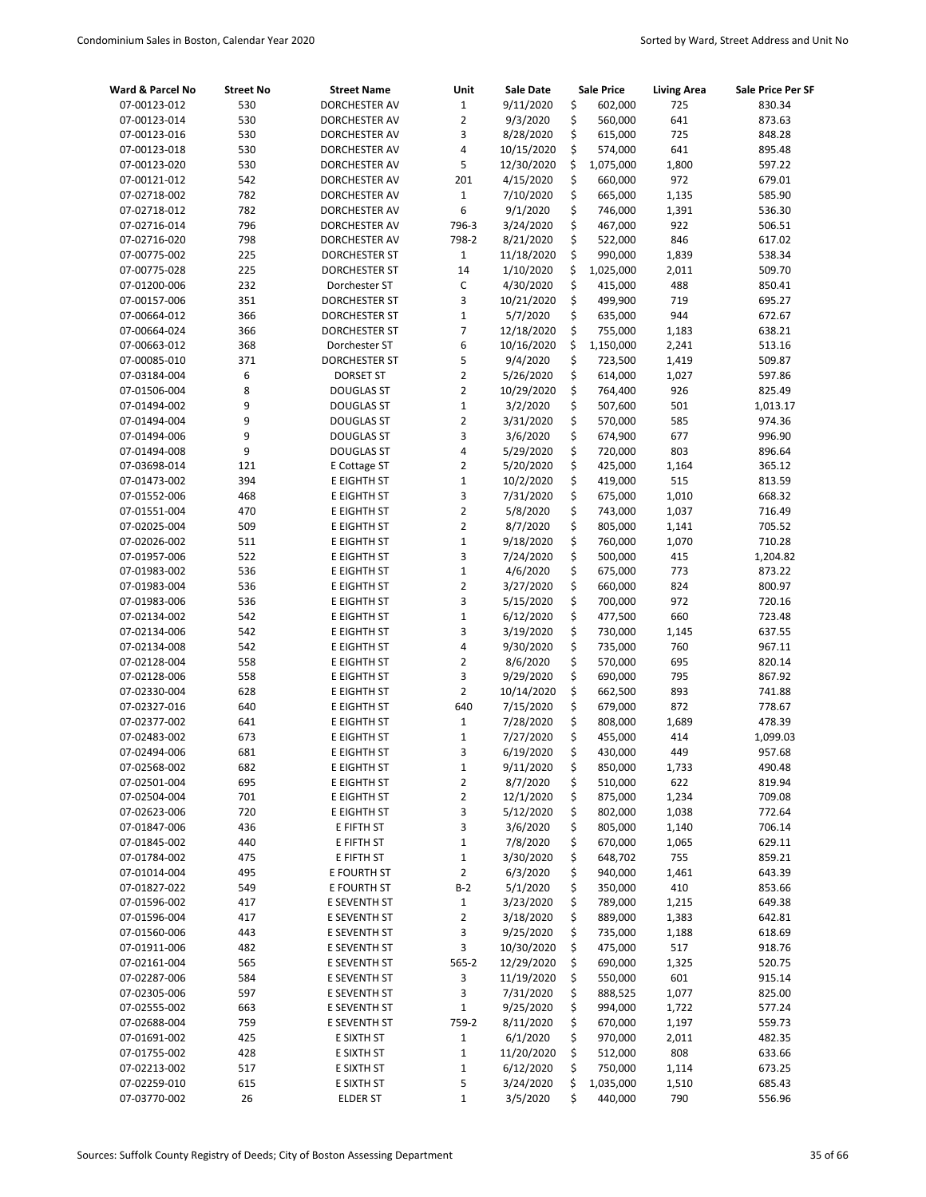| Ward & Parcel No | Street No | Street Name | Unit | Sale Date | Sale Price | Living Area | Sale Price Per SF |
|---|---|---|---|---|---|---|---|
| 07-00123-012 | 530 | DORCHESTER AV | 1 | 9/11/2020 | $ 602,000 | 725 | 830.34 |
| 07-00123-014 | 530 | DORCHESTER AV | 2 | 9/3/2020 | $ 560,000 | 641 | 873.63 |
| 07-00123-016 | 530 | DORCHESTER AV | 3 | 8/28/2020 | $ 615,000 | 725 | 848.28 |
| 07-00123-018 | 530 | DORCHESTER AV | 4 | 10/15/2020 | $ 574,000 | 641 | 895.48 |
| 07-00123-020 | 530 | DORCHESTER AV | 5 | 12/30/2020 | $ 1,075,000 | 1,800 | 597.22 |
| 07-00121-012 | 542 | DORCHESTER AV | 201 | 4/15/2020 | $ 660,000 | 972 | 679.01 |
| 07-02718-002 | 782 | DORCHESTER AV | 1 | 7/10/2020 | $ 665,000 | 1,135 | 585.90 |
| 07-02718-012 | 782 | DORCHESTER AV | 6 | 9/1/2020 | $ 746,000 | 1,391 | 536.30 |
| 07-02716-014 | 796 | DORCHESTER AV | 796-3 | 3/24/2020 | $ 467,000 | 922 | 506.51 |
| 07-02716-020 | 798 | DORCHESTER AV | 798-2 | 8/21/2020 | $ 522,000 | 846 | 617.02 |
| 07-00775-002 | 225 | DORCHESTER ST | 1 | 11/18/2020 | $ 990,000 | 1,839 | 538.34 |
| 07-00775-028 | 225 | DORCHESTER ST | 14 | 1/10/2020 | $ 1,025,000 | 2,011 | 509.70 |
| 07-01200-006 | 232 | Dorchester ST | C | 4/30/2020 | $ 415,000 | 488 | 850.41 |
| 07-00157-006 | 351 | DORCHESTER ST | 3 | 10/21/2020 | $ 499,900 | 719 | 695.27 |
| 07-00664-012 | 366 | DORCHESTER ST | 1 | 5/7/2020 | $ 635,000 | 944 | 672.67 |
| 07-00664-024 | 366 | DORCHESTER ST | 7 | 12/18/2020 | $ 755,000 | 1,183 | 638.21 |
| 07-00663-012 | 368 | Dorchester ST | 6 | 10/16/2020 | $ 1,150,000 | 2,241 | 513.16 |
| 07-00085-010 | 371 | DORCHESTER ST | 5 | 9/4/2020 | $ 723,500 | 1,419 | 509.87 |
| 07-03184-004 | 6 | DORSET ST | 2 | 5/26/2020 | $ 614,000 | 1,027 | 597.86 |
| 07-01506-004 | 8 | DOUGLAS ST | 2 | 10/29/2020 | $ 764,400 | 926 | 825.49 |
| 07-01494-002 | 9 | DOUGLAS ST | 1 | 3/2/2020 | $ 507,600 | 501 | 1,013.17 |
| 07-01494-004 | 9 | DOUGLAS ST | 2 | 3/31/2020 | $ 570,000 | 585 | 974.36 |
| 07-01494-006 | 9 | DOUGLAS ST | 3 | 3/6/2020 | $ 674,900 | 677 | 996.90 |
| 07-01494-008 | 9 | DOUGLAS ST | 4 | 5/29/2020 | $ 720,000 | 803 | 896.64 |
| 07-03698-014 | 121 | E Cottage ST | 2 | 5/20/2020 | $ 425,000 | 1,164 | 365.12 |
| 07-01473-002 | 394 | E EIGHTH ST | 1 | 10/2/2020 | $ 419,000 | 515 | 813.59 |
| 07-01552-006 | 468 | E EIGHTH ST | 3 | 7/31/2020 | $ 675,000 | 1,010 | 668.32 |
| 07-01551-004 | 470 | E EIGHTH ST | 2 | 5/8/2020 | $ 743,000 | 1,037 | 716.49 |
| 07-02025-004 | 509 | E EIGHTH ST | 2 | 8/7/2020 | $ 805,000 | 1,141 | 705.52 |
| 07-02026-002 | 511 | E EIGHTH ST | 1 | 9/18/2020 | $ 760,000 | 1,070 | 710.28 |
| 07-01957-006 | 522 | E EIGHTH ST | 3 | 7/24/2020 | $ 500,000 | 415 | 1,204.82 |
| 07-01983-002 | 536 | E EIGHTH ST | 1 | 4/6/2020 | $ 675,000 | 773 | 873.22 |
| 07-01983-004 | 536 | E EIGHTH ST | 2 | 3/27/2020 | $ 660,000 | 824 | 800.97 |
| 07-01983-006 | 536 | E EIGHTH ST | 3 | 5/15/2020 | $ 700,000 | 972 | 720.16 |
| 07-02134-002 | 542 | E EIGHTH ST | 1 | 6/12/2020 | $ 477,500 | 660 | 723.48 |
| 07-02134-006 | 542 | E EIGHTH ST | 3 | 3/19/2020 | $ 730,000 | 1,145 | 637.55 |
| 07-02134-008 | 542 | E EIGHTH ST | 4 | 9/30/2020 | $ 735,000 | 760 | 967.11 |
| 07-02128-004 | 558 | E EIGHTH ST | 2 | 8/6/2020 | $ 570,000 | 695 | 820.14 |
| 07-02128-006 | 558 | E EIGHTH ST | 3 | 9/29/2020 | $ 690,000 | 795 | 867.92 |
| 07-02330-004 | 628 | E EIGHTH ST | 2 | 10/14/2020 | $ 662,500 | 893 | 741.88 |
| 07-02327-016 | 640 | E EIGHTH ST | 640 | 7/15/2020 | $ 679,000 | 872 | 778.67 |
| 07-02377-002 | 641 | E EIGHTH ST | 1 | 7/28/2020 | $ 808,000 | 1,689 | 478.39 |
| 07-02483-002 | 673 | E EIGHTH ST | 1 | 7/27/2020 | $ 455,000 | 414 | 1,099.03 |
| 07-02494-006 | 681 | E EIGHTH ST | 3 | 6/19/2020 | $ 430,000 | 449 | 957.68 |
| 07-02568-002 | 682 | E EIGHTH ST | 1 | 9/11/2020 | $ 850,000 | 1,733 | 490.48 |
| 07-02501-004 | 695 | E EIGHTH ST | 2 | 8/7/2020 | $ 510,000 | 622 | 819.94 |
| 07-02504-004 | 701 | E EIGHTH ST | 2 | 12/1/2020 | $ 875,000 | 1,234 | 709.08 |
| 07-02623-006 | 720 | E EIGHTH ST | 3 | 5/12/2020 | $ 802,000 | 1,038 | 772.64 |
| 07-01847-006 | 436 | E FIFTH ST | 3 | 3/6/2020 | $ 805,000 | 1,140 | 706.14 |
| 07-01845-002 | 440 | E FIFTH ST | 1 | 7/8/2020 | $ 670,000 | 1,065 | 629.11 |
| 07-01784-002 | 475 | E FIFTH ST | 1 | 3/30/2020 | $ 648,702 | 755 | 859.21 |
| 07-01014-004 | 495 | E FOURTH ST | 2 | 6/3/2020 | $ 940,000 | 1,461 | 643.39 |
| 07-01827-022 | 549 | E FOURTH ST | B-2 | 5/1/2020 | $ 350,000 | 410 | 853.66 |
| 07-01596-002 | 417 | E SEVENTH ST | 1 | 3/23/2020 | $ 789,000 | 1,215 | 649.38 |
| 07-01596-004 | 417 | E SEVENTH ST | 2 | 3/18/2020 | $ 889,000 | 1,383 | 642.81 |
| 07-01560-006 | 443 | E SEVENTH ST | 3 | 9/25/2020 | $ 735,000 | 1,188 | 618.69 |
| 07-01911-006 | 482 | E SEVENTH ST | 3 | 10/30/2020 | $ 475,000 | 517 | 918.76 |
| 07-02161-004 | 565 | E SEVENTH ST | 565-2 | 12/29/2020 | $ 690,000 | 1,325 | 520.75 |
| 07-02287-006 | 584 | E SEVENTH ST | 3 | 11/19/2020 | $ 550,000 | 601 | 915.14 |
| 07-02305-006 | 597 | E SEVENTH ST | 3 | 7/31/2020 | $ 888,525 | 1,077 | 825.00 |
| 07-02555-002 | 663 | E SEVENTH ST | 1 | 9/25/2020 | $ 994,000 | 1,722 | 577.24 |
| 07-02688-004 | 759 | E SEVENTH ST | 759-2 | 8/11/2020 | $ 670,000 | 1,197 | 559.73 |
| 07-01691-002 | 425 | E SIXTH ST | 1 | 6/1/2020 | $ 970,000 | 2,011 | 482.35 |
| 07-01755-002 | 428 | E SIXTH ST | 1 | 11/20/2020 | $ 512,000 | 808 | 633.66 |
| 07-02213-002 | 517 | E SIXTH ST | 1 | 6/12/2020 | $ 750,000 | 1,114 | 673.25 |
| 07-02259-010 | 615 | E SIXTH ST | 5 | 3/24/2020 | $ 1,035,000 | 1,510 | 685.43 |
| 07-03770-002 | 26 | ELDER ST | 1 | 3/5/2020 | $ 440,000 | 790 | 556.96 |

Sources: Suffolk County Registry of Deeds; City of Boston Assessing Department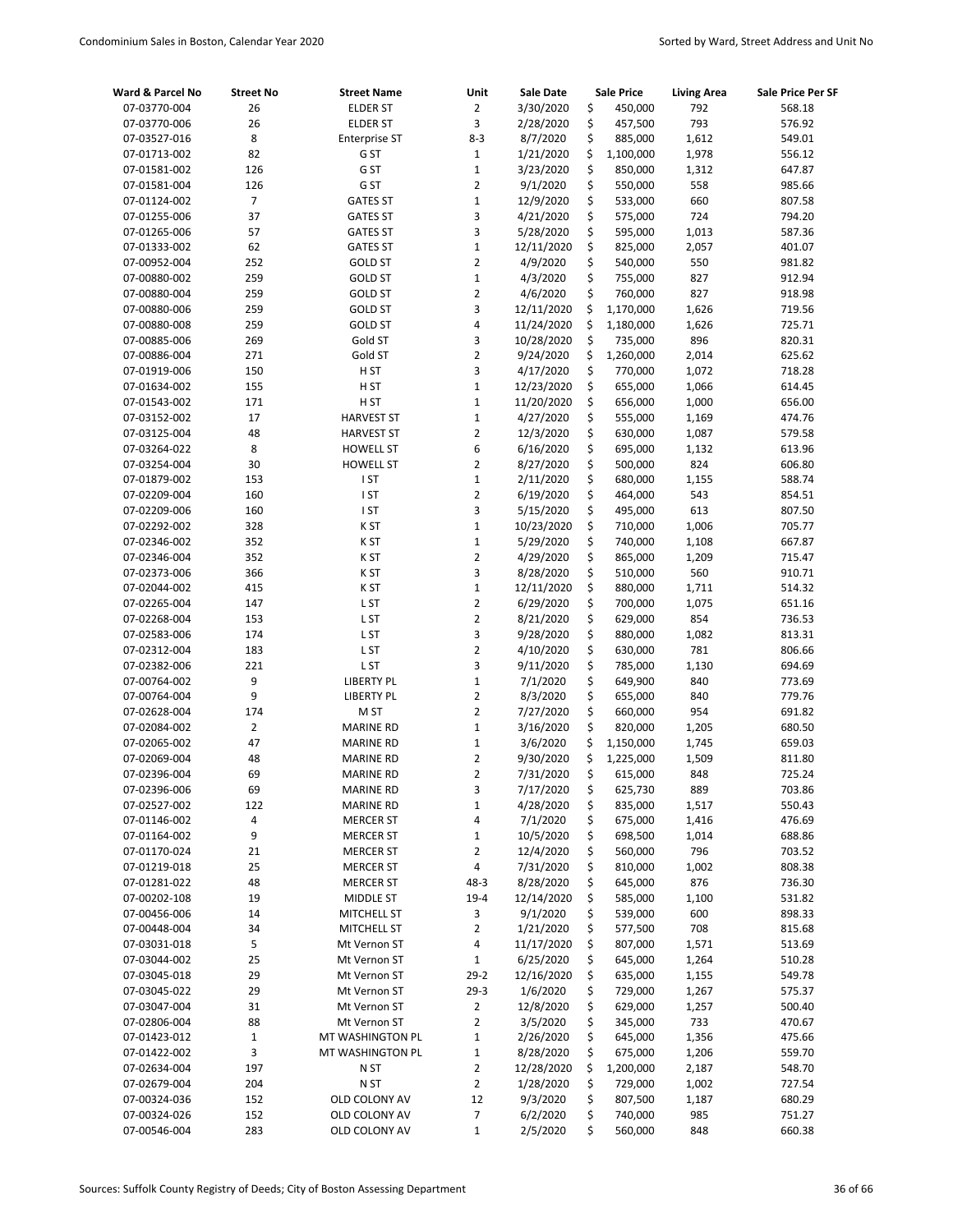| Ward & Parcel No | Street No | Street Name | Unit | Sale Date | Sale Price | Living Area | Sale Price Per SF |
|---|---|---|---|---|---|---|---|
| 07-03770-004 | 26 | ELDER ST | 2 | 3/30/2020 | $ 450,000 | 792 | 568.18 |
| 07-03770-006 | 26 | ELDER ST | 3 | 2/28/2020 | $ 457,500 | 793 | 576.92 |
| 07-03527-016 | 8 | Enterprise ST | 8-3 | 8/7/2020 | $ 885,000 | 1,612 | 549.01 |
| 07-01713-002 | 82 | G ST | 1 | 1/21/2020 | $ 1,100,000 | 1,978 | 556.12 |
| 07-01581-002 | 126 | G ST | 1 | 3/23/2020 | $ 850,000 | 1,312 | 647.87 |
| 07-01581-004 | 126 | G ST | 2 | 9/1/2020 | $ 550,000 | 558 | 985.66 |
| 07-01124-002 | 7 | GATES ST | 1 | 12/9/2020 | $ 533,000 | 660 | 807.58 |
| 07-01255-006 | 37 | GATES ST | 3 | 4/21/2020 | $ 575,000 | 724 | 794.20 |
| 07-01265-006 | 57 | GATES ST | 3 | 5/28/2020 | $ 595,000 | 1,013 | 587.36 |
| 07-01333-002 | 62 | GATES ST | 1 | 12/11/2020 | $ 825,000 | 2,057 | 401.07 |
| 07-00952-004 | 252 | GOLD ST | 2 | 4/9/2020 | $ 540,000 | 550 | 981.82 |
| 07-00880-002 | 259 | GOLD ST | 1 | 4/3/2020 | $ 755,000 | 827 | 912.94 |
| 07-00880-004 | 259 | GOLD ST | 2 | 4/6/2020 | $ 760,000 | 827 | 918.98 |
| 07-00880-006 | 259 | GOLD ST | 3 | 12/11/2020 | $ 1,170,000 | 1,626 | 719.56 |
| 07-00880-008 | 259 | GOLD ST | 4 | 11/24/2020 | $ 1,180,000 | 1,626 | 725.71 |
| 07-00885-006 | 269 | Gold ST | 3 | 10/28/2020 | $ 735,000 | 896 | 820.31 |
| 07-00886-004 | 271 | Gold ST | 2 | 9/24/2020 | $ 1,260,000 | 2,014 | 625.62 |
| 07-01919-006 | 150 | H ST | 3 | 4/17/2020 | $ 770,000 | 1,072 | 718.28 |
| 07-01634-002 | 155 | H ST | 1 | 12/23/2020 | $ 655,000 | 1,066 | 614.45 |
| 07-01543-002 | 171 | H ST | 1 | 11/20/2020 | $ 656,000 | 1,000 | 656.00 |
| 07-03152-002 | 17 | HARVEST ST | 1 | 4/27/2020 | $ 555,000 | 1,169 | 474.76 |
| 07-03125-004 | 48 | HARVEST ST | 2 | 12/3/2020 | $ 630,000 | 1,087 | 579.58 |
| 07-03264-022 | 8 | HOWELL ST | 6 | 6/16/2020 | $ 695,000 | 1,132 | 613.96 |
| 07-03254-004 | 30 | HOWELL ST | 2 | 8/27/2020 | $ 500,000 | 824 | 606.80 |
| 07-01879-002 | 153 | I ST | 1 | 2/11/2020 | $ 680,000 | 1,155 | 588.74 |
| 07-02209-004 | 160 | I ST | 2 | 6/19/2020 | $ 464,000 | 543 | 854.51 |
| 07-02209-006 | 160 | I ST | 3 | 5/15/2020 | $ 495,000 | 613 | 807.50 |
| 07-02292-002 | 328 | K ST | 1 | 10/23/2020 | $ 710,000 | 1,006 | 705.77 |
| 07-02346-002 | 352 | K ST | 1 | 5/29/2020 | $ 740,000 | 1,108 | 667.87 |
| 07-02346-004 | 352 | K ST | 2 | 4/29/2020 | $ 865,000 | 1,209 | 715.47 |
| 07-02373-006 | 366 | K ST | 3 | 8/28/2020 | $ 510,000 | 560 | 910.71 |
| 07-02044-002 | 415 | K ST | 1 | 12/11/2020 | $ 880,000 | 1,711 | 514.32 |
| 07-02265-004 | 147 | L ST | 2 | 6/29/2020 | $ 700,000 | 1,075 | 651.16 |
| 07-02268-004 | 153 | L ST | 2 | 8/21/2020 | $ 629,000 | 854 | 736.53 |
| 07-02583-006 | 174 | L ST | 3 | 9/28/2020 | $ 880,000 | 1,082 | 813.31 |
| 07-02312-004 | 183 | L ST | 2 | 4/10/2020 | $ 630,000 | 781 | 806.66 |
| 07-02382-006 | 221 | L ST | 3 | 9/11/2020 | $ 785,000 | 1,130 | 694.69 |
| 07-00764-002 | 9 | LIBERTY PL | 1 | 7/1/2020 | $ 649,900 | 840 | 773.69 |
| 07-00764-004 | 9 | LIBERTY PL | 2 | 8/3/2020 | $ 655,000 | 840 | 779.76 |
| 07-02628-004 | 174 | M ST | 2 | 7/27/2020 | $ 660,000 | 954 | 691.82 |
| 07-02084-002 | 2 | MARINE RD | 1 | 3/16/2020 | $ 820,000 | 1,205 | 680.50 |
| 07-02065-002 | 47 | MARINE RD | 1 | 3/6/2020 | $ 1,150,000 | 1,745 | 659.03 |
| 07-02069-004 | 48 | MARINE RD | 2 | 9/30/2020 | $ 1,225,000 | 1,509 | 811.80 |
| 07-02396-004 | 69 | MARINE RD | 2 | 7/31/2020 | $ 615,000 | 848 | 725.24 |
| 07-02396-006 | 69 | MARINE RD | 3 | 7/17/2020 | $ 625,730 | 889 | 703.86 |
| 07-02527-002 | 122 | MARINE RD | 1 | 4/28/2020 | $ 835,000 | 1,517 | 550.43 |
| 07-01146-002 | 4 | MERCER ST | 4 | 7/1/2020 | $ 675,000 | 1,416 | 476.69 |
| 07-01164-002 | 9 | MERCER ST | 1 | 10/5/2020 | $ 698,500 | 1,014 | 688.86 |
| 07-01170-024 | 21 | MERCER ST | 2 | 12/4/2020 | $ 560,000 | 796 | 703.52 |
| 07-01219-018 | 25 | MERCER ST | 4 | 7/31/2020 | $ 810,000 | 1,002 | 808.38 |
| 07-01281-022 | 48 | MERCER ST | 48-3 | 8/28/2020 | $ 645,000 | 876 | 736.30 |
| 07-00202-108 | 19 | MIDDLE ST | 19-4 | 12/14/2020 | $ 585,000 | 1,100 | 531.82 |
| 07-00456-006 | 14 | MITCHELL ST | 3 | 9/1/2020 | $ 539,000 | 600 | 898.33 |
| 07-00448-004 | 34 | MITCHELL ST | 2 | 1/21/2020 | $ 577,500 | 708 | 815.68 |
| 07-03031-018 | 5 | Mt Vernon ST | 4 | 11/17/2020 | $ 807,000 | 1,571 | 513.69 |
| 07-03044-002 | 25 | Mt Vernon ST | 1 | 6/25/2020 | $ 645,000 | 1,264 | 510.28 |
| 07-03045-018 | 29 | Mt Vernon ST | 29-2 | 12/16/2020 | $ 635,000 | 1,155 | 549.78 |
| 07-03045-022 | 29 | Mt Vernon ST | 29-3 | 1/6/2020 | $ 729,000 | 1,267 | 575.37 |
| 07-03047-004 | 31 | Mt Vernon ST | 2 | 12/8/2020 | $ 629,000 | 1,257 | 500.40 |
| 07-02806-004 | 88 | Mt Vernon ST | 2 | 3/5/2020 | $ 345,000 | 733 | 470.67 |
| 07-01423-012 | 1 | MT WASHINGTON PL | 1 | 2/26/2020 | $ 645,000 | 1,356 | 475.66 |
| 07-01422-002 | 3 | MT WASHINGTON PL | 1 | 8/28/2020 | $ 675,000 | 1,206 | 559.70 |
| 07-02634-004 | 197 | N ST | 2 | 12/28/2020 | $ 1,200,000 | 2,187 | 548.70 |
| 07-02679-004 | 204 | N ST | 2 | 1/28/2020 | $ 729,000 | 1,002 | 727.54 |
| 07-00324-036 | 152 | OLD COLONY AV | 12 | 9/3/2020 | $ 807,500 | 1,187 | 680.29 |
| 07-00324-026 | 152 | OLD COLONY AV | 7 | 6/2/2020 | $ 740,000 | 985 | 751.27 |
| 07-00546-004 | 283 | OLD COLONY AV | 1 | 2/5/2020 | $ 560,000 | 848 | 660.38 |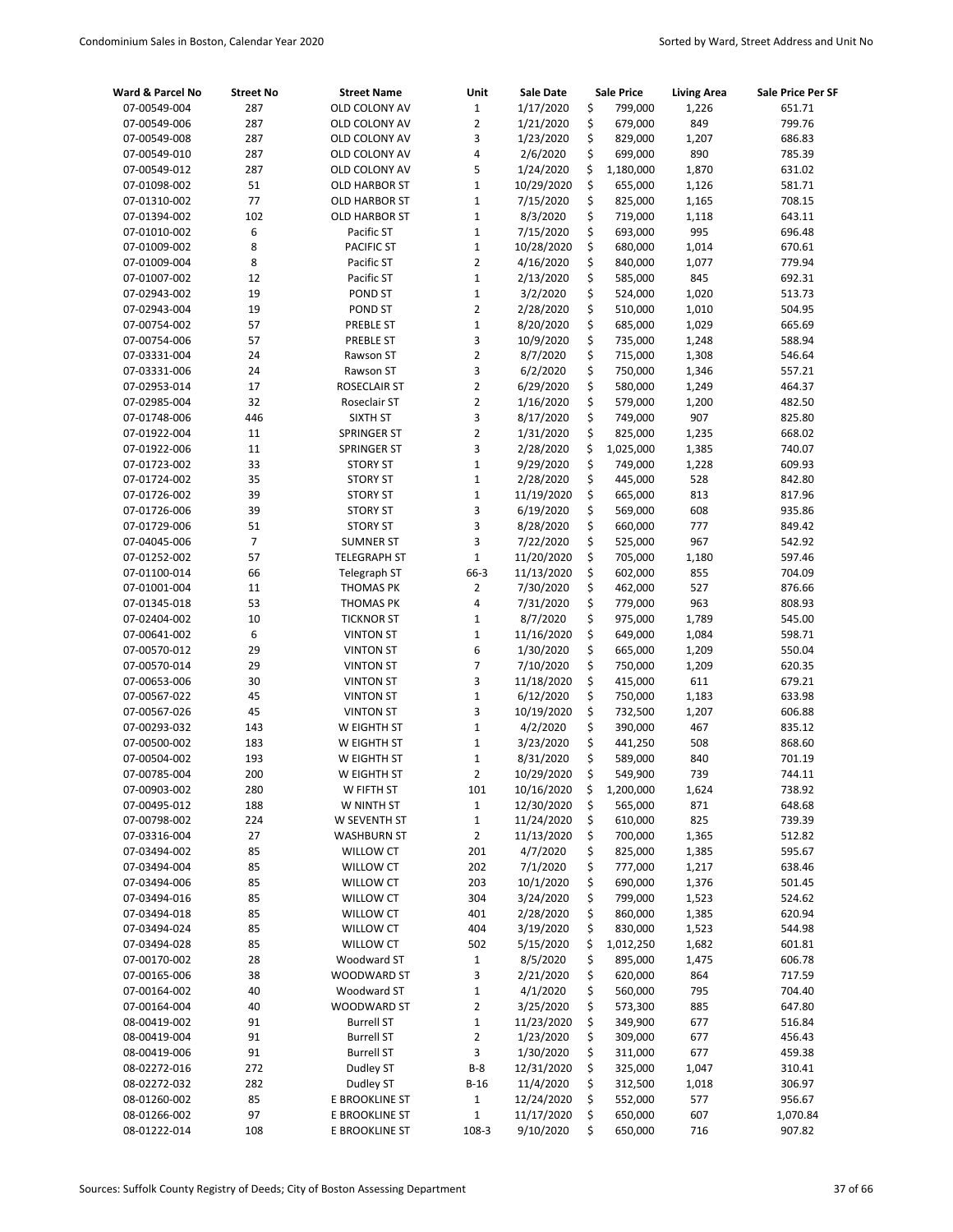| Ward & Parcel No | Street No | Street Name | Unit | Sale Date | Sale Price | Living Area | Sale Price Per SF |
|---|---|---|---|---|---|---|---|
| 07-00549-004 | 287 | OLD COLONY AV | 1 | 1/17/2020 | $ 799,000 | 1,226 | 651.71 |
| 07-00549-006 | 287 | OLD COLONY AV | 2 | 1/21/2020 | $ 679,000 | 849 | 799.76 |
| 07-00549-008 | 287 | OLD COLONY AV | 3 | 1/23/2020 | $ 829,000 | 1,207 | 686.83 |
| 07-00549-010 | 287 | OLD COLONY AV | 4 | 2/6/2020 | $ 699,000 | 890 | 785.39 |
| 07-00549-012 | 287 | OLD COLONY AV | 5 | 1/24/2020 | $ 1,180,000 | 1,870 | 631.02 |
| 07-01098-002 | 51 | OLD HARBOR ST | 1 | 10/29/2020 | $ 655,000 | 1,126 | 581.71 |
| 07-01310-002 | 77 | OLD HARBOR ST | 1 | 7/15/2020 | $ 825,000 | 1,165 | 708.15 |
| 07-01394-002 | 102 | OLD HARBOR ST | 1 | 8/3/2020 | $ 719,000 | 1,118 | 643.11 |
| 07-01010-002 | 6 | Pacific ST | 1 | 7/15/2020 | $ 693,000 | 995 | 696.48 |
| 07-01009-002 | 8 | PACIFIC ST | 1 | 10/28/2020 | $ 680,000 | 1,014 | 670.61 |
| 07-01009-004 | 8 | Pacific ST | 2 | 4/16/2020 | $ 840,000 | 1,077 | 779.94 |
| 07-01007-002 | 12 | Pacific ST | 1 | 2/13/2020 | $ 585,000 | 845 | 692.31 |
| 07-02943-002 | 19 | POND ST | 1 | 3/2/2020 | $ 524,000 | 1,020 | 513.73 |
| 07-02943-004 | 19 | POND ST | 2 | 2/28/2020 | $ 510,000 | 1,010 | 504.95 |
| 07-00754-002 | 57 | PREBLE ST | 1 | 8/20/2020 | $ 685,000 | 1,029 | 665.69 |
| 07-00754-006 | 57 | PREBLE ST | 3 | 10/9/2020 | $ 735,000 | 1,248 | 588.94 |
| 07-03331-004 | 24 | Rawson ST | 2 | 8/7/2020 | $ 715,000 | 1,308 | 546.64 |
| 07-03331-006 | 24 | Rawson ST | 3 | 6/2/2020 | $ 750,000 | 1,346 | 557.21 |
| 07-02953-014 | 17 | ROSECLAIR ST | 2 | 6/29/2020 | $ 580,000 | 1,249 | 464.37 |
| 07-02985-004 | 32 | Roseclair ST | 2 | 1/16/2020 | $ 579,000 | 1,200 | 482.50 |
| 07-01748-006 | 446 | SIXTH ST | 3 | 8/17/2020 | $ 749,000 | 907 | 825.80 |
| 07-01922-004 | 11 | SPRINGER ST | 2 | 1/31/2020 | $ 825,000 | 1,235 | 668.02 |
| 07-01922-006 | 11 | SPRINGER ST | 3 | 2/28/2020 | $ 1,025,000 | 1,385 | 740.07 |
| 07-01723-002 | 33 | STORY ST | 1 | 9/29/2020 | $ 749,000 | 1,228 | 609.93 |
| 07-01724-002 | 35 | STORY ST | 1 | 2/28/2020 | $ 445,000 | 528 | 842.80 |
| 07-01726-002 | 39 | STORY ST | 1 | 11/19/2020 | $ 665,000 | 813 | 817.96 |
| 07-01726-006 | 39 | STORY ST | 3 | 6/19/2020 | $ 569,000 | 608 | 935.86 |
| 07-01729-006 | 51 | STORY ST | 3 | 8/28/2020 | $ 660,000 | 777 | 849.42 |
| 07-04045-006 | 7 | SUMNER ST | 3 | 7/22/2020 | $ 525,000 | 967 | 542.92 |
| 07-01252-002 | 57 | TELEGRAPH ST | 1 | 11/20/2020 | $ 705,000 | 1,180 | 597.46 |
| 07-01100-014 | 66 | Telegraph ST | 66-3 | 11/13/2020 | $ 602,000 | 855 | 704.09 |
| 07-01001-004 | 11 | THOMAS PK | 2 | 7/30/2020 | $ 462,000 | 527 | 876.66 |
| 07-01345-018 | 53 | THOMAS PK | 4 | 7/31/2020 | $ 779,000 | 963 | 808.93 |
| 07-02404-002 | 10 | TICKNOR ST | 1 | 8/7/2020 | $ 975,000 | 1,789 | 545.00 |
| 07-00641-002 | 6 | VINTON ST | 1 | 11/16/2020 | $ 649,000 | 1,084 | 598.71 |
| 07-00570-012 | 29 | VINTON ST | 6 | 1/30/2020 | $ 665,000 | 1,209 | 550.04 |
| 07-00570-014 | 29 | VINTON ST | 7 | 7/10/2020 | $ 750,000 | 1,209 | 620.35 |
| 07-00653-006 | 30 | VINTON ST | 3 | 11/18/2020 | $ 415,000 | 611 | 679.21 |
| 07-00567-022 | 45 | VINTON ST | 1 | 6/12/2020 | $ 750,000 | 1,183 | 633.98 |
| 07-00567-026 | 45 | VINTON ST | 3 | 10/19/2020 | $ 732,500 | 1,207 | 606.88 |
| 07-00293-032 | 143 | W EIGHTH ST | 1 | 4/2/2020 | $ 390,000 | 467 | 835.12 |
| 07-00500-002 | 183 | W EIGHTH ST | 1 | 3/23/2020 | $ 441,250 | 508 | 868.60 |
| 07-00504-002 | 193 | W EIGHTH ST | 1 | 8/31/2020 | $ 589,000 | 840 | 701.19 |
| 07-00785-004 | 200 | W EIGHTH ST | 2 | 10/29/2020 | $ 549,900 | 739 | 744.11 |
| 07-00903-002 | 280 | W FIFTH ST | 101 | 10/16/2020 | $ 1,200,000 | 1,624 | 738.92 |
| 07-00495-012 | 188 | W NINTH ST | 1 | 12/30/2020 | $ 565,000 | 871 | 648.68 |
| 07-00798-002 | 224 | W SEVENTH ST | 1 | 11/24/2020 | $ 610,000 | 825 | 739.39 |
| 07-03316-004 | 27 | WASHBURN ST | 2 | 11/13/2020 | $ 700,000 | 1,365 | 512.82 |
| 07-03494-002 | 85 | WILLOW CT | 201 | 4/7/2020 | $ 825,000 | 1,385 | 595.67 |
| 07-03494-004 | 85 | WILLOW CT | 202 | 7/1/2020 | $ 777,000 | 1,217 | 638.46 |
| 07-03494-006 | 85 | WILLOW CT | 203 | 10/1/2020 | $ 690,000 | 1,376 | 501.45 |
| 07-03494-016 | 85 | WILLOW CT | 304 | 3/24/2020 | $ 799,000 | 1,523 | 524.62 |
| 07-03494-018 | 85 | WILLOW CT | 401 | 2/28/2020 | $ 860,000 | 1,385 | 620.94 |
| 07-03494-024 | 85 | WILLOW CT | 404 | 3/19/2020 | $ 830,000 | 1,523 | 544.98 |
| 07-03494-028 | 85 | WILLOW CT | 502 | 5/15/2020 | $ 1,012,250 | 1,682 | 601.81 |
| 07-00170-002 | 28 | Woodward ST | 1 | 8/5/2020 | $ 895,000 | 1,475 | 606.78 |
| 07-00165-006 | 38 | WOODWARD ST | 3 | 2/21/2020 | $ 620,000 | 864 | 717.59 |
| 07-00164-002 | 40 | Woodward ST | 1 | 4/1/2020 | $ 560,000 | 795 | 704.40 |
| 07-00164-004 | 40 | WOODWARD ST | 2 | 3/25/2020 | $ 573,300 | 885 | 647.80 |
| 08-00419-002 | 91 | Burrell ST | 1 | 11/23/2020 | $ 349,900 | 677 | 516.84 |
| 08-00419-004 | 91 | Burrell ST | 2 | 1/23/2020 | $ 309,000 | 677 | 456.43 |
| 08-00419-006 | 91 | Burrell ST | 3 | 1/30/2020 | $ 311,000 | 677 | 459.38 |
| 08-02272-016 | 272 | Dudley ST | B-8 | 12/31/2020 | $ 325,000 | 1,047 | 310.41 |
| 08-02272-032 | 282 | Dudley ST | B-16 | 11/4/2020 | $ 312,500 | 1,018 | 306.97 |
| 08-01260-002 | 85 | E BROOKLINE ST | 1 | 12/24/2020 | $ 552,000 | 577 | 956.67 |
| 08-01266-002 | 97 | E BROOKLINE ST | 1 | 11/17/2020 | $ 650,000 | 607 | 1,070.84 |
| 08-01222-014 | 108 | E BROOKLINE ST | 108-3 | 9/10/2020 | $ 650,000 | 716 | 907.82 |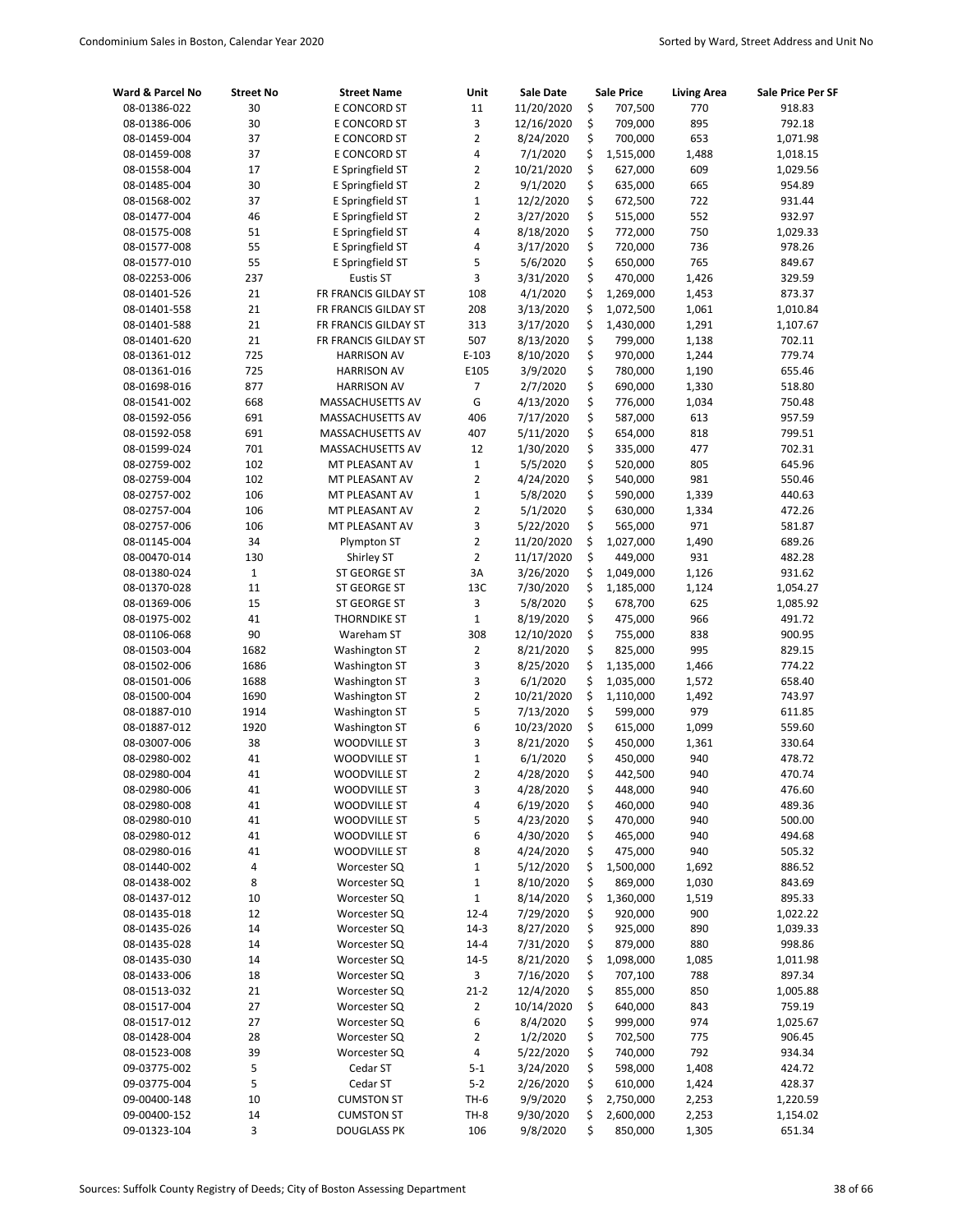| Ward & Parcel No | Street No | Street Name | Unit | Sale Date | Sale Price | Living Area | Sale Price Per SF |
|---|---|---|---|---|---|---|---|
| 08-01386-022 | 30 | E CONCORD ST | 11 | 11/20/2020 | $ 707,500 | 770 | 918.83 |
| 08-01386-006 | 30 | E CONCORD ST | 3 | 12/16/2020 | $ 709,000 | 895 | 792.18 |
| 08-01459-004 | 37 | E CONCORD ST | 2 | 8/24/2020 | $ 700,000 | 653 | 1,071.98 |
| 08-01459-008 | 37 | E CONCORD ST | 4 | 7/1/2020 | $ 1,515,000 | 1,488 | 1,018.15 |
| 08-01558-004 | 17 | E Springfield ST | 2 | 10/21/2020 | $ 627,000 | 609 | 1,029.56 |
| 08-01485-004 | 30 | E Springfield ST | 2 | 9/1/2020 | $ 635,000 | 665 | 954.89 |
| 08-01568-002 | 37 | E Springfield ST | 1 | 12/2/2020 | $ 672,500 | 722 | 931.44 |
| 08-01477-004 | 46 | E Springfield ST | 2 | 3/27/2020 | $ 515,000 | 552 | 932.97 |
| 08-01575-008 | 51 | E Springfield ST | 4 | 8/18/2020 | $ 772,000 | 750 | 1,029.33 |
| 08-01577-008 | 55 | E Springfield ST | 4 | 3/17/2020 | $ 720,000 | 736 | 978.26 |
| 08-01577-010 | 55 | E Springfield ST | 5 | 5/6/2020 | $ 650,000 | 765 | 849.67 |
| 08-02253-006 | 237 | Eustis ST | 3 | 3/31/2020 | $ 470,000 | 1,426 | 329.59 |
| 08-01401-526 | 21 | FR FRANCIS GILDAY ST | 108 | 4/1/2020 | $ 1,269,000 | 1,453 | 873.37 |
| 08-01401-558 | 21 | FR FRANCIS GILDAY ST | 208 | 3/13/2020 | $ 1,072,500 | 1,061 | 1,010.84 |
| 08-01401-588 | 21 | FR FRANCIS GILDAY ST | 313 | 3/17/2020 | $ 1,430,000 | 1,291 | 1,107.67 |
| 08-01401-620 | 21 | FR FRANCIS GILDAY ST | 507 | 8/13/2020 | $ 799,000 | 1,138 | 702.11 |
| 08-01361-012 | 725 | HARRISON AV | E-103 | 8/10/2020 | $ 970,000 | 1,244 | 779.74 |
| 08-01361-016 | 725 | HARRISON AV | E105 | 3/9/2020 | $ 780,000 | 1,190 | 655.46 |
| 08-01698-016 | 877 | HARRISON AV | 7 | 2/7/2020 | $ 690,000 | 1,330 | 518.80 |
| 08-01541-002 | 668 | MASSACHUSETTS AV | G | 4/13/2020 | $ 776,000 | 1,034 | 750.48 |
| 08-01592-056 | 691 | MASSACHUSETTS AV | 406 | 7/17/2020 | $ 587,000 | 613 | 957.59 |
| 08-01592-058 | 691 | MASSACHUSETTS AV | 407 | 5/11/2020 | $ 654,000 | 818 | 799.51 |
| 08-01599-024 | 701 | MASSACHUSETTS AV | 12 | 1/30/2020 | $ 335,000 | 477 | 702.31 |
| 08-02759-002 | 102 | MT PLEASANT AV | 1 | 5/5/2020 | $ 520,000 | 805 | 645.96 |
| 08-02759-004 | 102 | MT PLEASANT AV | 2 | 4/24/2020 | $ 540,000 | 981 | 550.46 |
| 08-02757-002 | 106 | MT PLEASANT AV | 1 | 5/8/2020 | $ 590,000 | 1,339 | 440.63 |
| 08-02757-004 | 106 | MT PLEASANT AV | 2 | 5/1/2020 | $ 630,000 | 1,334 | 472.26 |
| 08-02757-006 | 106 | MT PLEASANT AV | 3 | 5/22/2020 | $ 565,000 | 971 | 581.87 |
| 08-01145-004 | 34 | Plympton ST | 2 | 11/20/2020 | $ 1,027,000 | 1,490 | 689.26 |
| 08-00470-014 | 130 | Shirley ST | 2 | 11/17/2020 | $ 449,000 | 931 | 482.28 |
| 08-01380-024 | 1 | ST GEORGE ST | 3A | 3/26/2020 | $ 1,049,000 | 1,126 | 931.62 |
| 08-01370-028 | 11 | ST GEORGE ST | 13C | 7/30/2020 | $ 1,185,000 | 1,124 | 1,054.27 |
| 08-01369-006 | 15 | ST GEORGE ST | 3 | 5/8/2020 | $ 678,700 | 625 | 1,085.92 |
| 08-01975-002 | 41 | THORNDIKE ST | 1 | 8/19/2020 | $ 475,000 | 966 | 491.72 |
| 08-01106-068 | 90 | Wareham ST | 308 | 12/10/2020 | $ 755,000 | 838 | 900.95 |
| 08-01503-004 | 1682 | Washington ST | 2 | 8/21/2020 | $ 825,000 | 995 | 829.15 |
| 08-01502-006 | 1686 | Washington ST | 3 | 8/25/2020 | $ 1,135,000 | 1,466 | 774.22 |
| 08-01501-006 | 1688 | Washington ST | 3 | 6/1/2020 | $ 1,035,000 | 1,572 | 658.40 |
| 08-01500-004 | 1690 | Washington ST | 2 | 10/21/2020 | $ 1,110,000 | 1,492 | 743.97 |
| 08-01887-010 | 1914 | Washington ST | 5 | 7/13/2020 | $ 599,000 | 979 | 611.85 |
| 08-01887-012 | 1920 | Washington ST | 6 | 10/23/2020 | $ 615,000 | 1,099 | 559.60 |
| 08-03007-006 | 38 | WOODVILLE ST | 3 | 8/21/2020 | $ 450,000 | 1,361 | 330.64 |
| 08-02980-002 | 41 | WOODVILLE ST | 1 | 6/1/2020 | $ 450,000 | 940 | 478.72 |
| 08-02980-004 | 41 | WOODVILLE ST | 2 | 4/28/2020 | $ 442,500 | 940 | 470.74 |
| 08-02980-006 | 41 | WOODVILLE ST | 3 | 4/28/2020 | $ 448,000 | 940 | 476.60 |
| 08-02980-008 | 41 | WOODVILLE ST | 4 | 6/19/2020 | $ 460,000 | 940 | 489.36 |
| 08-02980-010 | 41 | WOODVILLE ST | 5 | 4/23/2020 | $ 470,000 | 940 | 500.00 |
| 08-02980-012 | 41 | WOODVILLE ST | 6 | 4/30/2020 | $ 465,000 | 940 | 494.68 |
| 08-02980-016 | 41 | WOODVILLE ST | 8 | 4/24/2020 | $ 475,000 | 940 | 505.32 |
| 08-01440-002 | 4 | Worcester SQ | 1 | 5/12/2020 | $ 1,500,000 | 1,692 | 886.52 |
| 08-01438-002 | 8 | Worcester SQ | 1 | 8/10/2020 | $ 869,000 | 1,030 | 843.69 |
| 08-01437-012 | 10 | Worcester SQ | 1 | 8/14/2020 | $ 1,360,000 | 1,519 | 895.33 |
| 08-01435-018 | 12 | Worcester SQ | 12-4 | 7/29/2020 | $ 920,000 | 900 | 1,022.22 |
| 08-01435-026 | 14 | Worcester SQ | 14-3 | 8/27/2020 | $ 925,000 | 890 | 1,039.33 |
| 08-01435-028 | 14 | Worcester SQ | 14-4 | 7/31/2020 | $ 879,000 | 880 | 998.86 |
| 08-01435-030 | 14 | Worcester SQ | 14-5 | 8/21/2020 | $ 1,098,000 | 1,085 | 1,011.98 |
| 08-01433-006 | 18 | Worcester SQ | 3 | 7/16/2020 | $ 707,100 | 788 | 897.34 |
| 08-01513-032 | 21 | Worcester SQ | 21-2 | 12/4/2020 | $ 855,000 | 850 | 1,005.88 |
| 08-01517-004 | 27 | Worcester SQ | 2 | 10/14/2020 | $ 640,000 | 843 | 759.19 |
| 08-01517-012 | 27 | Worcester SQ | 6 | 8/4/2020 | $ 999,000 | 974 | 1,025.67 |
| 08-01428-004 | 28 | Worcester SQ | 2 | 1/2/2020 | $ 702,500 | 775 | 906.45 |
| 08-01523-008 | 39 | Worcester SQ | 4 | 5/22/2020 | $ 740,000 | 792 | 934.34 |
| 09-03775-002 | 5 | Cedar ST | 5-1 | 3/24/2020 | $ 598,000 | 1,408 | 424.72 |
| 09-03775-004 | 5 | Cedar ST | 5-2 | 2/26/2020 | $ 610,000 | 1,424 | 428.37 |
| 09-00400-148 | 10 | CUMSTON ST | TH-6 | 9/9/2020 | $ 2,750,000 | 2,253 | 1,220.59 |
| 09-00400-152 | 14 | CUMSTON ST | TH-8 | 9/30/2020 | $ 2,600,000 | 2,253 | 1,154.02 |
| 09-01323-104 | 3 | DOUGLASS PK | 106 | 9/8/2020 | $ 850,000 | 1,305 | 651.34 |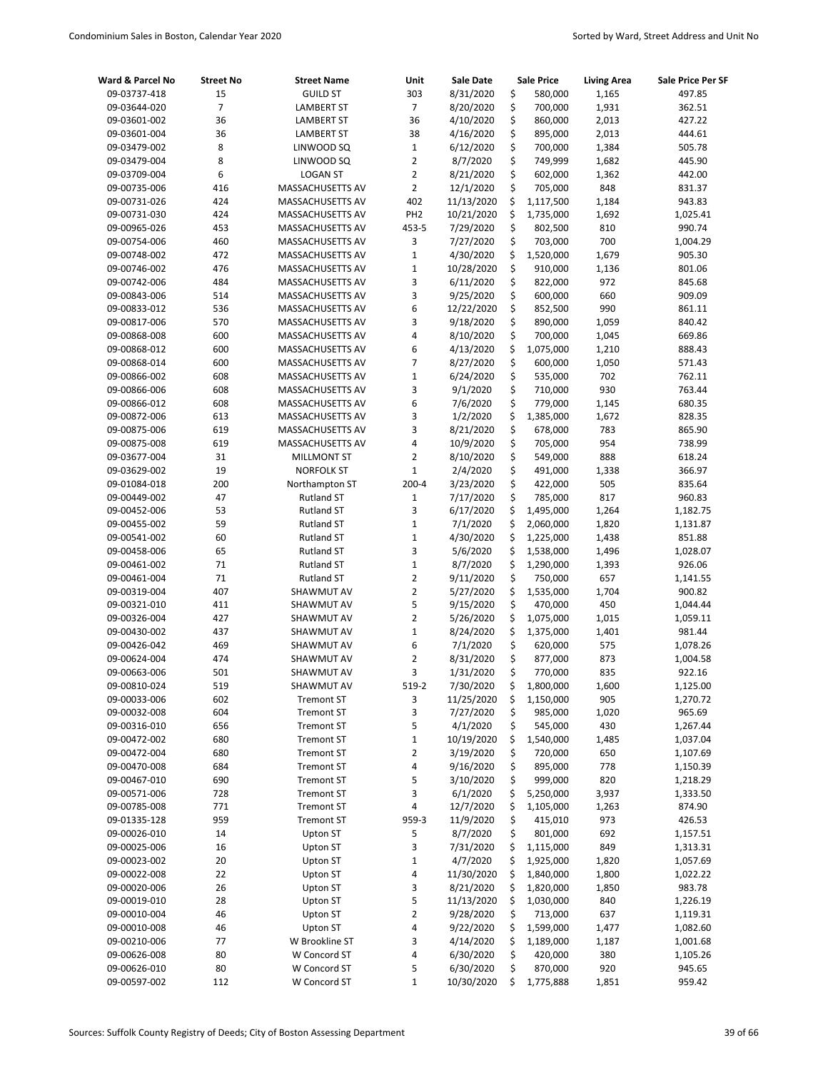| Ward & Parcel No | Street No | Street Name | Unit | Sale Date | Sale Price | Living Area | Sale Price Per SF |
|---|---|---|---|---|---|---|---|
| 09-03737-418 | 15 | GUILD ST | 303 | 8/31/2020 | $ 580,000 | 1,165 | 497.85 |
| 09-03644-020 | 7 | LAMBERT ST | 7 | 8/20/2020 | $ 700,000 | 1,931 | 362.51 |
| 09-03601-002 | 36 | LAMBERT ST | 36 | 4/10/2020 | $ 860,000 | 2,013 | 427.22 |
| 09-03601-004 | 36 | LAMBERT ST | 38 | 4/16/2020 | $ 895,000 | 2,013 | 444.61 |
| 09-03479-002 | 8 | LINWOOD SQ | 1 | 6/12/2020 | $ 700,000 | 1,384 | 505.78 |
| 09-03479-004 | 8 | LINWOOD SQ | 2 | 8/7/2020 | $ 749,999 | 1,682 | 445.90 |
| 09-03709-004 | 6 | LOGAN ST | 2 | 8/21/2020 | $ 602,000 | 1,362 | 442.00 |
| 09-00735-006 | 416 | MASSACHUSETTS AV | 2 | 12/1/2020 | $ 705,000 | 848 | 831.37 |
| 09-00731-026 | 424 | MASSACHUSETTS AV | 402 | 11/13/2020 | $ 1,117,500 | 1,184 | 943.83 |
| 09-00731-030 | 424 | MASSACHUSETTS AV | PH2 | 10/21/2020 | $ 1,735,000 | 1,692 | 1,025.41 |
| 09-00965-026 | 453 | MASSACHUSETTS AV | 453-5 | 7/29/2020 | $ 802,500 | 810 | 990.74 |
| 09-00754-006 | 460 | MASSACHUSETTS AV | 3 | 7/27/2020 | $ 703,000 | 700 | 1,004.29 |
| 09-00748-002 | 472 | MASSACHUSETTS AV | 1 | 4/30/2020 | $ 1,520,000 | 1,679 | 905.30 |
| 09-00746-002 | 476 | MASSACHUSETTS AV | 1 | 10/28/2020 | $ 910,000 | 1,136 | 801.06 |
| 09-00742-006 | 484 | MASSACHUSETTS AV | 3 | 6/11/2020 | $ 822,000 | 972 | 845.68 |
| 09-00843-006 | 514 | MASSACHUSETTS AV | 3 | 9/25/2020 | $ 600,000 | 660 | 909.09 |
| 09-00833-012 | 536 | MASSACHUSETTS AV | 6 | 12/22/2020 | $ 852,500 | 990 | 861.11 |
| 09-00817-006 | 570 | MASSACHUSETTS AV | 3 | 9/18/2020 | $ 890,000 | 1,059 | 840.42 |
| 09-00868-008 | 600 | MASSACHUSETTS AV | 4 | 8/10/2020 | $ 700,000 | 1,045 | 669.86 |
| 09-00868-012 | 600 | MASSACHUSETTS AV | 6 | 4/13/2020 | $ 1,075,000 | 1,210 | 888.43 |
| 09-00868-014 | 600 | MASSACHUSETTS AV | 7 | 8/27/2020 | $ 600,000 | 1,050 | 571.43 |
| 09-00866-002 | 608 | MASSACHUSETTS AV | 1 | 6/24/2020 | $ 535,000 | 702 | 762.11 |
| 09-00866-006 | 608 | MASSACHUSETTS AV | 3 | 9/1/2020 | $ 710,000 | 930 | 763.44 |
| 09-00866-012 | 608 | MASSACHUSETTS AV | 6 | 7/6/2020 | $ 779,000 | 1,145 | 680.35 |
| 09-00872-006 | 613 | MASSACHUSETTS AV | 3 | 1/2/2020 | $ 1,385,000 | 1,672 | 828.35 |
| 09-00875-006 | 619 | MASSACHUSETTS AV | 3 | 8/21/2020 | $ 678,000 | 783 | 865.90 |
| 09-00875-008 | 619 | MASSACHUSETTS AV | 4 | 10/9/2020 | $ 705,000 | 954 | 738.99 |
| 09-03677-004 | 31 | MILLMONT ST | 2 | 8/10/2020 | $ 549,000 | 888 | 618.24 |
| 09-03629-002 | 19 | NORFOLK ST | 1 | 2/4/2020 | $ 491,000 | 1,338 | 366.97 |
| 09-01084-018 | 200 | Northampton ST | 200-4 | 3/23/2020 | $ 422,000 | 505 | 835.64 |
| 09-00449-002 | 47 | Rutland ST | 1 | 7/17/2020 | $ 785,000 | 817 | 960.83 |
| 09-00452-006 | 53 | Rutland ST | 3 | 6/17/2020 | $ 1,495,000 | 1,264 | 1,182.75 |
| 09-00455-002 | 59 | Rutland ST | 1 | 7/1/2020 | $ 2,060,000 | 1,820 | 1,131.87 |
| 09-00541-002 | 60 | Rutland ST | 1 | 4/30/2020 | $ 1,225,000 | 1,438 | 851.88 |
| 09-00458-006 | 65 | Rutland ST | 3 | 5/6/2020 | $ 1,538,000 | 1,496 | 1,028.07 |
| 09-00461-002 | 71 | Rutland ST | 1 | 8/7/2020 | $ 1,290,000 | 1,393 | 926.06 |
| 09-00461-004 | 71 | Rutland ST | 2 | 9/11/2020 | $ 750,000 | 657 | 1,141.55 |
| 09-00319-004 | 407 | SHAWMUT AV | 2 | 5/27/2020 | $ 1,535,000 | 1,704 | 900.82 |
| 09-00321-010 | 411 | SHAWMUT AV | 5 | 9/15/2020 | $ 470,000 | 450 | 1,044.44 |
| 09-00326-004 | 427 | SHAWMUT AV | 2 | 5/26/2020 | $ 1,075,000 | 1,015 | 1,059.11 |
| 09-00430-002 | 437 | SHAWMUT AV | 1 | 8/24/2020 | $ 1,375,000 | 1,401 | 981.44 |
| 09-00426-042 | 469 | SHAWMUT AV | 6 | 7/1/2020 | $ 620,000 | 575 | 1,078.26 |
| 09-00624-004 | 474 | SHAWMUT AV | 2 | 8/31/2020 | $ 877,000 | 873 | 1,004.58 |
| 09-00663-006 | 501 | SHAWMUT AV | 3 | 1/31/2020 | $ 770,000 | 835 | 922.16 |
| 09-00810-024 | 519 | SHAWMUT AV | 519-2 | 7/30/2020 | $ 1,800,000 | 1,600 | 1,125.00 |
| 09-00033-006 | 602 | Tremont ST | 3 | 11/25/2020 | $ 1,150,000 | 905 | 1,270.72 |
| 09-00032-008 | 604 | Tremont ST | 3 | 7/27/2020 | $ 985,000 | 1,020 | 965.69 |
| 09-00316-010 | 656 | Tremont ST | 5 | 4/1/2020 | $ 545,000 | 430 | 1,267.44 |
| 09-00472-002 | 680 | Tremont ST | 1 | 10/19/2020 | $ 1,540,000 | 1,485 | 1,037.04 |
| 09-00472-004 | 680 | Tremont ST | 2 | 3/19/2020 | $ 720,000 | 650 | 1,107.69 |
| 09-00470-008 | 684 | Tremont ST | 4 | 9/16/2020 | $ 895,000 | 778 | 1,150.39 |
| 09-00467-010 | 690 | Tremont ST | 5 | 3/10/2020 | $ 999,000 | 820 | 1,218.29 |
| 09-00571-006 | 728 | Tremont ST | 3 | 6/1/2020 | $ 5,250,000 | 3,937 | 1,333.50 |
| 09-00785-008 | 771 | Tremont ST | 4 | 12/7/2020 | $ 1,105,000 | 1,263 | 874.90 |
| 09-01335-128 | 959 | Tremont ST | 959-3 | 11/9/2020 | $ 415,010 | 973 | 426.53 |
| 09-00026-010 | 14 | Upton ST | 5 | 8/7/2020 | $ 801,000 | 692 | 1,157.51 |
| 09-00025-006 | 16 | Upton ST | 3 | 7/31/2020 | $ 1,115,000 | 849 | 1,313.31 |
| 09-00023-002 | 20 | Upton ST | 1 | 4/7/2020 | $ 1,925,000 | 1,820 | 1,057.69 |
| 09-00022-008 | 22 | Upton ST | 4 | 11/30/2020 | $ 1,840,000 | 1,800 | 1,022.22 |
| 09-00020-006 | 26 | Upton ST | 3 | 8/21/2020 | $ 1,820,000 | 1,850 | 983.78 |
| 09-00019-010 | 28 | Upton ST | 5 | 11/13/2020 | $ 1,030,000 | 840 | 1,226.19 |
| 09-00010-004 | 46 | Upton ST | 2 | 9/28/2020 | $ 713,000 | 637 | 1,119.31 |
| 09-00010-008 | 46 | Upton ST | 4 | 9/22/2020 | $ 1,599,000 | 1,477 | 1,082.60 |
| 09-00210-006 | 77 | W Brookline ST | 3 | 4/14/2020 | $ 1,189,000 | 1,187 | 1,001.68 |
| 09-00626-008 | 80 | W Concord ST | 4 | 6/30/2020 | $ 420,000 | 380 | 1,105.26 |
| 09-00626-010 | 80 | W Concord ST | 5 | 6/30/2020 | $ 870,000 | 920 | 945.65 |
| 09-00597-002 | 112 | W Concord ST | 1 | 10/30/2020 | $ 1,775,888 | 1,851 | 959.42 |

Sources: Suffolk County Registry of Deeds; City of Boston Assessing Department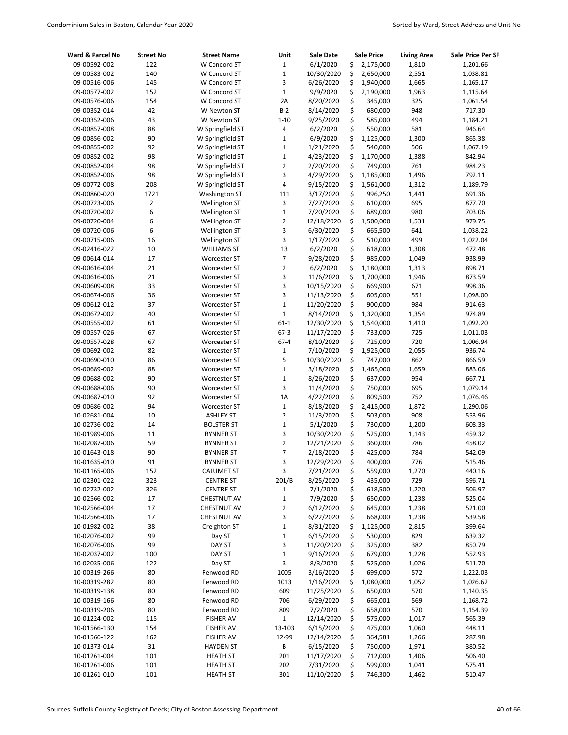| Ward & Parcel No | Street No | Street Name | Unit | Sale Date | Sale Price | Living Area | Sale Price Per SF |
|---|---|---|---|---|---|---|---|
| 09-00592-002 | 122 | W Concord ST | 1 | 6/1/2020 | $ 2,175,000 | 1,810 | 1,201.66 |
| 09-00583-002 | 140 | W Concord ST | 1 | 10/30/2020 | $ 2,650,000 | 2,551 | 1,038.81 |
| 09-00516-006 | 145 | W Concord ST | 3 | 6/26/2020 | $ 1,940,000 | 1,665 | 1,165.17 |
| 09-00577-002 | 152 | W Concord ST | 1 | 9/9/2020 | $ 2,190,000 | 1,963 | 1,115.64 |
| 09-00576-006 | 154 | W Concord ST | 2A | 8/20/2020 | $ 345,000 | 325 | 1,061.54 |
| 09-00352-014 | 42 | W Newton ST | B-2 | 8/14/2020 | $ 680,000 | 948 | 717.30 |
| 09-00352-006 | 43 | W Newton ST | 1-10 | 9/25/2020 | $ 585,000 | 494 | 1,184.21 |
| 09-00857-008 | 88 | W Springfield ST | 4 | 6/2/2020 | $ 550,000 | 581 | 946.64 |
| 09-00856-002 | 90 | W Springfield ST | 1 | 6/9/2020 | $ 1,125,000 | 1,300 | 865.38 |
| 09-00855-002 | 92 | W Springfield ST | 1 | 1/21/2020 | $ 540,000 | 506 | 1,067.19 |
| 09-00852-002 | 98 | W Springfield ST | 1 | 4/23/2020 | $ 1,170,000 | 1,388 | 842.94 |
| 09-00852-004 | 98 | W Springfield ST | 2 | 2/20/2020 | $ 749,000 | 761 | 984.23 |
| 09-00852-006 | 98 | W Springfield ST | 3 | 4/29/2020 | $ 1,185,000 | 1,496 | 792.11 |
| 09-00772-008 | 208 | W Springfield ST | 4 | 9/15/2020 | $ 1,561,000 | 1,312 | 1,189.79 |
| 09-00860-020 | 1721 | Washington ST | 111 | 3/17/2020 | $ 996,250 | 1,441 | 691.36 |
| 09-00723-006 | 2 | Wellington ST | 3 | 7/27/2020 | $ 610,000 | 695 | 877.70 |
| 09-00720-002 | 6 | Wellington ST | 1 | 7/20/2020 | $ 689,000 | 980 | 703.06 |
| 09-00720-004 | 6 | Wellington ST | 2 | 12/18/2020 | $ 1,500,000 | 1,531 | 979.75 |
| 09-00720-006 | 6 | Wellington ST | 3 | 6/30/2020 | $ 665,500 | 641 | 1,038.22 |
| 09-00715-006 | 16 | Wellington ST | 3 | 1/17/2020 | $ 510,000 | 499 | 1,022.04 |
| 09-02416-022 | 10 | WILLIAMS ST | 13 | 6/2/2020 | $ 618,000 | 1,308 | 472.48 |
| 09-00614-014 | 17 | Worcester ST | 7 | 9/28/2020 | $ 985,000 | 1,049 | 938.99 |
| 09-00616-004 | 21 | Worcester ST | 2 | 6/2/2020 | $ 1,180,000 | 1,313 | 898.71 |
| 09-00616-006 | 21 | Worcester ST | 3 | 11/6/2020 | $ 1,700,000 | 1,946 | 873.59 |
| 09-00609-008 | 33 | Worcester ST | 3 | 10/15/2020 | $ 669,900 | 671 | 998.36 |
| 09-00674-006 | 36 | Worcester ST | 3 | 11/13/2020 | $ 605,000 | 551 | 1,098.00 |
| 09-00612-012 | 37 | Worcester ST | 1 | 11/20/2020 | $ 900,000 | 984 | 914.63 |
| 09-00672-002 | 40 | Worcester ST | 1 | 8/14/2020 | $ 1,320,000 | 1,354 | 974.89 |
| 09-00555-002 | 61 | Worcester ST | 61-1 | 12/30/2020 | $ 1,540,000 | 1,410 | 1,092.20 |
| 09-00557-026 | 67 | Worcester ST | 67-3 | 11/17/2020 | $ 733,000 | 725 | 1,011.03 |
| 09-00557-028 | 67 | Worcester ST | 67-4 | 8/10/2020 | $ 725,000 | 720 | 1,006.94 |
| 09-00692-002 | 82 | Worcester ST | 1 | 7/10/2020 | $ 1,925,000 | 2,055 | 936.74 |
| 09-00690-010 | 86 | Worcester ST | 5 | 10/30/2020 | $ 747,000 | 862 | 866.59 |
| 09-00689-002 | 88 | Worcester ST | 1 | 3/18/2020 | $ 1,465,000 | 1,659 | 883.06 |
| 09-00688-002 | 90 | Worcester ST | 1 | 8/26/2020 | $ 637,000 | 954 | 667.71 |
| 09-00688-006 | 90 | Worcester ST | 3 | 11/4/2020 | $ 750,000 | 695 | 1,079.14 |
| 09-00687-010 | 92 | Worcester ST | 1A | 4/22/2020 | $ 809,500 | 752 | 1,076.46 |
| 09-00686-002 | 94 | Worcester ST | 1 | 8/18/2020 | $ 2,415,000 | 1,872 | 1,290.06 |
| 10-02681-004 | 10 | ASHLEY ST | 2 | 11/3/2020 | $ 503,000 | 908 | 553.96 |
| 10-02736-002 | 14 | BOLSTER ST | 1 | 5/1/2020 | $ 730,000 | 1,200 | 608.33 |
| 10-01989-006 | 11 | BYNNER ST | 3 | 10/30/2020 | $ 525,000 | 1,143 | 459.32 |
| 10-02087-006 | 59 | BYNNER ST | 2 | 12/21/2020 | $ 360,000 | 786 | 458.02 |
| 10-01643-018 | 90 | BYNNER ST | 7 | 2/18/2020 | $ 425,000 | 784 | 542.09 |
| 10-01635-010 | 91 | BYNNER ST | 3 | 12/29/2020 | $ 400,000 | 776 | 515.46 |
| 10-01165-006 | 152 | CALUMET ST | 3 | 7/21/2020 | $ 559,000 | 1,270 | 440.16 |
| 10-02301-022 | 323 | CENTRE ST | 201/B | 8/25/2020 | $ 435,000 | 729 | 596.71 |
| 10-02732-002 | 326 | CENTRE ST | 1 | 7/1/2020 | $ 618,500 | 1,220 | 506.97 |
| 10-02566-002 | 17 | CHESTNUT AV | 1 | 7/9/2020 | $ 650,000 | 1,238 | 525.04 |
| 10-02566-004 | 17 | CHESTNUT AV | 2 | 6/12/2020 | $ 645,000 | 1,238 | 521.00 |
| 10-02566-006 | 17 | CHESTNUT AV | 3 | 6/22/2020 | $ 668,000 | 1,238 | 539.58 |
| 10-01982-002 | 38 | Creighton ST | 1 | 8/31/2020 | $ 1,125,000 | 2,815 | 399.64 |
| 10-02076-002 | 99 | Day ST | 1 | 6/15/2020 | $ 530,000 | 829 | 639.32 |
| 10-02076-006 | 99 | DAY ST | 3 | 11/20/2020 | $ 325,000 | 382 | 850.79 |
| 10-02037-002 | 100 | DAY ST | 1 | 9/16/2020 | $ 679,000 | 1,228 | 552.93 |
| 10-02035-006 | 122 | Day ST | 3 | 8/3/2020 | $ 525,000 | 1,026 | 511.70 |
| 10-00319-266 | 80 | Fenwood RD | 1005 | 3/16/2020 | $ 699,000 | 572 | 1,222.03 |
| 10-00319-282 | 80 | Fenwood RD | 1013 | 1/16/2020 | $ 1,080,000 | 1,052 | 1,026.62 |
| 10-00319-138 | 80 | Fenwood RD | 609 | 11/25/2020 | $ 650,000 | 570 | 1,140.35 |
| 10-00319-166 | 80 | Fenwood RD | 706 | 6/29/2020 | $ 665,001 | 569 | 1,168.72 |
| 10-00319-206 | 80 | Fenwood RD | 809 | 7/2/2020 | $ 658,000 | 570 | 1,154.39 |
| 10-01224-002 | 115 | FISHER AV | 1 | 12/14/2020 | $ 575,000 | 1,017 | 565.39 |
| 10-01566-130 | 154 | FISHER AV | 13-103 | 6/15/2020 | $ 475,000 | 1,060 | 448.11 |
| 10-01566-122 | 162 | FISHER AV | 12-99 | 12/14/2020 | $ 364,581 | 1,266 | 287.98 |
| 10-01373-014 | 31 | HAYDEN ST | B | 6/15/2020 | $ 750,000 | 1,971 | 380.52 |
| 10-01261-004 | 101 | HEATH ST | 201 | 11/17/2020 | $ 712,000 | 1,406 | 506.40 |
| 10-01261-006 | 101 | HEATH ST | 202 | 7/31/2020 | $ 599,000 | 1,041 | 575.41 |
| 10-01261-010 | 101 | HEATH ST | 301 | 11/10/2020 | $ 746,300 | 1,462 | 510.47 |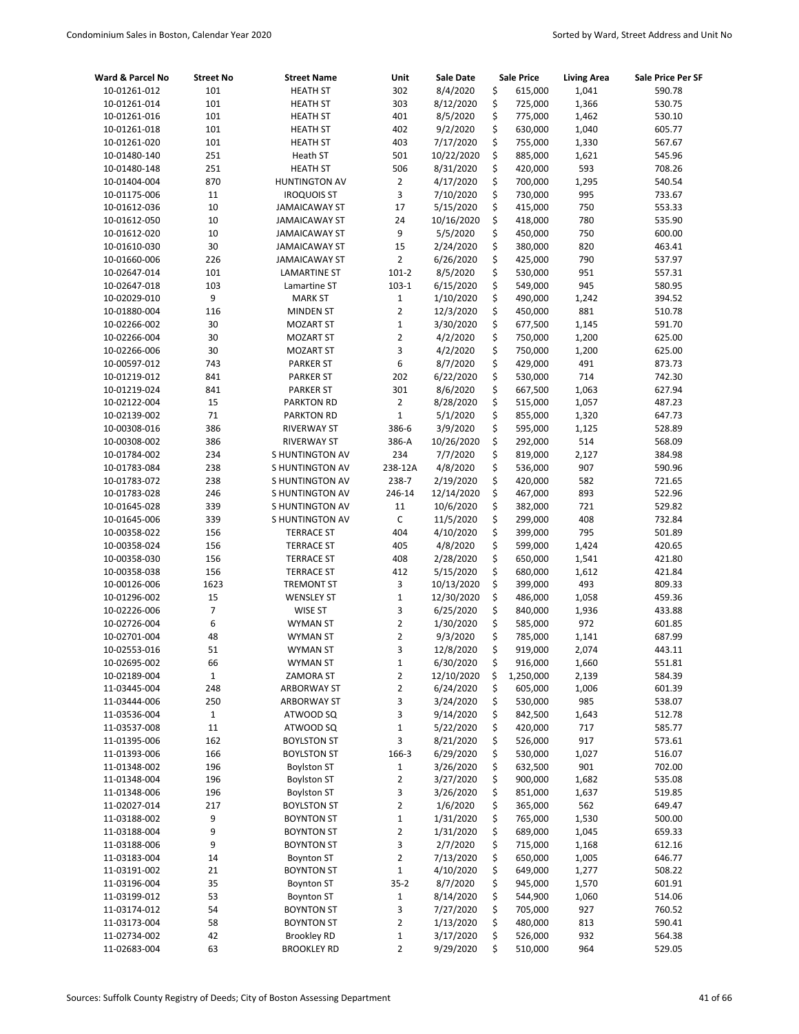| Ward & Parcel No | Street No | Street Name | Unit | Sale Date | Sale Price | Living Area | Sale Price Per SF |
|---|---|---|---|---|---|---|---|
| 10-01261-012 | 101 | HEATH ST | 302 | 8/4/2020 | $ 615,000 | 1,041 | 590.78 |
| 10-01261-014 | 101 | HEATH ST | 303 | 8/12/2020 | $ 725,000 | 1,366 | 530.75 |
| 10-01261-016 | 101 | HEATH ST | 401 | 8/5/2020 | $ 775,000 | 1,462 | 530.10 |
| 10-01261-018 | 101 | HEATH ST | 402 | 9/2/2020 | $ 630,000 | 1,040 | 605.77 |
| 10-01261-020 | 101 | HEATH ST | 403 | 7/17/2020 | $ 755,000 | 1,330 | 567.67 |
| 10-01480-140 | 251 | Heath ST | 501 | 10/22/2020 | $ 885,000 | 1,621 | 545.96 |
| 10-01480-148 | 251 | HEATH ST | 506 | 8/31/2020 | $ 420,000 | 593 | 708.26 |
| 10-01404-004 | 870 | HUNTINGTON AV | 2 | 4/17/2020 | $ 700,000 | 1,295 | 540.54 |
| 10-01175-006 | 11 | IROQUOIS ST | 3 | 7/10/2020 | $ 730,000 | 995 | 733.67 |
| 10-01612-036 | 10 | JAMAICAWAY ST | 17 | 5/15/2020 | $ 415,000 | 750 | 553.33 |
| 10-01612-050 | 10 | JAMAICAWAY ST | 24 | 10/16/2020 | $ 418,000 | 780 | 535.90 |
| 10-01612-020 | 10 | JAMAICAWAY ST | 9 | 5/5/2020 | $ 450,000 | 750 | 600.00 |
| 10-01610-030 | 30 | JAMAICAWAY ST | 15 | 2/24/2020 | $ 380,000 | 820 | 463.41 |
| 10-01660-006 | 226 | JAMAICAWAY ST | 2 | 6/26/2020 | $ 425,000 | 790 | 537.97 |
| 10-02647-014 | 101 | LAMARTINE ST | 101-2 | 8/5/2020 | $ 530,000 | 951 | 557.31 |
| 10-02647-018 | 103 | Lamartine ST | 103-1 | 6/15/2020 | $ 549,000 | 945 | 580.95 |
| 10-02029-010 | 9 | MARK ST | 1 | 1/10/2020 | $ 490,000 | 1,242 | 394.52 |
| 10-01880-004 | 116 | MINDEN ST | 2 | 12/3/2020 | $ 450,000 | 881 | 510.78 |
| 10-02266-002 | 30 | MOZART ST | 1 | 3/30/2020 | $ 677,500 | 1,145 | 591.70 |
| 10-02266-004 | 30 | MOZART ST | 2 | 4/2/2020 | $ 750,000 | 1,200 | 625.00 |
| 10-02266-006 | 30 | MOZART ST | 3 | 4/2/2020 | $ 750,000 | 1,200 | 625.00 |
| 10-00597-012 | 743 | PARKER ST | 6 | 8/7/2020 | $ 429,000 | 491 | 873.73 |
| 10-01219-012 | 841 | PARKER ST | 202 | 6/22/2020 | $ 530,000 | 714 | 742.30 |
| 10-01219-024 | 841 | PARKER ST | 301 | 8/6/2020 | $ 667,500 | 1,063 | 627.94 |
| 10-02122-004 | 15 | PARKTON RD | 2 | 8/28/2020 | $ 515,000 | 1,057 | 487.23 |
| 10-02139-002 | 71 | PARKTON RD | 1 | 5/1/2020 | $ 855,000 | 1,320 | 647.73 |
| 10-00308-016 | 386 | RIVERWAY ST | 386-6 | 3/9/2020 | $ 595,000 | 1,125 | 528.89 |
| 10-00308-002 | 386 | RIVERWAY ST | 386-A | 10/26/2020 | $ 292,000 | 514 | 568.09 |
| 10-01784-002 | 234 | S HUNTINGTON AV | 234 | 7/7/2020 | $ 819,000 | 2,127 | 384.98 |
| 10-01783-084 | 238 | S HUNTINGTON AV | 238-12A | 4/8/2020 | $ 536,000 | 907 | 590.96 |
| 10-01783-072 | 238 | S HUNTINGTON AV | 238-7 | 2/19/2020 | $ 420,000 | 582 | 721.65 |
| 10-01783-028 | 246 | S HUNTINGTON AV | 246-14 | 12/14/2020 | $ 467,000 | 893 | 522.96 |
| 10-01645-028 | 339 | S HUNTINGTON AV | 11 | 10/6/2020 | $ 382,000 | 721 | 529.82 |
| 10-01645-006 | 339 | S HUNTINGTON AV | C | 11/5/2020 | $ 299,000 | 408 | 732.84 |
| 10-00358-022 | 156 | TERRACE ST | 404 | 4/10/2020 | $ 399,000 | 795 | 501.89 |
| 10-00358-024 | 156 | TERRACE ST | 405 | 4/8/2020 | $ 599,000 | 1,424 | 420.65 |
| 10-00358-030 | 156 | TERRACE ST | 408 | 2/28/2020 | $ 650,000 | 1,541 | 421.80 |
| 10-00358-038 | 156 | TERRACE ST | 412 | 5/15/2020 | $ 680,000 | 1,612 | 421.84 |
| 10-00126-006 | 1623 | TREMONT ST | 3 | 10/13/2020 | $ 399,000 | 493 | 809.33 |
| 10-01296-002 | 15 | WENSLEY ST | 1 | 12/30/2020 | $ 486,000 | 1,058 | 459.36 |
| 10-02226-006 | 7 | WISE ST | 3 | 6/25/2020 | $ 840,000 | 1,936 | 433.88 |
| 10-02726-004 | 6 | WYMAN ST | 2 | 1/30/2020 | $ 585,000 | 972 | 601.85 |
| 10-02701-004 | 48 | WYMAN ST | 2 | 9/3/2020 | $ 785,000 | 1,141 | 687.99 |
| 10-02553-016 | 51 | WYMAN ST | 3 | 12/8/2020 | $ 919,000 | 2,074 | 443.11 |
| 10-02695-002 | 66 | WYMAN ST | 1 | 6/30/2020 | $ 916,000 | 1,660 | 551.81 |
| 10-02189-004 | 1 | ZAMORA ST | 2 | 12/10/2020 | $ 1,250,000 | 2,139 | 584.39 |
| 11-03445-004 | 248 | ARBORWAY ST | 2 | 6/24/2020 | $ 605,000 | 1,006 | 601.39 |
| 11-03444-006 | 250 | ARBORWAY ST | 3 | 3/24/2020 | $ 530,000 | 985 | 538.07 |
| 11-03536-004 | 1 | ATWOOD SQ | 3 | 9/14/2020 | $ 842,500 | 1,643 | 512.78 |
| 11-03537-008 | 11 | ATWOOD SQ | 1 | 5/22/2020 | $ 420,000 | 717 | 585.77 |
| 11-01395-006 | 162 | BOYLSTON ST | 3 | 8/21/2020 | $ 526,000 | 917 | 573.61 |
| 11-01393-006 | 166 | BOYLSTON ST | 166-3 | 6/29/2020 | $ 530,000 | 1,027 | 516.07 |
| 11-01348-002 | 196 | Boylston ST | 1 | 3/26/2020 | $ 632,500 | 901 | 702.00 |
| 11-01348-004 | 196 | Boylston ST | 2 | 3/27/2020 | $ 900,000 | 1,682 | 535.08 |
| 11-01348-006 | 196 | Boylston ST | 3 | 3/26/2020 | $ 851,000 | 1,637 | 519.85 |
| 11-02027-014 | 217 | BOYLSTON ST | 2 | 1/6/2020 | $ 365,000 | 562 | 649.47 |
| 11-03188-002 | 9 | BOYNTON ST | 1 | 1/31/2020 | $ 765,000 | 1,530 | 500.00 |
| 11-03188-004 | 9 | BOYNTON ST | 2 | 1/31/2020 | $ 689,000 | 1,045 | 659.33 |
| 11-03188-006 | 9 | BOYNTON ST | 3 | 2/7/2020 | $ 715,000 | 1,168 | 612.16 |
| 11-03183-004 | 14 | Boynton ST | 2 | 7/13/2020 | $ 650,000 | 1,005 | 646.77 |
| 11-03191-002 | 21 | BOYNTON ST | 1 | 4/10/2020 | $ 649,000 | 1,277 | 508.22 |
| 11-03196-004 | 35 | Boynton ST | 35-2 | 8/7/2020 | $ 945,000 | 1,570 | 601.91 |
| 11-03199-012 | 53 | Boynton ST | 1 | 8/14/2020 | $ 544,900 | 1,060 | 514.06 |
| 11-03174-012 | 54 | BOYNTON ST | 3 | 7/27/2020 | $ 705,000 | 927 | 760.52 |
| 11-03173-004 | 58 | BOYNTON ST | 2 | 1/13/2020 | $ 480,000 | 813 | 590.41 |
| 11-02734-002 | 42 | Brookley RD | 1 | 3/17/2020 | $ 526,000 | 932 | 564.38 |
| 11-02683-004 | 63 | BROOKLEY RD | 2 | 9/29/2020 | $ 510,000 | 964 | 529.05 |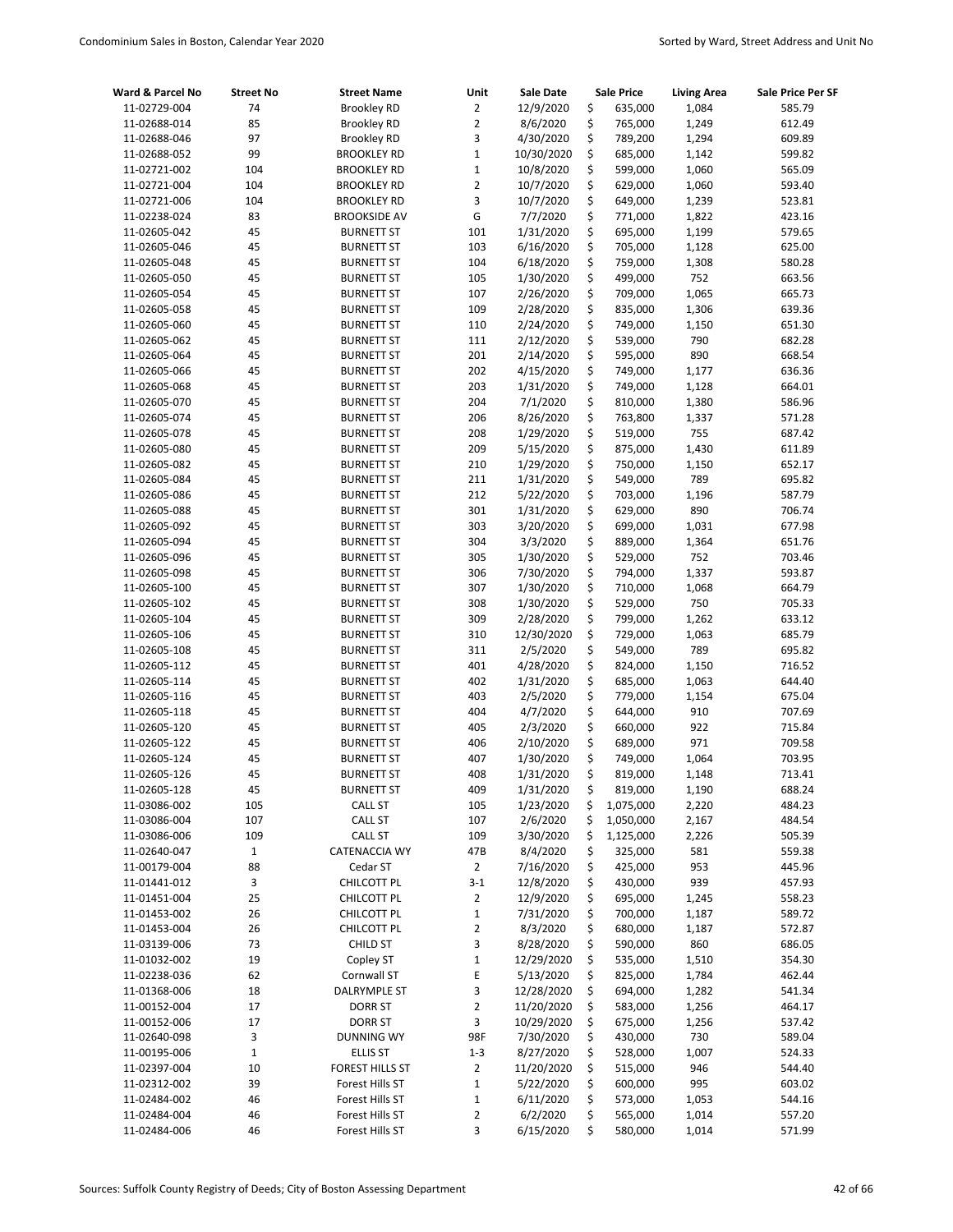| Ward & Parcel No | Street No | Street Name | Unit | Sale Date | Sale Price | Living Area | Sale Price Per SF |
|---|---|---|---|---|---|---|---|
| 11-02729-004 | 74 | Brookley RD | 2 | 12/9/2020 | $ 635,000 | 1,084 | 585.79 |
| 11-02688-014 | 85 | Brookley RD | 2 | 8/6/2020 | $ 765,000 | 1,249 | 612.49 |
| 11-02688-046 | 97 | Brookley RD | 3 | 4/30/2020 | $ 789,200 | 1,294 | 609.89 |
| 11-02688-052 | 99 | BROOKLEY RD | 1 | 10/30/2020 | $ 685,000 | 1,142 | 599.82 |
| 11-02721-002 | 104 | BROOKLEY RD | 1 | 10/8/2020 | $ 599,000 | 1,060 | 565.09 |
| 11-02721-004 | 104 | BROOKLEY RD | 2 | 10/7/2020 | $ 629,000 | 1,060 | 593.40 |
| 11-02721-006 | 104 | BROOKLEY RD | 3 | 10/7/2020 | $ 649,000 | 1,239 | 523.81 |
| 11-02238-024 | 83 | BROOKSIDE AV | G | 7/7/2020 | $ 771,000 | 1,822 | 423.16 |
| 11-02605-042 | 45 | BURNETT ST | 101 | 1/31/2020 | $ 695,000 | 1,199 | 579.65 |
| 11-02605-046 | 45 | BURNETT ST | 103 | 6/16/2020 | $ 705,000 | 1,128 | 625.00 |
| 11-02605-048 | 45 | BURNETT ST | 104 | 6/18/2020 | $ 759,000 | 1,308 | 580.28 |
| 11-02605-050 | 45 | BURNETT ST | 105 | 1/30/2020 | $ 499,000 | 752 | 663.56 |
| 11-02605-054 | 45 | BURNETT ST | 107 | 2/26/2020 | $ 709,000 | 1,065 | 665.73 |
| 11-02605-058 | 45 | BURNETT ST | 109 | 2/28/2020 | $ 835,000 | 1,306 | 639.36 |
| 11-02605-060 | 45 | BURNETT ST | 110 | 2/24/2020 | $ 749,000 | 1,150 | 651.30 |
| 11-02605-062 | 45 | BURNETT ST | 111 | 2/12/2020 | $ 539,000 | 790 | 682.28 |
| 11-02605-064 | 45 | BURNETT ST | 201 | 2/14/2020 | $ 595,000 | 890 | 668.54 |
| 11-02605-066 | 45 | BURNETT ST | 202 | 4/15/2020 | $ 749,000 | 1,177 | 636.36 |
| 11-02605-068 | 45 | BURNETT ST | 203 | 1/31/2020 | $ 749,000 | 1,128 | 664.01 |
| 11-02605-070 | 45 | BURNETT ST | 204 | 7/1/2020 | $ 810,000 | 1,380 | 586.96 |
| 11-02605-074 | 45 | BURNETT ST | 206 | 8/26/2020 | $ 763,800 | 1,337 | 571.28 |
| 11-02605-078 | 45 | BURNETT ST | 208 | 1/29/2020 | $ 519,000 | 755 | 687.42 |
| 11-02605-080 | 45 | BURNETT ST | 209 | 5/15/2020 | $ 875,000 | 1,430 | 611.89 |
| 11-02605-082 | 45 | BURNETT ST | 210 | 1/29/2020 | $ 750,000 | 1,150 | 652.17 |
| 11-02605-084 | 45 | BURNETT ST | 211 | 1/31/2020 | $ 549,000 | 789 | 695.82 |
| 11-02605-086 | 45 | BURNETT ST | 212 | 5/22/2020 | $ 703,000 | 1,196 | 587.79 |
| 11-02605-088 | 45 | BURNETT ST | 301 | 1/31/2020 | $ 629,000 | 890 | 706.74 |
| 11-02605-092 | 45 | BURNETT ST | 303 | 3/20/2020 | $ 699,000 | 1,031 | 677.98 |
| 11-02605-094 | 45 | BURNETT ST | 304 | 3/3/2020 | $ 889,000 | 1,364 | 651.76 |
| 11-02605-096 | 45 | BURNETT ST | 305 | 1/30/2020 | $ 529,000 | 752 | 703.46 |
| 11-02605-098 | 45 | BURNETT ST | 306 | 7/30/2020 | $ 794,000 | 1,337 | 593.87 |
| 11-02605-100 | 45 | BURNETT ST | 307 | 1/30/2020 | $ 710,000 | 1,068 | 664.79 |
| 11-02605-102 | 45 | BURNETT ST | 308 | 1/30/2020 | $ 529,000 | 750 | 705.33 |
| 11-02605-104 | 45 | BURNETT ST | 309 | 2/28/2020 | $ 799,000 | 1,262 | 633.12 |
| 11-02605-106 | 45 | BURNETT ST | 310 | 12/30/2020 | $ 729,000 | 1,063 | 685.79 |
| 11-02605-108 | 45 | BURNETT ST | 311 | 2/5/2020 | $ 549,000 | 789 | 695.82 |
| 11-02605-112 | 45 | BURNETT ST | 401 | 4/28/2020 | $ 824,000 | 1,150 | 716.52 |
| 11-02605-114 | 45 | BURNETT ST | 402 | 1/31/2020 | $ 685,000 | 1,063 | 644.40 |
| 11-02605-116 | 45 | BURNETT ST | 403 | 2/5/2020 | $ 779,000 | 1,154 | 675.04 |
| 11-02605-118 | 45 | BURNETT ST | 404 | 4/7/2020 | $ 644,000 | 910 | 707.69 |
| 11-02605-120 | 45 | BURNETT ST | 405 | 2/3/2020 | $ 660,000 | 922 | 715.84 |
| 11-02605-122 | 45 | BURNETT ST | 406 | 2/10/2020 | $ 689,000 | 971 | 709.58 |
| 11-02605-124 | 45 | BURNETT ST | 407 | 1/30/2020 | $ 749,000 | 1,064 | 703.95 |
| 11-02605-126 | 45 | BURNETT ST | 408 | 1/31/2020 | $ 819,000 | 1,148 | 713.41 |
| 11-02605-128 | 45 | BURNETT ST | 409 | 1/31/2020 | $ 819,000 | 1,190 | 688.24 |
| 11-03086-002 | 105 | CALL ST | 105 | 1/23/2020 | $ 1,075,000 | 2,220 | 484.23 |
| 11-03086-004 | 107 | CALL ST | 107 | 2/6/2020 | $ 1,050,000 | 2,167 | 484.54 |
| 11-03086-006 | 109 | CALL ST | 109 | 3/30/2020 | $ 1,125,000 | 2,226 | 505.39 |
| 11-02640-047 | 1 | CATENACCIA WY | 47B | 8/4/2020 | $ 325,000 | 581 | 559.38 |
| 11-00179-004 | 88 | Cedar ST | 2 | 7/16/2020 | $ 425,000 | 953 | 445.96 |
| 11-01441-012 | 3 | CHILCOTT PL | 3-1 | 12/8/2020 | $ 430,000 | 939 | 457.93 |
| 11-01451-004 | 25 | CHILCOTT PL | 2 | 12/9/2020 | $ 695,000 | 1,245 | 558.23 |
| 11-01453-002 | 26 | CHILCOTT PL | 1 | 7/31/2020 | $ 700,000 | 1,187 | 589.72 |
| 11-01453-004 | 26 | CHILCOTT PL | 2 | 8/3/2020 | $ 680,000 | 1,187 | 572.87 |
| 11-03139-006 | 73 | CHILD ST | 3 | 8/28/2020 | $ 590,000 | 860 | 686.05 |
| 11-01032-002 | 19 | Copley ST | 1 | 12/29/2020 | $ 535,000 | 1,510 | 354.30 |
| 11-02238-036 | 62 | Cornwall ST | E | 5/13/2020 | $ 825,000 | 1,784 | 462.44 |
| 11-01368-006 | 18 | DALRYMPLE ST | 3 | 12/28/2020 | $ 694,000 | 1,282 | 541.34 |
| 11-00152-004 | 17 | DORR ST | 2 | 11/20/2020 | $ 583,000 | 1,256 | 464.17 |
| 11-00152-006 | 17 | DORR ST | 3 | 10/29/2020 | $ 675,000 | 1,256 | 537.42 |
| 11-02640-098 | 3 | DUNNING WY | 98F | 7/30/2020 | $ 430,000 | 730 | 589.04 |
| 11-00195-006 | 1 | ELLIS ST | 1-3 | 8/27/2020 | $ 528,000 | 1,007 | 524.33 |
| 11-02397-004 | 10 | FOREST HILLS ST | 2 | 11/20/2020 | $ 515,000 | 946 | 544.40 |
| 11-02312-002 | 39 | Forest Hills ST | 1 | 5/22/2020 | $ 600,000 | 995 | 603.02 |
| 11-02484-002 | 46 | Forest Hills ST | 1 | 6/11/2020 | $ 573,000 | 1,053 | 544.16 |
| 11-02484-004 | 46 | Forest Hills ST | 2 | 6/2/2020 | $ 565,000 | 1,014 | 557.20 |
| 11-02484-006 | 46 | Forest Hills ST | 3 | 6/15/2020 | $ 580,000 | 1,014 | 571.99 |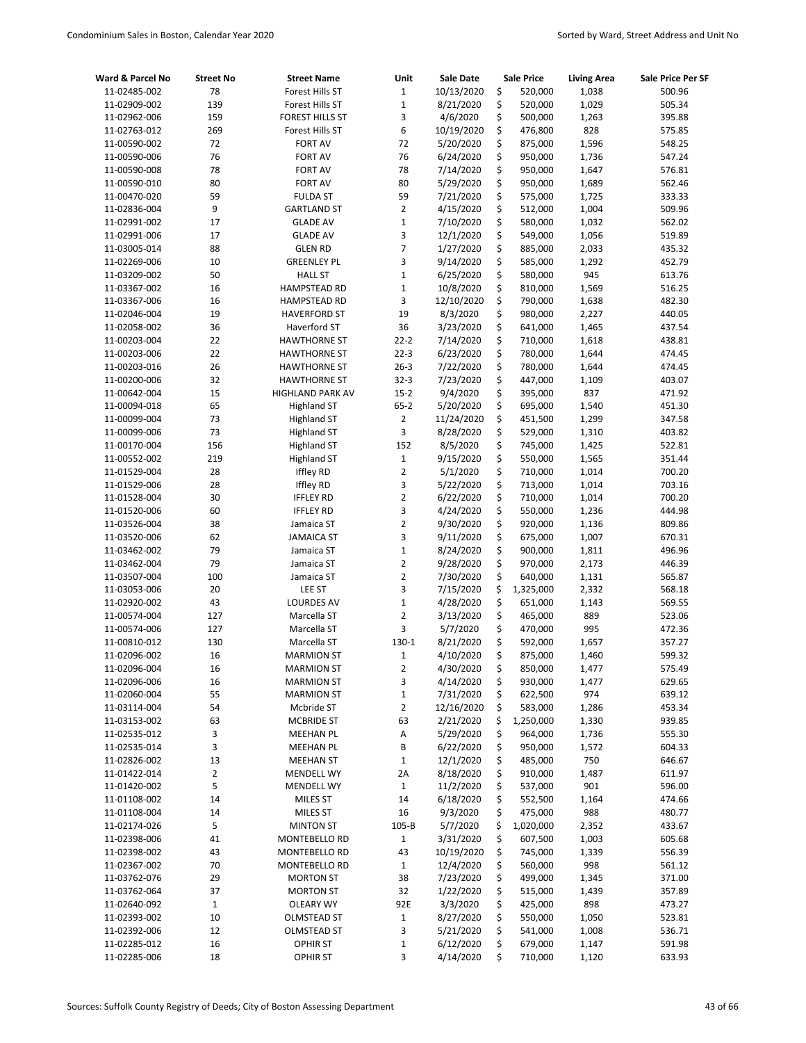| Ward & Parcel No | Street No | Street Name | Unit | Sale Date | Sale Price | Living Area | Sale Price Per SF |
|---|---|---|---|---|---|---|---|
| 11-02485-002 | 78 | Forest Hills ST | 1 | 10/13/2020 | $ 520,000 | 1,038 | 500.96 |
| 11-02909-002 | 139 | Forest Hills ST | 1 | 8/21/2020 | $ 520,000 | 1,029 | 505.34 |
| 11-02962-006 | 159 | FOREST HILLS ST | 3 | 4/6/2020 | $ 500,000 | 1,263 | 395.88 |
| 11-02763-012 | 269 | Forest Hills ST | 6 | 10/19/2020 | $ 476,800 | 828 | 575.85 |
| 11-00590-002 | 72 | FORT AV | 72 | 5/20/2020 | $ 875,000 | 1,596 | 548.25 |
| 11-00590-006 | 76 | FORT AV | 76 | 6/24/2020 | $ 950,000 | 1,736 | 547.24 |
| 11-00590-008 | 78 | FORT AV | 78 | 7/14/2020 | $ 950,000 | 1,647 | 576.81 |
| 11-00590-010 | 80 | FORT AV | 80 | 5/29/2020 | $ 950,000 | 1,689 | 562.46 |
| 11-00470-020 | 59 | FULDA ST | 59 | 7/21/2020 | $ 575,000 | 1,725 | 333.33 |
| 11-02836-004 | 9 | GARTLAND ST | 2 | 4/15/2020 | $ 512,000 | 1,004 | 509.96 |
| 11-02991-002 | 17 | GLADE AV | 1 | 7/10/2020 | $ 580,000 | 1,032 | 562.02 |
| 11-02991-006 | 17 | GLADE AV | 3 | 12/1/2020 | $ 549,000 | 1,056 | 519.89 |
| 11-03005-014 | 88 | GLEN RD | 7 | 1/27/2020 | $ 885,000 | 2,033 | 435.32 |
| 11-02269-006 | 10 | GREENLEY PL | 3 | 9/14/2020 | $ 585,000 | 1,292 | 452.79 |
| 11-03209-002 | 50 | HALL ST | 1 | 6/25/2020 | $ 580,000 | 945 | 613.76 |
| 11-03367-002 | 16 | HAMPSTEAD RD | 1 | 10/8/2020 | $ 810,000 | 1,569 | 516.25 |
| 11-03367-006 | 16 | HAMPSTEAD RD | 3 | 12/10/2020 | $ 790,000 | 1,638 | 482.30 |
| 11-02046-004 | 19 | HAVERFORD ST | 19 | 8/3/2020 | $ 980,000 | 2,227 | 440.05 |
| 11-02058-002 | 36 | Haverford ST | 36 | 3/23/2020 | $ 641,000 | 1,465 | 437.54 |
| 11-00203-004 | 22 | HAWTHORNE ST | 22-2 | 7/14/2020 | $ 710,000 | 1,618 | 438.81 |
| 11-00203-006 | 22 | HAWTHORNE ST | 22-3 | 6/23/2020 | $ 780,000 | 1,644 | 474.45 |
| 11-00203-016 | 26 | HAWTHORNE ST | 26-3 | 7/22/2020 | $ 780,000 | 1,644 | 474.45 |
| 11-00200-006 | 32 | HAWTHORNE ST | 32-3 | 7/23/2020 | $ 447,000 | 1,109 | 403.07 |
| 11-00642-004 | 15 | HIGHLAND PARK AV | 15-2 | 9/4/2020 | $ 395,000 | 837 | 471.92 |
| 11-00094-018 | 65 | Highland ST | 65-2 | 5/20/2020 | $ 695,000 | 1,540 | 451.30 |
| 11-00099-004 | 73 | Highland ST | 2 | 11/24/2020 | $ 451,500 | 1,299 | 347.58 |
| 11-00099-006 | 73 | Highland ST | 3 | 8/28/2020 | $ 529,000 | 1,310 | 403.82 |
| 11-00170-004 | 156 | Highland ST | 152 | 8/5/2020 | $ 745,000 | 1,425 | 522.81 |
| 11-00552-002 | 219 | Highland ST | 1 | 9/15/2020 | $ 550,000 | 1,565 | 351.44 |
| 11-01529-004 | 28 | Iffley RD | 2 | 5/1/2020 | $ 710,000 | 1,014 | 700.20 |
| 11-01529-006 | 28 | Iffley RD | 3 | 5/22/2020 | $ 713,000 | 1,014 | 703.16 |
| 11-01528-004 | 30 | IFFLEY RD | 2 | 6/22/2020 | $ 710,000 | 1,014 | 700.20 |
| 11-01520-006 | 60 | IFFLEY RD | 3 | 4/24/2020 | $ 550,000 | 1,236 | 444.98 |
| 11-03526-004 | 38 | Jamaica ST | 2 | 9/30/2020 | $ 920,000 | 1,136 | 809.86 |
| 11-03520-006 | 62 | JAMAICA ST | 3 | 9/11/2020 | $ 675,000 | 1,007 | 670.31 |
| 11-03462-002 | 79 | Jamaica ST | 1 | 8/24/2020 | $ 900,000 | 1,811 | 496.96 |
| 11-03462-004 | 79 | Jamaica ST | 2 | 9/28/2020 | $ 970,000 | 2,173 | 446.39 |
| 11-03507-004 | 100 | Jamaica ST | 2 | 7/30/2020 | $ 640,000 | 1,131 | 565.87 |
| 11-03053-006 | 20 | LEE ST | 3 | 7/15/2020 | $ 1,325,000 | 2,332 | 568.18 |
| 11-02920-002 | 43 | LOURDES AV | 1 | 4/28/2020 | $ 651,000 | 1,143 | 569.55 |
| 11-00574-004 | 127 | Marcella ST | 2 | 3/13/2020 | $ 465,000 | 889 | 523.06 |
| 11-00574-006 | 127 | Marcella ST | 3 | 5/7/2020 | $ 470,000 | 995 | 472.36 |
| 11-00810-012 | 130 | Marcella ST | 130-1 | 8/21/2020 | $ 592,000 | 1,657 | 357.27 |
| 11-02096-002 | 16 | MARMION ST | 1 | 4/10/2020 | $ 875,000 | 1,460 | 599.32 |
| 11-02096-004 | 16 | MARMION ST | 2 | 4/30/2020 | $ 850,000 | 1,477 | 575.49 |
| 11-02096-006 | 16 | MARMION ST | 3 | 4/14/2020 | $ 930,000 | 1,477 | 629.65 |
| 11-02060-004 | 55 | MARMION ST | 1 | 7/31/2020 | $ 622,500 | 974 | 639.12 |
| 11-03114-004 | 54 | Mcbride ST | 2 | 12/16/2020 | $ 583,000 | 1,286 | 453.34 |
| 11-03153-002 | 63 | MCBRIDE ST | 63 | 2/21/2020 | $ 1,250,000 | 1,330 | 939.85 |
| 11-02535-012 | 3 | MEEHAN PL | A | 5/29/2020 | $ 964,000 | 1,736 | 555.30 |
| 11-02535-014 | 3 | MEEHAN PL | B | 6/22/2020 | $ 950,000 | 1,572 | 604.33 |
| 11-02826-002 | 13 | MEEHAN ST | 1 | 12/1/2020 | $ 485,000 | 750 | 646.67 |
| 11-01422-014 | 2 | MENDELL WY | 2A | 8/18/2020 | $ 910,000 | 1,487 | 611.97 |
| 11-01420-002 | 5 | MENDELL WY | 1 | 11/2/2020 | $ 537,000 | 901 | 596.00 |
| 11-01108-002 | 14 | MILES ST | 14 | 6/18/2020 | $ 552,500 | 1,164 | 474.66 |
| 11-01108-004 | 14 | MILES ST | 16 | 9/3/2020 | $ 475,000 | 988 | 480.77 |
| 11-02174-026 | 5 | MINTON ST | 105-B | 5/7/2020 | $ 1,020,000 | 2,352 | 433.67 |
| 11-02398-006 | 41 | MONTEBELLO RD | 1 | 3/31/2020 | $ 607,500 | 1,003 | 605.68 |
| 11-02398-002 | 43 | MONTEBELLO RD | 43 | 10/19/2020 | $ 745,000 | 1,339 | 556.39 |
| 11-02367-002 | 70 | MONTEBELLO RD | 1 | 12/4/2020 | $ 560,000 | 998 | 561.12 |
| 11-03762-076 | 29 | MORTON ST | 38 | 7/23/2020 | $ 499,000 | 1,345 | 371.00 |
| 11-03762-064 | 37 | MORTON ST | 32 | 1/22/2020 | $ 515,000 | 1,439 | 357.89 |
| 11-02640-092 | 1 | OLEARY WY | 92E | 3/3/2020 | $ 425,000 | 898 | 473.27 |
| 11-02393-002 | 10 | OLMSTEAD ST | 1 | 8/27/2020 | $ 550,000 | 1,050 | 523.81 |
| 11-02392-006 | 12 | OLMSTEAD ST | 3 | 5/21/2020 | $ 541,000 | 1,008 | 536.71 |
| 11-02285-012 | 16 | OPHIR ST | 1 | 6/12/2020 | $ 679,000 | 1,147 | 591.98 |
| 11-02285-006 | 18 | OPHIR ST | 3 | 4/14/2020 | $ 710,000 | 1,120 | 633.93 |

Sources: Suffolk County Registry of Deeds; City of Boston Assessing Department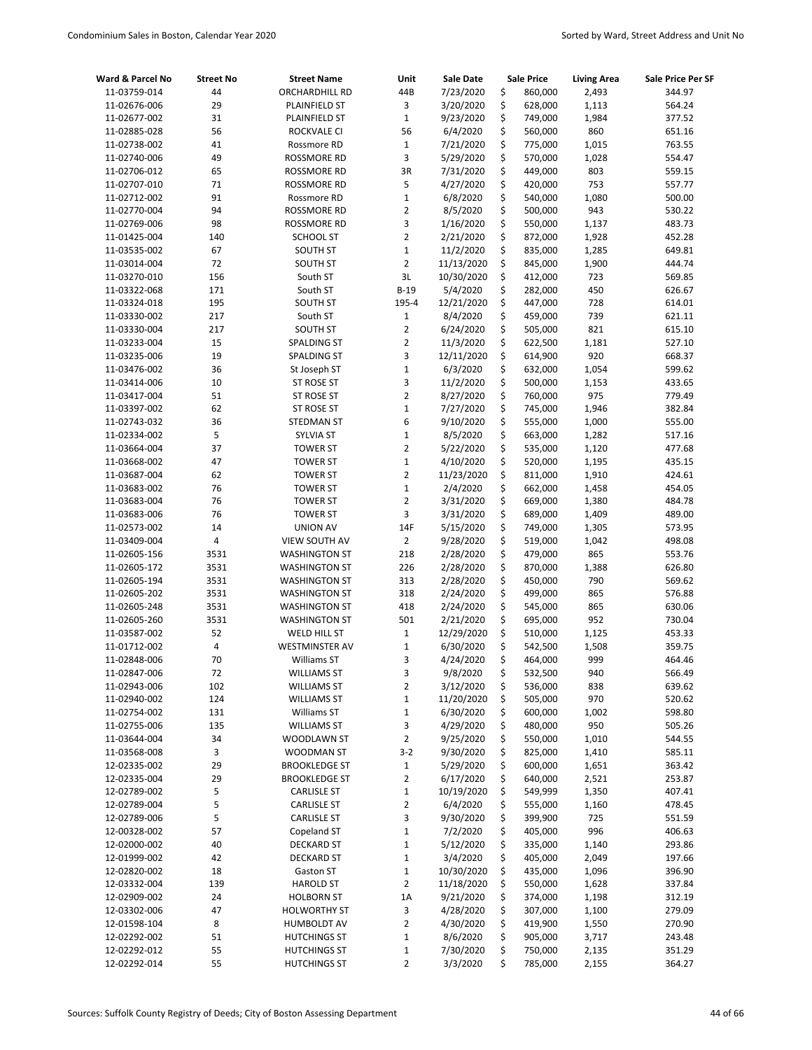| Ward & Parcel No | Street No | Street Name | Unit | Sale Date | Sale Price | Living Area | Sale Price Per SF |
|---|---|---|---|---|---|---|---|
| 11-03759-014 | 44 | ORCHARDHILL RD | 44B | 7/23/2020 | $ 860,000 | 2,493 | 344.97 |
| 11-02676-006 | 29 | PLAINFIELD ST | 3 | 3/20/2020 | $ 628,000 | 1,113 | 564.24 |
| 11-02677-002 | 31 | PLAINFIELD ST | 1 | 9/23/2020 | $ 749,000 | 1,984 | 377.52 |
| 11-02885-028 | 56 | ROCKVALE CI | 56 | 6/4/2020 | $ 560,000 | 860 | 651.16 |
| 11-02738-002 | 41 | Rossmore RD | 1 | 7/21/2020 | $ 775,000 | 1,015 | 763.55 |
| 11-02740-006 | 49 | ROSSMORE RD | 3 | 5/29/2020 | $ 570,000 | 1,028 | 554.47 |
| 11-02706-012 | 65 | ROSSMORE RD | 3R | 7/31/2020 | $ 449,000 | 803 | 559.15 |
| 11-02707-010 | 71 | ROSSMORE RD | 5 | 4/27/2020 | $ 420,000 | 753 | 557.77 |
| 11-02712-002 | 91 | Rossmore RD | 1 | 6/8/2020 | $ 540,000 | 1,080 | 500.00 |
| 11-02770-004 | 94 | ROSSMORE RD | 2 | 8/5/2020 | $ 500,000 | 943 | 530.22 |
| 11-02769-006 | 98 | ROSSMORE RD | 3 | 1/16/2020 | $ 550,000 | 1,137 | 483.73 |
| 11-01425-004 | 140 | SCHOOL ST | 2 | 2/21/2020 | $ 872,000 | 1,928 | 452.28 |
| 11-03535-002 | 67 | SOUTH ST | 1 | 11/2/2020 | $ 835,000 | 1,285 | 649.81 |
| 11-03014-004 | 72 | SOUTH ST | 2 | 11/13/2020 | $ 845,000 | 1,900 | 444.74 |
| 11-03270-010 | 156 | South ST | 3L | 10/30/2020 | $ 412,000 | 723 | 569.85 |
| 11-03322-068 | 171 | South ST | B-19 | 5/4/2020 | $ 282,000 | 450 | 626.67 |
| 11-03324-018 | 195 | SOUTH ST | 195-4 | 12/21/2020 | $ 447,000 | 728 | 614.01 |
| 11-03330-002 | 217 | South ST | 1 | 8/4/2020 | $ 459,000 | 739 | 621.11 |
| 11-03330-004 | 217 | SOUTH ST | 2 | 6/24/2020 | $ 505,000 | 821 | 615.10 |
| 11-03233-004 | 15 | SPALDING ST | 2 | 11/3/2020 | $ 622,500 | 1,181 | 527.10 |
| 11-03235-006 | 19 | SPALDING ST | 3 | 12/11/2020 | $ 614,900 | 920 | 668.37 |
| 11-03476-002 | 36 | St Joseph ST | 1 | 6/3/2020 | $ 632,000 | 1,054 | 599.62 |
| 11-03414-006 | 10 | ST ROSE ST | 3 | 11/2/2020 | $ 500,000 | 1,153 | 433.65 |
| 11-03417-004 | 51 | ST ROSE ST | 2 | 8/27/2020 | $ 760,000 | 975 | 779.49 |
| 11-03397-002 | 62 | ST ROSE ST | 1 | 7/27/2020 | $ 745,000 | 1,946 | 382.84 |
| 11-02743-032 | 36 | STEDMAN ST | 6 | 9/10/2020 | $ 555,000 | 1,000 | 555.00 |
| 11-02334-002 | 5 | SYLVIA ST | 1 | 8/5/2020 | $ 663,000 | 1,282 | 517.16 |
| 11-03664-004 | 37 | TOWER ST | 2 | 5/22/2020 | $ 535,000 | 1,120 | 477.68 |
| 11-03668-002 | 47 | TOWER ST | 1 | 4/10/2020 | $ 520,000 | 1,195 | 435.15 |
| 11-03687-004 | 62 | TOWER ST | 2 | 11/23/2020 | $ 811,000 | 1,910 | 424.61 |
| 11-03683-002 | 76 | TOWER ST | 1 | 2/4/2020 | $ 662,000 | 1,458 | 454.05 |
| 11-03683-004 | 76 | TOWER ST | 2 | 3/31/2020 | $ 669,000 | 1,380 | 484.78 |
| 11-03683-006 | 76 | TOWER ST | 3 | 3/31/2020 | $ 689,000 | 1,409 | 489.00 |
| 11-02573-002 | 14 | UNION AV | 14F | 5/15/2020 | $ 749,000 | 1,305 | 573.95 |
| 11-03409-004 | 4 | VIEW SOUTH AV | 2 | 9/28/2020 | $ 519,000 | 1,042 | 498.08 |
| 11-02605-156 | 3531 | WASHINGTON ST | 218 | 2/28/2020 | $ 479,000 | 865 | 553.76 |
| 11-02605-172 | 3531 | WASHINGTON ST | 226 | 2/28/2020 | $ 870,000 | 1,388 | 626.80 |
| 11-02605-194 | 3531 | WASHINGTON ST | 313 | 2/28/2020 | $ 450,000 | 790 | 569.62 |
| 11-02605-202 | 3531 | WASHINGTON ST | 318 | 2/24/2020 | $ 499,000 | 865 | 576.88 |
| 11-02605-248 | 3531 | WASHINGTON ST | 418 | 2/24/2020 | $ 545,000 | 865 | 630.06 |
| 11-02605-260 | 3531 | WASHINGTON ST | 501 | 2/21/2020 | $ 695,000 | 952 | 730.04 |
| 11-03587-002 | 52 | WELD HILL ST | 1 | 12/29/2020 | $ 510,000 | 1,125 | 453.33 |
| 11-01712-002 | 4 | WESTMINSTER AV | 1 | 6/30/2020 | $ 542,500 | 1,508 | 359.75 |
| 11-02848-006 | 70 | Williams ST | 3 | 4/24/2020 | $ 464,000 | 999 | 464.46 |
| 11-02847-006 | 72 | WILLIAMS ST | 3 | 9/8/2020 | $ 532,500 | 940 | 566.49 |
| 11-02943-006 | 102 | WILLIAMS ST | 2 | 3/12/2020 | $ 536,000 | 838 | 639.62 |
| 11-02940-002 | 124 | WILLIAMS ST | 1 | 11/20/2020 | $ 505,000 | 970 | 520.62 |
| 11-02754-002 | 131 | Williams ST | 1 | 6/30/2020 | $ 600,000 | 1,002 | 598.80 |
| 11-02755-006 | 135 | WILLIAMS ST | 3 | 4/29/2020 | $ 480,000 | 950 | 505.26 |
| 11-03644-004 | 34 | WOODLAWN ST | 2 | 9/25/2020 | $ 550,000 | 1,010 | 544.55 |
| 11-03568-008 | 3 | WOODMAN ST | 3-2 | 9/30/2020 | $ 825,000 | 1,410 | 585.11 |
| 12-02335-002 | 29 | BROOKLEDGE ST | 1 | 5/29/2020 | $ 600,000 | 1,651 | 363.42 |
| 12-02335-004 | 29 | BROOKLEDGE ST | 2 | 6/17/2020 | $ 640,000 | 2,521 | 253.87 |
| 12-02789-002 | 5 | CARLISLE ST | 1 | 10/19/2020 | $ 549,999 | 1,350 | 407.41 |
| 12-02789-004 | 5 | CARLISLE ST | 2 | 6/4/2020 | $ 555,000 | 1,160 | 478.45 |
| 12-02789-006 | 5 | CARLISLE ST | 3 | 9/30/2020 | $ 399,900 | 725 | 551.59 |
| 12-00328-002 | 57 | Copeland ST | 1 | 7/2/2020 | $ 405,000 | 996 | 406.63 |
| 12-02000-002 | 40 | DECKARD ST | 1 | 5/12/2020 | $ 335,000 | 1,140 | 293.86 |
| 12-01999-002 | 42 | DECKARD ST | 1 | 3/4/2020 | $ 405,000 | 2,049 | 197.66 |
| 12-02820-002 | 18 | Gaston ST | 1 | 10/30/2020 | $ 435,000 | 1,096 | 396.90 |
| 12-03332-004 | 139 | HAROLD ST | 2 | 11/18/2020 | $ 550,000 | 1,628 | 337.84 |
| 12-02909-002 | 24 | HOLBORN ST | 1A | 9/21/2020 | $ 374,000 | 1,198 | 312.19 |
| 12-03302-006 | 47 | HOLWORTHY ST | 3 | 4/28/2020 | $ 307,000 | 1,100 | 279.09 |
| 12-01598-104 | 8 | HUMBOLDT AV | 2 | 4/30/2020 | $ 419,900 | 1,550 | 270.90 |
| 12-02292-002 | 51 | HUTCHINGS ST | 1 | 8/6/2020 | $ 905,000 | 3,717 | 243.48 |
| 12-02292-012 | 55 | HUTCHINGS ST | 1 | 7/30/2020 | $ 750,000 | 2,135 | 351.29 |
| 12-02292-014 | 55 | HUTCHINGS ST | 2 | 3/3/2020 | $ 785,000 | 2,155 | 364.27 |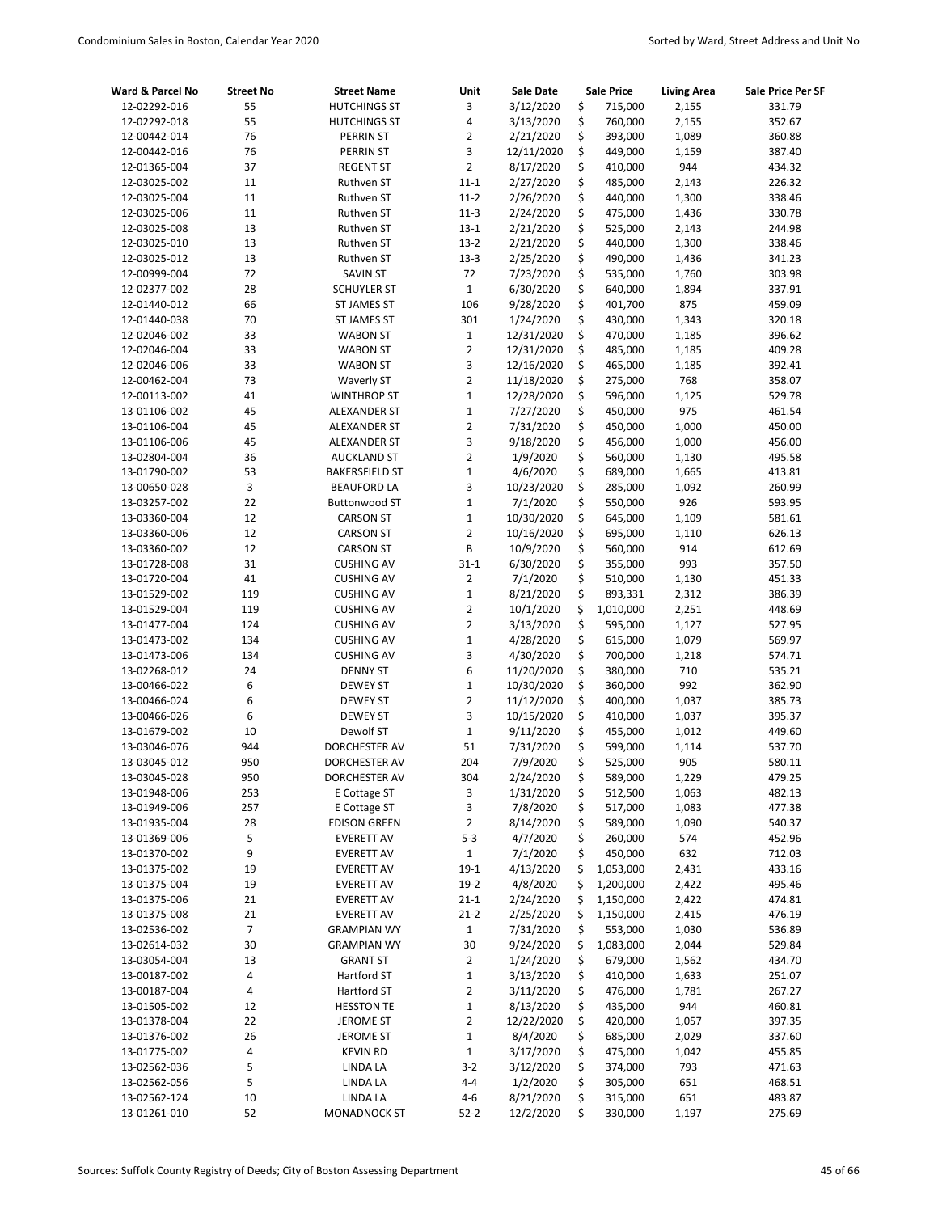| Ward & Parcel No | Street No | Street Name | Unit | Sale Date | Sale Price | Living Area | Sale Price Per SF |
|---|---|---|---|---|---|---|---|
| 12-02292-016 | 55 | HUTCHINGS ST | 3 | 3/12/2020 | $ 715,000 | 2,155 | 331.79 |
| 12-02292-018 | 55 | HUTCHINGS ST | 4 | 3/13/2020 | $ 760,000 | 2,155 | 352.67 |
| 12-00442-014 | 76 | PERRIN ST | 2 | 2/21/2020 | $ 393,000 | 1,089 | 360.88 |
| 12-00442-016 | 76 | PERRIN ST | 3 | 12/11/2020 | $ 449,000 | 1,159 | 387.40 |
| 12-01365-004 | 37 | REGENT ST | 2 | 8/17/2020 | $ 410,000 | 944 | 434.32 |
| 12-03025-002 | 11 | Ruthven ST | 11-1 | 2/27/2020 | $ 485,000 | 2,143 | 226.32 |
| 12-03025-004 | 11 | Ruthven ST | 11-2 | 2/26/2020 | $ 440,000 | 1,300 | 338.46 |
| 12-03025-006 | 11 | Ruthven ST | 11-3 | 2/24/2020 | $ 475,000 | 1,436 | 330.78 |
| 12-03025-008 | 13 | Ruthven ST | 13-1 | 2/21/2020 | $ 525,000 | 2,143 | 244.98 |
| 12-03025-010 | 13 | Ruthven ST | 13-2 | 2/21/2020 | $ 440,000 | 1,300 | 338.46 |
| 12-03025-012 | 13 | Ruthven ST | 13-3 | 2/25/2020 | $ 490,000 | 1,436 | 341.23 |
| 12-00999-004 | 72 | SAVIN ST | 72 | 7/23/2020 | $ 535,000 | 1,760 | 303.98 |
| 12-02377-002 | 28 | SCHUYLER ST | 1 | 6/30/2020 | $ 640,000 | 1,894 | 337.91 |
| 12-01440-012 | 66 | ST JAMES ST | 106 | 9/28/2020 | $ 401,700 | 875 | 459.09 |
| 12-01440-038 | 70 | ST JAMES ST | 301 | 1/24/2020 | $ 430,000 | 1,343 | 320.18 |
| 12-02046-002 | 33 | WABON ST | 1 | 12/31/2020 | $ 470,000 | 1,185 | 396.62 |
| 12-02046-004 | 33 | WABON ST | 2 | 12/31/2020 | $ 485,000 | 1,185 | 409.28 |
| 12-02046-006 | 33 | WABON ST | 3 | 12/16/2020 | $ 465,000 | 1,185 | 392.41 |
| 12-00462-004 | 73 | Waverly ST | 2 | 11/18/2020 | $ 275,000 | 768 | 358.07 |
| 12-00113-002 | 41 | WINTHROP ST | 1 | 12/28/2020 | $ 596,000 | 1,125 | 529.78 |
| 13-01106-002 | 45 | ALEXANDER ST | 1 | 7/27/2020 | $ 450,000 | 975 | 461.54 |
| 13-01106-004 | 45 | ALEXANDER ST | 2 | 7/31/2020 | $ 450,000 | 1,000 | 450.00 |
| 13-01106-006 | 45 | ALEXANDER ST | 3 | 9/18/2020 | $ 456,000 | 1,000 | 456.00 |
| 13-02804-004 | 36 | AUCKLAND ST | 2 | 1/9/2020 | $ 560,000 | 1,130 | 495.58 |
| 13-01790-002 | 53 | BAKERSFIELD ST | 1 | 4/6/2020 | $ 689,000 | 1,665 | 413.81 |
| 13-00650-028 | 3 | BEAUFORD LA | 3 | 10/23/2020 | $ 285,000 | 1,092 | 260.99 |
| 13-03257-002 | 22 | Buttonwood ST | 1 | 7/1/2020 | $ 550,000 | 926 | 593.95 |
| 13-03360-004 | 12 | CARSON ST | 1 | 10/30/2020 | $ 645,000 | 1,109 | 581.61 |
| 13-03360-006 | 12 | CARSON ST | 2 | 10/16/2020 | $ 695,000 | 1,110 | 626.13 |
| 13-03360-002 | 12 | CARSON ST | B | 10/9/2020 | $ 560,000 | 914 | 612.69 |
| 13-01728-008 | 31 | CUSHING AV | 31-1 | 6/30/2020 | $ 355,000 | 993 | 357.50 |
| 13-01720-004 | 41 | CUSHING AV | 2 | 7/1/2020 | $ 510,000 | 1,130 | 451.33 |
| 13-01529-002 | 119 | CUSHING AV | 1 | 8/21/2020 | $ 893,331 | 2,312 | 386.39 |
| 13-01529-004 | 119 | CUSHING AV | 2 | 10/1/2020 | $ 1,010,000 | 2,251 | 448.69 |
| 13-01477-004 | 124 | CUSHING AV | 2 | 3/13/2020 | $ 595,000 | 1,127 | 527.95 |
| 13-01473-002 | 134 | CUSHING AV | 1 | 4/28/2020 | $ 615,000 | 1,079 | 569.97 |
| 13-01473-006 | 134 | CUSHING AV | 3 | 4/30/2020 | $ 700,000 | 1,218 | 574.71 |
| 13-02268-012 | 24 | DENNY ST | 6 | 11/20/2020 | $ 380,000 | 710 | 535.21 |
| 13-00466-022 | 6 | DEWEY ST | 1 | 10/30/2020 | $ 360,000 | 992 | 362.90 |
| 13-00466-024 | 6 | DEWEY ST | 2 | 11/12/2020 | $ 400,000 | 1,037 | 385.73 |
| 13-00466-026 | 6 | DEWEY ST | 3 | 10/15/2020 | $ 410,000 | 1,037 | 395.37 |
| 13-01679-002 | 10 | Dewolf ST | 1 | 9/11/2020 | $ 455,000 | 1,012 | 449.60 |
| 13-03046-076 | 944 | DORCHESTER AV | 51 | 7/31/2020 | $ 599,000 | 1,114 | 537.70 |
| 13-03045-012 | 950 | DORCHESTER AV | 204 | 7/9/2020 | $ 525,000 | 905 | 580.11 |
| 13-03045-028 | 950 | DORCHESTER AV | 304 | 2/24/2020 | $ 589,000 | 1,229 | 479.25 |
| 13-01948-006 | 253 | E Cottage ST | 3 | 1/31/2020 | $ 512,500 | 1,063 | 482.13 |
| 13-01949-006 | 257 | E Cottage ST | 3 | 7/8/2020 | $ 517,000 | 1,083 | 477.38 |
| 13-01935-004 | 28 | EDISON GREEN | 2 | 8/14/2020 | $ 589,000 | 1,090 | 540.37 |
| 13-01369-006 | 5 | EVERETT AV | 5-3 | 4/7/2020 | $ 260,000 | 574 | 452.96 |
| 13-01370-002 | 9 | EVERETT AV | 1 | 7/1/2020 | $ 450,000 | 632 | 712.03 |
| 13-01375-002 | 19 | EVERETT AV | 19-1 | 4/13/2020 | $ 1,053,000 | 2,431 | 433.16 |
| 13-01375-004 | 19 | EVERETT AV | 19-2 | 4/8/2020 | $ 1,200,000 | 2,422 | 495.46 |
| 13-01375-006 | 21 | EVERETT AV | 21-1 | 2/24/2020 | $ 1,150,000 | 2,422 | 474.81 |
| 13-01375-008 | 21 | EVERETT AV | 21-2 | 2/25/2020 | $ 1,150,000 | 2,415 | 476.19 |
| 13-02536-002 | 7 | GRAMPIAN WY | 1 | 7/31/2020 | $ 553,000 | 1,030 | 536.89 |
| 13-02614-032 | 30 | GRAMPIAN WY | 30 | 9/24/2020 | $ 1,083,000 | 2,044 | 529.84 |
| 13-03054-004 | 13 | GRANT ST | 2 | 1/24/2020 | $ 679,000 | 1,562 | 434.70 |
| 13-00187-002 | 4 | Hartford ST | 1 | 3/13/2020 | $ 410,000 | 1,633 | 251.07 |
| 13-00187-004 | 4 | Hartford ST | 2 | 3/11/2020 | $ 476,000 | 1,781 | 267.27 |
| 13-01505-002 | 12 | HESSTON TE | 1 | 8/13/2020 | $ 435,000 | 944 | 460.81 |
| 13-01378-004 | 22 | JEROME ST | 2 | 12/22/2020 | $ 420,000 | 1,057 | 397.35 |
| 13-01376-002 | 26 | JEROME ST | 1 | 8/4/2020 | $ 685,000 | 2,029 | 337.60 |
| 13-01775-002 | 4 | KEVIN RD | 1 | 3/17/2020 | $ 475,000 | 1,042 | 455.85 |
| 13-02562-036 | 5 | LINDA LA | 3-2 | 3/12/2020 | $ 374,000 | 793 | 471.63 |
| 13-02562-056 | 5 | LINDA LA | 4-4 | 1/2/2020 | $ 305,000 | 651 | 468.51 |
| 13-02562-124 | 10 | LINDA LA | 4-6 | 8/21/2020 | $ 315,000 | 651 | 483.87 |
| 13-01261-010 | 52 | MONADNOCK ST | 52-2 | 12/2/2020 | $ 330,000 | 1,197 | 275.69 |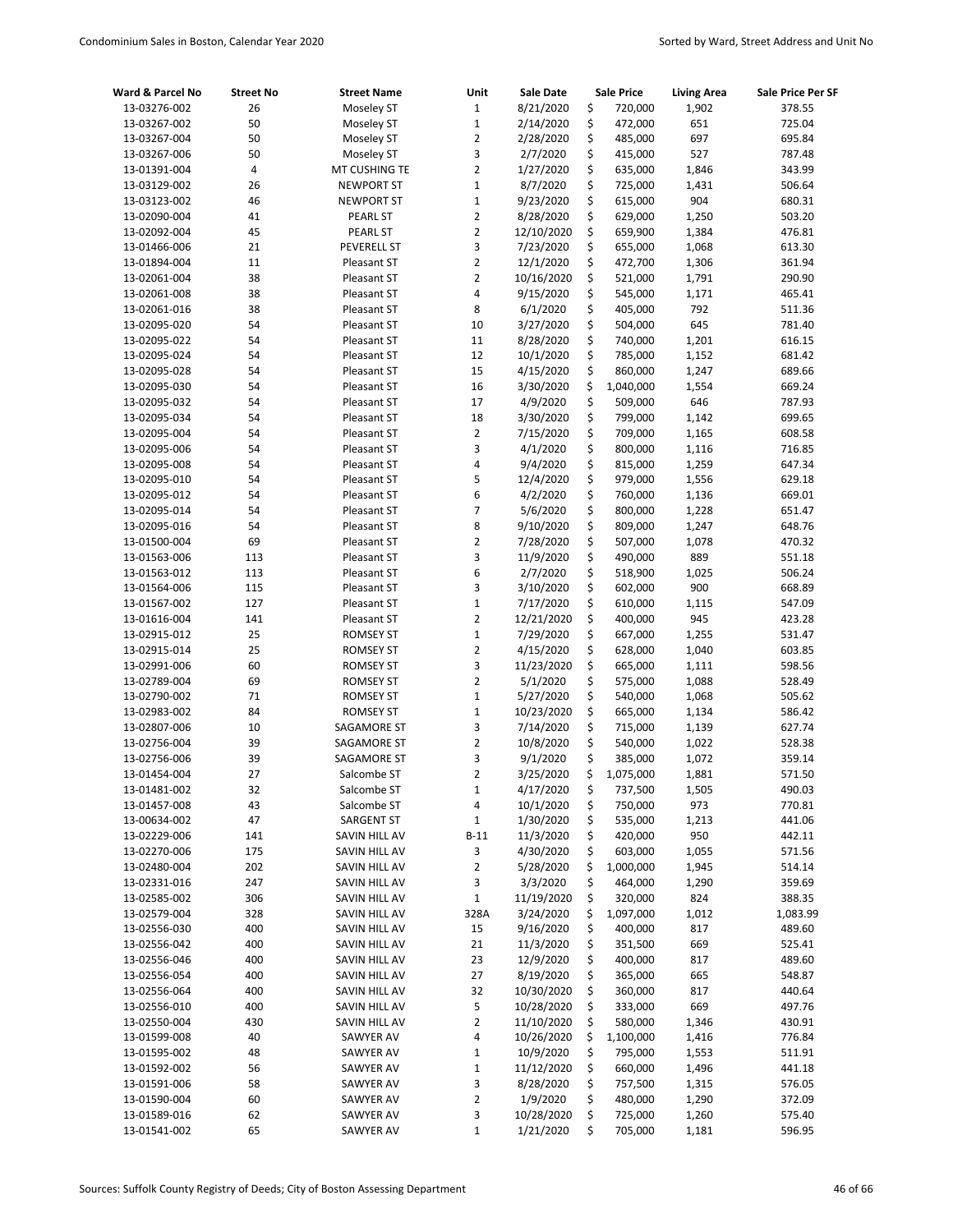| Ward & Parcel No | Street No | Street Name | Unit | Sale Date | Sale Price | Living Area | Sale Price Per SF |
|---|---|---|---|---|---|---|---|
| 13-03276-002 | 26 | Moseley ST | 1 | 8/21/2020 | $ 720,000 | 1,902 | 378.55 |
| 13-03267-002 | 50 | Moseley ST | 1 | 2/14/2020 | $ 472,000 | 651 | 725.04 |
| 13-03267-004 | 50 | Moseley ST | 2 | 2/28/2020 | $ 485,000 | 697 | 695.84 |
| 13-03267-006 | 50 | Moseley ST | 3 | 2/7/2020 | $ 415,000 | 527 | 787.48 |
| 13-01391-004 | 4 | MT CUSHING TE | 2 | 1/27/2020 | $ 635,000 | 1,846 | 343.99 |
| 13-03129-002 | 26 | NEWPORT ST | 1 | 8/7/2020 | $ 725,000 | 1,431 | 506.64 |
| 13-03123-002 | 46 | NEWPORT ST | 1 | 9/23/2020 | $ 615,000 | 904 | 680.31 |
| 13-02090-004 | 41 | PEARL ST | 2 | 8/28/2020 | $ 629,000 | 1,250 | 503.20 |
| 13-02092-004 | 45 | PEARL ST | 2 | 12/10/2020 | $ 659,900 | 1,384 | 476.81 |
| 13-01466-006 | 21 | PEVERELL ST | 3 | 7/23/2020 | $ 655,000 | 1,068 | 613.30 |
| 13-01894-004 | 11 | Pleasant ST | 2 | 12/1/2020 | $ 472,700 | 1,306 | 361.94 |
| 13-02061-004 | 38 | Pleasant ST | 2 | 10/16/2020 | $ 521,000 | 1,791 | 290.90 |
| 13-02061-008 | 38 | Pleasant ST | 4 | 9/15/2020 | $ 545,000 | 1,171 | 465.41 |
| 13-02061-016 | 38 | Pleasant ST | 8 | 6/1/2020 | $ 405,000 | 792 | 511.36 |
| 13-02095-020 | 54 | Pleasant ST | 10 | 3/27/2020 | $ 504,000 | 645 | 781.40 |
| 13-02095-022 | 54 | Pleasant ST | 11 | 8/28/2020 | $ 740,000 | 1,201 | 616.15 |
| 13-02095-024 | 54 | Pleasant ST | 12 | 10/1/2020 | $ 785,000 | 1,152 | 681.42 |
| 13-02095-028 | 54 | Pleasant ST | 15 | 4/15/2020 | $ 860,000 | 1,247 | 689.66 |
| 13-02095-030 | 54 | Pleasant ST | 16 | 3/30/2020 | $ 1,040,000 | 1,554 | 669.24 |
| 13-02095-032 | 54 | Pleasant ST | 17 | 4/9/2020 | $ 509,000 | 646 | 787.93 |
| 13-02095-034 | 54 | Pleasant ST | 18 | 3/30/2020 | $ 799,000 | 1,142 | 699.65 |
| 13-02095-004 | 54 | Pleasant ST | 2 | 7/15/2020 | $ 709,000 | 1,165 | 608.58 |
| 13-02095-006 | 54 | Pleasant ST | 3 | 4/1/2020 | $ 800,000 | 1,116 | 716.85 |
| 13-02095-008 | 54 | Pleasant ST | 4 | 9/4/2020 | $ 815,000 | 1,259 | 647.34 |
| 13-02095-010 | 54 | Pleasant ST | 5 | 12/4/2020 | $ 979,000 | 1,556 | 629.18 |
| 13-02095-012 | 54 | Pleasant ST | 6 | 4/2/2020 | $ 760,000 | 1,136 | 669.01 |
| 13-02095-014 | 54 | Pleasant ST | 7 | 5/6/2020 | $ 800,000 | 1,228 | 651.47 |
| 13-02095-016 | 54 | Pleasant ST | 8 | 9/10/2020 | $ 809,000 | 1,247 | 648.76 |
| 13-01500-004 | 69 | Pleasant ST | 2 | 7/28/2020 | $ 507,000 | 1,078 | 470.32 |
| 13-01563-006 | 113 | Pleasant ST | 3 | 11/9/2020 | $ 490,000 | 889 | 551.18 |
| 13-01563-012 | 113 | Pleasant ST | 6 | 2/7/2020 | $ 518,900 | 1,025 | 506.24 |
| 13-01564-006 | 115 | Pleasant ST | 3 | 3/10/2020 | $ 602,000 | 900 | 668.89 |
| 13-01567-002 | 127 | Pleasant ST | 1 | 7/17/2020 | $ 610,000 | 1,115 | 547.09 |
| 13-01616-004 | 141 | Pleasant ST | 2 | 12/21/2020 | $ 400,000 | 945 | 423.28 |
| 13-02915-012 | 25 | ROMSEY ST | 1 | 7/29/2020 | $ 667,000 | 1,255 | 531.47 |
| 13-02915-014 | 25 | ROMSEY ST | 2 | 4/15/2020 | $ 628,000 | 1,040 | 603.85 |
| 13-02991-006 | 60 | ROMSEY ST | 3 | 11/23/2020 | $ 665,000 | 1,111 | 598.56 |
| 13-02789-004 | 69 | ROMSEY ST | 2 | 5/1/2020 | $ 575,000 | 1,088 | 528.49 |
| 13-02790-002 | 71 | ROMSEY ST | 1 | 5/27/2020 | $ 540,000 | 1,068 | 505.62 |
| 13-02983-002 | 84 | ROMSEY ST | 1 | 10/23/2020 | $ 665,000 | 1,134 | 586.42 |
| 13-02807-006 | 10 | SAGAMORE ST | 3 | 7/14/2020 | $ 715,000 | 1,139 | 627.74 |
| 13-02756-004 | 39 | SAGAMORE ST | 2 | 10/8/2020 | $ 540,000 | 1,022 | 528.38 |
| 13-02756-006 | 39 | SAGAMORE ST | 3 | 9/1/2020 | $ 385,000 | 1,072 | 359.14 |
| 13-01454-004 | 27 | Salcombe ST | 2 | 3/25/2020 | $ 1,075,000 | 1,881 | 571.50 |
| 13-01481-002 | 32 | Salcombe ST | 1 | 4/17/2020 | $ 737,500 | 1,505 | 490.03 |
| 13-01457-008 | 43 | Salcombe ST | 4 | 10/1/2020 | $ 750,000 | 973 | 770.81 |
| 13-00634-002 | 47 | SARGENT ST | 1 | 1/30/2020 | $ 535,000 | 1,213 | 441.06 |
| 13-02229-006 | 141 | SAVIN HILL AV | B-11 | 11/3/2020 | $ 420,000 | 950 | 442.11 |
| 13-02270-006 | 175 | SAVIN HILL AV | 3 | 4/30/2020 | $ 603,000 | 1,055 | 571.56 |
| 13-02480-004 | 202 | SAVIN HILL AV | 2 | 5/28/2020 | $ 1,000,000 | 1,945 | 514.14 |
| 13-02331-016 | 247 | SAVIN HILL AV | 3 | 3/3/2020 | $ 464,000 | 1,290 | 359.69 |
| 13-02585-002 | 306 | SAVIN HILL AV | 1 | 11/19/2020 | $ 320,000 | 824 | 388.35 |
| 13-02579-004 | 328 | SAVIN HILL AV | 328A | 3/24/2020 | $ 1,097,000 | 1,012 | 1,083.99 |
| 13-02556-030 | 400 | SAVIN HILL AV | 15 | 9/16/2020 | $ 400,000 | 817 | 489.60 |
| 13-02556-042 | 400 | SAVIN HILL AV | 21 | 11/3/2020 | $ 351,500 | 669 | 525.41 |
| 13-02556-046 | 400 | SAVIN HILL AV | 23 | 12/9/2020 | $ 400,000 | 817 | 489.60 |
| 13-02556-054 | 400 | SAVIN HILL AV | 27 | 8/19/2020 | $ 365,000 | 665 | 548.87 |
| 13-02556-064 | 400 | SAVIN HILL AV | 32 | 10/30/2020 | $ 360,000 | 817 | 440.64 |
| 13-02556-010 | 400 | SAVIN HILL AV | 5 | 10/28/2020 | $ 333,000 | 669 | 497.76 |
| 13-02550-004 | 430 | SAVIN HILL AV | 2 | 11/10/2020 | $ 580,000 | 1,346 | 430.91 |
| 13-01599-008 | 40 | SAWYER AV | 4 | 10/26/2020 | $ 1,100,000 | 1,416 | 776.84 |
| 13-01595-002 | 48 | SAWYER AV | 1 | 10/9/2020 | $ 795,000 | 1,553 | 511.91 |
| 13-01592-002 | 56 | SAWYER AV | 1 | 11/12/2020 | $ 660,000 | 1,496 | 441.18 |
| 13-01591-006 | 58 | SAWYER AV | 3 | 8/28/2020 | $ 757,500 | 1,315 | 576.05 |
| 13-01590-004 | 60 | SAWYER AV | 2 | 1/9/2020 | $ 480,000 | 1,290 | 372.09 |
| 13-01589-016 | 62 | SAWYER AV | 3 | 10/28/2020 | $ 725,000 | 1,260 | 575.40 |
| 13-01541-002 | 65 | SAWYER AV | 1 | 1/21/2020 | $ 705,000 | 1,181 | 596.95 |

Sources: Suffolk County Registry of Deeds; City of Boston Assessing Department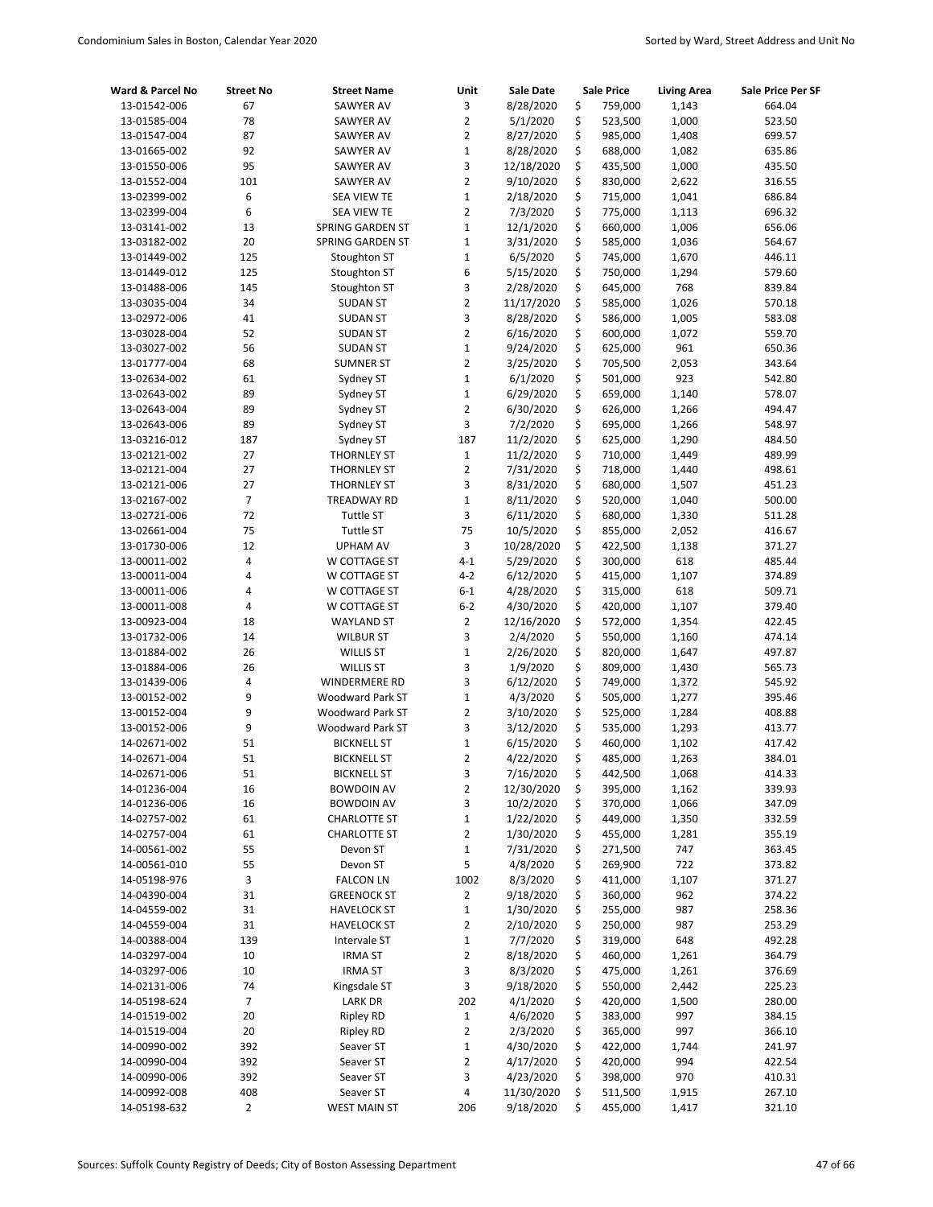| Ward & Parcel No | Street No | Street Name | Unit | Sale Date | Sale Price | Living Area | Sale Price Per SF |
|---|---|---|---|---|---|---|---|
| 13-01542-006 | 67 | SAWYER AV | 3 | 8/28/2020 | $ 759,000 | 1,143 | 664.04 |
| 13-01585-004 | 78 | SAWYER AV | 2 | 5/1/2020 | $ 523,500 | 1,000 | 523.50 |
| 13-01547-004 | 87 | SAWYER AV | 2 | 8/27/2020 | $ 985,000 | 1,408 | 699.57 |
| 13-01665-002 | 92 | SAWYER AV | 1 | 8/28/2020 | $ 688,000 | 1,082 | 635.86 |
| 13-01550-006 | 95 | SAWYER AV | 3 | 12/18/2020 | $ 435,500 | 1,000 | 435.50 |
| 13-01552-004 | 101 | SAWYER AV | 2 | 9/10/2020 | $ 830,000 | 2,622 | 316.55 |
| 13-02399-002 | 6 | SEA VIEW TE | 1 | 2/18/2020 | $ 715,000 | 1,041 | 686.84 |
| 13-02399-004 | 6 | SEA VIEW TE | 2 | 7/3/2020 | $ 775,000 | 1,113 | 696.32 |
| 13-03141-002 | 13 | SPRING GARDEN ST | 1 | 12/1/2020 | $ 660,000 | 1,006 | 656.06 |
| 13-03182-002 | 20 | SPRING GARDEN ST | 1 | 3/31/2020 | $ 585,000 | 1,036 | 564.67 |
| 13-01449-002 | 125 | Stoughton ST | 1 | 6/5/2020 | $ 745,000 | 1,670 | 446.11 |
| 13-01449-012 | 125 | Stoughton ST | 6 | 5/15/2020 | $ 750,000 | 1,294 | 579.60 |
| 13-01488-006 | 145 | Stoughton ST | 3 | 2/28/2020 | $ 645,000 | 768 | 839.84 |
| 13-03035-004 | 34 | SUDAN ST | 2 | 11/17/2020 | $ 585,000 | 1,026 | 570.18 |
| 13-02972-006 | 41 | SUDAN ST | 3 | 8/28/2020 | $ 586,000 | 1,005 | 583.08 |
| 13-03028-004 | 52 | SUDAN ST | 2 | 6/16/2020 | $ 600,000 | 1,072 | 559.70 |
| 13-03027-002 | 56 | SUDAN ST | 1 | 9/24/2020 | $ 625,000 | 961 | 650.36 |
| 13-01777-004 | 68 | SUMNER ST | 2 | 3/25/2020 | $ 705,500 | 2,053 | 343.64 |
| 13-02634-002 | 61 | Sydney ST | 1 | 6/1/2020 | $ 501,000 | 923 | 542.80 |
| 13-02643-002 | 89 | Sydney ST | 1 | 6/29/2020 | $ 659,000 | 1,140 | 578.07 |
| 13-02643-004 | 89 | Sydney ST | 2 | 6/30/2020 | $ 626,000 | 1,266 | 494.47 |
| 13-02643-006 | 89 | Sydney ST | 3 | 7/2/2020 | $ 695,000 | 1,266 | 548.97 |
| 13-03216-012 | 187 | Sydney ST | 187 | 11/2/2020 | $ 625,000 | 1,290 | 484.50 |
| 13-02121-002 | 27 | THORNLEY ST | 1 | 11/2/2020 | $ 710,000 | 1,449 | 489.99 |
| 13-02121-004 | 27 | THORNLEY ST | 2 | 7/31/2020 | $ 718,000 | 1,440 | 498.61 |
| 13-02121-006 | 27 | THORNLEY ST | 3 | 8/31/2020 | $ 680,000 | 1,507 | 451.23 |
| 13-02167-002 | 7 | TREADWAY RD | 1 | 8/11/2020 | $ 520,000 | 1,040 | 500.00 |
| 13-02721-006 | 72 | Tuttle ST | 3 | 6/11/2020 | $ 680,000 | 1,330 | 511.28 |
| 13-02661-004 | 75 | Tuttle ST | 75 | 10/5/2020 | $ 855,000 | 2,052 | 416.67 |
| 13-01730-006 | 12 | UPHAM AV | 3 | 10/28/2020 | $ 422,500 | 1,138 | 371.27 |
| 13-00011-002 | 4 | W COTTAGE ST | 4-1 | 5/29/2020 | $ 300,000 | 618 | 485.44 |
| 13-00011-004 | 4 | W COTTAGE ST | 4-2 | 6/12/2020 | $ 415,000 | 1,107 | 374.89 |
| 13-00011-006 | 4 | W COTTAGE ST | 6-1 | 4/28/2020 | $ 315,000 | 618 | 509.71 |
| 13-00011-008 | 4 | W COTTAGE ST | 6-2 | 4/30/2020 | $ 420,000 | 1,107 | 379.40 |
| 13-00923-004 | 18 | WAYLAND ST | 2 | 12/16/2020 | $ 572,000 | 1,354 | 422.45 |
| 13-01732-006 | 14 | WILBUR ST | 3 | 2/4/2020 | $ 550,000 | 1,160 | 474.14 |
| 13-01884-002 | 26 | WILLIS ST | 1 | 2/26/2020 | $ 820,000 | 1,647 | 497.87 |
| 13-01884-006 | 26 | WILLIS ST | 3 | 1/9/2020 | $ 809,000 | 1,430 | 565.73 |
| 13-01439-006 | 4 | WINDERMERE RD | 3 | 6/12/2020 | $ 749,000 | 1,372 | 545.92 |
| 13-00152-002 | 9 | Woodward Park ST | 1 | 4/3/2020 | $ 505,000 | 1,277 | 395.46 |
| 13-00152-004 | 9 | Woodward Park ST | 2 | 3/10/2020 | $ 525,000 | 1,284 | 408.88 |
| 13-00152-006 | 9 | Woodward Park ST | 3 | 3/12/2020 | $ 535,000 | 1,293 | 413.77 |
| 14-02671-002 | 51 | BICKNELL ST | 1 | 6/15/2020 | $ 460,000 | 1,102 | 417.42 |
| 14-02671-004 | 51 | BICKNELL ST | 2 | 4/22/2020 | $ 485,000 | 1,263 | 384.01 |
| 14-02671-006 | 51 | BICKNELL ST | 3 | 7/16/2020 | $ 442,500 | 1,068 | 414.33 |
| 14-01236-004 | 16 | BOWDOIN AV | 2 | 12/30/2020 | $ 395,000 | 1,162 | 339.93 |
| 14-01236-006 | 16 | BOWDOIN AV | 3 | 10/2/2020 | $ 370,000 | 1,066 | 347.09 |
| 14-02757-002 | 61 | CHARLOTTE ST | 1 | 1/22/2020 | $ 449,000 | 1,350 | 332.59 |
| 14-02757-004 | 61 | CHARLOTTE ST | 2 | 1/30/2020 | $ 455,000 | 1,281 | 355.19 |
| 14-00561-002 | 55 | Devon ST | 1 | 7/31/2020 | $ 271,500 | 747 | 363.45 |
| 14-00561-010 | 55 | Devon ST | 5 | 4/8/2020 | $ 269,900 | 722 | 373.82 |
| 14-05198-976 | 3 | FALCON LN | 1002 | 8/3/2020 | $ 411,000 | 1,107 | 371.27 |
| 14-04390-004 | 31 | GREENOCK ST | 2 | 9/18/2020 | $ 360,000 | 962 | 374.22 |
| 14-04559-002 | 31 | HAVELOCK ST | 1 | 1/30/2020 | $ 255,000 | 987 | 258.36 |
| 14-04559-004 | 31 | HAVELOCK ST | 2 | 2/10/2020 | $ 250,000 | 987 | 253.29 |
| 14-00388-004 | 139 | Intervale ST | 1 | 7/7/2020 | $ 319,000 | 648 | 492.28 |
| 14-03297-004 | 10 | IRMA ST | 2 | 8/18/2020 | $ 460,000 | 1,261 | 364.79 |
| 14-03297-006 | 10 | IRMA ST | 3 | 8/3/2020 | $ 475,000 | 1,261 | 376.69 |
| 14-02131-006 | 74 | Kingsdale ST | 3 | 9/18/2020 | $ 550,000 | 2,442 | 225.23 |
| 14-05198-624 | 7 | LARK DR | 202 | 4/1/2020 | $ 420,000 | 1,500 | 280.00 |
| 14-01519-002 | 20 | Ripley RD | 1 | 4/6/2020 | $ 383,000 | 997 | 384.15 |
| 14-01519-004 | 20 | Ripley RD | 2 | 2/3/2020 | $ 365,000 | 997 | 366.10 |
| 14-00990-002 | 392 | Seaver ST | 1 | 4/30/2020 | $ 422,000 | 1,744 | 241.97 |
| 14-00990-004 | 392 | Seaver ST | 2 | 4/17/2020 | $ 420,000 | 994 | 422.54 |
| 14-00990-006 | 392 | Seaver ST | 3 | 4/23/2020 | $ 398,000 | 970 | 410.31 |
| 14-00992-008 | 408 | Seaver ST | 4 | 11/30/2020 | $ 511,500 | 1,915 | 267.10 |
| 14-05198-632 | 2 | WEST MAIN ST | 206 | 9/18/2020 | $ 455,000 | 1,417 | 321.10 |

Sources: Suffolk County Registry of Deeds; City of Boston Assessing Department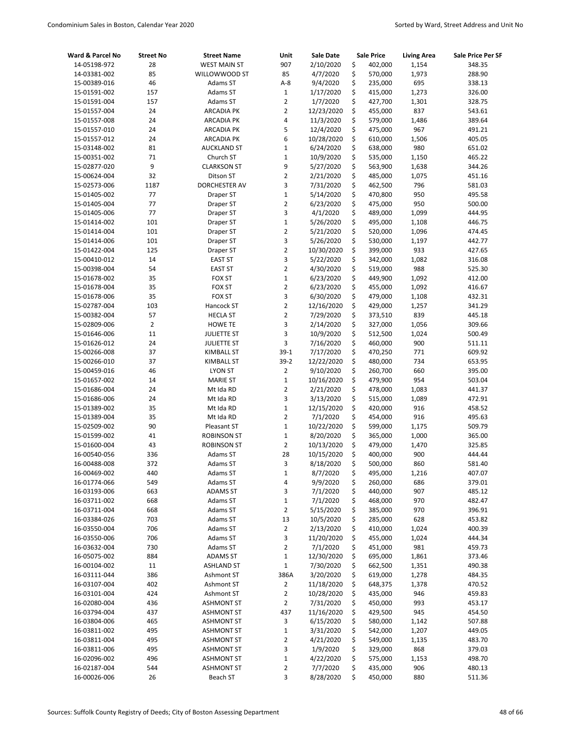| Ward & Parcel No | Street No | Street Name | Unit | Sale Date | Sale Price | Living Area | Sale Price Per SF |
|---|---|---|---|---|---|---|---|
| 14-05198-972 | 28 | WEST MAIN ST | 907 | 2/10/2020 | $ 402,000 | 1,154 | 348.35 |
| 14-03381-002 | 85 | WILLOWWOOD ST | 85 | 4/7/2020 | $ 570,000 | 1,973 | 288.90 |
| 15-00389-016 | 46 | Adams ST | A-8 | 9/4/2020 | $ 235,000 | 695 | 338.13 |
| 15-01591-002 | 157 | Adams ST | 1 | 1/17/2020 | $ 415,000 | 1,273 | 326.00 |
| 15-01591-004 | 157 | Adams ST | 2 | 1/7/2020 | $ 427,700 | 1,301 | 328.75 |
| 15-01557-004 | 24 | ARCADIA PK | 2 | 12/23/2020 | $ 455,000 | 837 | 543.61 |
| 15-01557-008 | 24 | ARCADIA PK | 4 | 11/3/2020 | $ 579,000 | 1,486 | 389.64 |
| 15-01557-010 | 24 | ARCADIA PK | 5 | 12/4/2020 | $ 475,000 | 967 | 491.21 |
| 15-01557-012 | 24 | ARCADIA PK | 6 | 10/28/2020 | $ 610,000 | 1,506 | 405.05 |
| 15-03148-002 | 81 | AUCKLAND ST | 1 | 6/24/2020 | $ 638,000 | 980 | 651.02 |
| 15-00351-002 | 71 | Church ST | 1 | 10/9/2020 | $ 535,000 | 1,150 | 465.22 |
| 15-02877-020 | 9 | CLARKSON ST | 9 | 5/27/2020 | $ 563,900 | 1,638 | 344.26 |
| 15-00624-004 | 32 | Ditson ST | 2 | 2/21/2020 | $ 485,000 | 1,075 | 451.16 |
| 15-02573-006 | 1187 | DORCHESTER AV | 3 | 7/31/2020 | $ 462,500 | 796 | 581.03 |
| 15-01405-002 | 77 | Draper ST | 1 | 5/14/2020 | $ 470,800 | 950 | 495.58 |
| 15-01405-004 | 77 | Draper ST | 2 | 6/23/2020 | $ 475,000 | 950 | 500.00 |
| 15-01405-006 | 77 | Draper ST | 3 | 4/1/2020 | $ 489,000 | 1,099 | 444.95 |
| 15-01414-002 | 101 | Draper ST | 1 | 5/26/2020 | $ 495,000 | 1,108 | 446.75 |
| 15-01414-004 | 101 | Draper ST | 2 | 5/21/2020 | $ 520,000 | 1,096 | 474.45 |
| 15-01414-006 | 101 | Draper ST | 3 | 5/26/2020 | $ 530,000 | 1,197 | 442.77 |
| 15-01422-004 | 125 | Draper ST | 2 | 10/30/2020 | $ 399,000 | 933 | 427.65 |
| 15-00410-012 | 14 | EAST ST | 3 | 5/22/2020 | $ 342,000 | 1,082 | 316.08 |
| 15-00398-004 | 54 | EAST ST | 2 | 4/30/2020 | $ 519,000 | 988 | 525.30 |
| 15-01678-002 | 35 | FOX ST | 1 | 6/23/2020 | $ 449,900 | 1,092 | 412.00 |
| 15-01678-004 | 35 | FOX ST | 2 | 6/23/2020 | $ 455,000 | 1,092 | 416.67 |
| 15-01678-006 | 35 | FOX ST | 3 | 6/30/2020 | $ 479,000 | 1,108 | 432.31 |
| 15-02787-004 | 103 | Hancock ST | 2 | 12/16/2020 | $ 429,000 | 1,257 | 341.29 |
| 15-00382-004 | 57 | HECLA ST | 2 | 7/29/2020 | $ 373,510 | 839 | 445.18 |
| 15-02809-006 | 2 | HOWE TE | 3 | 2/14/2020 | $ 327,000 | 1,056 | 309.66 |
| 15-01646-006 | 11 | JULIETTE ST | 3 | 10/9/2020 | $ 512,500 | 1,024 | 500.49 |
| 15-01626-012 | 24 | JULIETTE ST | 3 | 7/16/2020 | $ 460,000 | 900 | 511.11 |
| 15-00266-008 | 37 | KIMBALL ST | 39-1 | 7/17/2020 | $ 470,250 | 771 | 609.92 |
| 15-00266-010 | 37 | KIMBALL ST | 39-2 | 12/22/2020 | $ 480,000 | 734 | 653.95 |
| 15-00459-016 | 46 | LYON ST | 2 | 9/10/2020 | $ 260,700 | 660 | 395.00 |
| 15-01657-002 | 14 | MARIE ST | 1 | 10/16/2020 | $ 479,900 | 954 | 503.04 |
| 15-01686-004 | 24 | Mt Ida RD | 2 | 2/21/2020 | $ 478,000 | 1,083 | 441.37 |
| 15-01686-006 | 24 | Mt Ida RD | 3 | 3/13/2020 | $ 515,000 | 1,089 | 472.91 |
| 15-01389-002 | 35 | Mt Ida RD | 1 | 12/15/2020 | $ 420,000 | 916 | 458.52 |
| 15-01389-004 | 35 | Mt Ida RD | 2 | 7/1/2020 | $ 454,000 | 916 | 495.63 |
| 15-02509-002 | 90 | Pleasant ST | 1 | 10/22/2020 | $ 599,000 | 1,175 | 509.79 |
| 15-01599-002 | 41 | ROBINSON ST | 1 | 8/20/2020 | $ 365,000 | 1,000 | 365.00 |
| 15-01600-004 | 43 | ROBINSON ST | 2 | 10/13/2020 | $ 479,000 | 1,470 | 325.85 |
| 16-00540-056 | 336 | Adams ST | 28 | 10/15/2020 | $ 400,000 | 900 | 444.44 |
| 16-00488-008 | 372 | Adams ST | 3 | 8/18/2020 | $ 500,000 | 860 | 581.40 |
| 16-00469-002 | 440 | Adams ST | 1 | 8/7/2020 | $ 495,000 | 1,216 | 407.07 |
| 16-01774-066 | 549 | Adams ST | 4 | 9/9/2020 | $ 260,000 | 686 | 379.01 |
| 16-03193-006 | 663 | ADAMS ST | 3 | 7/1/2020 | $ 440,000 | 907 | 485.12 |
| 16-03711-002 | 668 | Adams ST | 1 | 7/1/2020 | $ 468,000 | 970 | 482.47 |
| 16-03711-004 | 668 | Adams ST | 2 | 5/15/2020 | $ 385,000 | 970 | 396.91 |
| 16-03384-026 | 703 | Adams ST | 13 | 10/5/2020 | $ 285,000 | 628 | 453.82 |
| 16-03550-004 | 706 | Adams ST | 2 | 2/13/2020 | $ 410,000 | 1,024 | 400.39 |
| 16-03550-006 | 706 | Adams ST | 3 | 11/20/2020 | $ 455,000 | 1,024 | 444.34 |
| 16-03632-004 | 730 | Adams ST | 2 | 7/1/2020 | $ 451,000 | 981 | 459.73 |
| 16-05075-002 | 884 | ADAMS ST | 1 | 12/30/2020 | $ 695,000 | 1,861 | 373.46 |
| 16-00104-002 | 11 | ASHLAND ST | 1 | 7/30/2020 | $ 662,500 | 1,351 | 490.38 |
| 16-03111-044 | 386 | Ashmont ST | 386A | 3/20/2020 | $ 619,000 | 1,278 | 484.35 |
| 16-03107-004 | 402 | Ashmont ST | 2 | 11/18/2020 | $ 648,375 | 1,378 | 470.52 |
| 16-03101-004 | 424 | Ashmont ST | 2 | 10/28/2020 | $ 435,000 | 946 | 459.83 |
| 16-02080-004 | 436 | ASHMONT ST | 2 | 7/31/2020 | $ 450,000 | 993 | 453.17 |
| 16-03794-004 | 437 | ASHMONT ST | 437 | 11/16/2020 | $ 429,500 | 945 | 454.50 |
| 16-03804-006 | 465 | ASHMONT ST | 3 | 6/15/2020 | $ 580,000 | 1,142 | 507.88 |
| 16-03811-002 | 495 | ASHMONT ST | 1 | 3/31/2020 | $ 542,000 | 1,207 | 449.05 |
| 16-03811-004 | 495 | ASHMONT ST | 2 | 4/21/2020 | $ 549,000 | 1,135 | 483.70 |
| 16-03811-006 | 495 | ASHMONT ST | 3 | 1/9/2020 | $ 329,000 | 868 | 379.03 |
| 16-02096-002 | 496 | ASHMONT ST | 1 | 4/22/2020 | $ 575,000 | 1,153 | 498.70 |
| 16-02187-004 | 544 | ASHMONT ST | 2 | 7/7/2020 | $ 435,000 | 906 | 480.13 |
| 16-00026-006 | 26 | Beach ST | 3 | 8/28/2020 | $ 450,000 | 880 | 511.36 |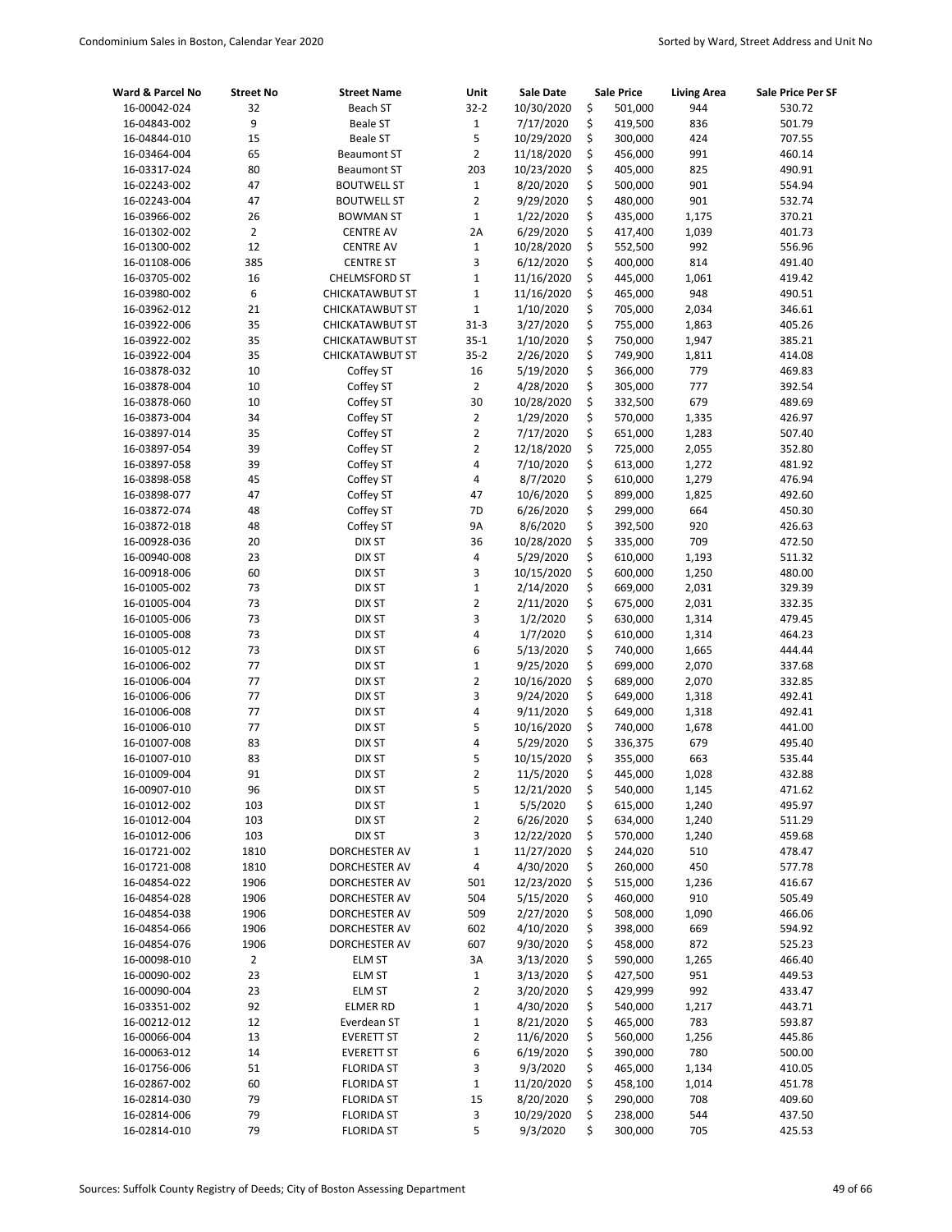| Ward & Parcel No | Street No | Street Name | Unit | Sale Date | Sale Price | Living Area | Sale Price Per SF |
|---|---|---|---|---|---|---|---|
| 16-00042-024 | 32 | Beach ST | 32-2 | 10/30/2020 | $ 501,000 | 944 | 530.72 |
| 16-04843-002 | 9 | Beale ST | 1 | 7/17/2020 | $ 419,500 | 836 | 501.79 |
| 16-04844-010 | 15 | Beale ST | 5 | 10/29/2020 | $ 300,000 | 424 | 707.55 |
| 16-03464-004 | 65 | Beaumont ST | 2 | 11/18/2020 | $ 456,000 | 991 | 460.14 |
| 16-03317-024 | 80 | Beaumont ST | 203 | 10/23/2020 | $ 405,000 | 825 | 490.91 |
| 16-02243-002 | 47 | BOUTWELL ST | 1 | 8/20/2020 | $ 500,000 | 901 | 554.94 |
| 16-02243-004 | 47 | BOUTWELL ST | 2 | 9/29/2020 | $ 480,000 | 901 | 532.74 |
| 16-03966-002 | 26 | BOWMAN ST | 1 | 1/22/2020 | $ 435,000 | 1,175 | 370.21 |
| 16-01302-002 | 2 | CENTRE AV | 2A | 6/29/2020 | $ 417,400 | 1,039 | 401.73 |
| 16-01300-002 | 12 | CENTRE AV | 1 | 10/28/2020 | $ 552,500 | 992 | 556.96 |
| 16-01108-006 | 385 | CENTRE ST | 3 | 6/12/2020 | $ 400,000 | 814 | 491.40 |
| 16-03705-002 | 16 | CHELMSFORD ST | 1 | 11/16/2020 | $ 445,000 | 1,061 | 419.42 |
| 16-03980-002 | 6 | CHICKATAWBUT ST | 1 | 11/16/2020 | $ 465,000 | 948 | 490.51 |
| 16-03962-012 | 21 | CHICKATAWBUT ST | 1 | 1/10/2020 | $ 705,000 | 2,034 | 346.61 |
| 16-03922-006 | 35 | CHICKATAWBUT ST | 31-3 | 3/27/2020 | $ 755,000 | 1,863 | 405.26 |
| 16-03922-002 | 35 | CHICKATAWBUT ST | 35-1 | 1/10/2020 | $ 750,000 | 1,947 | 385.21 |
| 16-03922-004 | 35 | CHICKATAWBUT ST | 35-2 | 2/26/2020 | $ 749,900 | 1,811 | 414.08 |
| 16-03878-032 | 10 | Coffey ST | 16 | 5/19/2020 | $ 366,000 | 779 | 469.83 |
| 16-03878-004 | 10 | Coffey ST | 2 | 4/28/2020 | $ 305,000 | 777 | 392.54 |
| 16-03878-060 | 10 | Coffey ST | 30 | 10/28/2020 | $ 332,500 | 679 | 489.69 |
| 16-03873-004 | 34 | Coffey ST | 2 | 1/29/2020 | $ 570,000 | 1,335 | 426.97 |
| 16-03897-014 | 35 | Coffey ST | 2 | 7/17/2020 | $ 651,000 | 1,283 | 507.40 |
| 16-03897-054 | 39 | Coffey ST | 2 | 12/18/2020 | $ 725,000 | 2,055 | 352.80 |
| 16-03897-058 | 39 | Coffey ST | 4 | 7/10/2020 | $ 613,000 | 1,272 | 481.92 |
| 16-03898-058 | 45 | Coffey ST | 4 | 8/7/2020 | $ 610,000 | 1,279 | 476.94 |
| 16-03898-077 | 47 | Coffey ST | 47 | 10/6/2020 | $ 899,000 | 1,825 | 492.60 |
| 16-03872-074 | 48 | Coffey ST | 7D | 6/26/2020 | $ 299,000 | 664 | 450.30 |
| 16-03872-018 | 48 | Coffey ST | 9A | 8/6/2020 | $ 392,500 | 920 | 426.63 |
| 16-00928-036 | 20 | DIX ST | 36 | 10/28/2020 | $ 335,000 | 709 | 472.50 |
| 16-00940-008 | 23 | DIX ST | 4 | 5/29/2020 | $ 610,000 | 1,193 | 511.32 |
| 16-00918-006 | 60 | DIX ST | 3 | 10/15/2020 | $ 600,000 | 1,250 | 480.00 |
| 16-01005-002 | 73 | DIX ST | 1 | 2/14/2020 | $ 669,000 | 2,031 | 329.39 |
| 16-01005-004 | 73 | DIX ST | 2 | 2/11/2020 | $ 675,000 | 2,031 | 332.35 |
| 16-01005-006 | 73 | DIX ST | 3 | 1/2/2020 | $ 630,000 | 1,314 | 479.45 |
| 16-01005-008 | 73 | DIX ST | 4 | 1/7/2020 | $ 610,000 | 1,314 | 464.23 |
| 16-01005-012 | 73 | DIX ST | 6 | 5/13/2020 | $ 740,000 | 1,665 | 444.44 |
| 16-01006-002 | 77 | DIX ST | 1 | 9/25/2020 | $ 699,000 | 2,070 | 337.68 |
| 16-01006-004 | 77 | DIX ST | 2 | 10/16/2020 | $ 689,000 | 2,070 | 332.85 |
| 16-01006-006 | 77 | DIX ST | 3 | 9/24/2020 | $ 649,000 | 1,318 | 492.41 |
| 16-01006-008 | 77 | DIX ST | 4 | 9/11/2020 | $ 649,000 | 1,318 | 492.41 |
| 16-01006-010 | 77 | DIX ST | 5 | 10/16/2020 | $ 740,000 | 1,678 | 441.00 |
| 16-01007-008 | 83 | DIX ST | 4 | 5/29/2020 | $ 336,375 | 679 | 495.40 |
| 16-01007-010 | 83 | DIX ST | 5 | 10/15/2020 | $ 355,000 | 663 | 535.44 |
| 16-01009-004 | 91 | DIX ST | 2 | 11/5/2020 | $ 445,000 | 1,028 | 432.88 |
| 16-00907-010 | 96 | DIX ST | 5 | 12/21/2020 | $ 540,000 | 1,145 | 471.62 |
| 16-01012-002 | 103 | DIX ST | 1 | 5/5/2020 | $ 615,000 | 1,240 | 495.97 |
| 16-01012-004 | 103 | DIX ST | 2 | 6/26/2020 | $ 634,000 | 1,240 | 511.29 |
| 16-01012-006 | 103 | DIX ST | 3 | 12/22/2020 | $ 570,000 | 1,240 | 459.68 |
| 16-01721-002 | 1810 | DORCHESTER AV | 1 | 11/27/2020 | $ 244,020 | 510 | 478.47 |
| 16-01721-008 | 1810 | DORCHESTER AV | 4 | 4/30/2020 | $ 260,000 | 450 | 577.78 |
| 16-04854-022 | 1906 | DORCHESTER AV | 501 | 12/23/2020 | $ 515,000 | 1,236 | 416.67 |
| 16-04854-028 | 1906 | DORCHESTER AV | 504 | 5/15/2020 | $ 460,000 | 910 | 505.49 |
| 16-04854-038 | 1906 | DORCHESTER AV | 509 | 2/27/2020 | $ 508,000 | 1,090 | 466.06 |
| 16-04854-066 | 1906 | DORCHESTER AV | 602 | 4/10/2020 | $ 398,000 | 669 | 594.92 |
| 16-04854-076 | 1906 | DORCHESTER AV | 607 | 9/30/2020 | $ 458,000 | 872 | 525.23 |
| 16-00098-010 | 2 | ELM ST | 3A | 3/13/2020 | $ 590,000 | 1,265 | 466.40 |
| 16-00090-002 | 23 | ELM ST | 1 | 3/13/2020 | $ 427,500 | 951 | 449.53 |
| 16-00090-004 | 23 | ELM ST | 2 | 3/20/2020 | $ 429,999 | 992 | 433.47 |
| 16-03351-002 | 92 | ELMER RD | 1 | 4/30/2020 | $ 540,000 | 1,217 | 443.71 |
| 16-00212-012 | 12 | Everdean ST | 1 | 8/21/2020 | $ 465,000 | 783 | 593.87 |
| 16-00066-004 | 13 | EVERETT ST | 2 | 11/6/2020 | $ 560,000 | 1,256 | 445.86 |
| 16-00063-012 | 14 | EVERETT ST | 6 | 6/19/2020 | $ 390,000 | 780 | 500.00 |
| 16-01756-006 | 51 | FLORIDA ST | 3 | 9/3/2020 | $ 465,000 | 1,134 | 410.05 |
| 16-02867-002 | 60 | FLORIDA ST | 1 | 11/20/2020 | $ 458,100 | 1,014 | 451.78 |
| 16-02814-030 | 79 | FLORIDA ST | 15 | 8/20/2020 | $ 290,000 | 708 | 409.60 |
| 16-02814-006 | 79 | FLORIDA ST | 3 | 10/29/2020 | $ 238,000 | 544 | 437.50 |
| 16-02814-010 | 79 | FLORIDA ST | 5 | 9/3/2020 | $ 300,000 | 705 | 425.53 |

Sources: Suffolk County Registry of Deeds; City of Boston Assessing Department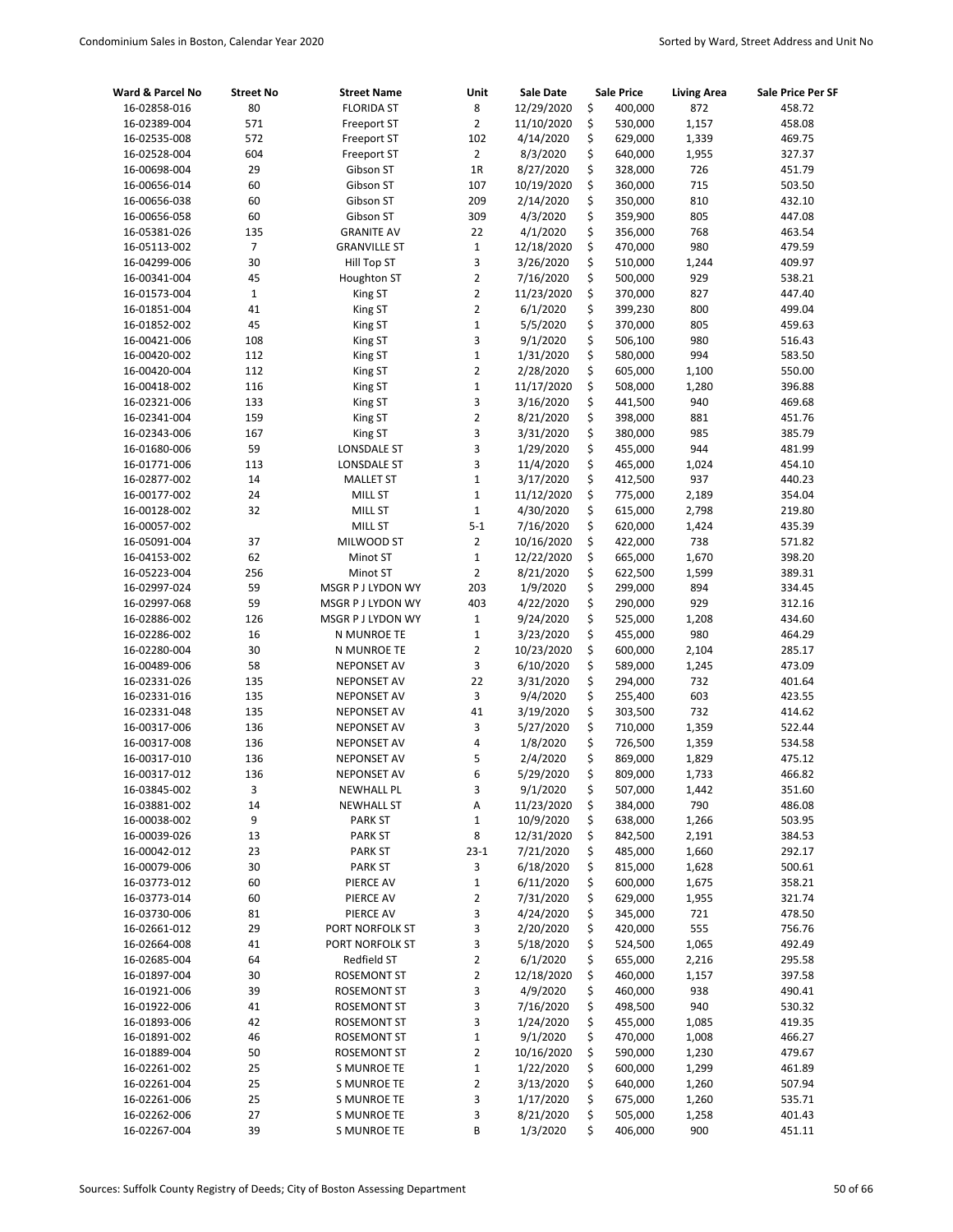| Ward & Parcel No | Street No | Street Name | Unit | Sale Date | Sale Price | Living Area | Sale Price Per SF |
|---|---|---|---|---|---|---|---|
| 16-02858-016 | 80 | FLORIDA ST | 8 | 12/29/2020 | $ 400,000 | 872 | 458.72 |
| 16-02389-004 | 571 | Freeport ST | 2 | 11/10/2020 | $ 530,000 | 1,157 | 458.08 |
| 16-02535-008 | 572 | Freeport ST | 102 | 4/14/2020 | $ 629,000 | 1,339 | 469.75 |
| 16-02528-004 | 604 | Freeport ST | 2 | 8/3/2020 | $ 640,000 | 1,955 | 327.37 |
| 16-00698-004 | 29 | Gibson ST | 1R | 8/27/2020 | $ 328,000 | 726 | 451.79 |
| 16-00656-014 | 60 | Gibson ST | 107 | 10/19/2020 | $ 360,000 | 715 | 503.50 |
| 16-00656-038 | 60 | Gibson ST | 209 | 2/14/2020 | $ 350,000 | 810 | 432.10 |
| 16-00656-058 | 60 | Gibson ST | 309 | 4/3/2020 | $ 359,900 | 805 | 447.08 |
| 16-05381-026 | 135 | GRANITE AV | 22 | 4/1/2020 | $ 356,000 | 768 | 463.54 |
| 16-05113-002 | 7 | GRANVILLE ST | 1 | 12/18/2020 | $ 470,000 | 980 | 479.59 |
| 16-04299-006 | 30 | Hill Top ST | 3 | 3/26/2020 | $ 510,000 | 1,244 | 409.97 |
| 16-00341-004 | 45 | Houghton ST | 2 | 7/16/2020 | $ 500,000 | 929 | 538.21 |
| 16-01573-004 | 1 | King ST | 2 | 11/23/2020 | $ 370,000 | 827 | 447.40 |
| 16-01851-004 | 41 | King ST | 2 | 6/1/2020 | $ 399,230 | 800 | 499.04 |
| 16-01852-002 | 45 | King ST | 1 | 5/5/2020 | $ 370,000 | 805 | 459.63 |
| 16-00421-006 | 108 | King ST | 3 | 9/1/2020 | $ 506,100 | 980 | 516.43 |
| 16-00420-002 | 112 | King ST | 1 | 1/31/2020 | $ 580,000 | 994 | 583.50 |
| 16-00420-004 | 112 | King ST | 2 | 2/28/2020 | $ 605,000 | 1,100 | 550.00 |
| 16-00418-002 | 116 | King ST | 1 | 11/17/2020 | $ 508,000 | 1,280 | 396.88 |
| 16-02321-006 | 133 | King ST | 3 | 3/16/2020 | $ 441,500 | 940 | 469.68 |
| 16-02341-004 | 159 | King ST | 2 | 8/21/2020 | $ 398,000 | 881 | 451.76 |
| 16-02343-006 | 167 | King ST | 3 | 3/31/2020 | $ 380,000 | 985 | 385.79 |
| 16-01680-006 | 59 | LONSDALE ST | 3 | 1/29/2020 | $ 455,000 | 944 | 481.99 |
| 16-01771-006 | 113 | LONSDALE ST | 3 | 11/4/2020 | $ 465,000 | 1,024 | 454.10 |
| 16-02877-002 | 14 | MALLET ST | 1 | 3/17/2020 | $ 412,500 | 937 | 440.23 |
| 16-00177-002 | 24 | MILL ST | 1 | 11/12/2020 | $ 775,000 | 2,189 | 354.04 |
| 16-00128-002 | 32 | MILL ST | 1 | 4/30/2020 | $ 615,000 | 2,798 | 219.80 |
| 16-00057-002 | | MILL ST | 5-1 | 7/16/2020 | $ 620,000 | 1,424 | 435.39 |
| 16-05091-004 | 37 | MILWOOD ST | 2 | 10/16/2020 | $ 422,000 | 738 | 571.82 |
| 16-04153-002 | 62 | Minot ST | 1 | 12/22/2020 | $ 665,000 | 1,670 | 398.20 |
| 16-05223-004 | 256 | Minot ST | 2 | 8/21/2020 | $ 622,500 | 1,599 | 389.31 |
| 16-02997-024 | 59 | MSGR P J LYDON WY | 203 | 1/9/2020 | $ 299,000 | 894 | 334.45 |
| 16-02997-068 | 59 | MSGR P J LYDON WY | 403 | 4/22/2020 | $ 290,000 | 929 | 312.16 |
| 16-02886-002 | 126 | MSGR P J LYDON WY | 1 | 9/24/2020 | $ 525,000 | 1,208 | 434.60 |
| 16-02286-002 | 16 | N MUNROE TE | 1 | 3/23/2020 | $ 455,000 | 980 | 464.29 |
| 16-02280-004 | 30 | N MUNROE TE | 2 | 10/23/2020 | $ 600,000 | 2,104 | 285.17 |
| 16-00489-006 | 58 | NEPONSET AV | 3 | 6/10/2020 | $ 589,000 | 1,245 | 473.09 |
| 16-02331-026 | 135 | NEPONSET AV | 22 | 3/31/2020 | $ 294,000 | 732 | 401.64 |
| 16-02331-016 | 135 | NEPONSET AV | 3 | 9/4/2020 | $ 255,400 | 603 | 423.55 |
| 16-02331-048 | 135 | NEPONSET AV | 41 | 3/19/2020 | $ 303,500 | 732 | 414.62 |
| 16-00317-006 | 136 | NEPONSET AV | 3 | 5/27/2020 | $ 710,000 | 1,359 | 522.44 |
| 16-00317-008 | 136 | NEPONSET AV | 4 | 1/8/2020 | $ 726,500 | 1,359 | 534.58 |
| 16-00317-010 | 136 | NEPONSET AV | 5 | 2/4/2020 | $ 869,000 | 1,829 | 475.12 |
| 16-00317-012 | 136 | NEPONSET AV | 6 | 5/29/2020 | $ 809,000 | 1,733 | 466.82 |
| 16-03845-002 | 3 | NEWHALL PL | 3 | 9/1/2020 | $ 507,000 | 1,442 | 351.60 |
| 16-03881-002 | 14 | NEWHALL ST | A | 11/23/2020 | $ 384,000 | 790 | 486.08 |
| 16-00038-002 | 9 | PARK ST | 1 | 10/9/2020 | $ 638,000 | 1,266 | 503.95 |
| 16-00039-026 | 13 | PARK ST | 8 | 12/31/2020 | $ 842,500 | 2,191 | 384.53 |
| 16-00042-012 | 23 | PARK ST | 23-1 | 7/21/2020 | $ 485,000 | 1,660 | 292.17 |
| 16-00079-006 | 30 | PARK ST | 3 | 6/18/2020 | $ 815,000 | 1,628 | 500.61 |
| 16-03773-012 | 60 | PIERCE AV | 1 | 6/11/2020 | $ 600,000 | 1,675 | 358.21 |
| 16-03773-014 | 60 | PIERCE AV | 2 | 7/31/2020 | $ 629,000 | 1,955 | 321.74 |
| 16-03730-006 | 81 | PIERCE AV | 3 | 4/24/2020 | $ 345,000 | 721 | 478.50 |
| 16-02661-012 | 29 | PORT NORFOLK ST | 3 | 2/20/2020 | $ 420,000 | 555 | 756.76 |
| 16-02664-008 | 41 | PORT NORFOLK ST | 3 | 5/18/2020 | $ 524,500 | 1,065 | 492.49 |
| 16-02685-004 | 64 | Redfield ST | 2 | 6/1/2020 | $ 655,000 | 2,216 | 295.58 |
| 16-01897-004 | 30 | ROSEMONT ST | 2 | 12/18/2020 | $ 460,000 | 1,157 | 397.58 |
| 16-01921-006 | 39 | ROSEMONT ST | 3 | 4/9/2020 | $ 460,000 | 938 | 490.41 |
| 16-01922-006 | 41 | ROSEMONT ST | 3 | 7/16/2020 | $ 498,500 | 940 | 530.32 |
| 16-01893-006 | 42 | ROSEMONT ST | 3 | 1/24/2020 | $ 455,000 | 1,085 | 419.35 |
| 16-01891-002 | 46 | ROSEMONT ST | 1 | 9/1/2020 | $ 470,000 | 1,008 | 466.27 |
| 16-01889-004 | 50 | ROSEMONT ST | 2 | 10/16/2020 | $ 590,000 | 1,230 | 479.67 |
| 16-02261-002 | 25 | S MUNROE TE | 1 | 1/22/2020 | $ 600,000 | 1,299 | 461.89 |
| 16-02261-004 | 25 | S MUNROE TE | 2 | 3/13/2020 | $ 640,000 | 1,260 | 507.94 |
| 16-02261-006 | 25 | S MUNROE TE | 3 | 1/17/2020 | $ 675,000 | 1,260 | 535.71 |
| 16-02262-006 | 27 | S MUNROE TE | 3 | 8/21/2020 | $ 505,000 | 1,258 | 401.43 |
| 16-02267-004 | 39 | S MUNROE TE | B | 1/3/2020 | $ 406,000 | 900 | 451.11 |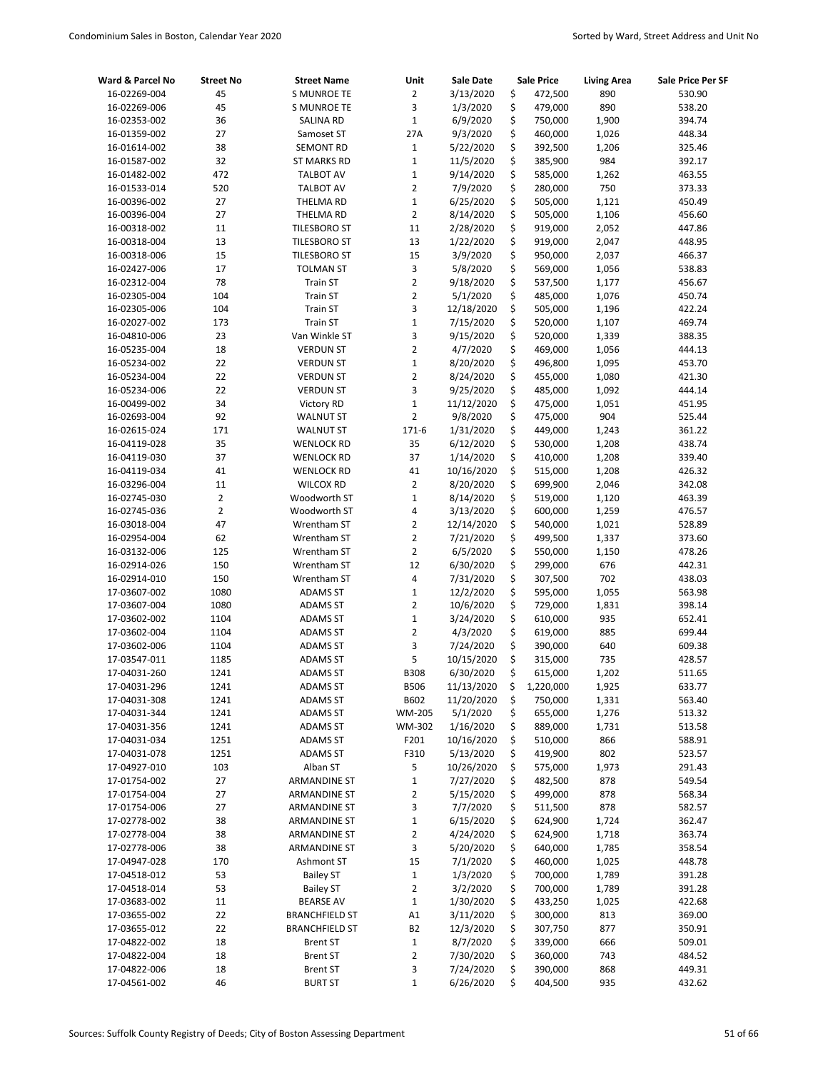| Ward & Parcel No | Street No | Street Name | Unit | Sale Date | Sale Price | Living Area | Sale Price Per SF |
|---|---|---|---|---|---|---|---|
| 16-02269-004 | 45 | S MUNROE TE | 2 | 3/13/2020 | $ 472,500 | 890 | 530.90 |
| 16-02269-006 | 45 | S MUNROE TE | 3 | 1/3/2020 | $ 479,000 | 890 | 538.20 |
| 16-02353-002 | 36 | SALINA RD | 1 | 6/9/2020 | $ 750,000 | 1,900 | 394.74 |
| 16-01359-002 | 27 | Samoset ST | 27A | 9/3/2020 | $ 460,000 | 1,026 | 448.34 |
| 16-01614-002 | 38 | SEMONT RD | 1 | 5/22/2020 | $ 392,500 | 1,206 | 325.46 |
| 16-01587-002 | 32 | ST MARKS RD | 1 | 11/5/2020 | $ 385,900 | 984 | 392.17 |
| 16-01482-002 | 472 | TALBOT AV | 1 | 9/14/2020 | $ 585,000 | 1,262 | 463.55 |
| 16-01533-014 | 520 | TALBOT AV | 2 | 7/9/2020 | $ 280,000 | 750 | 373.33 |
| 16-00396-002 | 27 | THELMA RD | 1 | 6/25/2020 | $ 505,000 | 1,121 | 450.49 |
| 16-00396-004 | 27 | THELMA RD | 2 | 8/14/2020 | $ 505,000 | 1,106 | 456.60 |
| 16-00318-002 | 11 | TILESBORO ST | 11 | 2/28/2020 | $ 919,000 | 2,052 | 447.86 |
| 16-00318-004 | 13 | TILESBORO ST | 13 | 1/22/2020 | $ 919,000 | 2,047 | 448.95 |
| 16-00318-006 | 15 | TILESBORO ST | 15 | 3/9/2020 | $ 950,000 | 2,037 | 466.37 |
| 16-02427-006 | 17 | TOLMAN ST | 3 | 5/8/2020 | $ 569,000 | 1,056 | 538.83 |
| 16-02312-004 | 78 | Train ST | 2 | 9/18/2020 | $ 537,500 | 1,177 | 456.67 |
| 16-02305-004 | 104 | Train ST | 2 | 5/1/2020 | $ 485,000 | 1,076 | 450.74 |
| 16-02305-006 | 104 | Train ST | 3 | 12/18/2020 | $ 505,000 | 1,196 | 422.24 |
| 16-02027-002 | 173 | Train ST | 1 | 7/15/2020 | $ 520,000 | 1,107 | 469.74 |
| 16-04810-006 | 23 | Van Winkle ST | 3 | 9/15/2020 | $ 520,000 | 1,339 | 388.35 |
| 16-05235-004 | 18 | VERDUN ST | 2 | 4/7/2020 | $ 469,000 | 1,056 | 444.13 |
| 16-05234-002 | 22 | VERDUN ST | 1 | 8/20/2020 | $ 496,800 | 1,095 | 453.70 |
| 16-05234-004 | 22 | VERDUN ST | 2 | 8/24/2020 | $ 455,000 | 1,080 | 421.30 |
| 16-05234-006 | 22 | VERDUN ST | 3 | 9/25/2020 | $ 485,000 | 1,092 | 444.14 |
| 16-00499-002 | 34 | Victory RD | 1 | 11/12/2020 | $ 475,000 | 1,051 | 451.95 |
| 16-02693-004 | 92 | WALNUT ST | 2 | 9/8/2020 | $ 475,000 | 904 | 525.44 |
| 16-02615-024 | 171 | WALNUT ST | 171-6 | 1/31/2020 | $ 449,000 | 1,243 | 361.22 |
| 16-04119-028 | 35 | WENLOCK RD | 35 | 6/12/2020 | $ 530,000 | 1,208 | 438.74 |
| 16-04119-030 | 37 | WENLOCK RD | 37 | 1/14/2020 | $ 410,000 | 1,208 | 339.40 |
| 16-04119-034 | 41 | WENLOCK RD | 41 | 10/16/2020 | $ 515,000 | 1,208 | 426.32 |
| 16-03296-004 | 11 | WILCOX RD | 2 | 8/20/2020 | $ 699,900 | 2,046 | 342.08 |
| 16-02745-030 | 2 | Woodworth ST | 1 | 8/14/2020 | $ 519,000 | 1,120 | 463.39 |
| 16-02745-036 | 2 | Woodworth ST | 4 | 3/13/2020 | $ 600,000 | 1,259 | 476.57 |
| 16-03018-004 | 47 | Wrentham ST | 2 | 12/14/2020 | $ 540,000 | 1,021 | 528.89 |
| 16-02954-004 | 62 | Wrentham ST | 2 | 7/21/2020 | $ 499,500 | 1,337 | 373.60 |
| 16-03132-006 | 125 | Wrentham ST | 2 | 6/5/2020 | $ 550,000 | 1,150 | 478.26 |
| 16-02914-026 | 150 | Wrentham ST | 12 | 6/30/2020 | $ 299,000 | 676 | 442.31 |
| 16-02914-010 | 150 | Wrentham ST | 4 | 7/31/2020 | $ 307,500 | 702 | 438.03 |
| 17-03607-002 | 1080 | ADAMS ST | 1 | 12/2/2020 | $ 595,000 | 1,055 | 563.98 |
| 17-03607-004 | 1080 | ADAMS ST | 2 | 10/6/2020 | $ 729,000 | 1,831 | 398.14 |
| 17-03602-002 | 1104 | ADAMS ST | 1 | 3/24/2020 | $ 610,000 | 935 | 652.41 |
| 17-03602-004 | 1104 | ADAMS ST | 2 | 4/3/2020 | $ 619,000 | 885 | 699.44 |
| 17-03602-006 | 1104 | ADAMS ST | 3 | 7/24/2020 | $ 390,000 | 640 | 609.38 |
| 17-03547-011 | 1185 | ADAMS ST | 5 | 10/15/2020 | $ 315,000 | 735 | 428.57 |
| 17-04031-260 | 1241 | ADAMS ST | B308 | 6/30/2020 | $ 615,000 | 1,202 | 511.65 |
| 17-04031-296 | 1241 | ADAMS ST | B506 | 11/13/2020 | $ 1,220,000 | 1,925 | 633.77 |
| 17-04031-308 | 1241 | ADAMS ST | B602 | 11/20/2020 | $ 750,000 | 1,331 | 563.40 |
| 17-04031-344 | 1241 | ADAMS ST | WM-205 | 5/1/2020 | $ 655,000 | 1,276 | 513.32 |
| 17-04031-356 | 1241 | ADAMS ST | WM-302 | 1/16/2020 | $ 889,000 | 1,731 | 513.58 |
| 17-04031-034 | 1251 | ADAMS ST | F201 | 10/16/2020 | $ 510,000 | 866 | 588.91 |
| 17-04031-078 | 1251 | ADAMS ST | F310 | 5/13/2020 | $ 419,900 | 802 | 523.57 |
| 17-04927-010 | 103 | Alban ST | 5 | 10/26/2020 | $ 575,000 | 1,973 | 291.43 |
| 17-01754-002 | 27 | ARMANDINE ST | 1 | 7/27/2020 | $ 482,500 | 878 | 549.54 |
| 17-01754-004 | 27 | ARMANDINE ST | 2 | 5/15/2020 | $ 499,000 | 878 | 568.34 |
| 17-01754-006 | 27 | ARMANDINE ST | 3 | 7/7/2020 | $ 511,500 | 878 | 582.57 |
| 17-02778-002 | 38 | ARMANDINE ST | 1 | 6/15/2020 | $ 624,900 | 1,724 | 362.47 |
| 17-02778-004 | 38 | ARMANDINE ST | 2 | 4/24/2020 | $ 624,900 | 1,718 | 363.74 |
| 17-02778-006 | 38 | ARMANDINE ST | 3 | 5/20/2020 | $ 640,000 | 1,785 | 358.54 |
| 17-04947-028 | 170 | Ashmont ST | 15 | 7/1/2020 | $ 460,000 | 1,025 | 448.78 |
| 17-04518-012 | 53 | Bailey ST | 1 | 1/3/2020 | $ 700,000 | 1,789 | 391.28 |
| 17-04518-014 | 53 | Bailey ST | 2 | 3/2/2020 | $ 700,000 | 1,789 | 391.28 |
| 17-03683-002 | 11 | BEARSE AV | 1 | 1/30/2020 | $ 433,250 | 1,025 | 422.68 |
| 17-03655-002 | 22 | BRANCHFIELD ST | A1 | 3/11/2020 | $ 300,000 | 813 | 369.00 |
| 17-03655-012 | 22 | BRANCHFIELD ST | B2 | 12/3/2020 | $ 307,750 | 877 | 350.91 |
| 17-04822-002 | 18 | Brent ST | 1 | 8/7/2020 | $ 339,000 | 666 | 509.01 |
| 17-04822-004 | 18 | Brent ST | 2 | 7/30/2020 | $ 360,000 | 743 | 484.52 |
| 17-04822-006 | 18 | Brent ST | 3 | 7/24/2020 | $ 390,000 | 868 | 449.31 |
| 17-04561-002 | 46 | BURT ST | 1 | 6/26/2020 | $ 404,500 | 935 | 432.62 |

Sources: Suffolk County Registry of Deeds; City of Boston Assessing Department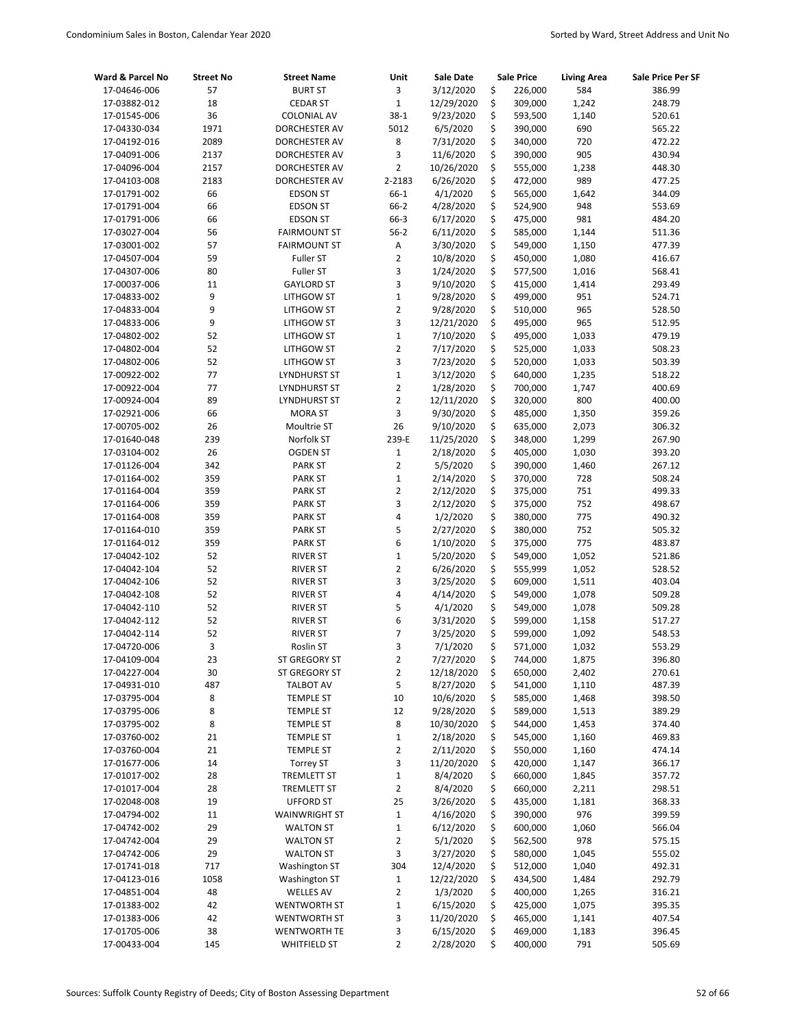| Ward & Parcel No | Street No | Street Name | Unit | Sale Date | Sale Price | Living Area | Sale Price Per SF |
|---|---|---|---|---|---|---|---|
| 17-04646-006 | 57 | BURT ST | 3 | 3/12/2020 | $ 226,000 | 584 | 386.99 |
| 17-03882-012 | 18 | CEDAR ST | 1 | 12/29/2020 | $ 309,000 | 1,242 | 248.79 |
| 17-01545-006 | 36 | COLONIAL AV | 38-1 | 9/23/2020 | $ 593,500 | 1,140 | 520.61 |
| 17-04330-034 | 1971 | DORCHESTER AV | 5012 | 6/5/2020 | $ 390,000 | 690 | 565.22 |
| 17-04192-016 | 2089 | DORCHESTER AV | 8 | 7/31/2020 | $ 340,000 | 720 | 472.22 |
| 17-04091-006 | 2137 | DORCHESTER AV | 3 | 11/6/2020 | $ 390,000 | 905 | 430.94 |
| 17-04096-004 | 2157 | DORCHESTER AV | 2 | 10/26/2020 | $ 555,000 | 1,238 | 448.30 |
| 17-04103-008 | 2183 | DORCHESTER AV | 2-2183 | 6/26/2020 | $ 472,000 | 989 | 477.25 |
| 17-01791-002 | 66 | EDSON ST | 66-1 | 4/1/2020 | $ 565,000 | 1,642 | 344.09 |
| 17-01791-004 | 66 | EDSON ST | 66-2 | 4/28/2020 | $ 524,900 | 948 | 553.69 |
| 17-01791-006 | 66 | EDSON ST | 66-3 | 6/17/2020 | $ 475,000 | 981 | 484.20 |
| 17-03027-004 | 56 | FAIRMOUNT ST | 56-2 | 6/11/2020 | $ 585,000 | 1,144 | 511.36 |
| 17-03001-002 | 57 | FAIRMOUNT ST | A | 3/30/2020 | $ 549,000 | 1,150 | 477.39 |
| 17-04507-004 | 59 | Fuller ST | 2 | 10/8/2020 | $ 450,000 | 1,080 | 416.67 |
| 17-04307-006 | 80 | Fuller ST | 3 | 1/24/2020 | $ 577,500 | 1,016 | 568.41 |
| 17-00037-006 | 11 | GAYLORD ST | 3 | 9/10/2020 | $ 415,000 | 1,414 | 293.49 |
| 17-04833-002 | 9 | LITHGOW ST | 1 | 9/28/2020 | $ 499,000 | 951 | 524.71 |
| 17-04833-004 | 9 | LITHGOW ST | 2 | 9/28/2020 | $ 510,000 | 965 | 528.50 |
| 17-04833-006 | 9 | LITHGOW ST | 3 | 12/21/2020 | $ 495,000 | 965 | 512.95 |
| 17-04802-002 | 52 | LITHGOW ST | 1 | 7/10/2020 | $ 495,000 | 1,033 | 479.19 |
| 17-04802-004 | 52 | LITHGOW ST | 2 | 7/17/2020 | $ 525,000 | 1,033 | 508.23 |
| 17-04802-006 | 52 | LITHGOW ST | 3 | 7/23/2020 | $ 520,000 | 1,033 | 503.39 |
| 17-00922-002 | 77 | LYNDHURST ST | 1 | 3/12/2020 | $ 640,000 | 1,235 | 518.22 |
| 17-00922-004 | 77 | LYNDHURST ST | 2 | 1/28/2020 | $ 700,000 | 1,747 | 400.69 |
| 17-00924-004 | 89 | LYNDHURST ST | 2 | 12/11/2020 | $ 320,000 | 800 | 400.00 |
| 17-02921-006 | 66 | MORA ST | 3 | 9/30/2020 | $ 485,000 | 1,350 | 359.26 |
| 17-00705-002 | 26 | Moultrie ST | 26 | 9/10/2020 | $ 635,000 | 2,073 | 306.32 |
| 17-01640-048 | 239 | Norfolk ST | 239-E | 11/25/2020 | $ 348,000 | 1,299 | 267.90 |
| 17-03104-002 | 26 | OGDEN ST | 1 | 2/18/2020 | $ 405,000 | 1,030 | 393.20 |
| 17-01126-004 | 342 | PARK ST | 2 | 5/5/2020 | $ 390,000 | 1,460 | 267.12 |
| 17-01164-002 | 359 | PARK ST | 1 | 2/14/2020 | $ 370,000 | 728 | 508.24 |
| 17-01164-004 | 359 | PARK ST | 2 | 2/12/2020 | $ 375,000 | 751 | 499.33 |
| 17-01164-006 | 359 | PARK ST | 3 | 2/12/2020 | $ 375,000 | 752 | 498.67 |
| 17-01164-008 | 359 | PARK ST | 4 | 1/2/2020 | $ 380,000 | 775 | 490.32 |
| 17-01164-010 | 359 | PARK ST | 5 | 2/27/2020 | $ 380,000 | 752 | 505.32 |
| 17-01164-012 | 359 | PARK ST | 6 | 1/10/2020 | $ 375,000 | 775 | 483.87 |
| 17-04042-102 | 52 | RIVER ST | 1 | 5/20/2020 | $ 549,000 | 1,052 | 521.86 |
| 17-04042-104 | 52 | RIVER ST | 2 | 6/26/2020 | $ 555,999 | 1,052 | 528.52 |
| 17-04042-106 | 52 | RIVER ST | 3 | 3/25/2020 | $ 609,000 | 1,511 | 403.04 |
| 17-04042-108 | 52 | RIVER ST | 4 | 4/14/2020 | $ 549,000 | 1,078 | 509.28 |
| 17-04042-110 | 52 | RIVER ST | 5 | 4/1/2020 | $ 549,000 | 1,078 | 509.28 |
| 17-04042-112 | 52 | RIVER ST | 6 | 3/31/2020 | $ 599,000 | 1,158 | 517.27 |
| 17-04042-114 | 52 | RIVER ST | 7 | 3/25/2020 | $ 599,000 | 1,092 | 548.53 |
| 17-04720-006 | 3 | Roslin ST | 3 | 7/1/2020 | $ 571,000 | 1,032 | 553.29 |
| 17-04109-004 | 23 | ST GREGORY ST | 2 | 7/27/2020 | $ 744,000 | 1,875 | 396.80 |
| 17-04227-004 | 30 | ST GREGORY ST | 2 | 12/18/2020 | $ 650,000 | 2,402 | 270.61 |
| 17-04931-010 | 487 | TALBOT AV | 5 | 8/27/2020 | $ 541,000 | 1,110 | 487.39 |
| 17-03795-004 | 8 | TEMPLE ST | 10 | 10/6/2020 | $ 585,000 | 1,468 | 398.50 |
| 17-03795-006 | 8 | TEMPLE ST | 12 | 9/28/2020 | $ 589,000 | 1,513 | 389.29 |
| 17-03795-002 | 8 | TEMPLE ST | 8 | 10/30/2020 | $ 544,000 | 1,453 | 374.40 |
| 17-03760-002 | 21 | TEMPLE ST | 1 | 2/18/2020 | $ 545,000 | 1,160 | 469.83 |
| 17-03760-004 | 21 | TEMPLE ST | 2 | 2/11/2020 | $ 550,000 | 1,160 | 474.14 |
| 17-01677-006 | 14 | Torrey ST | 3 | 11/20/2020 | $ 420,000 | 1,147 | 366.17 |
| 17-01017-002 | 28 | TREMLETT ST | 1 | 8/4/2020 | $ 660,000 | 1,845 | 357.72 |
| 17-01017-004 | 28 | TREMLETT ST | 2 | 8/4/2020 | $ 660,000 | 2,211 | 298.51 |
| 17-02048-008 | 19 | UFFORD ST | 25 | 3/26/2020 | $ 435,000 | 1,181 | 368.33 |
| 17-04794-002 | 11 | WAINWRIGHT ST | 1 | 4/16/2020 | $ 390,000 | 976 | 399.59 |
| 17-04742-002 | 29 | WALTON ST | 1 | 6/12/2020 | $ 600,000 | 1,060 | 566.04 |
| 17-04742-004 | 29 | WALTON ST | 2 | 5/1/2020 | $ 562,500 | 978 | 575.15 |
| 17-04742-006 | 29 | WALTON ST | 3 | 3/27/2020 | $ 580,000 | 1,045 | 555.02 |
| 17-01741-018 | 717 | Washington ST | 304 | 12/4/2020 | $ 512,000 | 1,040 | 492.31 |
| 17-04123-016 | 1058 | Washington ST | 1 | 12/22/2020 | $ 434,500 | 1,484 | 292.79 |
| 17-04851-004 | 48 | WELLES AV | 2 | 1/3/2020 | $ 400,000 | 1,265 | 316.21 |
| 17-01383-002 | 42 | WENTWORTH ST | 1 | 6/15/2020 | $ 425,000 | 1,075 | 395.35 |
| 17-01383-006 | 42 | WENTWORTH ST | 3 | 11/20/2020 | $ 465,000 | 1,141 | 407.54 |
| 17-01705-006 | 38 | WENTWORTH TE | 3 | 6/15/2020 | $ 469,000 | 1,183 | 396.45 |
| 17-00433-004 | 145 | WHITFIELD ST | 2 | 2/28/2020 | $ 400,000 | 791 | 505.69 |

Sources: Suffolk County Registry of Deeds; City of Boston Assessing Department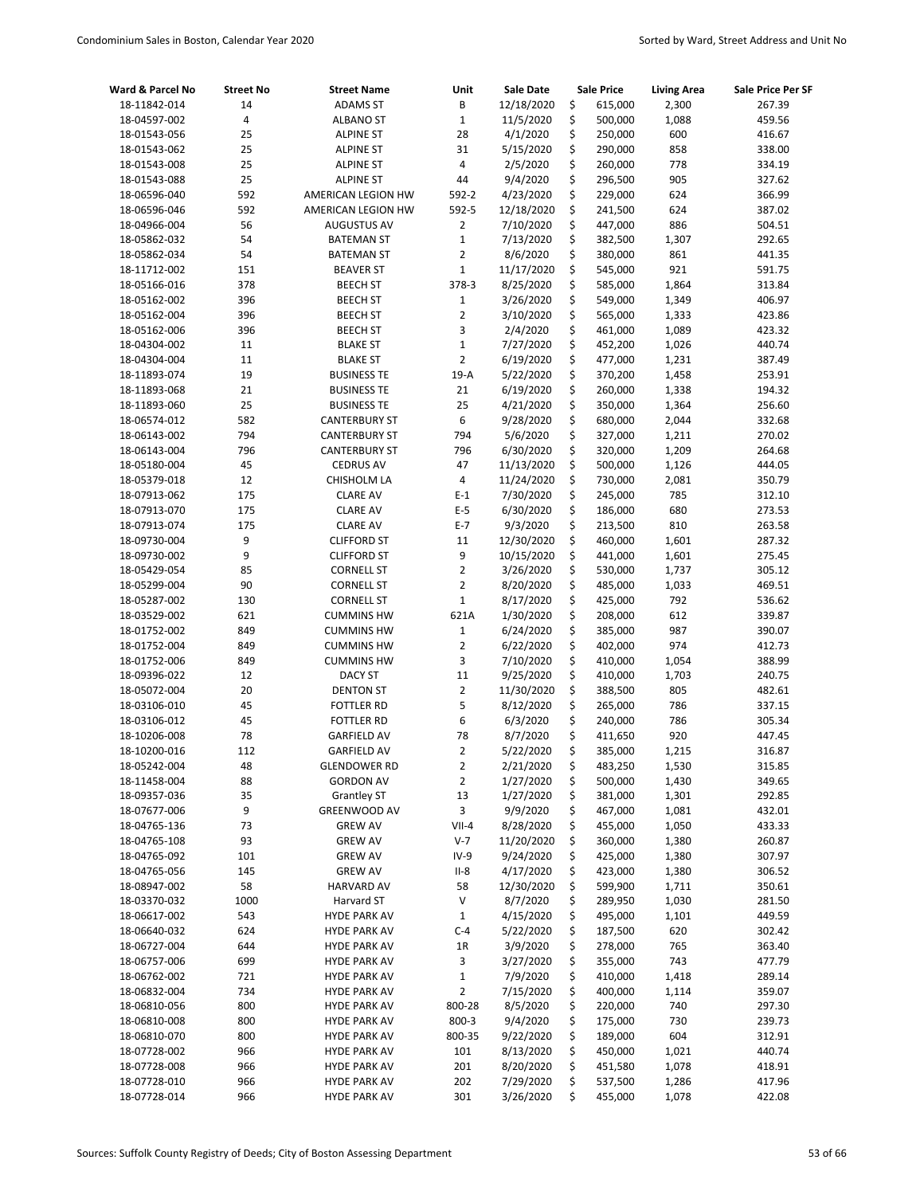| Ward & Parcel No | Street No | Street Name | Unit | Sale Date | Sale Price | Living Area | Sale Price Per SF |
|---|---|---|---|---|---|---|---|
| 18-11842-014 | 14 | ADAMS ST | B | 12/18/2020 | $ 615,000 | 2,300 | 267.39 |
| 18-04597-002 | 4 | ALBANO ST | 1 | 11/5/2020 | $ 500,000 | 1,088 | 459.56 |
| 18-01543-056 | 25 | ALPINE ST | 28 | 4/1/2020 | $ 250,000 | 600 | 416.67 |
| 18-01543-062 | 25 | ALPINE ST | 31 | 5/15/2020 | $ 290,000 | 858 | 338.00 |
| 18-01543-008 | 25 | ALPINE ST | 4 | 2/5/2020 | $ 260,000 | 778 | 334.19 |
| 18-01543-088 | 25 | ALPINE ST | 44 | 9/4/2020 | $ 296,500 | 905 | 327.62 |
| 18-06596-040 | 592 | AMERICAN LEGION HW | 592-2 | 4/23/2020 | $ 229,000 | 624 | 366.99 |
| 18-06596-046 | 592 | AMERICAN LEGION HW | 592-5 | 12/18/2020 | $ 241,500 | 624 | 387.02 |
| 18-04966-004 | 56 | AUGUSTUS AV | 2 | 7/10/2020 | $ 447,000 | 886 | 504.51 |
| 18-05862-032 | 54 | BATEMAN ST | 1 | 7/13/2020 | $ 382,500 | 1,307 | 292.65 |
| 18-05862-034 | 54 | BATEMAN ST | 2 | 8/6/2020 | $ 380,000 | 861 | 441.35 |
| 18-11712-002 | 151 | BEAVER ST | 1 | 11/17/2020 | $ 545,000 | 921 | 591.75 |
| 18-05166-016 | 378 | BEECH ST | 378-3 | 8/25/2020 | $ 585,000 | 1,864 | 313.84 |
| 18-05162-002 | 396 | BEECH ST | 1 | 3/26/2020 | $ 549,000 | 1,349 | 406.97 |
| 18-05162-004 | 396 | BEECH ST | 2 | 3/10/2020 | $ 565,000 | 1,333 | 423.86 |
| 18-05162-006 | 396 | BEECH ST | 3 | 2/4/2020 | $ 461,000 | 1,089 | 423.32 |
| 18-04304-002 | 11 | BLAKE ST | 1 | 7/27/2020 | $ 452,200 | 1,026 | 440.74 |
| 18-04304-004 | 11 | BLAKE ST | 2 | 6/19/2020 | $ 477,000 | 1,231 | 387.49 |
| 18-11893-074 | 19 | BUSINESS TE | 19-A | 5/22/2020 | $ 370,200 | 1,458 | 253.91 |
| 18-11893-068 | 21 | BUSINESS TE | 21 | 6/19/2020 | $ 260,000 | 1,338 | 194.32 |
| 18-11893-060 | 25 | BUSINESS TE | 25 | 4/21/2020 | $ 350,000 | 1,364 | 256.60 |
| 18-06574-012 | 582 | CANTERBURY ST | 6 | 9/28/2020 | $ 680,000 | 2,044 | 332.68 |
| 18-06143-002 | 794 | CANTERBURY ST | 794 | 5/6/2020 | $ 327,000 | 1,211 | 270.02 |
| 18-06143-004 | 796 | CANTERBURY ST | 796 | 6/30/2020 | $ 320,000 | 1,209 | 264.68 |
| 18-05180-004 | 45 | CEDRUS AV | 47 | 11/13/2020 | $ 500,000 | 1,126 | 444.05 |
| 18-05379-018 | 12 | CHISHOLM LA | 4 | 11/24/2020 | $ 730,000 | 2,081 | 350.79 |
| 18-07913-062 | 175 | CLARE AV | E-1 | 7/30/2020 | $ 245,000 | 785 | 312.10 |
| 18-07913-070 | 175 | CLARE AV | E-5 | 6/30/2020 | $ 186,000 | 680 | 273.53 |
| 18-07913-074 | 175 | CLARE AV | E-7 | 9/3/2020 | $ 213,500 | 810 | 263.58 |
| 18-09730-004 | 9 | CLIFFORD ST | 11 | 12/30/2020 | $ 460,000 | 1,601 | 287.32 |
| 18-09730-002 | 9 | CLIFFORD ST | 9 | 10/15/2020 | $ 441,000 | 1,601 | 275.45 |
| 18-05429-054 | 85 | CORNELL ST | 2 | 3/26/2020 | $ 530,000 | 1,737 | 305.12 |
| 18-05299-004 | 90 | CORNELL ST | 2 | 8/20/2020 | $ 485,000 | 1,033 | 469.51 |
| 18-05287-002 | 130 | CORNELL ST | 1 | 8/17/2020 | $ 425,000 | 792 | 536.62 |
| 18-03529-002 | 621 | CUMMINS HW | 621A | 1/30/2020 | $ 208,000 | 612 | 339.87 |
| 18-01752-002 | 849 | CUMMINS HW | 1 | 6/24/2020 | $ 385,000 | 987 | 390.07 |
| 18-01752-004 | 849 | CUMMINS HW | 2 | 6/22/2020 | $ 402,000 | 974 | 412.73 |
| 18-01752-006 | 849 | CUMMINS HW | 3 | 7/10/2020 | $ 410,000 | 1,054 | 388.99 |
| 18-09396-022 | 12 | DACY ST | 11 | 9/25/2020 | $ 410,000 | 1,703 | 240.75 |
| 18-05072-004 | 20 | DENTON ST | 2 | 11/30/2020 | $ 388,500 | 805 | 482.61 |
| 18-03106-010 | 45 | FOTTLER RD | 5 | 8/12/2020 | $ 265,000 | 786 | 337.15 |
| 18-03106-012 | 45 | FOTTLER RD | 6 | 6/3/2020 | $ 240,000 | 786 | 305.34 |
| 18-10206-008 | 78 | GARFIELD AV | 78 | 8/7/2020 | $ 411,650 | 920 | 447.45 |
| 18-10200-016 | 112 | GARFIELD AV | 2 | 5/22/2020 | $ 385,000 | 1,215 | 316.87 |
| 18-05242-004 | 48 | GLENDOWER RD | 2 | 2/21/2020 | $ 483,250 | 1,530 | 315.85 |
| 18-11458-004 | 88 | GORDON AV | 2 | 1/27/2020 | $ 500,000 | 1,430 | 349.65 |
| 18-09357-036 | 35 | Grantley ST | 13 | 1/27/2020 | $ 381,000 | 1,301 | 292.85 |
| 18-07677-006 | 9 | GREENWOOD AV | 3 | 9/9/2020 | $ 467,000 | 1,081 | 432.01 |
| 18-04765-136 | 73 | GREW AV | VII-4 | 8/28/2020 | $ 455,000 | 1,050 | 433.33 |
| 18-04765-108 | 93 | GREW AV | V-7 | 11/20/2020 | $ 360,000 | 1,380 | 260.87 |
| 18-04765-092 | 101 | GREW AV | IV-9 | 9/24/2020 | $ 425,000 | 1,380 | 307.97 |
| 18-04765-056 | 145 | GREW AV | II-8 | 4/17/2020 | $ 423,000 | 1,380 | 306.52 |
| 18-08947-002 | 58 | HARVARD AV | 58 | 12/30/2020 | $ 599,900 | 1,711 | 350.61 |
| 18-03370-032 | 1000 | Harvard ST | V | 8/7/2020 | $ 289,950 | 1,030 | 281.50 |
| 18-06617-002 | 543 | HYDE PARK AV | 1 | 4/15/2020 | $ 495,000 | 1,101 | 449.59 |
| 18-06640-032 | 624 | HYDE PARK AV | C-4 | 5/22/2020 | $ 187,500 | 620 | 302.42 |
| 18-06727-004 | 644 | HYDE PARK AV | 1R | 3/9/2020 | $ 278,000 | 765 | 363.40 |
| 18-06757-006 | 699 | HYDE PARK AV | 3 | 3/27/2020 | $ 355,000 | 743 | 477.79 |
| 18-06762-002 | 721 | HYDE PARK AV | 1 | 7/9/2020 | $ 410,000 | 1,418 | 289.14 |
| 18-06832-004 | 734 | HYDE PARK AV | 2 | 7/15/2020 | $ 400,000 | 1,114 | 359.07 |
| 18-06810-056 | 800 | HYDE PARK AV | 800-28 | 8/5/2020 | $ 220,000 | 740 | 297.30 |
| 18-06810-008 | 800 | HYDE PARK AV | 800-3 | 9/4/2020 | $ 175,000 | 730 | 239.73 |
| 18-06810-070 | 800 | HYDE PARK AV | 800-35 | 9/22/2020 | $ 189,000 | 604 | 312.91 |
| 18-07728-002 | 966 | HYDE PARK AV | 101 | 8/13/2020 | $ 450,000 | 1,021 | 440.74 |
| 18-07728-008 | 966 | HYDE PARK AV | 201 | 8/20/2020 | $ 451,580 | 1,078 | 418.91 |
| 18-07728-010 | 966 | HYDE PARK AV | 202 | 7/29/2020 | $ 537,500 | 1,286 | 417.96 |
| 18-07728-014 | 966 | HYDE PARK AV | 301 | 3/26/2020 | $ 455,000 | 1,078 | 422.08 |

Sources: Suffolk County Registry of Deeds; City of Boston Assessing Department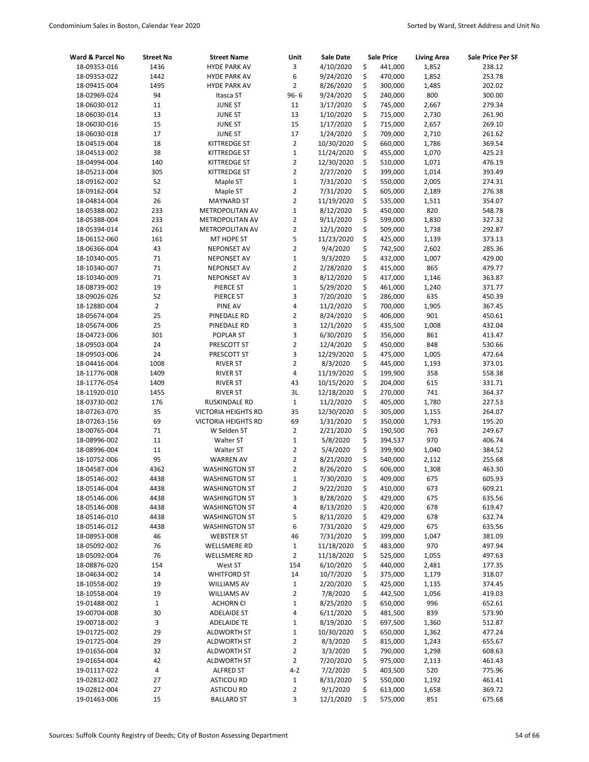| Ward & Parcel No | Street No | Street Name | Unit | Sale Date | Sale Price | Living Area | Sale Price Per SF |
|---|---|---|---|---|---|---|---|
| 18-09353-016 | 1436 | HYDE PARK AV | 3 | 4/10/2020 | $ 441,000 | 1,852 | 238.12 |
| 18-09353-022 | 1442 | HYDE PARK AV | 6 | 9/24/2020 | $ 470,000 | 1,852 | 253.78 |
| 18-09415-004 | 1495 | HYDE PARK AV | 2 | 8/26/2020 | $ 300,000 | 1,485 | 202.02 |
| 18-02969-024 | 94 | Itasca ST | 96- 6 | 9/24/2020 | $ 240,000 | 800 | 300.00 |
| 18-06030-012 | 11 | JUNE ST | 11 | 3/17/2020 | $ 745,000 | 2,667 | 279.34 |
| 18-06030-014 | 13 | JUNE ST | 13 | 1/10/2020 | $ 715,000 | 2,730 | 261.90 |
| 18-06030-016 | 15 | JUNE ST | 15 | 1/17/2020 | $ 715,000 | 2,657 | 269.10 |
| 18-06030-018 | 17 | JUNE ST | 17 | 1/24/2020 | $ 709,000 | 2,710 | 261.62 |
| 18-04519-004 | 18 | KITTREDGE ST | 2 | 10/30/2020 | $ 660,000 | 1,786 | 369.54 |
| 18-04513-002 | 38 | KITTREDGE ST | 1 | 11/24/2020 | $ 455,000 | 1,070 | 425.23 |
| 18-04994-004 | 140 | KITTREDGE ST | 2 | 12/30/2020 | $ 510,000 | 1,071 | 476.19 |
| 18-05213-004 | 305 | KITTREDGE ST | 2 | 2/27/2020 | $ 399,000 | 1,014 | 393.49 |
| 18-09162-002 | 52 | Maple ST | 1 | 7/31/2020 | $ 550,000 | 2,005 | 274.31 |
| 18-09162-004 | 52 | Maple ST | 2 | 7/31/2020 | $ 605,000 | 2,189 | 276.38 |
| 18-04814-004 | 26 | MAYNARD ST | 2 | 11/19/2020 | $ 535,000 | 1,511 | 354.07 |
| 18-05388-002 | 233 | METROPOLITAN AV | 1 | 8/12/2020 | $ 450,000 | 820 | 548.78 |
| 18-05388-004 | 233 | METROPOLITAN AV | 2 | 9/11/2020 | $ 599,000 | 1,830 | 327.32 |
| 18-05394-014 | 261 | METROPOLITAN AV | 2 | 12/1/2020 | $ 509,000 | 1,738 | 292.87 |
| 18-06152-060 | 161 | MT HOPE ST | 5 | 11/23/2020 | $ 425,000 | 1,139 | 373.13 |
| 18-06366-004 | 43 | NEPONSET AV | 2 | 9/4/2020 | $ 742,500 | 2,602 | 285.36 |
| 18-10340-005 | 71 | NEPONSET AV | 1 | 9/3/2020 | $ 432,000 | 1,007 | 429.00 |
| 18-10340-007 | 71 | NEPONSET AV | 2 | 2/28/2020 | $ 415,000 | 865 | 479.77 |
| 18-10340-009 | 71 | NEPONSET AV | 3 | 8/12/2020 | $ 417,000 | 1,146 | 363.87 |
| 18-08739-002 | 19 | PIERCE ST | 1 | 5/29/2020 | $ 461,000 | 1,240 | 371.77 |
| 18-09026-026 | 52 | PIERCE ST | 3 | 7/20/2020 | $ 286,000 | 635 | 450.39 |
| 18-12880-004 | 2 | PINE AV | 4 | 11/2/2020 | $ 700,000 | 1,905 | 367.45 |
| 18-05674-004 | 25 | PINEDALE RD | 2 | 8/24/2020 | $ 406,000 | 901 | 450.61 |
| 18-05674-006 | 25 | PINEDALE RD | 3 | 12/1/2020 | $ 435,500 | 1,008 | 432.04 |
| 18-04723-006 | 301 | POPLAR ST | 3 | 6/30/2020 | $ 356,000 | 861 | 413.47 |
| 18-09503-004 | 24 | PRESCOTT ST | 2 | 12/4/2020 | $ 450,000 | 848 | 530.66 |
| 18-09503-006 | 24 | PRESCOTT ST | 3 | 12/29/2020 | $ 475,000 | 1,005 | 472.64 |
| 18-04416-004 | 1008 | RIVER ST | 2 | 8/3/2020 | $ 445,000 | 1,193 | 373.01 |
| 18-11776-008 | 1409 | RIVER ST | 4 | 11/19/2020 | $ 199,900 | 358 | 558.38 |
| 18-11776-054 | 1409 | RIVER ST | 43 | 10/15/2020 | $ 204,000 | 615 | 331.71 |
| 18-11920-010 | 1455 | RIVER ST | 3L | 12/18/2020 | $ 270,000 | 741 | 364.37 |
| 18-03730-002 | 176 | RUSKINDALE RD | 1 | 11/2/2020 | $ 405,000 | 1,780 | 227.53 |
| 18-07263-070 | 35 | VICTORIA HEIGHTS RD | 35 | 12/30/2020 | $ 305,000 | 1,155 | 264.07 |
| 18-07263-156 | 69 | VICTORIA HEIGHTS RD | 69 | 1/31/2020 | $ 350,000 | 1,793 | 195.20 |
| 18-00765-004 | 71 | W Selden ST | 2 | 2/21/2020 | $ 190,500 | 763 | 249.67 |
| 18-08996-002 | 11 | Walter ST | 1 | 5/8/2020 | $ 394,537 | 970 | 406.74 |
| 18-08996-004 | 11 | Walter ST | 2 | 5/4/2020 | $ 399,900 | 1,040 | 384.52 |
| 18-10752-006 | 95 | WARREN AV | 2 | 8/21/2020 | $ 540,000 | 2,112 | 255.68 |
| 18-04587-004 | 4362 | WASHINGTON ST | 2 | 8/26/2020 | $ 606,000 | 1,308 | 463.30 |
| 18-05146-002 | 4438 | WASHINGTON ST | 1 | 7/30/2020 | $ 409,000 | 675 | 605.93 |
| 18-05146-004 | 4438 | WASHINGTON ST | 2 | 9/22/2020 | $ 410,000 | 673 | 609.21 |
| 18-05146-006 | 4438 | WASHINGTON ST | 3 | 8/28/2020 | $ 429,000 | 675 | 635.56 |
| 18-05146-008 | 4438 | WASHINGTON ST | 4 | 8/13/2020 | $ 420,000 | 678 | 619.47 |
| 18-05146-010 | 4438 | WASHINGTON ST | 5 | 8/11/2020 | $ 429,000 | 678 | 632.74 |
| 18-05146-012 | 4438 | WASHINGTON ST | 6 | 7/31/2020 | $ 429,000 | 675 | 635.56 |
| 18-08953-008 | 46 | WEBSTER ST | 46 | 7/31/2020 | $ 399,000 | 1,047 | 381.09 |
| 18-05092-002 | 76 | WELLSMERE RD | 1 | 11/18/2020 | $ 483,000 | 970 | 497.94 |
| 18-05092-004 | 76 | WELLSMERE RD | 2 | 11/18/2020 | $ 525,000 | 1,055 | 497.63 |
| 18-08876-020 | 154 | West ST | 154 | 6/10/2020 | $ 440,000 | 2,481 | 177.35 |
| 18-04634-002 | 14 | WHITFORD ST | 14 | 10/7/2020 | $ 375,000 | 1,179 | 318.07 |
| 18-10558-002 | 19 | WILLIAMS AV | 1 | 2/20/2020 | $ 425,000 | 1,135 | 374.45 |
| 18-10558-004 | 19 | WILLIAMS AV | 2 | 7/8/2020 | $ 442,500 | 1,056 | 419.03 |
| 19-01488-002 | 1 | ACHORN CI | 1 | 8/25/2020 | $ 650,000 | 996 | 652.61 |
| 19-00704-008 | 30 | ADELAIDE ST | 4 | 6/11/2020 | $ 481,500 | 839 | 573.90 |
| 19-00718-002 | 3 | ADELAIDE TE | 1 | 8/19/2020 | $ 697,500 | 1,360 | 512.87 |
| 19-01725-002 | 29 | ALDWORTH ST | 1 | 10/30/2020 | $ 650,000 | 1,362 | 477.24 |
| 19-01725-004 | 29 | ALDWORTH ST | 2 | 8/3/2020 | $ 815,000 | 1,243 | 655.67 |
| 19-01656-004 | 32 | ALDWORTH ST | 2 | 3/3/2020 | $ 790,000 | 1,298 | 608.63 |
| 19-01654-004 | 42 | ALDWORTH ST | 2 | 7/20/2020 | $ 975,000 | 2,113 | 461.43 |
| 19-01117-022 | 4 | ALFRED ST | 4-2 | 7/2/2020 | $ 403,500 | 520 | 775.96 |
| 19-02812-002 | 27 | ASTICOU RD | 1 | 8/31/2020 | $ 550,000 | 1,192 | 461.41 |
| 19-02812-004 | 27 | ASTICOU RD | 2 | 9/1/2020 | $ 613,000 | 1,658 | 369.72 |
| 19-01463-006 | 15 | BALLARD ST | 3 | 12/1/2020 | $ 575,000 | 851 | 675.68 |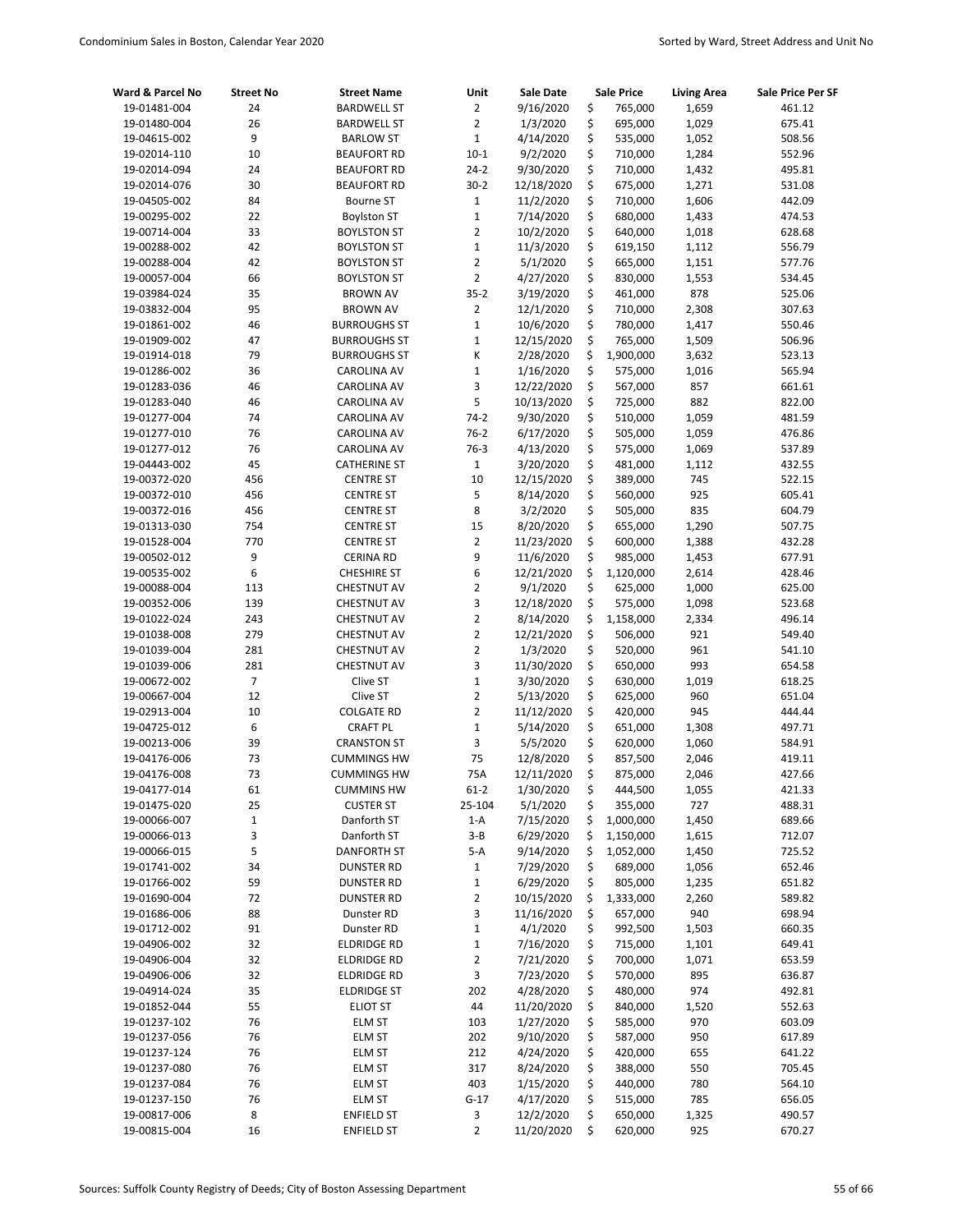| Ward & Parcel No | Street No | Street Name | Unit | Sale Date | Sale Price | Living Area | Sale Price Per SF |
|---|---|---|---|---|---|---|---|
| 19-01481-004 | 24 | BARDWELL ST | 2 | 9/16/2020 | $ 765,000 | 1,659 | 461.12 |
| 19-01480-004 | 26 | BARDWELL ST | 2 | 1/3/2020 | $ 695,000 | 1,029 | 675.41 |
| 19-04615-002 | 9 | BARLOW ST | 1 | 4/14/2020 | $ 535,000 | 1,052 | 508.56 |
| 19-02014-110 | 10 | BEAUFORT RD | 10-1 | 9/2/2020 | $ 710,000 | 1,284 | 552.96 |
| 19-02014-094 | 24 | BEAUFORT RD | 24-2 | 9/30/2020 | $ 710,000 | 1,432 | 495.81 |
| 19-02014-076 | 30 | BEAUFORT RD | 30-2 | 12/18/2020 | $ 675,000 | 1,271 | 531.08 |
| 19-04505-002 | 84 | Bourne ST | 1 | 11/2/2020 | $ 710,000 | 1,606 | 442.09 |
| 19-00295-002 | 22 | Boylston ST | 1 | 7/14/2020 | $ 680,000 | 1,433 | 474.53 |
| 19-00714-004 | 33 | BOYLSTON ST | 2 | 10/2/2020 | $ 640,000 | 1,018 | 628.68 |
| 19-00288-002 | 42 | BOYLSTON ST | 1 | 11/3/2020 | $ 619,150 | 1,112 | 556.79 |
| 19-00288-004 | 42 | BOYLSTON ST | 2 | 5/1/2020 | $ 665,000 | 1,151 | 577.76 |
| 19-00057-004 | 66 | BOYLSTON ST | 2 | 4/27/2020 | $ 830,000 | 1,553 | 534.45 |
| 19-03984-024 | 35 | BROWN AV | 35-2 | 3/19/2020 | $ 461,000 | 878 | 525.06 |
| 19-03832-004 | 95 | BROWN AV | 2 | 12/1/2020 | $ 710,000 | 2,308 | 307.63 |
| 19-01861-002 | 46 | BURROUGHS ST | 1 | 10/6/2020 | $ 780,000 | 1,417 | 550.46 |
| 19-01909-002 | 47 | BURROUGHS ST | 1 | 12/15/2020 | $ 765,000 | 1,509 | 506.96 |
| 19-01914-018 | 79 | BURROUGHS ST | K | 2/28/2020 | $ 1,900,000 | 3,632 | 523.13 |
| 19-01286-002 | 36 | CAROLINA AV | 1 | 1/16/2020 | $ 575,000 | 1,016 | 565.94 |
| 19-01283-036 | 46 | CAROLINA AV | 3 | 12/22/2020 | $ 567,000 | 857 | 661.61 |
| 19-01283-040 | 46 | CAROLINA AV | 5 | 10/13/2020 | $ 725,000 | 882 | 822.00 |
| 19-01277-004 | 74 | CAROLINA AV | 74-2 | 9/30/2020 | $ 510,000 | 1,059 | 481.59 |
| 19-01277-010 | 76 | CAROLINA AV | 76-2 | 6/17/2020 | $ 505,000 | 1,059 | 476.86 |
| 19-01277-012 | 76 | CAROLINA AV | 76-3 | 4/13/2020 | $ 575,000 | 1,069 | 537.89 |
| 19-04443-002 | 45 | CATHERINE ST | 1 | 3/20/2020 | $ 481,000 | 1,112 | 432.55 |
| 19-00372-020 | 456 | CENTRE ST | 10 | 12/15/2020 | $ 389,000 | 745 | 522.15 |
| 19-00372-010 | 456 | CENTRE ST | 5 | 8/14/2020 | $ 560,000 | 925 | 605.41 |
| 19-00372-016 | 456 | CENTRE ST | 8 | 3/2/2020 | $ 505,000 | 835 | 604.79 |
| 19-01313-030 | 754 | CENTRE ST | 15 | 8/20/2020 | $ 655,000 | 1,290 | 507.75 |
| 19-01528-004 | 770 | CENTRE ST | 2 | 11/23/2020 | $ 600,000 | 1,388 | 432.28 |
| 19-00502-012 | 9 | CERINA RD | 9 | 11/6/2020 | $ 985,000 | 1,453 | 677.91 |
| 19-00535-002 | 6 | CHESHIRE ST | 6 | 12/21/2020 | $ 1,120,000 | 2,614 | 428.46 |
| 19-00088-004 | 113 | CHESTNUT AV | 2 | 9/1/2020 | $ 625,000 | 1,000 | 625.00 |
| 19-00352-006 | 139 | CHESTNUT AV | 3 | 12/18/2020 | $ 575,000 | 1,098 | 523.68 |
| 19-01022-024 | 243 | CHESTNUT AV | 2 | 8/14/2020 | $ 1,158,000 | 2,334 | 496.14 |
| 19-01038-008 | 279 | CHESTNUT AV | 2 | 12/21/2020 | $ 506,000 | 921 | 549.40 |
| 19-01039-004 | 281 | CHESTNUT AV | 2 | 1/3/2020 | $ 520,000 | 961 | 541.10 |
| 19-01039-006 | 281 | CHESTNUT AV | 3 | 11/30/2020 | $ 650,000 | 993 | 654.58 |
| 19-00672-002 | 7 | Clive ST | 1 | 3/30/2020 | $ 630,000 | 1,019 | 618.25 |
| 19-00667-004 | 12 | Clive ST | 2 | 5/13/2020 | $ 625,000 | 960 | 651.04 |
| 19-02913-004 | 10 | COLGATE RD | 2 | 11/12/2020 | $ 420,000 | 945 | 444.44 |
| 19-04725-012 | 6 | CRAFT PL | 1 | 5/14/2020 | $ 651,000 | 1,308 | 497.71 |
| 19-00213-006 | 39 | CRANSTON ST | 3 | 5/5/2020 | $ 620,000 | 1,060 | 584.91 |
| 19-04176-006 | 73 | CUMMINGS HW | 75 | 12/8/2020 | $ 857,500 | 2,046 | 419.11 |
| 19-04176-008 | 73 | CUMMINGS HW | 75A | 12/11/2020 | $ 875,000 | 2,046 | 427.66 |
| 19-04177-014 | 61 | CUMMINS HW | 61-2 | 1/30/2020 | $ 444,500 | 1,055 | 421.33 |
| 19-01475-020 | 25 | CUSTER ST | 25-104 | 5/1/2020 | $ 355,000 | 727 | 488.31 |
| 19-00066-007 | 1 | Danforth ST | 1-A | 7/15/2020 | $ 1,000,000 | 1,450 | 689.66 |
| 19-00066-013 | 3 | Danforth ST | 3-B | 6/29/2020 | $ 1,150,000 | 1,615 | 712.07 |
| 19-00066-015 | 5 | DANFORTH ST | 5-A | 9/14/2020 | $ 1,052,000 | 1,450 | 725.52 |
| 19-01741-002 | 34 | DUNSTER RD | 1 | 7/29/2020 | $ 689,000 | 1,056 | 652.46 |
| 19-01766-002 | 59 | DUNSTER RD | 1 | 6/29/2020 | $ 805,000 | 1,235 | 651.82 |
| 19-01690-004 | 72 | DUNSTER RD | 2 | 10/15/2020 | $ 1,333,000 | 2,260 | 589.82 |
| 19-01686-006 | 88 | Dunster RD | 3 | 11/16/2020 | $ 657,000 | 940 | 698.94 |
| 19-01712-002 | 91 | Dunster RD | 1 | 4/1/2020 | $ 992,500 | 1,503 | 660.35 |
| 19-04906-002 | 32 | ELDRIDGE RD | 1 | 7/16/2020 | $ 715,000 | 1,101 | 649.41 |
| 19-04906-004 | 32 | ELDRIDGE RD | 2 | 7/21/2020 | $ 700,000 | 1,071 | 653.59 |
| 19-04906-006 | 32 | ELDRIDGE RD | 3 | 7/23/2020 | $ 570,000 | 895 | 636.87 |
| 19-04914-024 | 35 | ELDRIDGE ST | 202 | 4/28/2020 | $ 480,000 | 974 | 492.81 |
| 19-01852-044 | 55 | ELIOT ST | 44 | 11/20/2020 | $ 840,000 | 1,520 | 552.63 |
| 19-01237-102 | 76 | ELM ST | 103 | 1/27/2020 | $ 585,000 | 970 | 603.09 |
| 19-01237-056 | 76 | ELM ST | 202 | 9/10/2020 | $ 587,000 | 950 | 617.89 |
| 19-01237-124 | 76 | ELM ST | 212 | 4/24/2020 | $ 420,000 | 655 | 641.22 |
| 19-01237-080 | 76 | ELM ST | 317 | 8/24/2020 | $ 388,000 | 550 | 705.45 |
| 19-01237-084 | 76 | ELM ST | 403 | 1/15/2020 | $ 440,000 | 780 | 564.10 |
| 19-01237-150 | 76 | ELM ST | G-17 | 4/17/2020 | $ 515,000 | 785 | 656.05 |
| 19-00817-006 | 8 | ENFIELD ST | 3 | 12/2/2020 | $ 650,000 | 1,325 | 490.57 |
| 19-00815-004 | 16 | ENFIELD ST | 2 | 11/20/2020 | $ 620,000 | 925 | 670.27 |

Sources: Suffolk County Registry of Deeds; City of Boston Assessing Department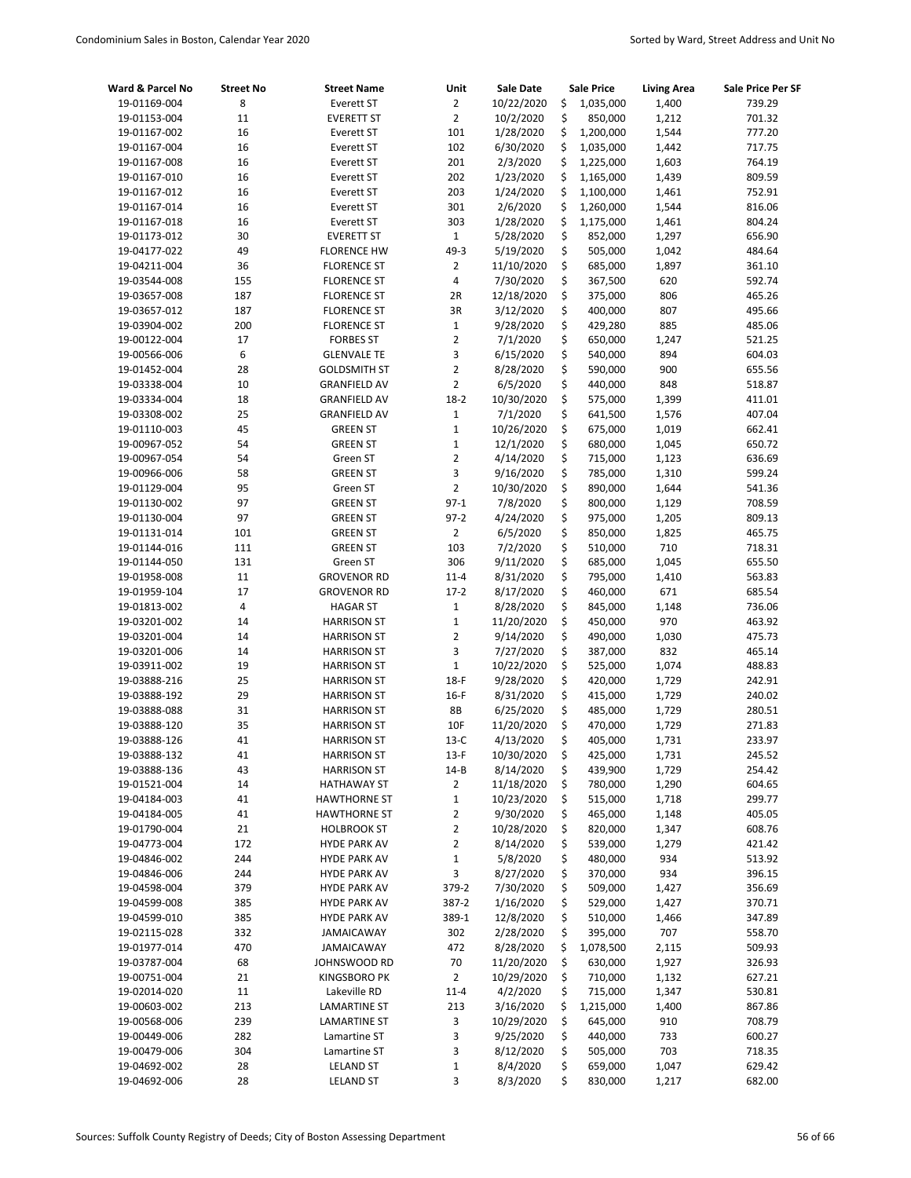| Ward & Parcel No | Street No | Street Name | Unit | Sale Date | Sale Price | Living Area | Sale Price Per SF |
|---|---|---|---|---|---|---|---|
| 19-01169-004 | 8 | Everett ST | 2 | 10/22/2020 | $ 1,035,000 | 1,400 | 739.29 |
| 19-01153-004 | 11 | EVERETT ST | 2 | 10/2/2020 | $ 850,000 | 1,212 | 701.32 |
| 19-01167-002 | 16 | Everett ST | 101 | 1/28/2020 | $ 1,200,000 | 1,544 | 777.20 |
| 19-01167-004 | 16 | Everett ST | 102 | 6/30/2020 | $ 1,035,000 | 1,442 | 717.75 |
| 19-01167-008 | 16 | Everett ST | 201 | 2/3/2020 | $ 1,225,000 | 1,603 | 764.19 |
| 19-01167-010 | 16 | Everett ST | 202 | 1/23/2020 | $ 1,165,000 | 1,439 | 809.59 |
| 19-01167-012 | 16 | Everett ST | 203 | 1/24/2020 | $ 1,100,000 | 1,461 | 752.91 |
| 19-01167-014 | 16 | Everett ST | 301 | 2/6/2020 | $ 1,260,000 | 1,544 | 816.06 |
| 19-01167-018 | 16 | Everett ST | 303 | 1/28/2020 | $ 1,175,000 | 1,461 | 804.24 |
| 19-01173-012 | 30 | EVERETT ST | 1 | 5/28/2020 | $ 852,000 | 1,297 | 656.90 |
| 19-04177-022 | 49 | FLORENCE HW | 49-3 | 5/19/2020 | $ 505,000 | 1,042 | 484.64 |
| 19-04211-004 | 36 | FLORENCE ST | 2 | 11/10/2020 | $ 685,000 | 1,897 | 361.10 |
| 19-03544-008 | 155 | FLORENCE ST | 4 | 7/30/2020 | $ 367,500 | 620 | 592.74 |
| 19-03657-008 | 187 | FLORENCE ST | 2R | 12/18/2020 | $ 375,000 | 806 | 465.26 |
| 19-03657-012 | 187 | FLORENCE ST | 3R | 3/12/2020 | $ 400,000 | 807 | 495.66 |
| 19-03904-002 | 200 | FLORENCE ST | 1 | 9/28/2020 | $ 429,280 | 885 | 485.06 |
| 19-00122-004 | 17 | FORBES ST | 2 | 7/1/2020 | $ 650,000 | 1,247 | 521.25 |
| 19-00566-006 | 6 | GLENVALE TE | 3 | 6/15/2020 | $ 540,000 | 894 | 604.03 |
| 19-01452-004 | 28 | GOLDSMITH ST | 2 | 8/28/2020 | $ 590,000 | 900 | 655.56 |
| 19-03338-004 | 10 | GRANFIELD AV | 2 | 6/5/2020 | $ 440,000 | 848 | 518.87 |
| 19-03334-004 | 18 | GRANFIELD AV | 18-2 | 10/30/2020 | $ 575,000 | 1,399 | 411.01 |
| 19-03308-002 | 25 | GRANFIELD AV | 1 | 7/1/2020 | $ 641,500 | 1,576 | 407.04 |
| 19-01110-003 | 45 | GREEN ST | 1 | 10/26/2020 | $ 675,000 | 1,019 | 662.41 |
| 19-00967-052 | 54 | GREEN ST | 1 | 12/1/2020 | $ 680,000 | 1,045 | 650.72 |
| 19-00967-054 | 54 | Green ST | 2 | 4/14/2020 | $ 715,000 | 1,123 | 636.69 |
| 19-00966-006 | 58 | GREEN ST | 3 | 9/16/2020 | $ 785,000 | 1,310 | 599.24 |
| 19-01129-004 | 95 | Green ST | 2 | 10/30/2020 | $ 890,000 | 1,644 | 541.36 |
| 19-01130-002 | 97 | GREEN ST | 97-1 | 7/8/2020 | $ 800,000 | 1,129 | 708.59 |
| 19-01130-004 | 97 | GREEN ST | 97-2 | 4/24/2020 | $ 975,000 | 1,205 | 809.13 |
| 19-01131-014 | 101 | GREEN ST | 2 | 6/5/2020 | $ 850,000 | 1,825 | 465.75 |
| 19-01144-016 | 111 | GREEN ST | 103 | 7/2/2020 | $ 510,000 | 710 | 718.31 |
| 19-01144-050 | 131 | Green ST | 306 | 9/11/2020 | $ 685,000 | 1,045 | 655.50 |
| 19-01958-008 | 11 | GROVENOR RD | 11-4 | 8/31/2020 | $ 795,000 | 1,410 | 563.83 |
| 19-01959-104 | 17 | GROVENOR RD | 17-2 | 8/17/2020 | $ 460,000 | 671 | 685.54 |
| 19-01813-002 | 4 | HAGAR ST | 1 | 8/28/2020 | $ 845,000 | 1,148 | 736.06 |
| 19-03201-002 | 14 | HARRISON ST | 1 | 11/20/2020 | $ 450,000 | 970 | 463.92 |
| 19-03201-004 | 14 | HARRISON ST | 2 | 9/14/2020 | $ 490,000 | 1,030 | 475.73 |
| 19-03201-006 | 14 | HARRISON ST | 3 | 7/27/2020 | $ 387,000 | 832 | 465.14 |
| 19-03911-002 | 19 | HARRISON ST | 1 | 10/22/2020 | $ 525,000 | 1,074 | 488.83 |
| 19-03888-216 | 25 | HARRISON ST | 18-F | 9/28/2020 | $ 420,000 | 1,729 | 242.91 |
| 19-03888-192 | 29 | HARRISON ST | 16-F | 8/31/2020 | $ 415,000 | 1,729 | 240.02 |
| 19-03888-088 | 31 | HARRISON ST | 8B | 6/25/2020 | $ 485,000 | 1,729 | 280.51 |
| 19-03888-120 | 35 | HARRISON ST | 10F | 11/20/2020 | $ 470,000 | 1,729 | 271.83 |
| 19-03888-126 | 41 | HARRISON ST | 13-C | 4/13/2020 | $ 405,000 | 1,731 | 233.97 |
| 19-03888-132 | 41 | HARRISON ST | 13-F | 10/30/2020 | $ 425,000 | 1,731 | 245.52 |
| 19-03888-136 | 43 | HARRISON ST | 14-B | 8/14/2020 | $ 439,900 | 1,729 | 254.42 |
| 19-01521-004 | 14 | HATHAWAY ST | 2 | 11/18/2020 | $ 780,000 | 1,290 | 604.65 |
| 19-04184-003 | 41 | HAWTHORNE ST | 1 | 10/23/2020 | $ 515,000 | 1,718 | 299.77 |
| 19-04184-005 | 41 | HAWTHORNE ST | 2 | 9/30/2020 | $ 465,000 | 1,148 | 405.05 |
| 19-01790-004 | 21 | HOLBROOK ST | 2 | 10/28/2020 | $ 820,000 | 1,347 | 608.76 |
| 19-04773-004 | 172 | HYDE PARK AV | 2 | 8/14/2020 | $ 539,000 | 1,279 | 421.42 |
| 19-04846-002 | 244 | HYDE PARK AV | 1 | 5/8/2020 | $ 480,000 | 934 | 513.92 |
| 19-04846-006 | 244 | HYDE PARK AV | 3 | 8/27/2020 | $ 370,000 | 934 | 396.15 |
| 19-04598-004 | 379 | HYDE PARK AV | 379-2 | 7/30/2020 | $ 509,000 | 1,427 | 356.69 |
| 19-04599-008 | 385 | HYDE PARK AV | 387-2 | 1/16/2020 | $ 529,000 | 1,427 | 370.71 |
| 19-04599-010 | 385 | HYDE PARK AV | 389-1 | 12/8/2020 | $ 510,000 | 1,466 | 347.89 |
| 19-02115-028 | 332 | JAMAICAWAY | 302 | 2/28/2020 | $ 395,000 | 707 | 558.70 |
| 19-01977-014 | 470 | JAMAICAWAY | 472 | 8/28/2020 | $ 1,078,500 | 2,115 | 509.93 |
| 19-03787-004 | 68 | JOHNSWOOD RD | 70 | 11/20/2020 | $ 630,000 | 1,927 | 326.93 |
| 19-00751-004 | 21 | KINGSBORO PK | 2 | 10/29/2020 | $ 710,000 | 1,132 | 627.21 |
| 19-02014-020 | 11 | Lakeville RD | 11-4 | 4/2/2020 | $ 715,000 | 1,347 | 530.81 |
| 19-00603-002 | 213 | LAMARTINE ST | 213 | 3/16/2020 | $ 1,215,000 | 1,400 | 867.86 |
| 19-00568-006 | 239 | LAMARTINE ST | 3 | 10/29/2020 | $ 645,000 | 910 | 708.79 |
| 19-00449-006 | 282 | Lamartine ST | 3 | 9/25/2020 | $ 440,000 | 733 | 600.27 |
| 19-00479-006 | 304 | Lamartine ST | 3 | 8/12/2020 | $ 505,000 | 703 | 718.35 |
| 19-04692-002 | 28 | LELAND ST | 1 | 8/4/2020 | $ 659,000 | 1,047 | 629.42 |
| 19-04692-006 | 28 | LELAND ST | 3 | 8/3/2020 | $ 830,000 | 1,217 | 682.00 |

Sources: Suffolk County Registry of Deeds; City of Boston Assessing Department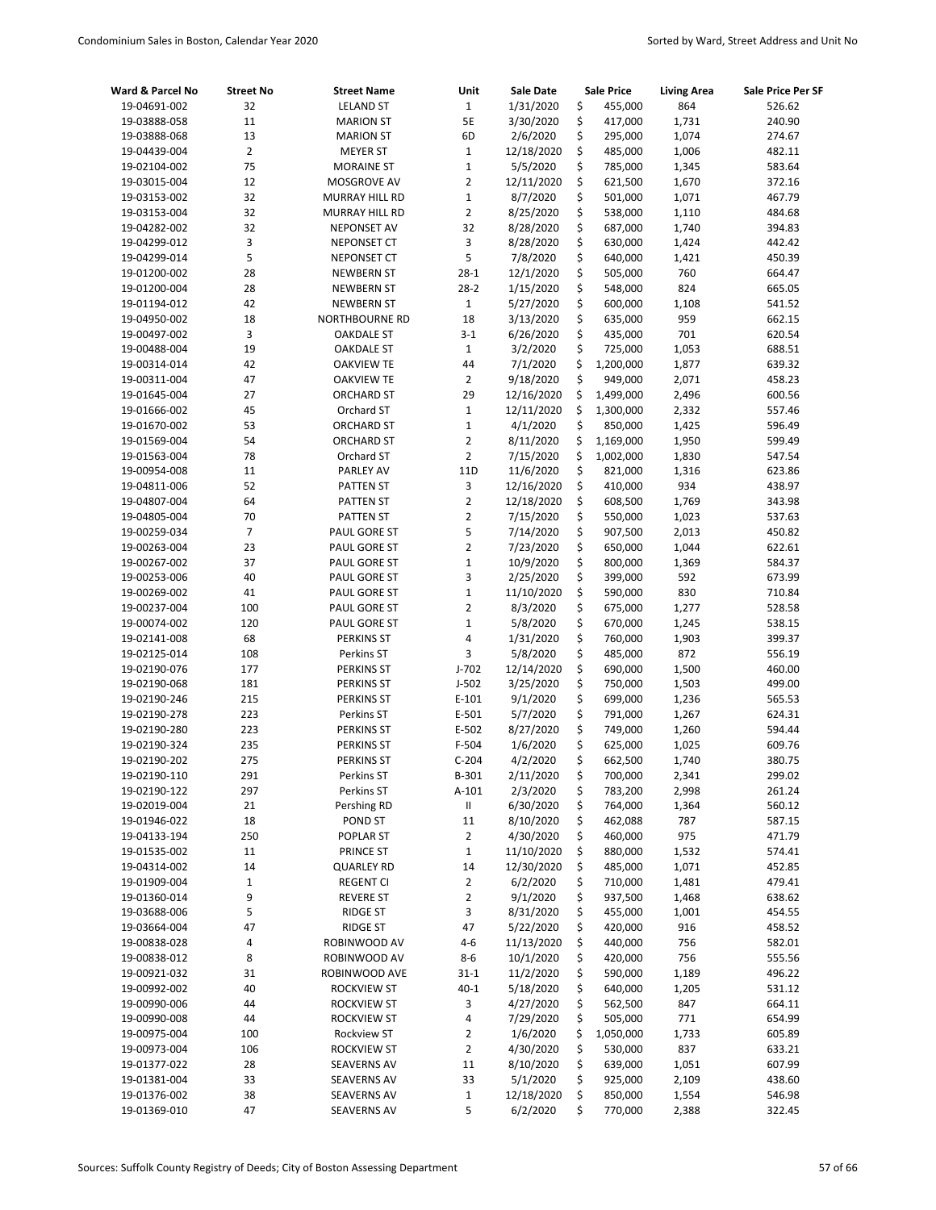| Ward & Parcel No | Street No | Street Name | Unit | Sale Date | Sale Price | Living Area | Sale Price Per SF |
|---|---|---|---|---|---|---|---|
| 19-04691-002 | 32 | LELAND ST | 1 | 1/31/2020 | $ 455,000 | 864 | 526.62 |
| 19-03888-058 | 11 | MARION ST | 5E | 3/30/2020 | $ 417,000 | 1,731 | 240.90 |
| 19-03888-068 | 13 | MARION ST | 6D | 2/6/2020 | $ 295,000 | 1,074 | 274.67 |
| 19-04439-004 | 2 | MEYER ST | 1 | 12/18/2020 | $ 485,000 | 1,006 | 482.11 |
| 19-02104-002 | 75 | MORAINE ST | 1 | 5/5/2020 | $ 785,000 | 1,345 | 583.64 |
| 19-03015-004 | 12 | MOSGROVE AV | 2 | 12/11/2020 | $ 621,500 | 1,670 | 372.16 |
| 19-03153-002 | 32 | MURRAY HILL RD | 1 | 8/7/2020 | $ 501,000 | 1,071 | 467.79 |
| 19-03153-004 | 32 | MURRAY HILL RD | 2 | 8/25/2020 | $ 538,000 | 1,110 | 484.68 |
| 19-04282-002 | 32 | NEPONSET AV | 32 | 8/28/2020 | $ 687,000 | 1,740 | 394.83 |
| 19-04299-012 | 3 | NEPONSET CT | 3 | 8/28/2020 | $ 630,000 | 1,424 | 442.42 |
| 19-04299-014 | 5 | NEPONSET CT | 5 | 7/8/2020 | $ 640,000 | 1,421 | 450.39 |
| 19-01200-002 | 28 | NEWBERN ST | 28-1 | 12/1/2020 | $ 505,000 | 760 | 664.47 |
| 19-01200-004 | 28 | NEWBERN ST | 28-2 | 1/15/2020 | $ 548,000 | 824 | 665.05 |
| 19-01194-012 | 42 | NEWBERN ST | 1 | 5/27/2020 | $ 600,000 | 1,108 | 541.52 |
| 19-04950-002 | 18 | NORTHBOURNE RD | 18 | 3/13/2020 | $ 635,000 | 959 | 662.15 |
| 19-00497-002 | 3 | OAKDALE ST | 3-1 | 6/26/2020 | $ 435,000 | 701 | 620.54 |
| 19-00488-004 | 19 | OAKDALE ST | 1 | 3/2/2020 | $ 725,000 | 1,053 | 688.51 |
| 19-00314-014 | 42 | OAKVIEW TE | 44 | 7/1/2020 | $ 1,200,000 | 1,877 | 639.32 |
| 19-00311-004 | 47 | OAKVIEW TE | 2 | 9/18/2020 | $ 949,000 | 2,071 | 458.23 |
| 19-01645-004 | 27 | ORCHARD ST | 29 | 12/16/2020 | $ 1,499,000 | 2,496 | 600.56 |
| 19-01666-002 | 45 | Orchard ST | 1 | 12/11/2020 | $ 1,300,000 | 2,332 | 557.46 |
| 19-01670-002 | 53 | ORCHARD ST | 1 | 4/1/2020 | $ 850,000 | 1,425 | 596.49 |
| 19-01569-004 | 54 | ORCHARD ST | 2 | 8/11/2020 | $ 1,169,000 | 1,950 | 599.49 |
| 19-01563-004 | 78 | Orchard ST | 2 | 7/15/2020 | $ 1,002,000 | 1,830 | 547.54 |
| 19-00954-008 | 11 | PARLEY AV | 11D | 11/6/2020 | $ 821,000 | 1,316 | 623.86 |
| 19-04811-006 | 52 | PATTEN ST | 3 | 12/16/2020 | $ 410,000 | 934 | 438.97 |
| 19-04807-004 | 64 | PATTEN ST | 2 | 12/18/2020 | $ 608,500 | 1,769 | 343.98 |
| 19-04805-004 | 70 | PATTEN ST | 2 | 7/15/2020 | $ 550,000 | 1,023 | 537.63 |
| 19-00259-034 | 7 | PAUL GORE ST | 5 | 7/14/2020 | $ 907,500 | 2,013 | 450.82 |
| 19-00263-004 | 23 | PAUL GORE ST | 2 | 7/23/2020 | $ 650,000 | 1,044 | 622.61 |
| 19-00267-002 | 37 | PAUL GORE ST | 1 | 10/9/2020 | $ 800,000 | 1,369 | 584.37 |
| 19-00253-006 | 40 | PAUL GORE ST | 3 | 2/25/2020 | $ 399,000 | 592 | 673.99 |
| 19-00269-002 | 41 | PAUL GORE ST | 1 | 11/10/2020 | $ 590,000 | 830 | 710.84 |
| 19-00237-004 | 100 | PAUL GORE ST | 2 | 8/3/2020 | $ 675,000 | 1,277 | 528.58 |
| 19-00074-002 | 120 | PAUL GORE ST | 1 | 5/8/2020 | $ 670,000 | 1,245 | 538.15 |
| 19-02141-008 | 68 | PERKINS ST | 4 | 1/31/2020 | $ 760,000 | 1,903 | 399.37 |
| 19-02125-014 | 108 | Perkins ST | 3 | 5/8/2020 | $ 485,000 | 872 | 556.19 |
| 19-02190-076 | 177 | PERKINS ST | J-702 | 12/14/2020 | $ 690,000 | 1,500 | 460.00 |
| 19-02190-068 | 181 | PERKINS ST | J-502 | 3/25/2020 | $ 750,000 | 1,503 | 499.00 |
| 19-02190-246 | 215 | PERKINS ST | E-101 | 9/1/2020 | $ 699,000 | 1,236 | 565.53 |
| 19-02190-278 | 223 | Perkins ST | E-501 | 5/7/2020 | $ 791,000 | 1,267 | 624.31 |
| 19-02190-280 | 223 | PERKINS ST | E-502 | 8/27/2020 | $ 749,000 | 1,260 | 594.44 |
| 19-02190-324 | 235 | PERKINS ST | F-504 | 1/6/2020 | $ 625,000 | 1,025 | 609.76 |
| 19-02190-202 | 275 | PERKINS ST | C-204 | 4/2/2020 | $ 662,500 | 1,740 | 380.75 |
| 19-02190-110 | 291 | Perkins ST | B-301 | 2/11/2020 | $ 700,000 | 2,341 | 299.02 |
| 19-02190-122 | 297 | Perkins ST | A-101 | 2/3/2020 | $ 783,200 | 2,998 | 261.24 |
| 19-02019-004 | 21 | Pershing RD | II | 6/30/2020 | $ 764,000 | 1,364 | 560.12 |
| 19-01946-022 | 18 | POND ST | 11 | 8/10/2020 | $ 462,088 | 787 | 587.15 |
| 19-04133-194 | 250 | POPLAR ST | 2 | 4/30/2020 | $ 460,000 | 975 | 471.79 |
| 19-01535-002 | 11 | PRINCE ST | 1 | 11/10/2020 | $ 880,000 | 1,532 | 574.41 |
| 19-04314-002 | 14 | QUARLEY RD | 14 | 12/30/2020 | $ 485,000 | 1,071 | 452.85 |
| 19-01909-004 | 1 | REGENT CI | 2 | 6/2/2020 | $ 710,000 | 1,481 | 479.41 |
| 19-01360-014 | 9 | REVERE ST | 2 | 9/1/2020 | $ 937,500 | 1,468 | 638.62 |
| 19-03688-006 | 5 | RIDGE ST | 3 | 8/31/2020 | $ 455,000 | 1,001 | 454.55 |
| 19-03664-004 | 47 | RIDGE ST | 47 | 5/22/2020 | $ 420,000 | 916 | 458.52 |
| 19-00838-028 | 4 | ROBINWOOD AV | 4-6 | 11/13/2020 | $ 440,000 | 756 | 582.01 |
| 19-00838-012 | 8 | ROBINWOOD AV | 8-6 | 10/1/2020 | $ 420,000 | 756 | 555.56 |
| 19-00921-032 | 31 | ROBINWOOD AVE | 31-1 | 11/2/2020 | $ 590,000 | 1,189 | 496.22 |
| 19-00992-002 | 40 | ROCKVIEW ST | 40-1 | 5/18/2020 | $ 640,000 | 1,205 | 531.12 |
| 19-00990-006 | 44 | ROCKVIEW ST | 3 | 4/27/2020 | $ 562,500 | 847 | 664.11 |
| 19-00990-008 | 44 | ROCKVIEW ST | 4 | 7/29/2020 | $ 505,000 | 771 | 654.99 |
| 19-00975-004 | 100 | Rockview ST | 2 | 1/6/2020 | $ 1,050,000 | 1,733 | 605.89 |
| 19-00973-004 | 106 | ROCKVIEW ST | 2 | 4/30/2020 | $ 530,000 | 837 | 633.21 |
| 19-01377-022 | 28 | SEAVERNS AV | 11 | 8/10/2020 | $ 639,000 | 1,051 | 607.99 |
| 19-01381-004 | 33 | SEAVERNS AV | 33 | 5/1/2020 | $ 925,000 | 2,109 | 438.60 |
| 19-01376-002 | 38 | SEAVERNS AV | 1 | 12/18/2020 | $ 850,000 | 1,554 | 546.98 |
| 19-01369-010 | 47 | SEAVERNS AV | 5 | 6/2/2020 | $ 770,000 | 2,388 | 322.45 |

Sources: Suffolk County Registry of Deeds; City of Boston Assessing Department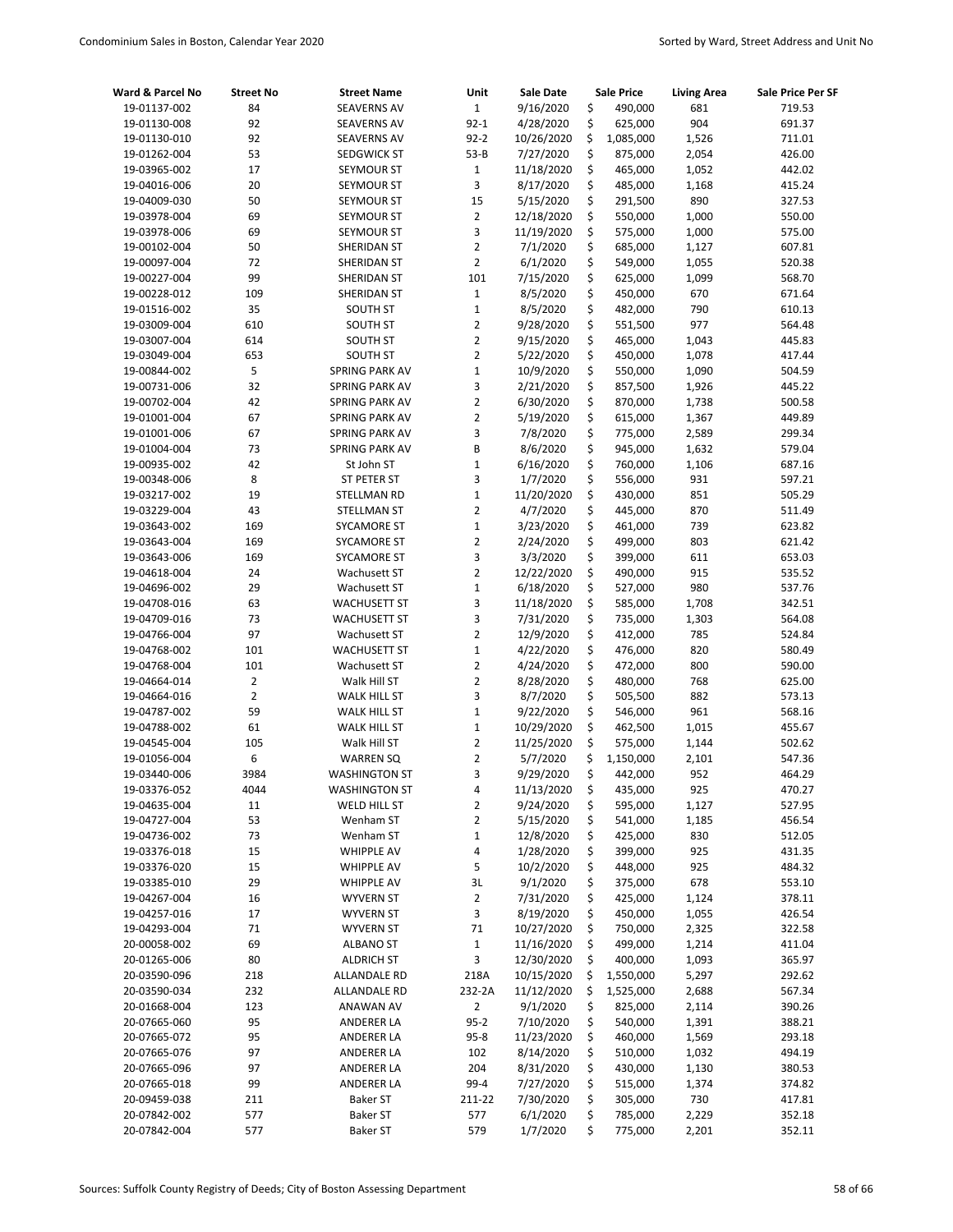| Ward & Parcel No | Street No | Street Name | Unit | Sale Date | Sale Price | Living Area | Sale Price Per SF |
|---|---|---|---|---|---|---|---|
| 19-01137-002 | 84 | SEAVERNS AV | 1 | 9/16/2020 | $ 490,000 | 681 | 719.53 |
| 19-01130-008 | 92 | SEAVERNS AV | 92-1 | 4/28/2020 | $ 625,000 | 904 | 691.37 |
| 19-01130-010 | 92 | SEAVERNS AV | 92-2 | 10/26/2020 | $ 1,085,000 | 1,526 | 711.01 |
| 19-01262-004 | 53 | SEDGWICK ST | 53-B | 7/27/2020 | $ 875,000 | 2,054 | 426.00 |
| 19-03965-002 | 17 | SEYMOUR ST | 1 | 11/18/2020 | $ 465,000 | 1,052 | 442.02 |
| 19-04016-006 | 20 | SEYMOUR ST | 3 | 8/17/2020 | $ 485,000 | 1,168 | 415.24 |
| 19-04009-030 | 50 | SEYMOUR ST | 15 | 5/15/2020 | $ 291,500 | 890 | 327.53 |
| 19-03978-004 | 69 | SEYMOUR ST | 2 | 12/18/2020 | $ 550,000 | 1,000 | 550.00 |
| 19-03978-006 | 69 | SEYMOUR ST | 3 | 11/19/2020 | $ 575,000 | 1,000 | 575.00 |
| 19-00102-004 | 50 | SHERIDAN ST | 2 | 7/1/2020 | $ 685,000 | 1,127 | 607.81 |
| 19-00097-004 | 72 | SHERIDAN ST | 2 | 6/1/2020 | $ 549,000 | 1,055 | 520.38 |
| 19-00227-004 | 99 | SHERIDAN ST | 101 | 7/15/2020 | $ 625,000 | 1,099 | 568.70 |
| 19-00228-012 | 109 | SHERIDAN ST | 1 | 8/5/2020 | $ 450,000 | 670 | 671.64 |
| 19-01516-002 | 35 | SOUTH ST | 1 | 8/5/2020 | $ 482,000 | 790 | 610.13 |
| 19-03009-004 | 610 | SOUTH ST | 2 | 9/28/2020 | $ 551,500 | 977 | 564.48 |
| 19-03007-004 | 614 | SOUTH ST | 2 | 9/15/2020 | $ 465,000 | 1,043 | 445.83 |
| 19-03049-004 | 653 | SOUTH ST | 2 | 5/22/2020 | $ 450,000 | 1,078 | 417.44 |
| 19-00844-002 | 5 | SPRING PARK AV | 1 | 10/9/2020 | $ 550,000 | 1,090 | 504.59 |
| 19-00731-006 | 32 | SPRING PARK AV | 3 | 2/21/2020 | $ 857,500 | 1,926 | 445.22 |
| 19-00702-004 | 42 | SPRING PARK AV | 2 | 6/30/2020 | $ 870,000 | 1,738 | 500.58 |
| 19-01001-004 | 67 | SPRING PARK AV | 2 | 5/19/2020 | $ 615,000 | 1,367 | 449.89 |
| 19-01001-006 | 67 | SPRING PARK AV | 3 | 7/8/2020 | $ 775,000 | 2,589 | 299.34 |
| 19-01004-004 | 73 | SPRING PARK AV | B | 8/6/2020 | $ 945,000 | 1,632 | 579.04 |
| 19-00935-002 | 42 | St John ST | 1 | 6/16/2020 | $ 760,000 | 1,106 | 687.16 |
| 19-00348-006 | 8 | ST PETER ST | 3 | 1/7/2020 | $ 556,000 | 931 | 597.21 |
| 19-03217-002 | 19 | STELLMAN RD | 1 | 11/20/2020 | $ 430,000 | 851 | 505.29 |
| 19-03229-004 | 43 | STELLMAN ST | 2 | 4/7/2020 | $ 445,000 | 870 | 511.49 |
| 19-03643-002 | 169 | SYCAMORE ST | 1 | 3/23/2020 | $ 461,000 | 739 | 623.82 |
| 19-03643-004 | 169 | SYCAMORE ST | 2 | 2/24/2020 | $ 499,000 | 803 | 621.42 |
| 19-03643-006 | 169 | SYCAMORE ST | 3 | 3/3/2020 | $ 399,000 | 611 | 653.03 |
| 19-04618-004 | 24 | Wachusett ST | 2 | 12/22/2020 | $ 490,000 | 915 | 535.52 |
| 19-04696-002 | 29 | Wachusett ST | 1 | 6/18/2020 | $ 527,000 | 980 | 537.76 |
| 19-04708-016 | 63 | WACHUSETT ST | 3 | 11/18/2020 | $ 585,000 | 1,708 | 342.51 |
| 19-04709-016 | 73 | WACHUSETT ST | 3 | 7/31/2020 | $ 735,000 | 1,303 | 564.08 |
| 19-04766-004 | 97 | Wachusett ST | 2 | 12/9/2020 | $ 412,000 | 785 | 524.84 |
| 19-04768-002 | 101 | WACHUSETT ST | 1 | 4/22/2020 | $ 476,000 | 820 | 580.49 |
| 19-04768-004 | 101 | Wachusett ST | 2 | 4/24/2020 | $ 472,000 | 800 | 590.00 |
| 19-04664-014 | 2 | Walk Hill ST | 2 | 8/28/2020 | $ 480,000 | 768 | 625.00 |
| 19-04664-016 | 2 | WALK HILL ST | 3 | 8/7/2020 | $ 505,500 | 882 | 573.13 |
| 19-04787-002 | 59 | WALK HILL ST | 1 | 9/22/2020 | $ 546,000 | 961 | 568.16 |
| 19-04788-002 | 61 | WALK HILL ST | 1 | 10/29/2020 | $ 462,500 | 1,015 | 455.67 |
| 19-04545-004 | 105 | Walk Hill ST | 2 | 11/25/2020 | $ 575,000 | 1,144 | 502.62 |
| 19-01056-004 | 6 | WARREN SQ | 2 | 5/7/2020 | $ 1,150,000 | 2,101 | 547.36 |
| 19-03440-006 | 3984 | WASHINGTON ST | 3 | 9/29/2020 | $ 442,000 | 952 | 464.29 |
| 19-03376-052 | 4044 | WASHINGTON ST | 4 | 11/13/2020 | $ 435,000 | 925 | 470.27 |
| 19-04635-004 | 11 | WELD HILL ST | 2 | 9/24/2020 | $ 595,000 | 1,127 | 527.95 |
| 19-04727-004 | 53 | Wenham ST | 2 | 5/15/2020 | $ 541,000 | 1,185 | 456.54 |
| 19-04736-002 | 73 | Wenham ST | 1 | 12/8/2020 | $ 425,000 | 830 | 512.05 |
| 19-03376-018 | 15 | WHIPPLE AV | 4 | 1/28/2020 | $ 399,000 | 925 | 431.35 |
| 19-03376-020 | 15 | WHIPPLE AV | 5 | 10/2/2020 | $ 448,000 | 925 | 484.32 |
| 19-03385-010 | 29 | WHIPPLE AV | 3L | 9/1/2020 | $ 375,000 | 678 | 553.10 |
| 19-04267-004 | 16 | WYVERN ST | 2 | 7/31/2020 | $ 425,000 | 1,124 | 378.11 |
| 19-04257-016 | 17 | WYVERN ST | 3 | 8/19/2020 | $ 450,000 | 1,055 | 426.54 |
| 19-04293-004 | 71 | WYVERN ST | 71 | 10/27/2020 | $ 750,000 | 2,325 | 322.58 |
| 20-00058-002 | 69 | ALBANO ST | 1 | 11/16/2020 | $ 499,000 | 1,214 | 411.04 |
| 20-01265-006 | 80 | ALDRICH ST | 3 | 12/30/2020 | $ 400,000 | 1,093 | 365.97 |
| 20-03590-096 | 218 | ALLANDALE RD | 218A | 10/15/2020 | $ 1,550,000 | 5,297 | 292.62 |
| 20-03590-034 | 232 | ALLANDALE RD | 232-2A | 11/12/2020 | $ 1,525,000 | 2,688 | 567.34 |
| 20-01668-004 | 123 | ANAWAN AV | 2 | 9/1/2020 | $ 825,000 | 2,114 | 390.26 |
| 20-07665-060 | 95 | ANDERER LA | 95-2 | 7/10/2020 | $ 540,000 | 1,391 | 388.21 |
| 20-07665-072 | 95 | ANDERER LA | 95-8 | 11/23/2020 | $ 460,000 | 1,569 | 293.18 |
| 20-07665-076 | 97 | ANDERER LA | 102 | 8/14/2020 | $ 510,000 | 1,032 | 494.19 |
| 20-07665-096 | 97 | ANDERER LA | 204 | 8/31/2020 | $ 430,000 | 1,130 | 380.53 |
| 20-07665-018 | 99 | ANDERER LA | 99-4 | 7/27/2020 | $ 515,000 | 1,374 | 374.82 |
| 20-09459-038 | 211 | Baker ST | 211-22 | 7/30/2020 | $ 305,000 | 730 | 417.81 |
| 20-07842-002 | 577 | Baker ST | 577 | 6/1/2020 | $ 785,000 | 2,229 | 352.18 |
| 20-07842-004 | 577 | Baker ST | 579 | 1/7/2020 | $ 775,000 | 2,201 | 352.11 |

Sources: Suffolk County Registry of Deeds; City of Boston Assessing Department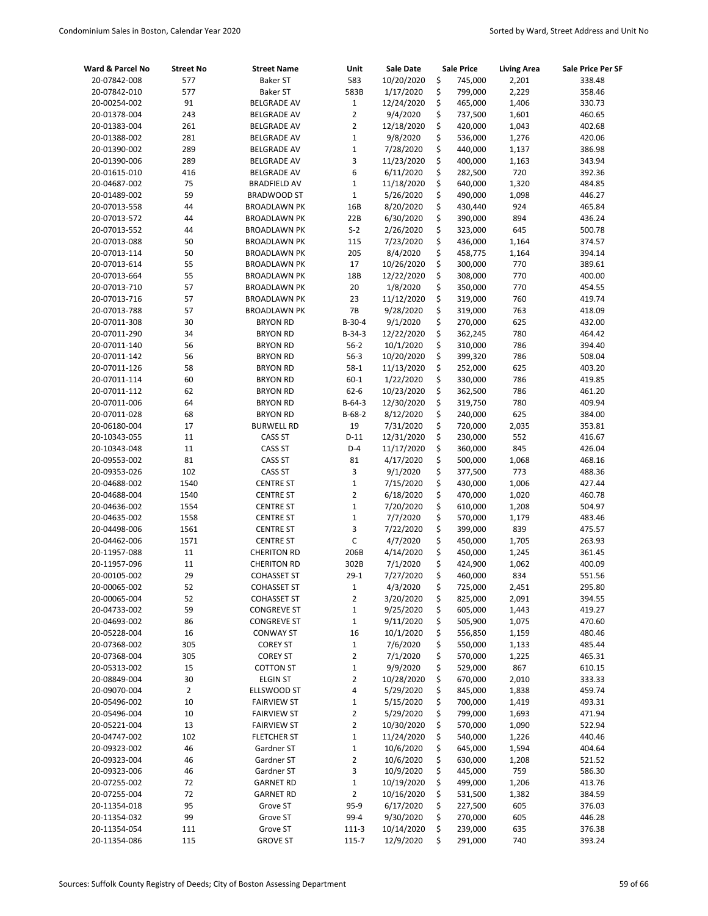| Ward & Parcel No | Street No | Street Name | Unit | Sale Date | Sale Price | Living Area | Sale Price Per SF |
|---|---|---|---|---|---|---|---|
| 20-07842-008 | 577 | Baker ST | 583 | 10/20/2020 | $ 745,000 | 2,201 | 338.48 |
| 20-07842-010 | 577 | Baker ST | 583B | 1/17/2020 | $ 799,000 | 2,229 | 358.46 |
| 20-00254-002 | 91 | BELGRADE AV | 1 | 12/24/2020 | $ 465,000 | 1,406 | 330.73 |
| 20-01378-004 | 243 | BELGRADE AV | 2 | 9/4/2020 | $ 737,500 | 1,601 | 460.65 |
| 20-01383-004 | 261 | BELGRADE AV | 2 | 12/18/2020 | $ 420,000 | 1,043 | 402.68 |
| 20-01388-002 | 281 | BELGRADE AV | 1 | 9/8/2020 | $ 536,000 | 1,276 | 420.06 |
| 20-01390-002 | 289 | BELGRADE AV | 1 | 7/28/2020 | $ 440,000 | 1,137 | 386.98 |
| 20-01390-006 | 289 | BELGRADE AV | 3 | 11/23/2020 | $ 400,000 | 1,163 | 343.94 |
| 20-01615-010 | 416 | BELGRADE AV | 6 | 6/11/2020 | $ 282,500 | 720 | 392.36 |
| 20-04687-002 | 75 | BRADFIELD AV | 1 | 11/18/2020 | $ 640,000 | 1,320 | 484.85 |
| 20-01489-002 | 59 | BRADWOOD ST | 1 | 5/26/2020 | $ 490,000 | 1,098 | 446.27 |
| 20-07013-558 | 44 | BROADLAWN PK | 16B | 8/20/2020 | $ 430,440 | 924 | 465.84 |
| 20-07013-572 | 44 | BROADLAWN PK | 22B | 6/30/2020 | $ 390,000 | 894 | 436.24 |
| 20-07013-552 | 44 | BROADLAWN PK | S-2 | 2/26/2020 | $ 323,000 | 645 | 500.78 |
| 20-07013-088 | 50 | BROADLAWN PK | 115 | 7/23/2020 | $ 436,000 | 1,164 | 374.57 |
| 20-07013-114 | 50 | BROADLAWN PK | 205 | 8/4/2020 | $ 458,775 | 1,164 | 394.14 |
| 20-07013-614 | 55 | BROADLAWN PK | 17 | 10/26/2020 | $ 300,000 | 770 | 389.61 |
| 20-07013-664 | 55 | BROADLAWN PK | 18B | 12/22/2020 | $ 308,000 | 770 | 400.00 |
| 20-07013-710 | 57 | BROADLAWN PK | 20 | 1/8/2020 | $ 350,000 | 770 | 454.55 |
| 20-07013-716 | 57 | BROADLAWN PK | 23 | 11/12/2020 | $ 319,000 | 760 | 419.74 |
| 20-07013-788 | 57 | BROADLAWN PK | 7B | 9/28/2020 | $ 319,000 | 763 | 418.09 |
| 20-07011-308 | 30 | BRYON RD | B-30-4 | 9/1/2020 | $ 270,000 | 625 | 432.00 |
| 20-07011-290 | 34 | BRYON RD | B-34-3 | 12/22/2020 | $ 362,245 | 780 | 464.42 |
| 20-07011-140 | 56 | BRYON RD | 56-2 | 10/1/2020 | $ 310,000 | 786 | 394.40 |
| 20-07011-142 | 56 | BRYON RD | 56-3 | 10/20/2020 | $ 399,320 | 786 | 508.04 |
| 20-07011-126 | 58 | BRYON RD | 58-1 | 11/13/2020 | $ 252,000 | 625 | 403.20 |
| 20-07011-114 | 60 | BRYON RD | 60-1 | 1/22/2020 | $ 330,000 | 786 | 419.85 |
| 20-07011-112 | 62 | BRYON RD | 62-6 | 10/23/2020 | $ 362,500 | 786 | 461.20 |
| 20-07011-006 | 64 | BRYON RD | B-64-3 | 12/30/2020 | $ 319,750 | 780 | 409.94 |
| 20-07011-028 | 68 | BRYON RD | B-68-2 | 8/12/2020 | $ 240,000 | 625 | 384.00 |
| 20-06180-004 | 17 | BURWELL RD | 19 | 7/31/2020 | $ 720,000 | 2,035 | 353.81 |
| 20-10343-055 | 11 | CASS ST | D-11 | 12/31/2020 | $ 230,000 | 552 | 416.67 |
| 20-10343-048 | 11 | CASS ST | D-4 | 11/17/2020 | $ 360,000 | 845 | 426.04 |
| 20-09553-002 | 81 | CASS ST | 81 | 4/17/2020 | $ 500,000 | 1,068 | 468.16 |
| 20-09353-026 | 102 | CASS ST | 3 | 9/1/2020 | $ 377,500 | 773 | 488.36 |
| 20-04688-002 | 1540 | CENTRE ST | 1 | 7/15/2020 | $ 430,000 | 1,006 | 427.44 |
| 20-04688-004 | 1540 | CENTRE ST | 2 | 6/18/2020 | $ 470,000 | 1,020 | 460.78 |
| 20-04636-002 | 1554 | CENTRE ST | 1 | 7/20/2020 | $ 610,000 | 1,208 | 504.97 |
| 20-04635-002 | 1558 | CENTRE ST | 1 | 7/7/2020 | $ 570,000 | 1,179 | 483.46 |
| 20-04498-006 | 1561 | CENTRE ST | 3 | 7/22/2020 | $ 399,000 | 839 | 475.57 |
| 20-04462-006 | 1571 | CENTRE ST | C | 4/7/2020 | $ 450,000 | 1,705 | 263.93 |
| 20-11957-088 | 11 | CHERITON RD | 206B | 4/14/2020 | $ 450,000 | 1,245 | 361.45 |
| 20-11957-096 | 11 | CHERITON RD | 302B | 7/1/2020 | $ 424,900 | 1,062 | 400.09 |
| 20-00105-002 | 29 | COHASSET ST | 29-1 | 7/27/2020 | $ 460,000 | 834 | 551.56 |
| 20-00065-002 | 52 | COHASSET ST | 1 | 4/3/2020 | $ 725,000 | 2,451 | 295.80 |
| 20-00065-004 | 52 | COHASSET ST | 2 | 3/20/2020 | $ 825,000 | 2,091 | 394.55 |
| 20-04733-002 | 59 | CONGREVE ST | 1 | 9/25/2020 | $ 605,000 | 1,443 | 419.27 |
| 20-04693-002 | 86 | CONGREVE ST | 1 | 9/11/2020 | $ 505,900 | 1,075 | 470.60 |
| 20-05228-004 | 16 | CONWAY ST | 16 | 10/1/2020 | $ 556,850 | 1,159 | 480.46 |
| 20-07368-002 | 305 | COREY ST | 1 | 7/6/2020 | $ 550,000 | 1,133 | 485.44 |
| 20-07368-004 | 305 | COREY ST | 2 | 7/1/2020 | $ 570,000 | 1,225 | 465.31 |
| 20-05313-002 | 15 | COTTON ST | 1 | 9/9/2020 | $ 529,000 | 867 | 610.15 |
| 20-08849-004 | 30 | ELGIN ST | 2 | 10/28/2020 | $ 670,000 | 2,010 | 333.33 |
| 20-09070-004 | 2 | ELLSWOOD ST | 4 | 5/29/2020 | $ 845,000 | 1,838 | 459.74 |
| 20-05496-002 | 10 | FAIRVIEW ST | 1 | 5/15/2020 | $ 700,000 | 1,419 | 493.31 |
| 20-05496-004 | 10 | FAIRVIEW ST | 2 | 5/29/2020 | $ 799,000 | 1,693 | 471.94 |
| 20-05221-004 | 13 | FAIRVIEW ST | 2 | 10/30/2020 | $ 570,000 | 1,090 | 522.94 |
| 20-04747-002 | 102 | FLETCHER ST | 1 | 11/24/2020 | $ 540,000 | 1,226 | 440.46 |
| 20-09323-002 | 46 | Gardner ST | 1 | 10/6/2020 | $ 645,000 | 1,594 | 404.64 |
| 20-09323-004 | 46 | Gardner ST | 2 | 10/6/2020 | $ 630,000 | 1,208 | 521.52 |
| 20-09323-006 | 46 | Gardner ST | 3 | 10/9/2020 | $ 445,000 | 759 | 586.30 |
| 20-07255-002 | 72 | GARNET RD | 1 | 10/19/2020 | $ 499,000 | 1,206 | 413.76 |
| 20-07255-004 | 72 | GARNET RD | 2 | 10/16/2020 | $ 531,500 | 1,382 | 384.59 |
| 20-11354-018 | 95 | Grove ST | 95-9 | 6/17/2020 | $ 227,500 | 605 | 376.03 |
| 20-11354-032 | 99 | Grove ST | 99-4 | 9/30/2020 | $ 270,000 | 605 | 446.28 |
| 20-11354-054 | 111 | Grove ST | 111-3 | 10/14/2020 | $ 239,000 | 635 | 376.38 |
| 20-11354-086 | 115 | GROVE ST | 115-7 | 12/9/2020 | $ 291,000 | 740 | 393.24 |

Sources: Suffolk County Registry of Deeds; City of Boston Assessing Department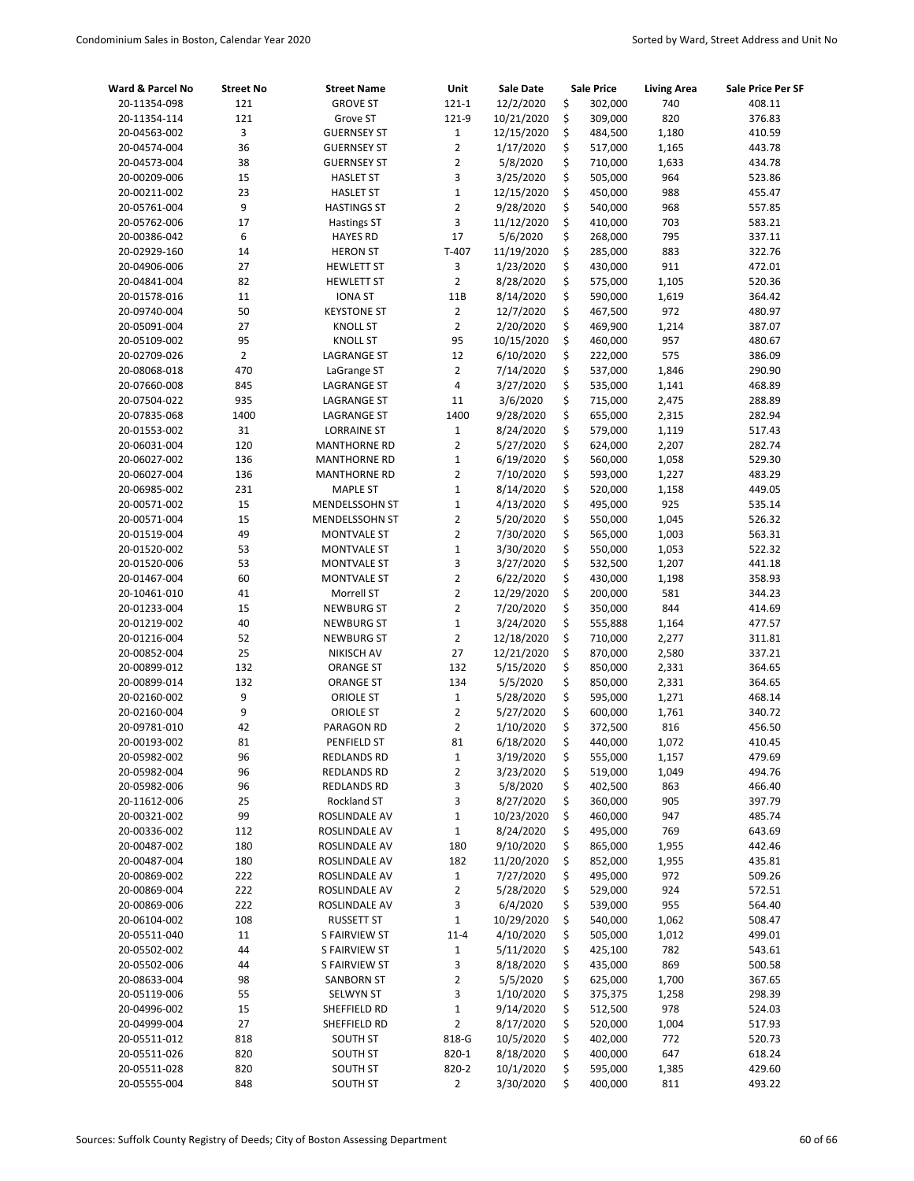| Ward & Parcel No | Street No | Street Name | Unit | Sale Date | Sale Price | Living Area | Sale Price Per SF |
|---|---|---|---|---|---|---|---|
| 20-11354-098 | 121 | GROVE ST | 121-1 | 12/2/2020 | $ 302,000 | 740 | 408.11 |
| 20-11354-114 | 121 | Grove ST | 121-9 | 10/21/2020 | $ 309,000 | 820 | 376.83 |
| 20-04563-002 | 3 | GUERNSEY ST | 1 | 12/15/2020 | $ 484,500 | 1,180 | 410.59 |
| 20-04574-004 | 36 | GUERNSEY ST | 2 | 1/17/2020 | $ 517,000 | 1,165 | 443.78 |
| 20-04573-004 | 38 | GUERNSEY ST | 2 | 5/8/2020 | $ 710,000 | 1,633 | 434.78 |
| 20-00209-006 | 15 | HASLET ST | 3 | 3/25/2020 | $ 505,000 | 964 | 523.86 |
| 20-00211-002 | 23 | HASLET ST | 1 | 12/15/2020 | $ 450,000 | 988 | 455.47 |
| 20-05761-004 | 9 | HASTINGS ST | 2 | 9/28/2020 | $ 540,000 | 968 | 557.85 |
| 20-05762-006 | 17 | Hastings ST | 3 | 11/12/2020 | $ 410,000 | 703 | 583.21 |
| 20-00386-042 | 6 | HAYES RD | 17 | 5/6/2020 | $ 268,000 | 795 | 337.11 |
| 20-02929-160 | 14 | HERON ST | T-407 | 11/19/2020 | $ 285,000 | 883 | 322.76 |
| 20-04906-006 | 27 | HEWLETT ST | 3 | 1/23/2020 | $ 430,000 | 911 | 472.01 |
| 20-04841-004 | 82 | HEWLETT ST | 2 | 8/28/2020 | $ 575,000 | 1,105 | 520.36 |
| 20-01578-016 | 11 | IONA ST | 11B | 8/14/2020 | $ 590,000 | 1,619 | 364.42 |
| 20-09740-004 | 50 | KEYSTONE ST | 2 | 12/7/2020 | $ 467,500 | 972 | 480.97 |
| 20-05091-004 | 27 | KNOLL ST | 2 | 2/20/2020 | $ 469,900 | 1,214 | 387.07 |
| 20-05109-002 | 95 | KNOLL ST | 95 | 10/15/2020 | $ 460,000 | 957 | 480.67 |
| 20-02709-026 | 2 | LAGRANGE ST | 12 | 6/10/2020 | $ 222,000 | 575 | 386.09 |
| 20-08068-018 | 470 | LaGrange ST | 2 | 7/14/2020 | $ 537,000 | 1,846 | 290.90 |
| 20-07660-008 | 845 | LAGRANGE ST | 4 | 3/27/2020 | $ 535,000 | 1,141 | 468.89 |
| 20-07504-022 | 935 | LAGRANGE ST | 11 | 3/6/2020 | $ 715,000 | 2,475 | 288.89 |
| 20-07835-068 | 1400 | LAGRANGE ST | 1400 | 9/28/2020 | $ 655,000 | 2,315 | 282.94 |
| 20-01553-002 | 31 | LORRAINE ST | 1 | 8/24/2020 | $ 579,000 | 1,119 | 517.43 |
| 20-06031-004 | 120 | MANTHORNE RD | 2 | 5/27/2020 | $ 624,000 | 2,207 | 282.74 |
| 20-06027-002 | 136 | MANTHORNE RD | 1 | 6/19/2020 | $ 560,000 | 1,058 | 529.30 |
| 20-06027-004 | 136 | MANTHORNE RD | 2 | 7/10/2020 | $ 593,000 | 1,227 | 483.29 |
| 20-06985-002 | 231 | MAPLE ST | 1 | 8/14/2020 | $ 520,000 | 1,158 | 449.05 |
| 20-00571-002 | 15 | MENDELSSOHN ST | 1 | 4/13/2020 | $ 495,000 | 925 | 535.14 |
| 20-00571-004 | 15 | MENDELSSOHN ST | 2 | 5/20/2020 | $ 550,000 | 1,045 | 526.32 |
| 20-01519-004 | 49 | MONTVALE ST | 2 | 7/30/2020 | $ 565,000 | 1,003 | 563.31 |
| 20-01520-002 | 53 | MONTVALE ST | 1 | 3/30/2020 | $ 550,000 | 1,053 | 522.32 |
| 20-01520-006 | 53 | MONTVALE ST | 3 | 3/27/2020 | $ 532,500 | 1,207 | 441.18 |
| 20-01467-004 | 60 | MONTVALE ST | 2 | 6/22/2020 | $ 430,000 | 1,198 | 358.93 |
| 20-10461-010 | 41 | Morrell ST | 2 | 12/29/2020 | $ 200,000 | 581 | 344.23 |
| 20-01233-004 | 15 | NEWBURG ST | 2 | 7/20/2020 | $ 350,000 | 844 | 414.69 |
| 20-01219-002 | 40 | NEWBURG ST | 1 | 3/24/2020 | $ 555,888 | 1,164 | 477.57 |
| 20-01216-004 | 52 | NEWBURG ST | 2 | 12/18/2020 | $ 710,000 | 2,277 | 311.81 |
| 20-00852-004 | 25 | NIKISCH AV | 27 | 12/21/2020 | $ 870,000 | 2,580 | 337.21 |
| 20-00899-012 | 132 | ORANGE ST | 132 | 5/15/2020 | $ 850,000 | 2,331 | 364.65 |
| 20-00899-014 | 132 | ORANGE ST | 134 | 5/5/2020 | $ 850,000 | 2,331 | 364.65 |
| 20-02160-002 | 9 | ORIOLE ST | 1 | 5/28/2020 | $ 595,000 | 1,271 | 468.14 |
| 20-02160-004 | 9 | ORIOLE ST | 2 | 5/27/2020 | $ 600,000 | 1,761 | 340.72 |
| 20-09781-010 | 42 | PARAGON RD | 2 | 1/10/2020 | $ 372,500 | 816 | 456.50 |
| 20-00193-002 | 81 | PENFIELD ST | 81 | 6/18/2020 | $ 440,000 | 1,072 | 410.45 |
| 20-05982-002 | 96 | REDLANDS RD | 1 | 3/19/2020 | $ 555,000 | 1,157 | 479.69 |
| 20-05982-004 | 96 | REDLANDS RD | 2 | 3/23/2020 | $ 519,000 | 1,049 | 494.76 |
| 20-05982-006 | 96 | REDLANDS RD | 3 | 5/8/2020 | $ 402,500 | 863 | 466.40 |
| 20-11612-006 | 25 | Rockland ST | 3 | 8/27/2020 | $ 360,000 | 905 | 397.79 |
| 20-00321-002 | 99 | ROSLINDALE AV | 1 | 10/23/2020 | $ 460,000 | 947 | 485.74 |
| 20-00336-002 | 112 | ROSLINDALE AV | 1 | 8/24/2020 | $ 495,000 | 769 | 643.69 |
| 20-00487-002 | 180 | ROSLINDALE AV | 180 | 9/10/2020 | $ 865,000 | 1,955 | 442.46 |
| 20-00487-004 | 180 | ROSLINDALE AV | 182 | 11/20/2020 | $ 852,000 | 1,955 | 435.81 |
| 20-00869-002 | 222 | ROSLINDALE AV | 1 | 7/27/2020 | $ 495,000 | 972 | 509.26 |
| 20-00869-004 | 222 | ROSLINDALE AV | 2 | 5/28/2020 | $ 529,000 | 924 | 572.51 |
| 20-00869-006 | 222 | ROSLINDALE AV | 3 | 6/4/2020 | $ 539,000 | 955 | 564.40 |
| 20-06104-002 | 108 | RUSSETT ST | 1 | 10/29/2020 | $ 540,000 | 1,062 | 508.47 |
| 20-05511-040 | 11 | S FAIRVIEW ST | 11-4 | 4/10/2020 | $ 505,000 | 1,012 | 499.01 |
| 20-05502-002 | 44 | S FAIRVIEW ST | 1 | 5/11/2020 | $ 425,100 | 782 | 543.61 |
| 20-05502-006 | 44 | S FAIRVIEW ST | 3 | 8/18/2020 | $ 435,000 | 869 | 500.58 |
| 20-08633-004 | 98 | SANBORN ST | 2 | 5/5/2020 | $ 625,000 | 1,700 | 367.65 |
| 20-05119-006 | 55 | SELWYN ST | 3 | 1/10/2020 | $ 375,375 | 1,258 | 298.39 |
| 20-04996-002 | 15 | SHEFFIELD RD | 1 | 9/14/2020 | $ 512,500 | 978 | 524.03 |
| 20-04999-004 | 27 | SHEFFIELD RD | 2 | 8/17/2020 | $ 520,000 | 1,004 | 517.93 |
| 20-05511-012 | 818 | SOUTH ST | 818-G | 10/5/2020 | $ 402,000 | 772 | 520.73 |
| 20-05511-026 | 820 | SOUTH ST | 820-1 | 8/18/2020 | $ 400,000 | 647 | 618.24 |
| 20-05511-028 | 820 | SOUTH ST | 820-2 | 10/1/2020 | $ 595,000 | 1,385 | 429.60 |
| 20-05555-004 | 848 | SOUTH ST | 2 | 3/30/2020 | $ 400,000 | 811 | 493.22 |

Sources: Suffolk County Registry of Deeds; City of Boston Assessing Department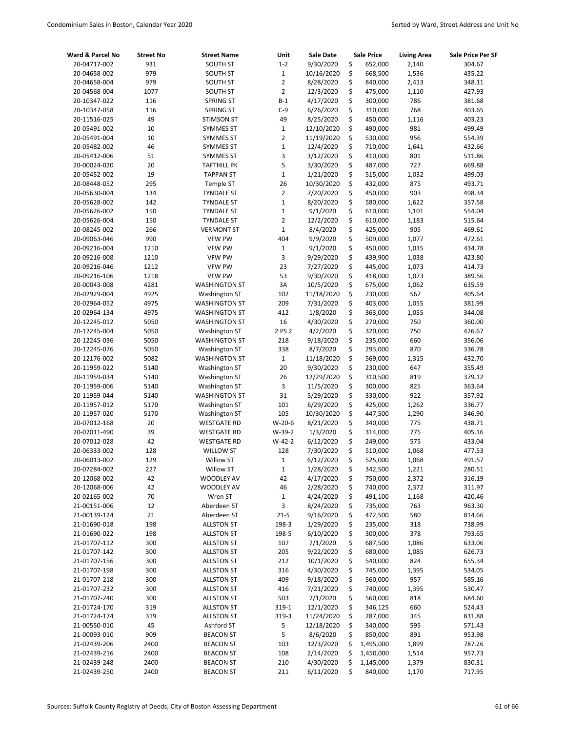| Ward & Parcel No | Street No | Street Name | Unit | Sale Date | Sale Price | Living Area | Sale Price Per SF |
|---|---|---|---|---|---|---|---|
| 20-04717-002 | 931 | SOUTH ST | 1-2 | 9/30/2020 | $ 652,000 | 2,140 | 304.67 |
| 20-04658-002 | 979 | SOUTH ST | 1 | 10/16/2020 | $ 668,500 | 1,536 | 435.22 |
| 20-04658-004 | 979 | SOUTH ST | 2 | 8/28/2020 | $ 840,000 | 2,413 | 348.11 |
| 20-04568-004 | 1077 | SOUTH ST | 2 | 12/3/2020 | $ 475,000 | 1,110 | 427.93 |
| 20-10347-022 | 116 | SPRING ST | B-1 | 4/17/2020 | $ 300,000 | 786 | 381.68 |
| 20-10347-058 | 116 | SPRING ST | C-9 | 6/26/2020 | $ 310,000 | 768 | 403.65 |
| 20-11516-025 | 49 | STIMSON ST | 49 | 8/25/2020 | $ 450,000 | 1,116 | 403.23 |
| 20-05491-002 | 10 | SYMMES ST | 1 | 12/10/2020 | $ 490,000 | 981 | 499.49 |
| 20-05491-004 | 10 | SYMMES ST | 2 | 11/19/2020 | $ 530,000 | 956 | 554.39 |
| 20-05482-002 | 46 | SYMMES ST | 1 | 12/4/2020 | $ 710,000 | 1,641 | 432.66 |
| 20-05412-006 | 51 | SYMMES ST | 3 | 3/12/2020 | $ 410,000 | 801 | 511.86 |
| 20-00024-020 | 20 | TAFTHILL PK | 5 | 3/30/2020 | $ 487,000 | 727 | 669.88 |
| 20-05452-002 | 19 | TAPPAN ST | 1 | 1/21/2020 | $ 515,000 | 1,032 | 499.03 |
| 20-08448-052 | 295 | Temple ST | 26 | 10/30/2020 | $ 432,000 | 875 | 493.71 |
| 20-05630-004 | 134 | TYNDALE ST | 2 | 7/20/2020 | $ 450,000 | 903 | 498.34 |
| 20-05628-002 | 142 | TYNDALE ST | 1 | 8/20/2020 | $ 580,000 | 1,622 | 357.58 |
| 20-05626-002 | 150 | TYNDALE ST | 1 | 9/1/2020 | $ 610,000 | 1,101 | 554.04 |
| 20-05626-004 | 150 | TYNDALE ST | 2 | 12/2/2020 | $ 610,000 | 1,183 | 515.64 |
| 20-08245-002 | 266 | VERMONT ST | 1 | 8/4/2020 | $ 425,000 | 905 | 469.61 |
| 20-09063-046 | 990 | VFW PW | 404 | 9/9/2020 | $ 509,000 | 1,077 | 472.61 |
| 20-09216-004 | 1210 | VFW PW | 1 | 9/1/2020 | $ 450,000 | 1,035 | 434.78 |
| 20-09216-008 | 1210 | VFW PW | 3 | 9/29/2020 | $ 439,900 | 1,038 | 423.80 |
| 20-09216-046 | 1212 | VFW PW | 23 | 7/27/2020 | $ 445,000 | 1,073 | 414.73 |
| 20-09216-106 | 1218 | VFW PW | 53 | 9/30/2020 | $ 418,000 | 1,073 | 389.56 |
| 20-00043-008 | 4281 | WASHINGTON ST | 3A | 10/5/2020 | $ 675,000 | 1,062 | 635.59 |
| 20-02929-004 | 4925 | Washington ST | 102 | 11/18/2020 | $ 230,000 | 567 | 405.64 |
| 20-02964-052 | 4975 | WASHINGTON ST | 209 | 7/31/2020 | $ 403,000 | 1,055 | 381.99 |
| 20-02964-134 | 4975 | WASHINGTON ST | 412 | 1/8/2020 | $ 363,000 | 1,055 | 344.08 |
| 20-12245-012 | 5050 | WASHINGTON ST | 16 | 4/30/2020 | $ 270,000 | 750 | 360.00 |
| 20-12245-004 | 5050 | Washington ST | 2 PS 2 | 4/2/2020 | $ 320,000 | 750 | 426.67 |
| 20-12245-036 | 5050 | WASHINGTON ST | 218 | 9/18/2020 | $ 235,000 | 660 | 356.06 |
| 20-12245-076 | 5050 | Washington ST | 338 | 8/7/2020 | $ 293,000 | 870 | 336.78 |
| 20-12176-002 | 5082 | WASHINGTON ST | 1 | 11/18/2020 | $ 569,000 | 1,315 | 432.70 |
| 20-11959-022 | 5140 | Washington ST | 20 | 9/30/2020 | $ 230,000 | 647 | 355.49 |
| 20-11959-034 | 5140 | Washington ST | 26 | 12/29/2020 | $ 310,500 | 819 | 379.12 |
| 20-11959-006 | 5140 | Washington ST | 3 | 11/5/2020 | $ 300,000 | 825 | 363.64 |
| 20-11959-044 | 5140 | WASHINGTON ST | 31 | 5/29/2020 | $ 330,000 | 922 | 357.92 |
| 20-11957-012 | 5170 | Washington ST | 101 | 6/29/2020 | $ 425,000 | 1,262 | 336.77 |
| 20-11957-020 | 5170 | Washington ST | 105 | 10/30/2020 | $ 447,500 | 1,290 | 346.90 |
| 20-07012-168 | 20 | WESTGATE RD | W-20-6 | 8/21/2020 | $ 340,000 | 775 | 438.71 |
| 20-07011-490 | 39 | WESTGATE RD | W-39-2 | 1/3/2020 | $ 314,000 | 775 | 405.16 |
| 20-07012-028 | 42 | WESTGATE RD | W-42-2 | 6/12/2020 | $ 249,000 | 575 | 433.04 |
| 20-06333-002 | 128 | WILLOW ST | 128 | 7/30/2020 | $ 510,000 | 1,068 | 477.53 |
| 20-06013-002 | 129 | Willow ST | 1 | 6/12/2020 | $ 525,000 | 1,068 | 491.57 |
| 20-07284-002 | 227 | Willow ST | 1 | 1/28/2020 | $ 342,500 | 1,221 | 280.51 |
| 20-12068-002 | 42 | WOODLEY AV | 42 | 4/17/2020 | $ 750,000 | 2,372 | 316.19 |
| 20-12068-006 | 42 | WOODLEY AV | 46 | 2/28/2020 | $ 740,000 | 2,372 | 311.97 |
| 20-02165-002 | 70 | Wren ST | 1 | 4/24/2020 | $ 491,100 | 1,168 | 420.46 |
| 21-00151-006 | 12 | Aberdeen ST | 3 | 8/24/2020 | $ 735,000 | 763 | 963.30 |
| 21-00139-124 | 21 | Aberdeen ST | 21-5 | 9/16/2020 | $ 472,500 | 580 | 814.66 |
| 21-01690-018 | 198 | ALLSTON ST | 198-3 | 1/29/2020 | $ 235,000 | 318 | 738.99 |
| 21-01690-022 | 198 | ALLSTON ST | 198-5 | 6/10/2020 | $ 300,000 | 378 | 793.65 |
| 21-01707-112 | 300 | ALLSTON ST | 107 | 7/1/2020 | $ 687,500 | 1,086 | 633.06 |
| 21-01707-142 | 300 | ALLSTON ST | 205 | 9/22/2020 | $ 680,000 | 1,085 | 626.73 |
| 21-01707-156 | 300 | ALLSTON ST | 212 | 10/1/2020 | $ 540,000 | 824 | 655.34 |
| 21-01707-198 | 300 | ALLSTON ST | 316 | 4/30/2020 | $ 745,000 | 1,395 | 534.05 |
| 21-01707-218 | 300 | ALLSTON ST | 409 | 9/18/2020 | $ 560,000 | 957 | 585.16 |
| 21-01707-232 | 300 | ALLSTON ST | 416 | 7/21/2020 | $ 740,000 | 1,395 | 530.47 |
| 21-01707-240 | 300 | ALLSTON ST | 503 | 7/1/2020 | $ 560,000 | 818 | 684.60 |
| 21-01724-170 | 319 | ALLSTON ST | 319-1 | 12/1/2020 | $ 346,125 | 660 | 524.43 |
| 21-01724-174 | 319 | ALLSTON ST | 319-3 | 11/24/2020 | $ 287,000 | 345 | 831.88 |
| 21-00550-010 | 45 | Ashford ST | 5 | 12/18/2020 | $ 340,000 | 595 | 571.43 |
| 21-00093-010 | 909 | BEACON ST | 5 | 8/6/2020 | $ 850,000 | 891 | 953.98 |
| 21-02439-206 | 2400 | BEACON ST | 103 | 12/3/2020 | $ 1,495,000 | 1,899 | 787.26 |
| 21-02439-216 | 2400 | BEACON ST | 108 | 2/14/2020 | $ 1,450,000 | 1,514 | 957.73 |
| 21-02439-248 | 2400 | BEACON ST | 210 | 4/30/2020 | $ 1,145,000 | 1,379 | 830.31 |
| 21-02439-250 | 2400 | BEACON ST | 211 | 6/11/2020 | $ 840,000 | 1,170 | 717.95 |

Sources: Suffolk County Registry of Deeds; City of Boston Assessing Department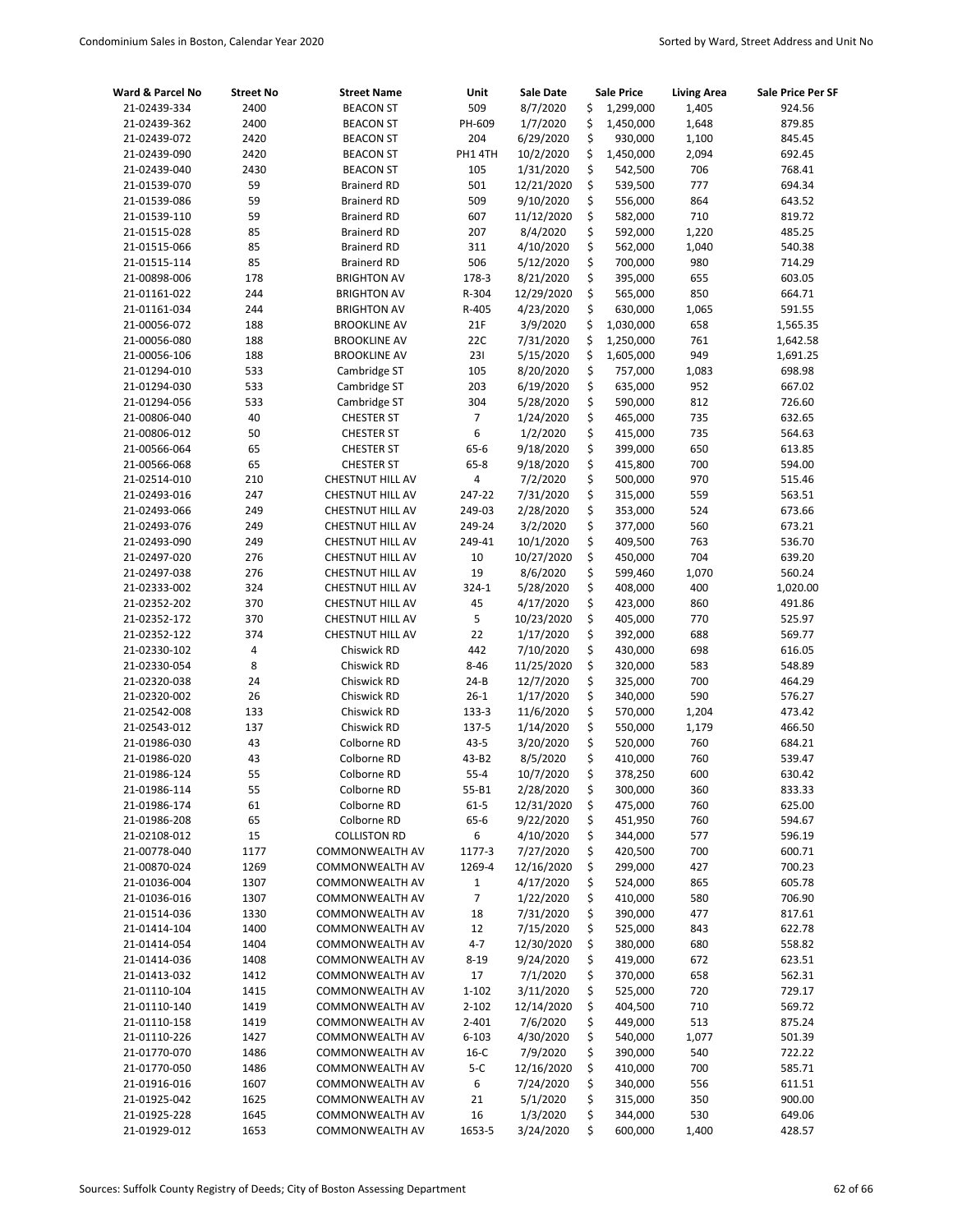| Ward & Parcel No | Street No | Street Name | Unit | Sale Date | Sale Price | Living Area | Sale Price Per SF |
|---|---|---|---|---|---|---|---|
| 21-02439-334 | 2400 | BEACON ST | 509 | 8/7/2020 | $ 1,299,000 | 1,405 | 924.56 |
| 21-02439-362 | 2400 | BEACON ST | PH-609 | 1/7/2020 | $ 1,450,000 | 1,648 | 879.85 |
| 21-02439-072 | 2420 | BEACON ST | 204 | 6/29/2020 | $ 930,000 | 1,100 | 845.45 |
| 21-02439-090 | 2420 | BEACON ST | PH1 4TH | 10/2/2020 | $ 1,450,000 | 2,094 | 692.45 |
| 21-02439-040 | 2430 | BEACON ST | 105 | 1/31/2020 | $ 542,500 | 706 | 768.41 |
| 21-01539-070 | 59 | Brainerd RD | 501 | 12/21/2020 | $ 539,500 | 777 | 694.34 |
| 21-01539-086 | 59 | Brainerd RD | 509 | 9/10/2020 | $ 556,000 | 864 | 643.52 |
| 21-01539-110 | 59 | Brainerd RD | 607 | 11/12/2020 | $ 582,000 | 710 | 819.72 |
| 21-01515-028 | 85 | Brainerd RD | 207 | 8/4/2020 | $ 592,000 | 1,220 | 485.25 |
| 21-01515-066 | 85 | Brainerd RD | 311 | 4/10/2020 | $ 562,000 | 1,040 | 540.38 |
| 21-01515-114 | 85 | Brainerd RD | 506 | 5/12/2020 | $ 700,000 | 980 | 714.29 |
| 21-00898-006 | 178 | BRIGHTON AV | 178-3 | 8/21/2020 | $ 395,000 | 655 | 603.05 |
| 21-01161-022 | 244 | BRIGHTON AV | R-304 | 12/29/2020 | $ 565,000 | 850 | 664.71 |
| 21-01161-034 | 244 | BRIGHTON AV | R-405 | 4/23/2020 | $ 630,000 | 1,065 | 591.55 |
| 21-00056-072 | 188 | BROOKLINE AV | 21F | 3/9/2020 | $ 1,030,000 | 658 | 1,565.35 |
| 21-00056-080 | 188 | BROOKLINE AV | 22C | 7/31/2020 | $ 1,250,000 | 761 | 1,642.58 |
| 21-00056-106 | 188 | BROOKLINE AV | 23I | 5/15/2020 | $ 1,605,000 | 949 | 1,691.25 |
| 21-01294-010 | 533 | Cambridge ST | 105 | 8/20/2020 | $ 757,000 | 1,083 | 698.98 |
| 21-01294-030 | 533 | Cambridge ST | 203 | 6/19/2020 | $ 635,000 | 952 | 667.02 |
| 21-01294-056 | 533 | Cambridge ST | 304 | 5/28/2020 | $ 590,000 | 812 | 726.60 |
| 21-00806-040 | 40 | CHESTER ST | 7 | 1/24/2020 | $ 465,000 | 735 | 632.65 |
| 21-00806-012 | 50 | CHESTER ST | 6 | 1/2/2020 | $ 415,000 | 735 | 564.63 |
| 21-00566-064 | 65 | CHESTER ST | 65-6 | 9/18/2020 | $ 399,000 | 650 | 613.85 |
| 21-00566-068 | 65 | CHESTER ST | 65-8 | 9/18/2020 | $ 415,800 | 700 | 594.00 |
| 21-02514-010 | 210 | CHESTNUT HILL AV | 4 | 7/2/2020 | $ 500,000 | 970 | 515.46 |
| 21-02493-016 | 247 | CHESTNUT HILL AV | 247-22 | 7/31/2020 | $ 315,000 | 559 | 563.51 |
| 21-02493-066 | 249 | CHESTNUT HILL AV | 249-03 | 2/28/2020 | $ 353,000 | 524 | 673.66 |
| 21-02493-076 | 249 | CHESTNUT HILL AV | 249-24 | 3/2/2020 | $ 377,000 | 560 | 673.21 |
| 21-02493-090 | 249 | CHESTNUT HILL AV | 249-41 | 10/1/2020 | $ 409,500 | 763 | 536.70 |
| 21-02497-020 | 276 | CHESTNUT HILL AV | 10 | 10/27/2020 | $ 450,000 | 704 | 639.20 |
| 21-02497-038 | 276 | CHESTNUT HILL AV | 19 | 8/6/2020 | $ 599,460 | 1,070 | 560.24 |
| 21-02333-002 | 324 | CHESTNUT HILL AV | 324-1 | 5/28/2020 | $ 408,000 | 400 | 1,020.00 |
| 21-02352-202 | 370 | CHESTNUT HILL AV | 45 | 4/17/2020 | $ 423,000 | 860 | 491.86 |
| 21-02352-172 | 370 | CHESTNUT HILL AV | 5 | 10/23/2020 | $ 405,000 | 770 | 525.97 |
| 21-02352-122 | 374 | CHESTNUT HILL AV | 22 | 1/17/2020 | $ 392,000 | 688 | 569.77 |
| 21-02330-102 | 4 | Chiswick RD | 442 | 7/10/2020 | $ 430,000 | 698 | 616.05 |
| 21-02330-054 | 8 | Chiswick RD | 8-46 | 11/25/2020 | $ 320,000 | 583 | 548.89 |
| 21-02320-038 | 24 | Chiswick RD | 24-B | 12/7/2020 | $ 325,000 | 700 | 464.29 |
| 21-02320-002 | 26 | Chiswick RD | 26-1 | 1/17/2020 | $ 340,000 | 590 | 576.27 |
| 21-02542-008 | 133 | Chiswick RD | 133-3 | 11/6/2020 | $ 570,000 | 1,204 | 473.42 |
| 21-02543-012 | 137 | Chiswick RD | 137-5 | 1/14/2020 | $ 550,000 | 1,179 | 466.50 |
| 21-01986-030 | 43 | Colborne RD | 43-5 | 3/20/2020 | $ 520,000 | 760 | 684.21 |
| 21-01986-020 | 43 | Colborne RD | 43-B2 | 8/5/2020 | $ 410,000 | 760 | 539.47 |
| 21-01986-124 | 55 | Colborne RD | 55-4 | 10/7/2020 | $ 378,250 | 600 | 630.42 |
| 21-01986-114 | 55 | Colborne RD | 55-B1 | 2/28/2020 | $ 300,000 | 360 | 833.33 |
| 21-01986-174 | 61 | Colborne RD | 61-5 | 12/31/2020 | $ 475,000 | 760 | 625.00 |
| 21-01986-208 | 65 | Colborne RD | 65-6 | 9/22/2020 | $ 451,950 | 760 | 594.67 |
| 21-02108-012 | 15 | COLLISTON RD | 6 | 4/10/2020 | $ 344,000 | 577 | 596.19 |
| 21-00778-040 | 1177 | COMMONWEALTH AV | 1177-3 | 7/27/2020 | $ 420,500 | 700 | 600.71 |
| 21-00870-024 | 1269 | COMMONWEALTH AV | 1269-4 | 12/16/2020 | $ 299,000 | 427 | 700.23 |
| 21-01036-004 | 1307 | COMMONWEALTH AV | 1 | 4/17/2020 | $ 524,000 | 865 | 605.78 |
| 21-01036-016 | 1307 | COMMONWEALTH AV | 7 | 1/22/2020 | $ 410,000 | 580 | 706.90 |
| 21-01514-036 | 1330 | COMMONWEALTH AV | 18 | 7/31/2020 | $ 390,000 | 477 | 817.61 |
| 21-01414-104 | 1400 | COMMONWEALTH AV | 12 | 7/15/2020 | $ 525,000 | 843 | 622.78 |
| 21-01414-054 | 1404 | COMMONWEALTH AV | 4-7 | 12/30/2020 | $ 380,000 | 680 | 558.82 |
| 21-01414-036 | 1408 | COMMONWEALTH AV | 8-19 | 9/24/2020 | $ 419,000 | 672 | 623.51 |
| 21-01413-032 | 1412 | COMMONWEALTH AV | 17 | 7/1/2020 | $ 370,000 | 658 | 562.31 |
| 21-01110-104 | 1415 | COMMONWEALTH AV | 1-102 | 3/11/2020 | $ 525,000 | 720 | 729.17 |
| 21-01110-140 | 1419 | COMMONWEALTH AV | 2-102 | 12/14/2020 | $ 404,500 | 710 | 569.72 |
| 21-01110-158 | 1419 | COMMONWEALTH AV | 2-401 | 7/6/2020 | $ 449,000 | 513 | 875.24 |
| 21-01110-226 | 1427 | COMMONWEALTH AV | 6-103 | 4/30/2020 | $ 540,000 | 1,077 | 501.39 |
| 21-01770-070 | 1486 | COMMONWEALTH AV | 16-C | 7/9/2020 | $ 390,000 | 540 | 722.22 |
| 21-01770-050 | 1486 | COMMONWEALTH AV | 5-C | 12/16/2020 | $ 410,000 | 700 | 585.71 |
| 21-01916-016 | 1607 | COMMONWEALTH AV | 6 | 7/24/2020 | $ 340,000 | 556 | 611.51 |
| 21-01925-042 | 1625 | COMMONWEALTH AV | 21 | 5/1/2020 | $ 315,000 | 350 | 900.00 |
| 21-01925-228 | 1645 | COMMONWEALTH AV | 16 | 1/3/2020 | $ 344,000 | 530 | 649.06 |
| 21-01929-012 | 1653 | COMMONWEALTH AV | 1653-5 | 3/24/2020 | $ 600,000 | 1,400 | 428.57 |

Sources: Suffolk County Registry of Deeds; City of Boston Assessing Department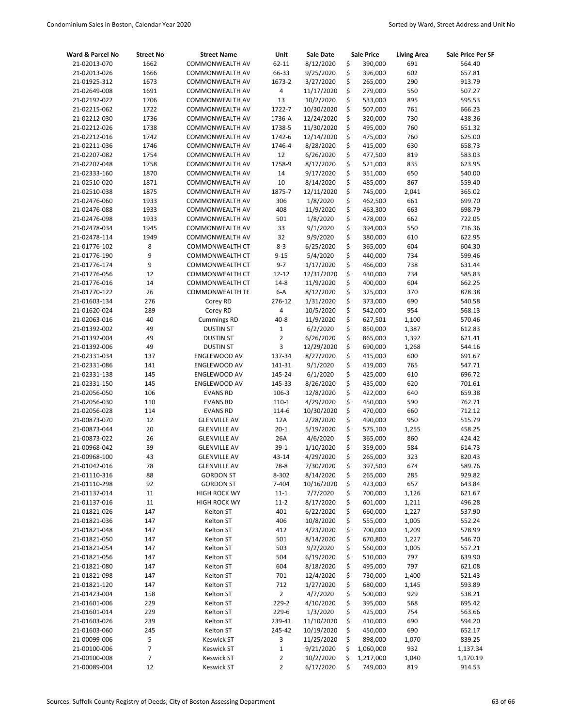| Ward & Parcel No | Street No | Street Name | Unit | Sale Date | Sale Price | Living Area | Sale Price Per SF |
|---|---|---|---|---|---|---|---|
| 21-02013-070 | 1662 | COMMONWEALTH AV | 62-11 | 8/12/2020 | $ 390,000 | 691 | 564.40 |
| 21-02013-026 | 1666 | COMMONWEALTH AV | 66-33 | 9/25/2020 | $ 396,000 | 602 | 657.81 |
| 21-01925-312 | 1673 | COMMONWEALTH AV | 1673-2 | 3/27/2020 | $ 265,000 | 290 | 913.79 |
| 21-02649-008 | 1691 | COMMONWEALTH AV | 4 | 11/17/2020 | $ 279,000 | 550 | 507.27 |
| 21-02192-022 | 1706 | COMMONWEALTH AV | 13 | 10/2/2020 | $ 533,000 | 895 | 595.53 |
| 21-02215-062 | 1722 | COMMONWEALTH AV | 1722-7 | 10/30/2020 | $ 507,000 | 761 | 666.23 |
| 21-02212-030 | 1736 | COMMONWEALTH AV | 1736-A | 12/24/2020 | $ 320,000 | 730 | 438.36 |
| 21-02212-026 | 1738 | COMMONWEALTH AV | 1738-5 | 11/30/2020 | $ 495,000 | 760 | 651.32 |
| 21-02212-016 | 1742 | COMMONWEALTH AV | 1742-6 | 12/14/2020 | $ 475,000 | 760 | 625.00 |
| 21-02211-036 | 1746 | COMMONWEALTH AV | 1746-4 | 8/28/2020 | $ 415,000 | 630 | 658.73 |
| 21-02207-082 | 1754 | COMMONWEALTH AV | 12 | 6/26/2020 | $ 477,500 | 819 | 583.03 |
| 21-02207-048 | 1758 | COMMONWEALTH AV | 1758-9 | 8/17/2020 | $ 521,000 | 835 | 623.95 |
| 21-02333-160 | 1870 | COMMONWEALTH AV | 14 | 9/17/2020 | $ 351,000 | 650 | 540.00 |
| 21-02510-020 | 1871 | COMMONWEALTH AV | 10 | 8/14/2020 | $ 485,000 | 867 | 559.40 |
| 21-02510-038 | 1875 | COMMONWEALTH AV | 1875-7 | 12/11/2020 | $ 745,000 | 2,041 | 365.02 |
| 21-02476-060 | 1933 | COMMONWEALTH AV | 306 | 1/8/2020 | $ 462,500 | 661 | 699.70 |
| 21-02476-088 | 1933 | COMMONWEALTH AV | 408 | 11/9/2020 | $ 463,300 | 663 | 698.79 |
| 21-02476-098 | 1933 | COMMONWEALTH AV | 501 | 1/8/2020 | $ 478,000 | 662 | 722.05 |
| 21-02478-034 | 1945 | COMMONWEALTH AV | 33 | 9/1/2020 | $ 394,000 | 550 | 716.36 |
| 21-02478-114 | 1949 | COMMONWEALTH AV | 32 | 9/9/2020 | $ 380,000 | 610 | 622.95 |
| 21-01776-102 | 8 | COMMONWEALTH CT | 8-3 | 6/25/2020 | $ 365,000 | 604 | 604.30 |
| 21-01776-190 | 9 | COMMONWEALTH CT | 9-15 | 5/4/2020 | $ 440,000 | 734 | 599.46 |
| 21-01776-174 | 9 | COMMONWEALTH CT | 9-7 | 1/17/2020 | $ 466,000 | 738 | 631.44 |
| 21-01776-056 | 12 | COMMONWEALTH CT | 12-12 | 12/31/2020 | $ 430,000 | 734 | 585.83 |
| 21-01776-016 | 14 | COMMONWEALTH CT | 14-8 | 11/9/2020 | $ 400,000 | 604 | 662.25 |
| 21-01770-122 | 26 | COMMONWEALTH TE | 6-A | 8/12/2020 | $ 325,000 | 370 | 878.38 |
| 21-01603-134 | 276 | Corey RD | 276-12 | 1/31/2020 | $ 373,000 | 690 | 540.58 |
| 21-01620-024 | 289 | Corey RD | 4 | 10/5/2020 | $ 542,000 | 954 | 568.13 |
| 21-02063-016 | 40 | Cummings RD | 40-8 | 11/9/2020 | $ 627,501 | 1,100 | 570.46 |
| 21-01392-002 | 49 | DUSTIN ST | 1 | 6/2/2020 | $ 850,000 | 1,387 | 612.83 |
| 21-01392-004 | 49 | DUSTIN ST | 2 | 6/26/2020 | $ 865,000 | 1,392 | 621.41 |
| 21-01392-006 | 49 | DUSTIN ST | 3 | 12/29/2020 | $ 690,000 | 1,268 | 544.16 |
| 21-02331-034 | 137 | ENGLEWOOD AV | 137-34 | 8/27/2020 | $ 415,000 | 600 | 691.67 |
| 21-02331-086 | 141 | ENGLEWOOD AV | 141-31 | 9/1/2020 | $ 419,000 | 765 | 547.71 |
| 21-02331-138 | 145 | ENGLEWOOD AV | 145-24 | 6/1/2020 | $ 425,000 | 610 | 696.72 |
| 21-02331-150 | 145 | ENGLEWOOD AV | 145-33 | 8/26/2020 | $ 435,000 | 620 | 701.61 |
| 21-02056-050 | 106 | EVANS RD | 106-3 | 12/8/2020 | $ 422,000 | 640 | 659.38 |
| 21-02056-030 | 110 | EVANS RD | 110-1 | 4/29/2020 | $ 450,000 | 590 | 762.71 |
| 21-02056-028 | 114 | EVANS RD | 114-6 | 10/30/2020 | $ 470,000 | 660 | 712.12 |
| 21-00873-070 | 12 | GLENVILLE AV | 12A | 2/28/2020 | $ 490,000 | 950 | 515.79 |
| 21-00873-044 | 20 | GLENVILLE AV | 20-1 | 5/19/2020 | $ 575,100 | 1,255 | 458.25 |
| 21-00873-022 | 26 | GLENVILLE AV | 26A | 4/6/2020 | $ 365,000 | 860 | 424.42 |
| 21-00968-042 | 39 | GLENVILLE AV | 39-1 | 1/10/2020 | $ 359,000 | 584 | 614.73 |
| 21-00968-100 | 43 | GLENVILLE AV | 43-14 | 4/29/2020 | $ 265,000 | 323 | 820.43 |
| 21-01042-016 | 78 | GLENVILLE AV | 78-8 | 7/30/2020 | $ 397,500 | 674 | 589.76 |
| 21-01110-316 | 88 | GORDON ST | 8-302 | 8/14/2020 | $ 265,000 | 285 | 929.82 |
| 21-01110-298 | 92 | GORDON ST | 7-404 | 10/16/2020 | $ 423,000 | 657 | 643.84 |
| 21-01137-014 | 11 | HIGH ROCK WY | 11-1 | 7/7/2020 | $ 700,000 | 1,126 | 621.67 |
| 21-01137-016 | 11 | HIGH ROCK WY | 11-2 | 8/17/2020 | $ 601,000 | 1,211 | 496.28 |
| 21-01821-026 | 147 | Kelton ST | 401 | 6/22/2020 | $ 660,000 | 1,227 | 537.90 |
| 21-01821-036 | 147 | Kelton ST | 406 | 10/8/2020 | $ 555,000 | 1,005 | 552.24 |
| 21-01821-048 | 147 | Kelton ST | 412 | 4/23/2020 | $ 700,000 | 1,209 | 578.99 |
| 21-01821-050 | 147 | Kelton ST | 501 | 8/14/2020 | $ 670,800 | 1,227 | 546.70 |
| 21-01821-054 | 147 | Kelton ST | 503 | 9/2/2020 | $ 560,000 | 1,005 | 557.21 |
| 21-01821-056 | 147 | Kelton ST | 504 | 6/19/2020 | $ 510,000 | 797 | 639.90 |
| 21-01821-080 | 147 | Kelton ST | 604 | 8/18/2020 | $ 495,000 | 797 | 621.08 |
| 21-01821-098 | 147 | Kelton ST | 701 | 12/4/2020 | $ 730,000 | 1,400 | 521.43 |
| 21-01821-120 | 147 | Kelton ST | 712 | 1/27/2020 | $ 680,000 | 1,145 | 593.89 |
| 21-01423-004 | 158 | Kelton ST | 2 | 4/7/2020 | $ 500,000 | 929 | 538.21 |
| 21-01601-006 | 229 | Kelton ST | 229-2 | 4/10/2020 | $ 395,000 | 568 | 695.42 |
| 21-01601-014 | 229 | Kelton ST | 229-6 | 1/3/2020 | $ 425,000 | 754 | 563.66 |
| 21-01603-026 | 239 | Kelton ST | 239-41 | 11/10/2020 | $ 410,000 | 690 | 594.20 |
| 21-01603-060 | 245 | Kelton ST | 245-42 | 10/19/2020 | $ 450,000 | 690 | 652.17 |
| 21-00099-006 | 5 | Keswick ST | 3 | 11/25/2020 | $ 898,000 | 1,070 | 839.25 |
| 21-00100-006 | 7 | Keswick ST | 1 | 9/21/2020 | $ 1,060,000 | 932 | 1,137.34 |
| 21-00100-008 | 7 | Keswick ST | 2 | 10/2/2020 | $ 1,217,000 | 1,040 | 1,170.19 |
| 21-00089-004 | 12 | Keswick ST | 2 | 6/17/2020 | $ 749,000 | 819 | 914.53 |

Sources: Suffolk County Registry of Deeds; City of Boston Assessing Department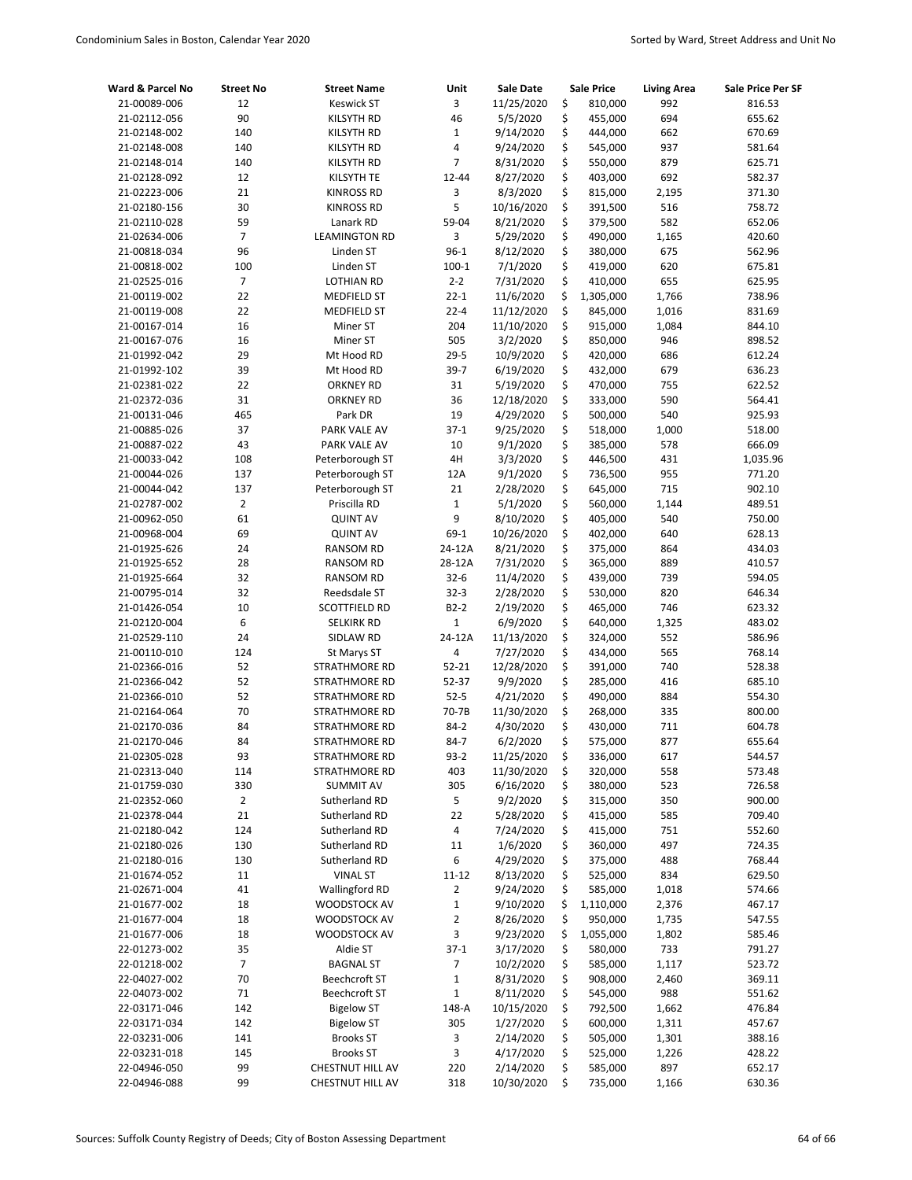| Ward & Parcel No | Street No | Street Name | Unit | Sale Date | Sale Price | Living Area | Sale Price Per SF |
|---|---|---|---|---|---|---|---|
| 21-00089-006 | 12 | Keswick ST | 3 | 11/25/2020 | $ 810,000 | 992 | 816.53 |
| 21-02112-056 | 90 | KILSYTH RD | 46 | 5/5/2020 | $ 455,000 | 694 | 655.62 |
| 21-02148-002 | 140 | KILSYTH RD | 1 | 9/14/2020 | $ 444,000 | 662 | 670.69 |
| 21-02148-008 | 140 | KILSYTH RD | 4 | 9/24/2020 | $ 545,000 | 937 | 581.64 |
| 21-02148-014 | 140 | KILSYTH RD | 7 | 8/31/2020 | $ 550,000 | 879 | 625.71 |
| 21-02128-092 | 12 | KILSYTH TE | 12-44 | 8/27/2020 | $ 403,000 | 692 | 582.37 |
| 21-02223-006 | 21 | KINROSS RD | 3 | 8/3/2020 | $ 815,000 | 2,195 | 371.30 |
| 21-02180-156 | 30 | KINROSS RD | 5 | 10/16/2020 | $ 391,500 | 516 | 758.72 |
| 21-02110-028 | 59 | Lanark RD | 59-04 | 8/21/2020 | $ 379,500 | 582 | 652.06 |
| 21-02634-006 | 7 | LEAMINGTON RD | 3 | 5/29/2020 | $ 490,000 | 1,165 | 420.60 |
| 21-00818-034 | 96 | Linden ST | 96-1 | 8/12/2020 | $ 380,000 | 675 | 562.96 |
| 21-00818-002 | 100 | Linden ST | 100-1 | 7/1/2020 | $ 419,000 | 620 | 675.81 |
| 21-02525-016 | 7 | LOTHIAN RD | 2-2 | 7/31/2020 | $ 410,000 | 655 | 625.95 |
| 21-00119-002 | 22 | MEDFIELD ST | 22-1 | 11/6/2020 | $ 1,305,000 | 1,766 | 738.96 |
| 21-00119-008 | 22 | MEDFIELD ST | 22-4 | 11/12/2020 | $ 845,000 | 1,016 | 831.69 |
| 21-00167-014 | 16 | Miner ST | 204 | 11/10/2020 | $ 915,000 | 1,084 | 844.10 |
| 21-00167-076 | 16 | Miner ST | 505 | 3/2/2020 | $ 850,000 | 946 | 898.52 |
| 21-01992-042 | 29 | Mt Hood RD | 29-5 | 10/9/2020 | $ 420,000 | 686 | 612.24 |
| 21-01992-102 | 39 | Mt Hood RD | 39-7 | 6/19/2020 | $ 432,000 | 679 | 636.23 |
| 21-02381-022 | 22 | ORKNEY RD | 31 | 5/19/2020 | $ 470,000 | 755 | 622.52 |
| 21-02372-036 | 31 | ORKNEY RD | 36 | 12/18/2020 | $ 333,000 | 590 | 564.41 |
| 21-00131-046 | 465 | Park DR | 19 | 4/29/2020 | $ 500,000 | 540 | 925.93 |
| 21-00885-026 | 37 | PARK VALE AV | 37-1 | 9/25/2020 | $ 518,000 | 1,000 | 518.00 |
| 21-00887-022 | 43 | PARK VALE AV | 10 | 9/1/2020 | $ 385,000 | 578 | 666.09 |
| 21-00033-042 | 108 | Peterborough ST | 4H | 3/3/2020 | $ 446,500 | 431 | 1,035.96 |
| 21-00044-026 | 137 | Peterborough ST | 12A | 9/1/2020 | $ 736,500 | 955 | 771.20 |
| 21-00044-042 | 137 | Peterborough ST | 21 | 2/28/2020 | $ 645,000 | 715 | 902.10 |
| 21-02787-002 | 2 | Priscilla RD | 1 | 5/1/2020 | $ 560,000 | 1,144 | 489.51 |
| 21-00962-050 | 61 | QUINT AV | 9 | 8/10/2020 | $ 405,000 | 540 | 750.00 |
| 21-00968-004 | 69 | QUINT AV | 69-1 | 10/26/2020 | $ 402,000 | 640 | 628.13 |
| 21-01925-626 | 24 | RANSOM RD | 24-12A | 8/21/2020 | $ 375,000 | 864 | 434.03 |
| 21-01925-652 | 28 | RANSOM RD | 28-12A | 7/31/2020 | $ 365,000 | 889 | 410.57 |
| 21-01925-664 | 32 | RANSOM RD | 32-6 | 11/4/2020 | $ 439,000 | 739 | 594.05 |
| 21-00795-014 | 32 | Reedsdale ST | 32-3 | 2/28/2020 | $ 530,000 | 820 | 646.34 |
| 21-01426-054 | 10 | SCOTTFIELD RD | B2-2 | 2/19/2020 | $ 465,000 | 746 | 623.32 |
| 21-02120-004 | 6 | SELKIRK RD | 1 | 6/9/2020 | $ 640,000 | 1,325 | 483.02 |
| 21-02529-110 | 24 | SIDLAW RD | 24-12A | 11/13/2020 | $ 324,000 | 552 | 586.96 |
| 21-00110-010 | 124 | St Marys ST | 4 | 7/27/2020 | $ 434,000 | 565 | 768.14 |
| 21-02366-016 | 52 | STRATHMORE RD | 52-21 | 12/28/2020 | $ 391,000 | 740 | 528.38 |
| 21-02366-042 | 52 | STRATHMORE RD | 52-37 | 9/9/2020 | $ 285,000 | 416 | 685.10 |
| 21-02366-010 | 52 | STRATHMORE RD | 52-5 | 4/21/2020 | $ 490,000 | 884 | 554.30 |
| 21-02164-064 | 70 | STRATHMORE RD | 70-7B | 11/30/2020 | $ 268,000 | 335 | 800.00 |
| 21-02170-036 | 84 | STRATHMORE RD | 84-2 | 4/30/2020 | $ 430,000 | 711 | 604.78 |
| 21-02170-046 | 84 | STRATHMORE RD | 84-7 | 6/2/2020 | $ 575,000 | 877 | 655.64 |
| 21-02305-028 | 93 | STRATHMORE RD | 93-2 | 11/25/2020 | $ 336,000 | 617 | 544.57 |
| 21-02313-040 | 114 | STRATHMORE RD | 403 | 11/30/2020 | $ 320,000 | 558 | 573.48 |
| 21-01759-030 | 330 | SUMMIT AV | 305 | 6/16/2020 | $ 380,000 | 523 | 726.58 |
| 21-02352-060 | 2 | Sutherland RD | 5 | 9/2/2020 | $ 315,000 | 350 | 900.00 |
| 21-02378-044 | 21 | Sutherland RD | 22 | 5/28/2020 | $ 415,000 | 585 | 709.40 |
| 21-02180-042 | 124 | Sutherland RD | 4 | 7/24/2020 | $ 415,000 | 751 | 552.60 |
| 21-02180-026 | 130 | Sutherland RD | 11 | 1/6/2020 | $ 360,000 | 497 | 724.35 |
| 21-02180-016 | 130 | Sutherland RD | 6 | 4/29/2020 | $ 375,000 | 488 | 768.44 |
| 21-01674-052 | 11 | VINAL ST | 11-12 | 8/13/2020 | $ 525,000 | 834 | 629.50 |
| 21-02671-004 | 41 | Wallingford RD | 2 | 9/24/2020 | $ 585,000 | 1,018 | 574.66 |
| 21-01677-002 | 18 | WOODSTOCK AV | 1 | 9/10/2020 | $ 1,110,000 | 2,376 | 467.17 |
| 21-01677-004 | 18 | WOODSTOCK AV | 2 | 8/26/2020 | $ 950,000 | 1,735 | 547.55 |
| 21-01677-006 | 18 | WOODSTOCK AV | 3 | 9/23/2020 | $ 1,055,000 | 1,802 | 585.46 |
| 22-01273-002 | 35 | Aldie ST | 37-1 | 3/17/2020 | $ 580,000 | 733 | 791.27 |
| 22-01218-002 | 7 | BAGNAL ST | 7 | 10/2/2020 | $ 585,000 | 1,117 | 523.72 |
| 22-04027-002 | 70 | Beechcroft ST | 1 | 8/31/2020 | $ 908,000 | 2,460 | 369.11 |
| 22-04073-002 | 71 | Beechcroft ST | 1 | 8/11/2020 | $ 545,000 | 988 | 551.62 |
| 22-03171-046 | 142 | Bigelow ST | 148-A | 10/15/2020 | $ 792,500 | 1,662 | 476.84 |
| 22-03171-034 | 142 | Bigelow ST | 305 | 1/27/2020 | $ 600,000 | 1,311 | 457.67 |
| 22-03231-006 | 141 | Brooks ST | 3 | 2/14/2020 | $ 505,000 | 1,301 | 388.16 |
| 22-03231-018 | 145 | Brooks ST | 3 | 4/17/2020 | $ 525,000 | 1,226 | 428.22 |
| 22-04946-050 | 99 | CHESTNUT HILL AV | 220 | 2/14/2020 | $ 585,000 | 897 | 652.17 |
| 22-04946-088 | 99 | CHESTNUT HILL AV | 318 | 10/30/2020 | $ 735,000 | 1,166 | 630.36 |

Sources: Suffolk County Registry of Deeds; City of Boston Assessing Department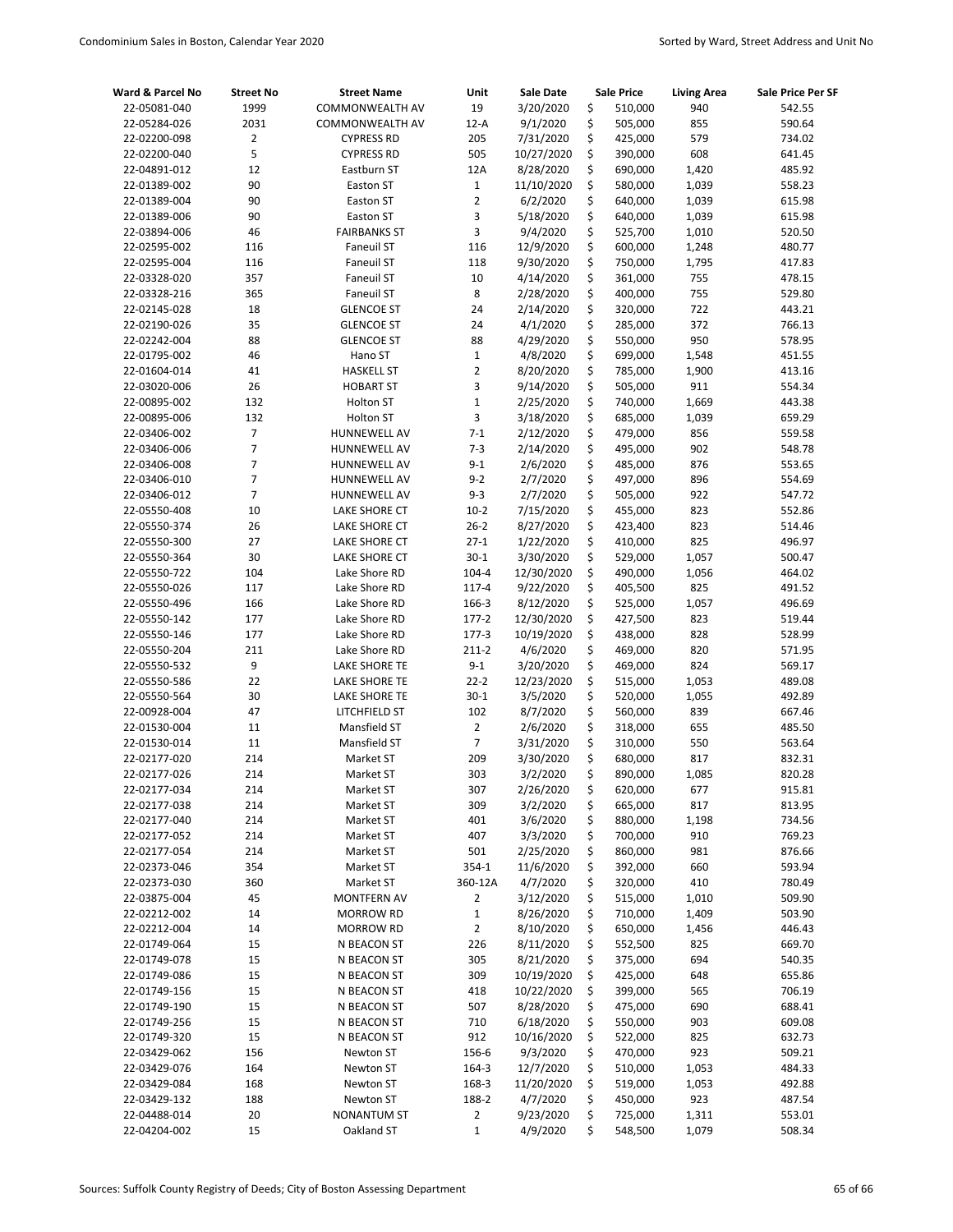| Ward & Parcel No | Street No | Street Name | Unit | Sale Date | Sale Price | Living Area | Sale Price Per SF |
|---|---|---|---|---|---|---|---|
| 22-05081-040 | 1999 | COMMONWEALTH AV | 19 | 3/20/2020 | $ 510,000 | 940 | 542.55 |
| 22-05284-026 | 2031 | COMMONWEALTH AV | 12-A | 9/1/2020 | $ 505,000 | 855 | 590.64 |
| 22-02200-098 | 2 | CYPRESS RD | 205 | 7/31/2020 | $ 425,000 | 579 | 734.02 |
| 22-02200-040 | 5 | CYPRESS RD | 505 | 10/27/2020 | $ 390,000 | 608 | 641.45 |
| 22-04891-012 | 12 | Eastburn ST | 12A | 8/28/2020 | $ 690,000 | 1,420 | 485.92 |
| 22-01389-002 | 90 | Easton ST | 1 | 11/10/2020 | $ 580,000 | 1,039 | 558.23 |
| 22-01389-004 | 90 | Easton ST | 2 | 6/2/2020 | $ 640,000 | 1,039 | 615.98 |
| 22-01389-006 | 90 | Easton ST | 3 | 5/18/2020 | $ 640,000 | 1,039 | 615.98 |
| 22-03894-006 | 46 | FAIRBANKS ST | 3 | 9/4/2020 | $ 525,700 | 1,010 | 520.50 |
| 22-02595-002 | 116 | Faneuil ST | 116 | 12/9/2020 | $ 600,000 | 1,248 | 480.77 |
| 22-02595-004 | 116 | Faneuil ST | 118 | 9/30/2020 | $ 750,000 | 1,795 | 417.83 |
| 22-03328-020 | 357 | Faneuil ST | 10 | 4/14/2020 | $ 361,000 | 755 | 478.15 |
| 22-03328-216 | 365 | Faneuil ST | 8 | 2/28/2020 | $ 400,000 | 755 | 529.80 |
| 22-02145-028 | 18 | GLENCOE ST | 24 | 2/14/2020 | $ 320,000 | 722 | 443.21 |
| 22-02190-026 | 35 | GLENCOE ST | 24 | 4/1/2020 | $ 285,000 | 372 | 766.13 |
| 22-02242-004 | 88 | GLENCOE ST | 88 | 4/29/2020 | $ 550,000 | 950 | 578.95 |
| 22-01795-002 | 46 | Hano ST | 1 | 4/8/2020 | $ 699,000 | 1,548 | 451.55 |
| 22-01604-014 | 41 | HASKELL ST | 2 | 8/20/2020 | $ 785,000 | 1,900 | 413.16 |
| 22-03020-006 | 26 | HOBART ST | 3 | 9/14/2020 | $ 505,000 | 911 | 554.34 |
| 22-00895-002 | 132 | Holton ST | 1 | 2/25/2020 | $ 740,000 | 1,669 | 443.38 |
| 22-00895-006 | 132 | Holton ST | 3 | 3/18/2020 | $ 685,000 | 1,039 | 659.29 |
| 22-03406-002 | 7 | HUNNEWELL AV | 7-1 | 2/12/2020 | $ 479,000 | 856 | 559.58 |
| 22-03406-006 | 7 | HUNNEWELL AV | 7-3 | 2/14/2020 | $ 495,000 | 902 | 548.78 |
| 22-03406-008 | 7 | HUNNEWELL AV | 9-1 | 2/6/2020 | $ 485,000 | 876 | 553.65 |
| 22-03406-010 | 7 | HUNNEWELL AV | 9-2 | 2/7/2020 | $ 497,000 | 896 | 554.69 |
| 22-03406-012 | 7 | HUNNEWELL AV | 9-3 | 2/7/2020 | $ 505,000 | 922 | 547.72 |
| 22-05550-408 | 10 | LAKE SHORE CT | 10-2 | 7/15/2020 | $ 455,000 | 823 | 552.86 |
| 22-05550-374 | 26 | LAKE SHORE CT | 26-2 | 8/27/2020 | $ 423,400 | 823 | 514.46 |
| 22-05550-300 | 27 | LAKE SHORE CT | 27-1 | 1/22/2020 | $ 410,000 | 825 | 496.97 |
| 22-05550-364 | 30 | LAKE SHORE CT | 30-1 | 3/30/2020 | $ 529,000 | 1,057 | 500.47 |
| 22-05550-722 | 104 | Lake Shore RD | 104-4 | 12/30/2020 | $ 490,000 | 1,056 | 464.02 |
| 22-05550-026 | 117 | Lake Shore RD | 117-4 | 9/22/2020 | $ 405,500 | 825 | 491.52 |
| 22-05550-496 | 166 | Lake Shore RD | 166-3 | 8/12/2020 | $ 525,000 | 1,057 | 496.69 |
| 22-05550-142 | 177 | Lake Shore RD | 177-2 | 12/30/2020 | $ 427,500 | 823 | 519.44 |
| 22-05550-146 | 177 | Lake Shore RD | 177-3 | 10/19/2020 | $ 438,000 | 828 | 528.99 |
| 22-05550-204 | 211 | Lake Shore RD | 211-2 | 4/6/2020 | $ 469,000 | 820 | 571.95 |
| 22-05550-532 | 9 | LAKE SHORE TE | 9-1 | 3/20/2020 | $ 469,000 | 824 | 569.17 |
| 22-05550-586 | 22 | LAKE SHORE TE | 22-2 | 12/23/2020 | $ 515,000 | 1,053 | 489.08 |
| 22-05550-564 | 30 | LAKE SHORE TE | 30-1 | 3/5/2020 | $ 520,000 | 1,055 | 492.89 |
| 22-00928-004 | 47 | LITCHFIELD ST | 102 | 8/7/2020 | $ 560,000 | 839 | 667.46 |
| 22-01530-004 | 11 | Mansfield ST | 2 | 2/6/2020 | $ 318,000 | 655 | 485.50 |
| 22-01530-014 | 11 | Mansfield ST | 7 | 3/31/2020 | $ 310,000 | 550 | 563.64 |
| 22-02177-020 | 214 | Market ST | 209 | 3/30/2020 | $ 680,000 | 817 | 832.31 |
| 22-02177-026 | 214 | Market ST | 303 | 3/2/2020 | $ 890,000 | 1,085 | 820.28 |
| 22-02177-034 | 214 | Market ST | 307 | 2/26/2020 | $ 620,000 | 677 | 915.81 |
| 22-02177-038 | 214 | Market ST | 309 | 3/2/2020 | $ 665,000 | 817 | 813.95 |
| 22-02177-040 | 214 | Market ST | 401 | 3/6/2020 | $ 880,000 | 1,198 | 734.56 |
| 22-02177-052 | 214 | Market ST | 407 | 3/3/2020 | $ 700,000 | 910 | 769.23 |
| 22-02177-054 | 214 | Market ST | 501 | 2/25/2020 | $ 860,000 | 981 | 876.66 |
| 22-02373-046 | 354 | Market ST | 354-1 | 11/6/2020 | $ 392,000 | 660 | 593.94 |
| 22-02373-030 | 360 | Market ST | 360-12A | 4/7/2020 | $ 320,000 | 410 | 780.49 |
| 22-03875-004 | 45 | MONTFERN AV | 2 | 3/12/2020 | $ 515,000 | 1,010 | 509.90 |
| 22-02212-002 | 14 | MORROW RD | 1 | 8/26/2020 | $ 710,000 | 1,409 | 503.90 |
| 22-02212-004 | 14 | MORROW RD | 2 | 8/10/2020 | $ 650,000 | 1,456 | 446.43 |
| 22-01749-064 | 15 | N BEACON ST | 226 | 8/11/2020 | $ 552,500 | 825 | 669.70 |
| 22-01749-078 | 15 | N BEACON ST | 305 | 8/21/2020 | $ 375,000 | 694 | 540.35 |
| 22-01749-086 | 15 | N BEACON ST | 309 | 10/19/2020 | $ 425,000 | 648 | 655.86 |
| 22-01749-156 | 15 | N BEACON ST | 418 | 10/22/2020 | $ 399,000 | 565 | 706.19 |
| 22-01749-190 | 15 | N BEACON ST | 507 | 8/28/2020 | $ 475,000 | 690 | 688.41 |
| 22-01749-256 | 15 | N BEACON ST | 710 | 6/18/2020 | $ 550,000 | 903 | 609.08 |
| 22-01749-320 | 15 | N BEACON ST | 912 | 10/16/2020 | $ 522,000 | 825 | 632.73 |
| 22-03429-062 | 156 | Newton ST | 156-6 | 9/3/2020 | $ 470,000 | 923 | 509.21 |
| 22-03429-076 | 164 | Newton ST | 164-3 | 12/7/2020 | $ 510,000 | 1,053 | 484.33 |
| 22-03429-084 | 168 | Newton ST | 168-3 | 11/20/2020 | $ 519,000 | 1,053 | 492.88 |
| 22-03429-132 | 188 | Newton ST | 188-2 | 4/7/2020 | $ 450,000 | 923 | 487.54 |
| 22-04488-014 | 20 | NONANTUM ST | 2 | 9/23/2020 | $ 725,000 | 1,311 | 553.01 |
| 22-04204-002 | 15 | Oakland ST | 1 | 4/9/2020 | $ 548,500 | 1,079 | 508.34 |

Sources: Suffolk County Registry of Deeds; City of Boston Assessing Department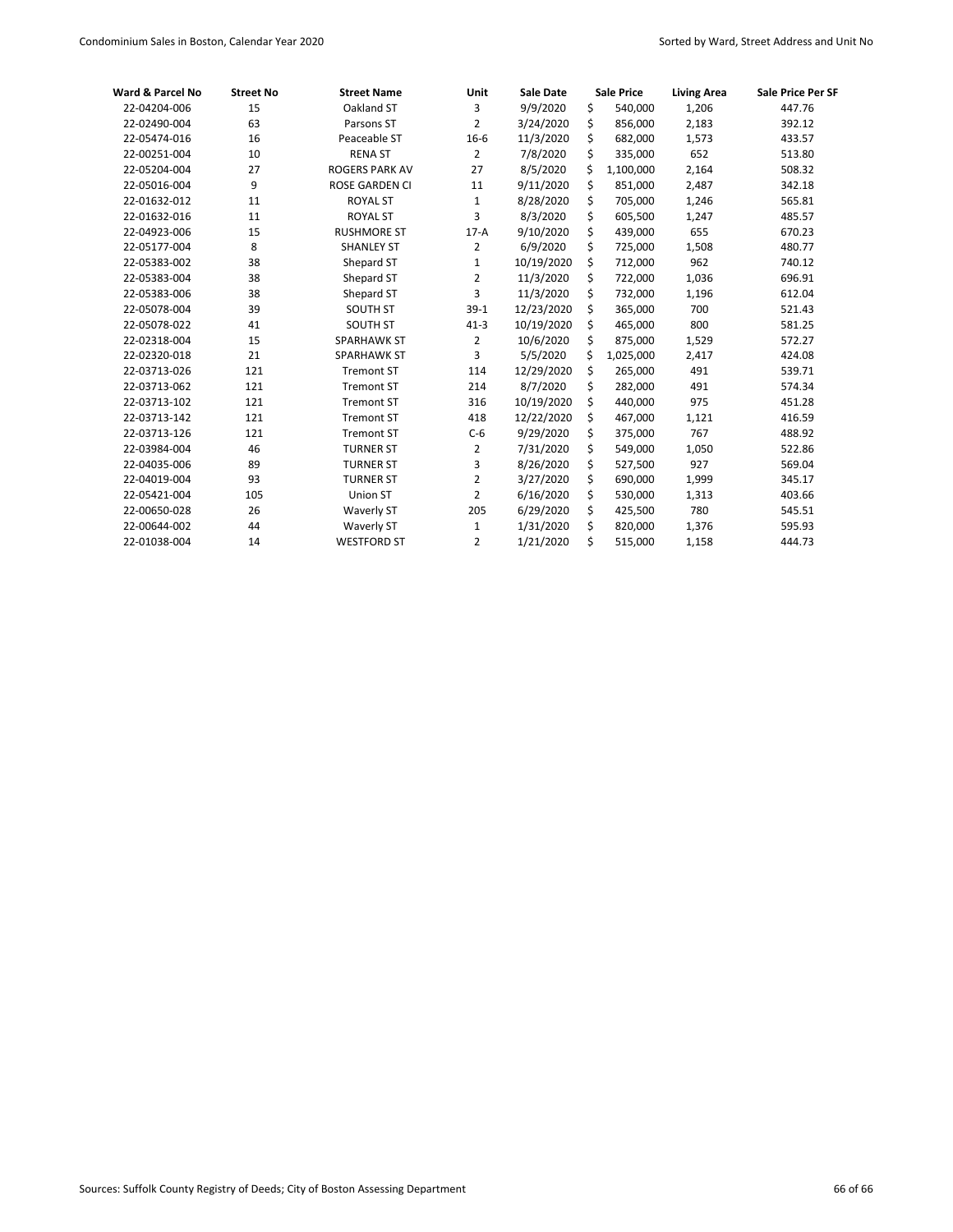| Ward & Parcel No | Street No | Street Name | Unit | Sale Date | Sale Price | Living Area | Sale Price Per SF |
|---|---|---|---|---|---|---|---|
| 22-04204-006 | 15 | Oakland ST | 3 | 9/9/2020 | $ 540,000 | 1,206 | 447.76 |
| 22-02490-004 | 63 | Parsons ST | 2 | 3/24/2020 | $ 856,000 | 2,183 | 392.12 |
| 22-05474-016 | 16 | Peaceable ST | 16-6 | 11/3/2020 | $ 682,000 | 1,573 | 433.57 |
| 22-00251-004 | 10 | RENA ST | 2 | 7/8/2020 | $ 335,000 | 652 | 513.80 |
| 22-05204-004 | 27 | ROGERS PARK AV | 27 | 8/5/2020 | $ 1,100,000 | 2,164 | 508.32 |
| 22-05016-004 | 9 | ROSE GARDEN CI | 11 | 9/11/2020 | $ 851,000 | 2,487 | 342.18 |
| 22-01632-012 | 11 | ROYAL ST | 1 | 8/28/2020 | $ 705,000 | 1,246 | 565.81 |
| 22-01632-016 | 11 | ROYAL ST | 3 | 8/3/2020 | $ 605,500 | 1,247 | 485.57 |
| 22-04923-006 | 15 | RUSHMORE ST | 17-A | 9/10/2020 | $ 439,000 | 655 | 670.23 |
| 22-05177-004 | 8 | SHANLEY ST | 2 | 6/9/2020 | $ 725,000 | 1,508 | 480.77 |
| 22-05383-002 | 38 | Shepard ST | 1 | 10/19/2020 | $ 712,000 | 962 | 740.12 |
| 22-05383-004 | 38 | Shepard ST | 2 | 11/3/2020 | $ 722,000 | 1,036 | 696.91 |
| 22-05383-006 | 38 | Shepard ST | 3 | 11/3/2020 | $ 732,000 | 1,196 | 612.04 |
| 22-05078-004 | 39 | SOUTH ST | 39-1 | 12/23/2020 | $ 365,000 | 700 | 521.43 |
| 22-05078-022 | 41 | SOUTH ST | 41-3 | 10/19/2020 | $ 465,000 | 800 | 581.25 |
| 22-02318-004 | 15 | SPARHAWK ST | 2 | 10/6/2020 | $ 875,000 | 1,529 | 572.27 |
| 22-02320-018 | 21 | SPARHAWK ST | 3 | 5/5/2020 | $ 1,025,000 | 2,417 | 424.08 |
| 22-03713-026 | 121 | Tremont ST | 114 | 12/29/2020 | $ 265,000 | 491 | 539.71 |
| 22-03713-062 | 121 | Tremont ST | 214 | 8/7/2020 | $ 282,000 | 491 | 574.34 |
| 22-03713-102 | 121 | Tremont ST | 316 | 10/19/2020 | $ 440,000 | 975 | 451.28 |
| 22-03713-142 | 121 | Tremont ST | 418 | 12/22/2020 | $ 467,000 | 1,121 | 416.59 |
| 22-03713-126 | 121 | Tremont ST | C-6 | 9/29/2020 | $ 375,000 | 767 | 488.92 |
| 22-03984-004 | 46 | TURNER ST | 2 | 7/31/2020 | $ 549,000 | 1,050 | 522.86 |
| 22-04035-006 | 89 | TURNER ST | 3 | 8/26/2020 | $ 527,500 | 927 | 569.04 |
| 22-04019-004 | 93 | TURNER ST | 2 | 3/27/2020 | $ 690,000 | 1,999 | 345.17 |
| 22-05421-004 | 105 | Union ST | 2 | 6/16/2020 | $ 530,000 | 1,313 | 403.66 |
| 22-00650-028 | 26 | Waverly ST | 205 | 6/29/2020 | $ 425,500 | 780 | 545.51 |
| 22-00644-002 | 44 | Waverly ST | 1 | 1/31/2020 | $ 820,000 | 1,376 | 595.93 |
| 22-01038-004 | 14 | WESTFORD ST | 2 | 1/21/2020 | $ 515,000 | 1,158 | 444.73 |

Sources: Suffolk County Registry of Deeds; City of Boston Assessing Department